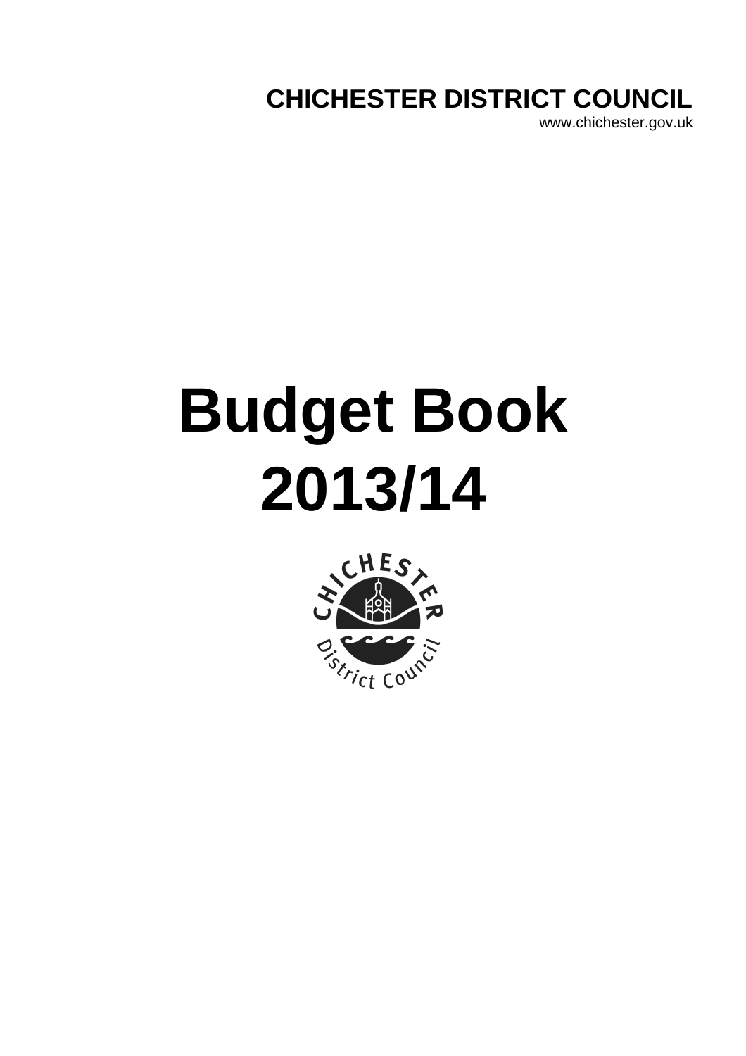**CHICHESTER DISTRICT COUNCIL**
www.chichester.gov.uk

# Budget Book 2013/14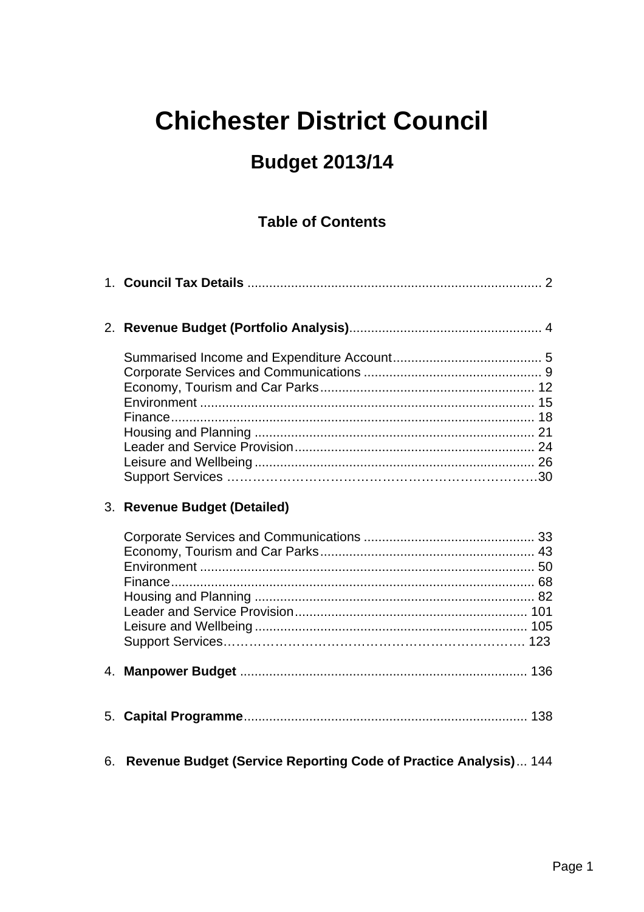# Chichester District Council

## Budget 2013/14

### Table of Contents

1. **Council Tax Details** ................................................................................ 2

2. **Revenue Budget (Portfolio Analysis)**..................................................... 4

   Summarised Income and Expenditure Account......................................... 5
   Corporate Services and Communications ................................................. 9
   Economy, Tourism and Car Parks........................................................... 12
   Environment ........................................................................................... 15
   Finance................................................................................................... 18
   Housing and Planning ............................................................................ 21
   Leader and Service Provision.................................................................. 24
   Leisure and Wellbeing ............................................................................ 26
   Support Services ……………………………………………………………….30

3. **Revenue Budget (Detailed)**

   Corporate Services and Communications ............................................... 33
   Economy, Tourism and Car Parks........................................................... 43
   Environment ........................................................................................... 50
   Finance................................................................................................... 68
   Housing and Planning ............................................................................ 82
   Leader and Service Provision................................................................ 101
   Leisure and Wellbeing .......................................................................... 105
   Support Services…………………………………………………………… 123

4. **Manpower Budget** .............................................................................. 136

5. **Capital Programme**............................................................................. 138

6. **Revenue Budget (Service Reporting Code of Practice Analysis)**... 144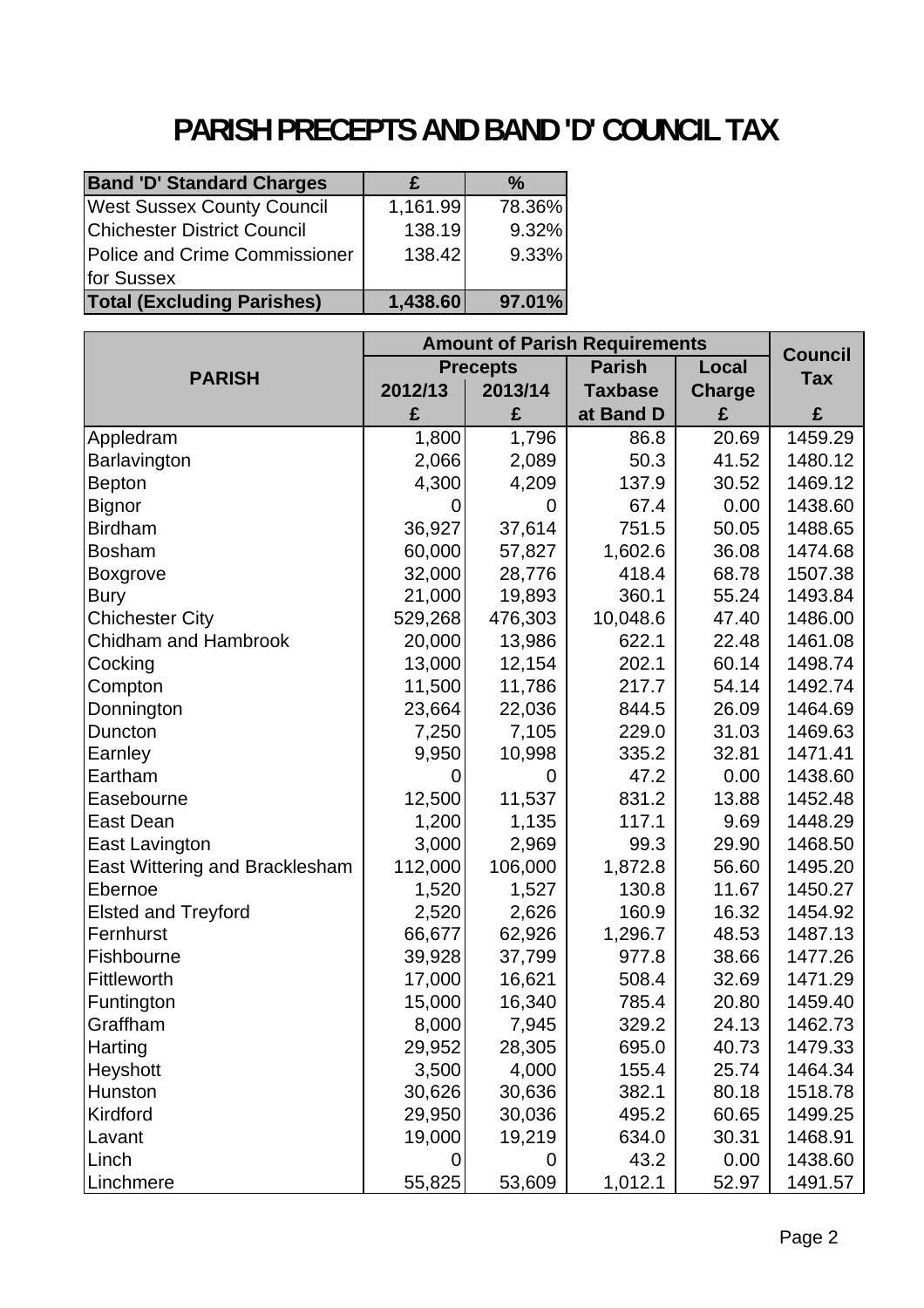# PARISH PRECEPTS AND BAND 'D' COUNCIL TAX

| Band 'D' Standard Charges | £ | % |
|---|---|---|
| West Sussex County Council | 1,161.99 | 78.36% |
| Chichester District Council | 138.19 | 9.32% |
| Police and Crime Commissioner for Sussex | 138.42 | 9.33% |
| **Total (Excluding Parishes)** | **1,438.60** | **97.01%** |

| PARISH | Amount of Parish Requirements | | | | Council Tax |
|---|---|---|---|---|---|
| | Precepts | | Parish | Local | |
| | 2012/13 | 2013/14 | Taxbase | Charge | |
| | £ | £ | at Band D | £ | £ |
| Appledram | 1,800 | 1,796 | 86.8 | 20.69 | 1459.29 |
| Barlavington | 2,066 | 2,089 | 50.3 | 41.52 | 1480.12 |
| Bepton | 4,300 | 4,209 | 137.9 | 30.52 | 1469.12 |
| Bignor | 0 | 0 | 67.4 | 0.00 | 1438.60 |
| Birdham | 36,927 | 37,614 | 751.5 | 50.05 | 1488.65 |
| Bosham | 60,000 | 57,827 | 1,602.6 | 36.08 | 1474.68 |
| Boxgrove | 32,000 | 28,776 | 418.4 | 68.78 | 1507.38 |
| Bury | 21,000 | 19,893 | 360.1 | 55.24 | 1493.84 |
| Chichester City | 529,268 | 476,303 | 10,048.6 | 47.40 | 1486.00 |
| Chidham and Hambrook | 20,000 | 13,986 | 622.1 | 22.48 | 1461.08 |
| Cocking | 13,000 | 12,154 | 202.1 | 60.14 | 1498.74 |
| Compton | 11,500 | 11,786 | 217.7 | 54.14 | 1492.74 |
| Donnington | 23,664 | 22,036 | 844.5 | 26.09 | 1464.69 |
| Duncton | 7,250 | 7,105 | 229.0 | 31.03 | 1469.63 |
| Earnley | 9,950 | 10,998 | 335.2 | 32.81 | 1471.41 |
| Eartham | 0 | 0 | 47.2 | 0.00 | 1438.60 |
| Easebourne | 12,500 | 11,537 | 831.2 | 13.88 | 1452.48 |
| East Dean | 1,200 | 1,135 | 117.1 | 9.69 | 1448.29 |
| East Lavington | 3,000 | 2,969 | 99.3 | 29.90 | 1468.50 |
| East Wittering and Bracklesham | 112,000 | 106,000 | 1,872.8 | 56.60 | 1495.20 |
| Ebernoe | 1,520 | 1,527 | 130.8 | 11.67 | 1450.27 |
| Elsted and Treyford | 2,520 | 2,626 | 160.9 | 16.32 | 1454.92 |
| Fernhurst | 66,677 | 62,926 | 1,296.7 | 48.53 | 1487.13 |
| Fishbourne | 39,928 | 37,799 | 977.8 | 38.66 | 1477.26 |
| Fittleworth | 17,000 | 16,621 | 508.4 | 32.69 | 1471.29 |
| Funtington | 15,000 | 16,340 | 785.4 | 20.80 | 1459.40 |
| Graffham | 8,000 | 7,945 | 329.2 | 24.13 | 1462.73 |
| Harting | 29,952 | 28,305 | 695.0 | 40.73 | 1479.33 |
| Heyshott | 3,500 | 4,000 | 155.4 | 25.74 | 1464.34 |
| Hunston | 30,626 | 30,636 | 382.1 | 80.18 | 1518.78 |
| Kirdford | 29,950 | 30,036 | 495.2 | 60.65 | 1499.25 |
| Lavant | 19,000 | 19,219 | 634.0 | 30.31 | 1468.91 |
| Linch | 0 | 0 | 43.2 | 0.00 | 1438.60 |
| Linchmere | 55,825 | 53,609 | 1,012.1 | 52.97 | 1491.57 |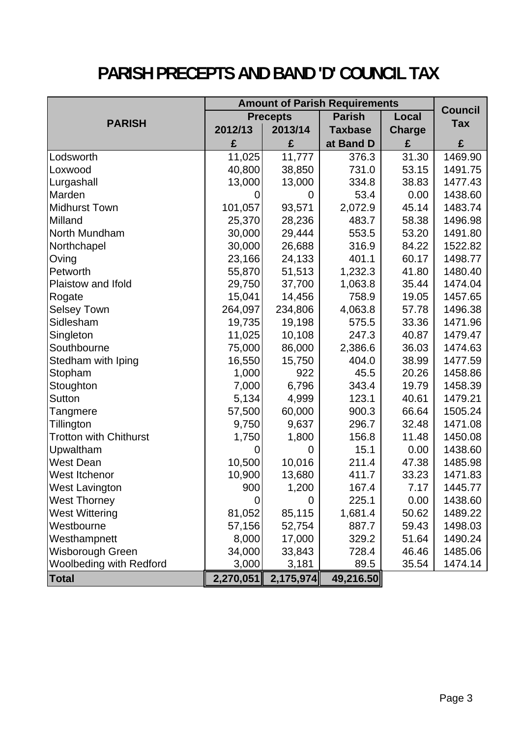# PARISH PRECEPTS AND BAND 'D' COUNCIL TAX

| PARISH | Amount of Parish Requirements | | | | Council Tax |
|---|---|---|---|---|---|
| | Precepts | | Parish | Local | |
| | 2012/13 | 2013/14 | Taxbase | Charge | |
| | £ | £ | at Band D | £ | £ |
| Lodsworth | 11,025 | 11,777 | 376.3 | 31.30 | 1469.90 |
| Loxwood | 40,800 | 38,850 | 731.0 | 53.15 | 1491.75 |
| Lurgashall | 13,000 | 13,000 | 334.8 | 38.83 | 1477.43 |
| Marden | 0 | 0 | 53.4 | 0.00 | 1438.60 |
| Midhurst Town | 101,057 | 93,571 | 2,072.9 | 45.14 | 1483.74 |
| Milland | 25,370 | 28,236 | 483.7 | 58.38 | 1496.98 |
| North Mundham | 30,000 | 29,444 | 553.5 | 53.20 | 1491.80 |
| Northchapel | 30,000 | 26,688 | 316.9 | 84.22 | 1522.82 |
| Oving | 23,166 | 24,133 | 401.1 | 60.17 | 1498.77 |
| Petworth | 55,870 | 51,513 | 1,232.3 | 41.80 | 1480.40 |
| Plaistow and Ifold | 29,750 | 37,700 | 1,063.8 | 35.44 | 1474.04 |
| Rogate | 15,041 | 14,456 | 758.9 | 19.05 | 1457.65 |
| Selsey Town | 264,097 | 234,806 | 4,063.8 | 57.78 | 1496.38 |
| Sidlesham | 19,735 | 19,198 | 575.5 | 33.36 | 1471.96 |
| Singleton | 11,025 | 10,108 | 247.3 | 40.87 | 1479.47 |
| Southbourne | 75,000 | 86,000 | 2,386.6 | 36.03 | 1474.63 |
| Stedham with Iping | 16,550 | 15,750 | 404.0 | 38.99 | 1477.59 |
| Stopham | 1,000 | 922 | 45.5 | 20.26 | 1458.86 |
| Stoughton | 7,000 | 6,796 | 343.4 | 19.79 | 1458.39 |
| Sutton | 5,134 | 4,999 | 123.1 | 40.61 | 1479.21 |
| Tangmere | 57,500 | 60,000 | 900.3 | 66.64 | 1505.24 |
| Tillington | 9,750 | 9,637 | 296.7 | 32.48 | 1471.08 |
| Trotton with Chithurst | 1,750 | 1,800 | 156.8 | 11.48 | 1450.08 |
| Upwaltham | 0 | 0 | 15.1 | 0.00 | 1438.60 |
| West Dean | 10,500 | 10,016 | 211.4 | 47.38 | 1485.98 |
| West Itchenor | 10,900 | 13,680 | 411.7 | 33.23 | 1471.83 |
| West Lavington | 900 | 1,200 | 167.4 | 7.17 | 1445.77 |
| West Thorney | 0 | 0 | 225.1 | 0.00 | 1438.60 |
| West Wittering | 81,052 | 85,115 | 1,681.4 | 50.62 | 1489.22 |
| Westbourne | 57,156 | 52,754 | 887.7 | 59.43 | 1498.03 |
| Westhampnett | 8,000 | 17,000 | 329.2 | 51.64 | 1490.24 |
| Wisborough Green | 34,000 | 33,843 | 728.4 | 46.46 | 1485.06 |
| Woolbeding with Redford | 3,000 | 3,181 | 89.5 | 35.54 | 1474.14 |
| **Total** | **2,270,051** | **2,175,974** | **49,216.50** | | |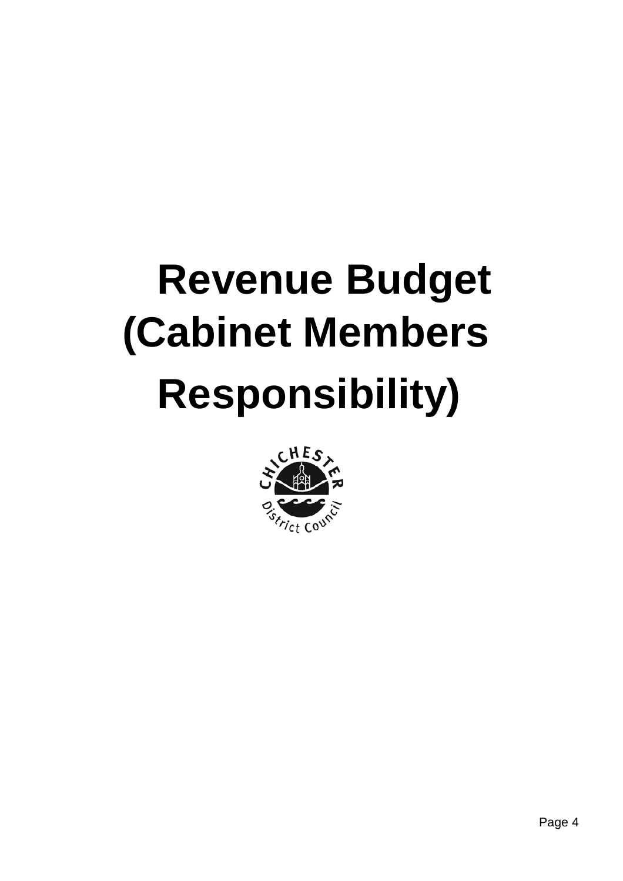# Revenue Budget (Cabinet Members Responsibility)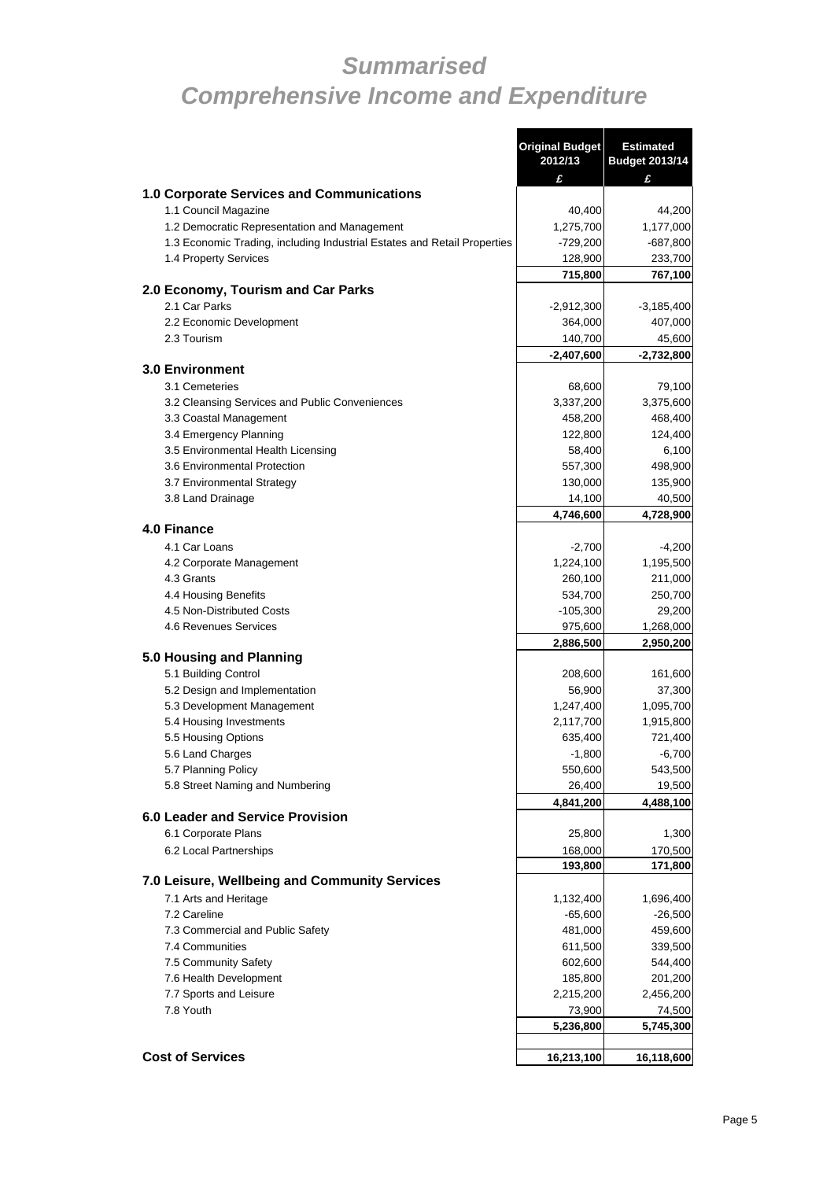# *Summarised Comprehensive Income and Expenditure*

| | Original Budget 2012/13 | Estimated Budget 2013/14 |
|---|---|---|
| | £ | £ |
| **1.0 Corporate Services and Communications** | | |
| 1.1 Council Magazine | 40,400 | 44,200 |
| 1.2 Democratic Representation and Management | 1,275,700 | 1,177,000 |
| 1.3 Economic Trading, including Industrial Estates and Retail Properties | -729,200 | -687,800 |
| 1.4 Property Services | 128,900 | 233,700 |
| | **715,800** | **767,100** |
| **2.0 Economy, Tourism and Car Parks** | | |
| 2.1 Car Parks | -2,912,300 | -3,185,400 |
| 2.2 Economic Development | 364,000 | 407,000 |
| 2.3 Tourism | 140,700 | 45,600 |
| | **-2,407,600** | **-2,732,800** |
| **3.0 Environment** | | |
| 3.1 Cemeteries | 68,600 | 79,100 |
| 3.2 Cleansing Services and Public Conveniences | 3,337,200 | 3,375,600 |
| 3.3 Coastal Management | 458,200 | 468,400 |
| 3.4 Emergency Planning | 122,800 | 124,400 |
| 3.5 Environmental Health Licensing | 58,400 | 6,100 |
| 3.6 Environmental Protection | 557,300 | 498,900 |
| 3.7 Environmental Strategy | 130,000 | 135,900 |
| 3.8 Land Drainage | 14,100 | 40,500 |
| | **4,746,600** | **4,728,900** |
| **4.0 Finance** | | |
| 4.1 Car Loans | -2,700 | -4,200 |
| 4.2 Corporate Management | 1,224,100 | 1,195,500 |
| 4.3 Grants | 260,100 | 211,000 |
| 4.4 Housing Benefits | 534,700 | 250,700 |
| 4.5 Non-Distributed Costs | -105,300 | 29,200 |
| 4.6 Revenues Services | 975,600 | 1,268,000 |
| | **2,886,500** | **2,950,200** |
| **5.0 Housing and Planning** | | |
| 5.1 Building Control | 208,600 | 161,600 |
| 5.2 Design and Implementation | 56,900 | 37,300 |
| 5.3 Development Management | 1,247,400 | 1,095,700 |
| 5.4 Housing Investments | 2,117,700 | 1,915,800 |
| 5.5 Housing Options | 635,400 | 721,400 |
| 5.6 Land Charges | -1,800 | -6,700 |
| 5.7 Planning Policy | 550,600 | 543,500 |
| 5.8 Street Naming and Numbering | 26,400 | 19,500 |
| | **4,841,200** | **4,488,100** |
| **6.0 Leader and Service Provision** | | |
| 6.1 Corporate Plans | 25,800 | 1,300 |
| 6.2 Local Partnerships | 168,000 | 170,500 |
| | **193,800** | **171,800** |
| **7.0 Leisure, Wellbeing and Community Services** | | |
| 7.1 Arts and Heritage | 1,132,400 | 1,696,400 |
| 7.2 Careline | -65,600 | -26,500 |
| 7.3 Commercial and Public Safety | 481,000 | 459,600 |
| 7.4 Communities | 611,500 | 339,500 |
| 7.5 Community Safety | 602,600 | 544,400 |
| 7.6 Health Development | 185,800 | 201,200 |
| 7.7 Sports and Leisure | 2,215,200 | 2,456,200 |
| 7.8 Youth | 73,900 | 74,500 |
| | **5,236,800** | **5,745,300** |
| **Cost of Services** | **16,213,100** | **16,118,600** |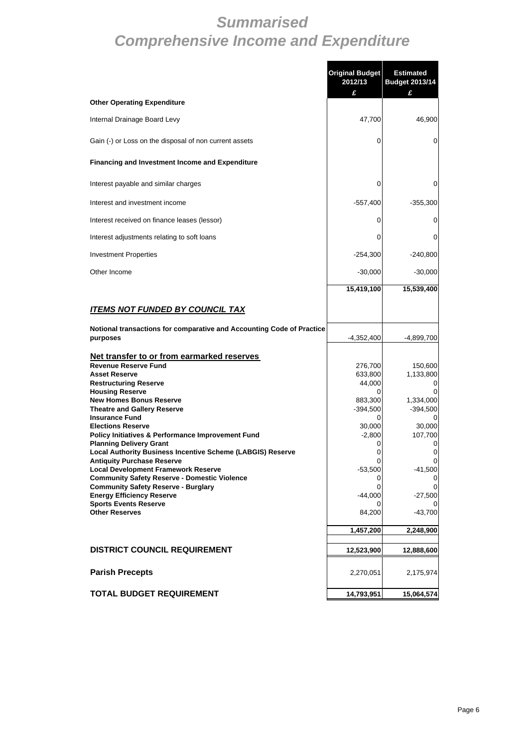# *Summarised*
# *Comprehensive Income and Expenditure*

| | Original Budget 2012/13 | Estimated Budget 2013/14 |
|---|---|---|
| | £ | £ |
| **Other Operating Expenditure** | | |
| Internal Drainage Board Levy | 47,700 | 46,900 |
| Gain (-) or Loss on the disposal of non current assets | 0 | 0 |
| **Financing and Investment Income and Expenditure** | | |
| Interest payable and similar charges | 0 | 0 |
| Interest and investment income | -557,400 | -355,300 |
| Interest received on finance leases (lessor) | 0 | 0 |
| Interest adjustments relating to soft loans | 0 | 0 |
| Investment Properties | -254,300 | -240,800 |
| Other Income | -30,000 | -30,000 |
| | **15,419,100** | **15,539,400** |
| ***ITEMS NOT FUNDED BY COUNCIL TAX*** | | |
| **Notional transactions for comparative and Accounting Code of Practice purposes** | -4,352,400 | -4,899,700 |
| **Net transfer to or from earmarked reserves** | | |
| **Revenue Reserve Fund** | 276,700 | 150,600 |
| **Asset Reserve** | 633,800 | 1,133,800 |
| **Restructuring Reserve** | 44,000 | 0 |
| **Housing Reserve** | 0 | 0 |
| **New Homes Bonus Reserve** | 883,300 | 1,334,000 |
| **Theatre and Gallery Reserve** | -394,500 | -394,500 |
| **Insurance Fund** | 0 | 0 |
| **Elections Reserve** | 30,000 | 30,000 |
| **Policy Initiatives & Performance Improvement Fund** | -2,800 | 107,700 |
| **Planning Delivery Grant** | 0 | 0 |
| **Local Authority Business Incentive Scheme (LABGIS) Reserve** | 0 | 0 |
| **Antiquity Purchase Reserve** | 0 | 0 |
| **Local Development Framework Reserve** | -53,500 | -41,500 |
| **Community Safety Reserve - Domestic Violence** | 0 | 0 |
| **Community Safety Reserve - Burglary** | 0 | 0 |
| **Energy Efficiency Reserve** | -44,000 | -27,500 |
| **Sports Events Reserve** | 0 | 0 |
| **Other Reserves** | 84,200 | -43,700 |
| | **1,457,200** | **2,248,900** |
| **DISTRICT COUNCIL REQUIREMENT** | **12,523,900** | **12,888,600** |
| **Parish Precepts** | 2,270,051 | 2,175,974 |
| **TOTAL BUDGET REQUIREMENT** | **14,793,951** | **15,064,574** |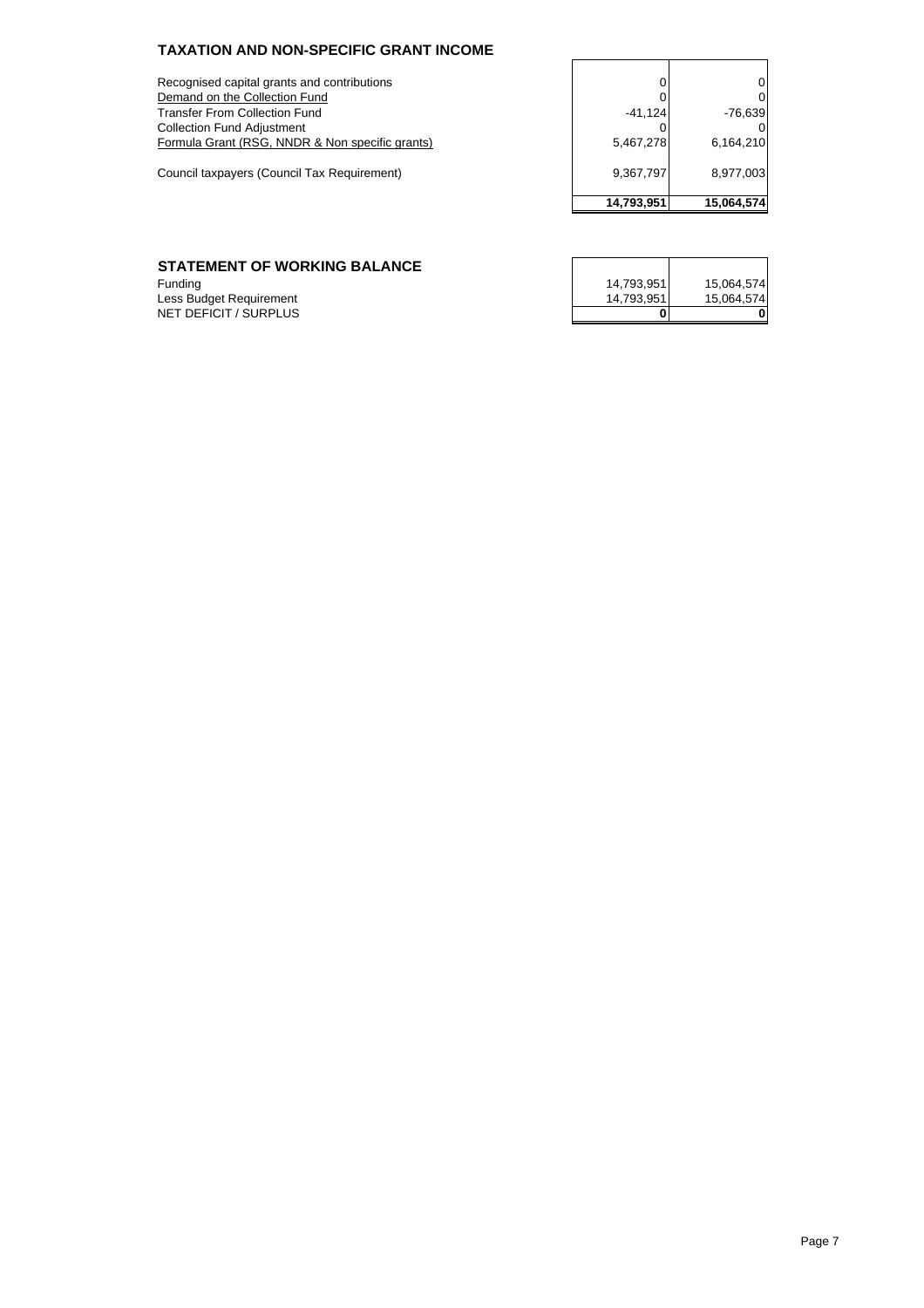## TAXATION AND NON-SPECIFIC GRANT INCOME

| | | |
|---|---|---|
| Recognised capital grants and contributions | 0 | 0 |
| Demand on the Collection Fund | 0 | 0 |
| Transfer From Collection Fund | -41,124 | -76,639 |
| Collection Fund Adjustment | 0 | 0 |
| Formula Grant (RSG, NNDR & Non specific grants) | 5,467,278 | 6,164,210 |
| Council taxpayers (Council Tax Requirement) | 9,367,797 | 8,977,003 |
| | **14,793,951** | **15,064,574** |

## STATEMENT OF WORKING BALANCE

| | | |
|---|---|---|
| Funding | 14,793,951 | 15,064,574 |
| Less Budget Requirement | 14,793,951 | 15,064,574 |
| NET DEFICIT / SURPLUS | **0** | **0** |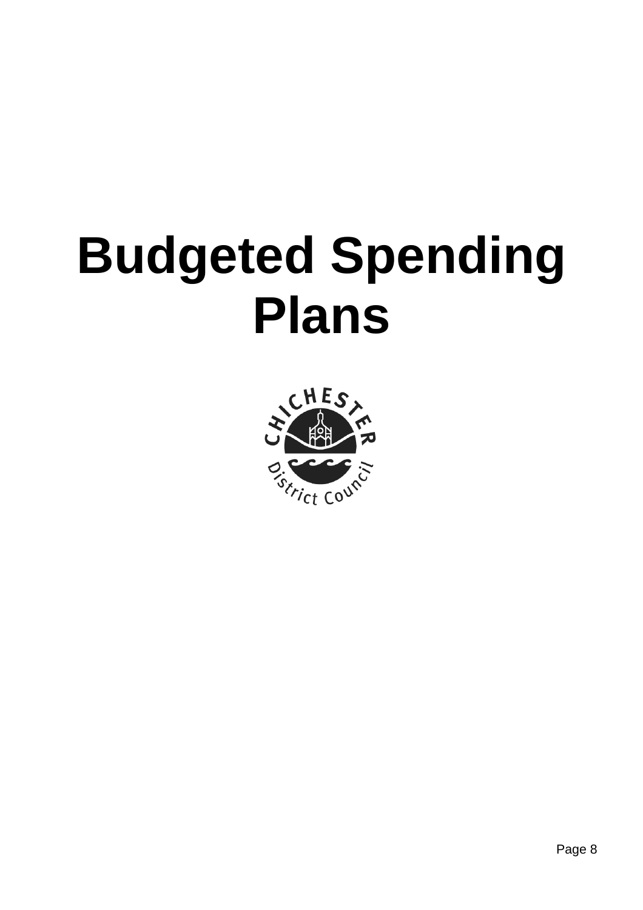# Budgeted Spending Plans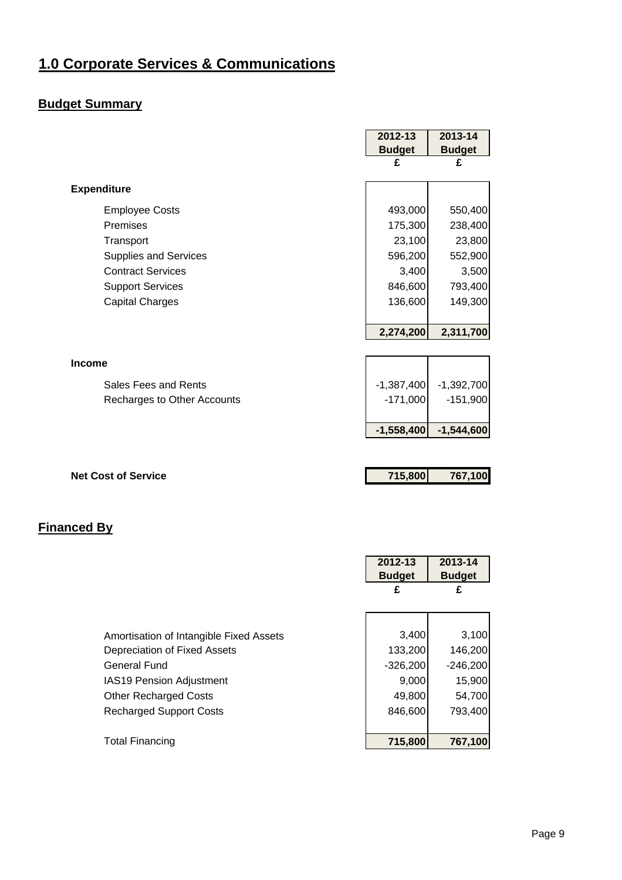# 1.0 Corporate Services & Communications

## Budget Summary

| | 2012-13 Budget £ | 2013-14 Budget £ |
|---|---|---|
| **Expenditure** | | |
| Employee Costs | 493,000 | 550,400 |
| Premises | 175,300 | 238,400 |
| Transport | 23,100 | 23,800 |
| Supplies and Services | 596,200 | 552,900 |
| Contract Services | 3,400 | 3,500 |
| Support Services | 846,600 | 793,400 |
| Capital Charges | 136,600 | 149,300 |
| | **2,274,200** | **2,311,700** |
| **Income** | | |
| Sales Fees and Rents | -1,387,400 | -1,392,700 |
| Recharges to Other Accounts | -171,000 | -151,900 |
| | **-1,558,400** | **-1,544,600** |
| **Net Cost of Service** | **715,800** | **767,100** |

## Financed By

| | 2012-13 Budget £ | 2013-14 Budget £ |
|---|---|---|
| Amortisation of Intangible Fixed Assets | 3,400 | 3,100 |
| Depreciation of Fixed Assets | 133,200 | 146,200 |
| General Fund | -326,200 | -246,200 |
| IAS19 Pension Adjustment | 9,000 | 15,900 |
| Other Recharged Costs | 49,800 | 54,700 |
| Recharged Support Costs | 846,600 | 793,400 |
| Total Financing | **715,800** | **767,100** |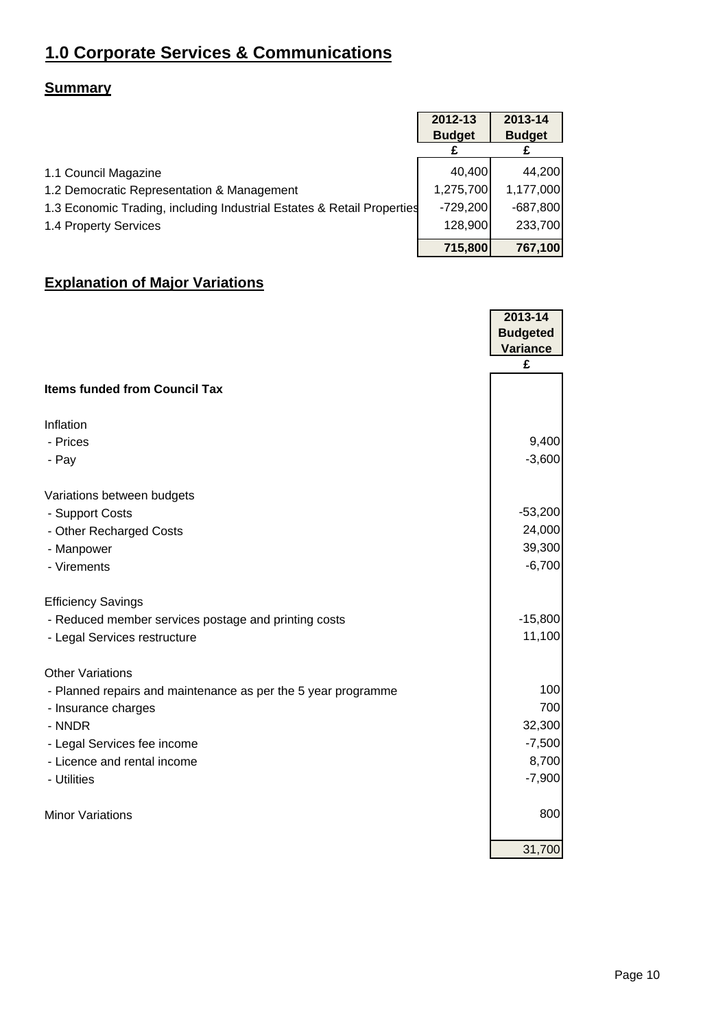# 1.0 Corporate Services & Communications

## Summary

| | 2012-13 Budget | 2013-14 Budget |
|---|---|---|
| | £ | £ |
| 1.1 Council Magazine | 40,400 | 44,200 |
| 1.2 Democratic Representation & Management | 1,275,700 | 1,177,000 |
| 1.3 Economic Trading, including Industrial Estates & Retail Properties | -729,200 | -687,800 |
| 1.4 Property Services | 128,900 | 233,700 |
| | **715,800** | **767,100** |

## Explanation of Major Variations

| | 2013-14 Budgeted Variance |
|---|---|
| | £ |
| **Items funded from Council Tax** | |
| Inflation | |
| - Prices | 9,400 |
| - Pay | -3,600 |
| Variations between budgets | |
| - Support Costs | -53,200 |
| - Other Recharged Costs | 24,000 |
| - Manpower | 39,300 |
| - Virements | -6,700 |
| Efficiency Savings | |
| - Reduced member services postage and printing costs | -15,800 |
| - Legal Services restructure | 11,100 |
| Other Variations | |
| - Planned repairs and maintenance as per the 5 year programme | 100 |
| - Insurance charges | 700 |
| - NNDR | 32,300 |
| - Legal Services fee income | -7,500 |
| - Licence and rental income | 8,700 |
| - Utilities | -7,900 |
| Minor Variations | 800 |
| | 31,700 |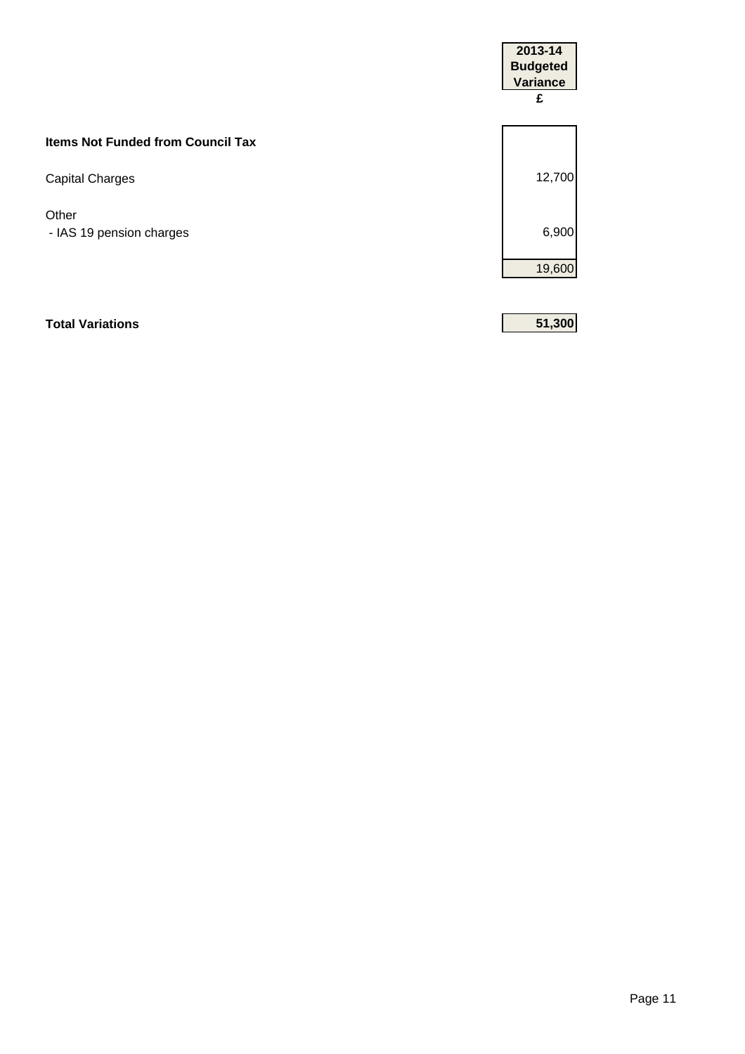| | 2013-14 Budgeted Variance £ |
|---|---|
| **Items Not Funded from Council Tax** | |
| Capital Charges | 12,700 |
| Other | |
| - IAS 19 pension charges | 6,900 |
| | 19,600 |
| **Total Variations** | **51,300** |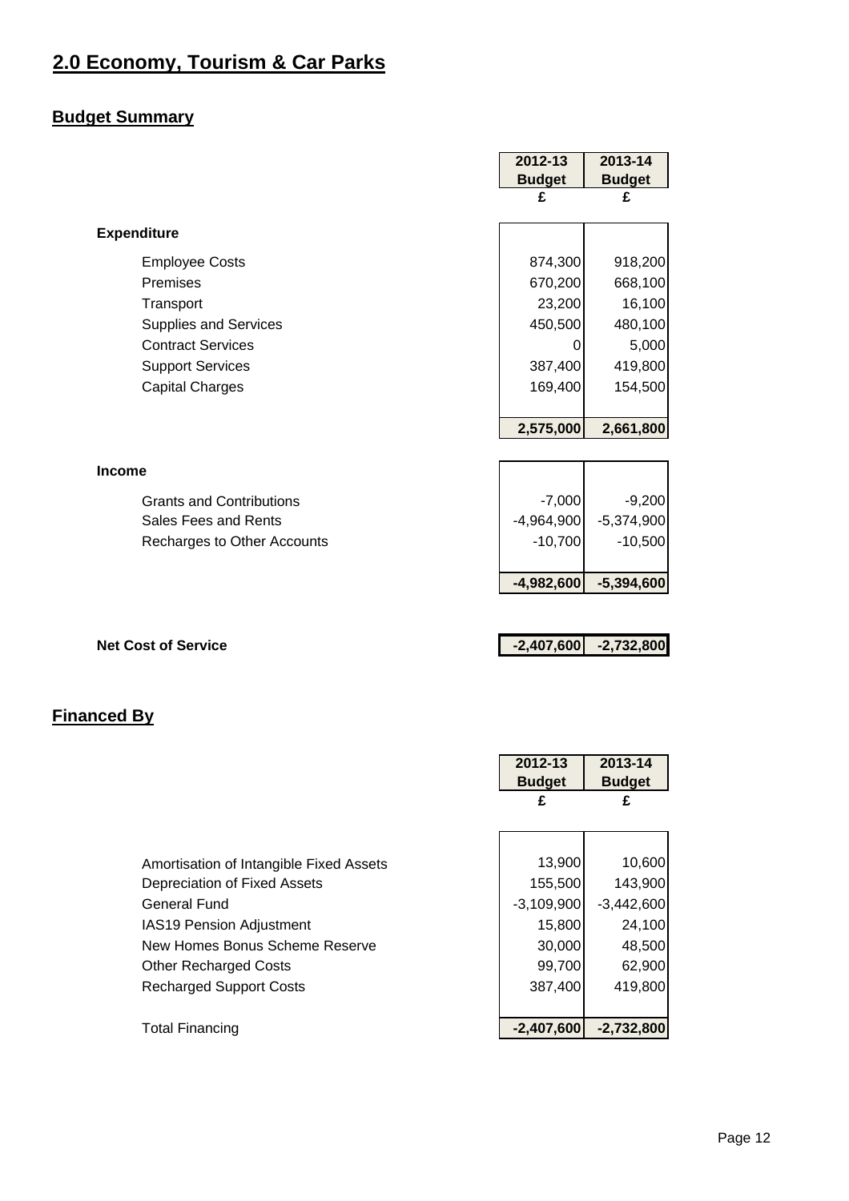# 2.0 Economy, Tourism & Car Parks

## Budget Summary

| | 2012-13 Budget | 2013-14 Budget |
|---|---|---|
| | £ | £ |
| **Expenditure** | | |
| Employee Costs | 874,300 | 918,200 |
| Premises | 670,200 | 668,100 |
| Transport | 23,200 | 16,100 |
| Supplies and Services | 450,500 | 480,100 |
| Contract Services | 0 | 5,000 |
| Support Services | 387,400 | 419,800 |
| Capital Charges | 169,400 | 154,500 |
| | **2,575,000** | **2,661,800** |
| **Income** | | |
| Grants and Contributions | -7,000 | -9,200 |
| Sales Fees and Rents | -4,964,900 | -5,374,900 |
| Recharges to Other Accounts | -10,700 | -10,500 |
| | **-4,982,600** | **-5,394,600** |
| **Net Cost of Service** | **-2,407,600** | **-2,732,800** |

## Financed By

| | 2012-13 Budget | 2013-14 Budget |
|---|---|---|
| | £ | £ |
| Amortisation of Intangible Fixed Assets | 13,900 | 10,600 |
| Depreciation of Fixed Assets | 155,500 | 143,900 |
| General Fund | -3,109,900 | -3,442,600 |
| IAS19 Pension Adjustment | 15,800 | 24,100 |
| New Homes Bonus Scheme Reserve | 30,000 | 48,500 |
| Other Recharged Costs | 99,700 | 62,900 |
| Recharged Support Costs | 387,400 | 419,800 |
| Total Financing | **-2,407,600** | **-2,732,800** |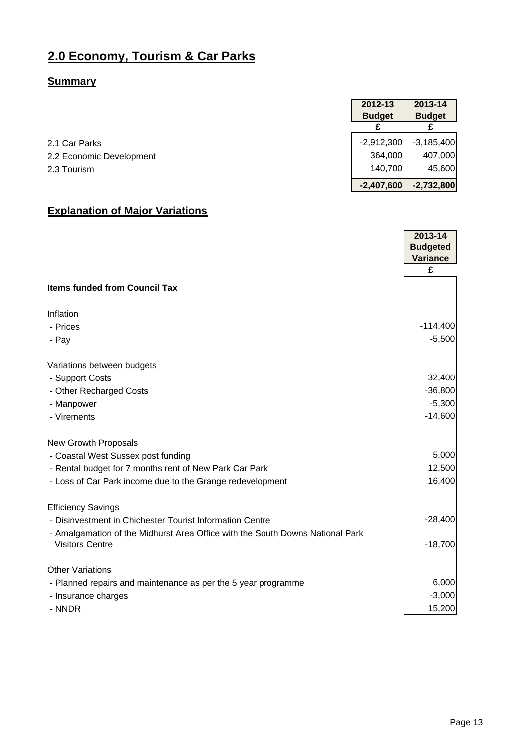# 2.0 Economy, Tourism & Car Parks

## Summary

| | 2012-13 Budget | 2013-14 Budget |
|---|---|---|
| | £ | £ |
| 2.1 Car Parks | -2,912,300 | -3,185,400 |
| 2.2 Economic Development | 364,000 | 407,000 |
| 2.3 Tourism | 140,700 | 45,600 |
| | **-2,407,600** | **-2,732,800** |

## Explanation of Major Variations

| | 2013-14 Budgeted Variance |
|---|---|
| | £ |
| **Items funded from Council Tax** | |
| Inflation | |
| - Prices | -114,400 |
| - Pay | -5,500 |
| Variations between budgets | |
| - Support Costs | 32,400 |
| - Other Recharged Costs | -36,800 |
| - Manpower | -5,300 |
| - Virements | -14,600 |
| New Growth Proposals | |
| - Coastal West Sussex post funding | 5,000 |
| - Rental budget for 7 months rent of New Park Car Park | 12,500 |
| - Loss of Car Park income due to the Grange redevelopment | 16,400 |
| Efficiency Savings | |
| - Disinvestment in Chichester Tourist Information Centre | -28,400 |
| - Amalgamation of the Midhurst Area Office with the South Downs National Park Visitors Centre | -18,700 |
| Other Variations | |
| - Planned repairs and maintenance as per the 5 year programme | 6,000 |
| - Insurance charges | -3,000 |
| - NNDR | 15,200 |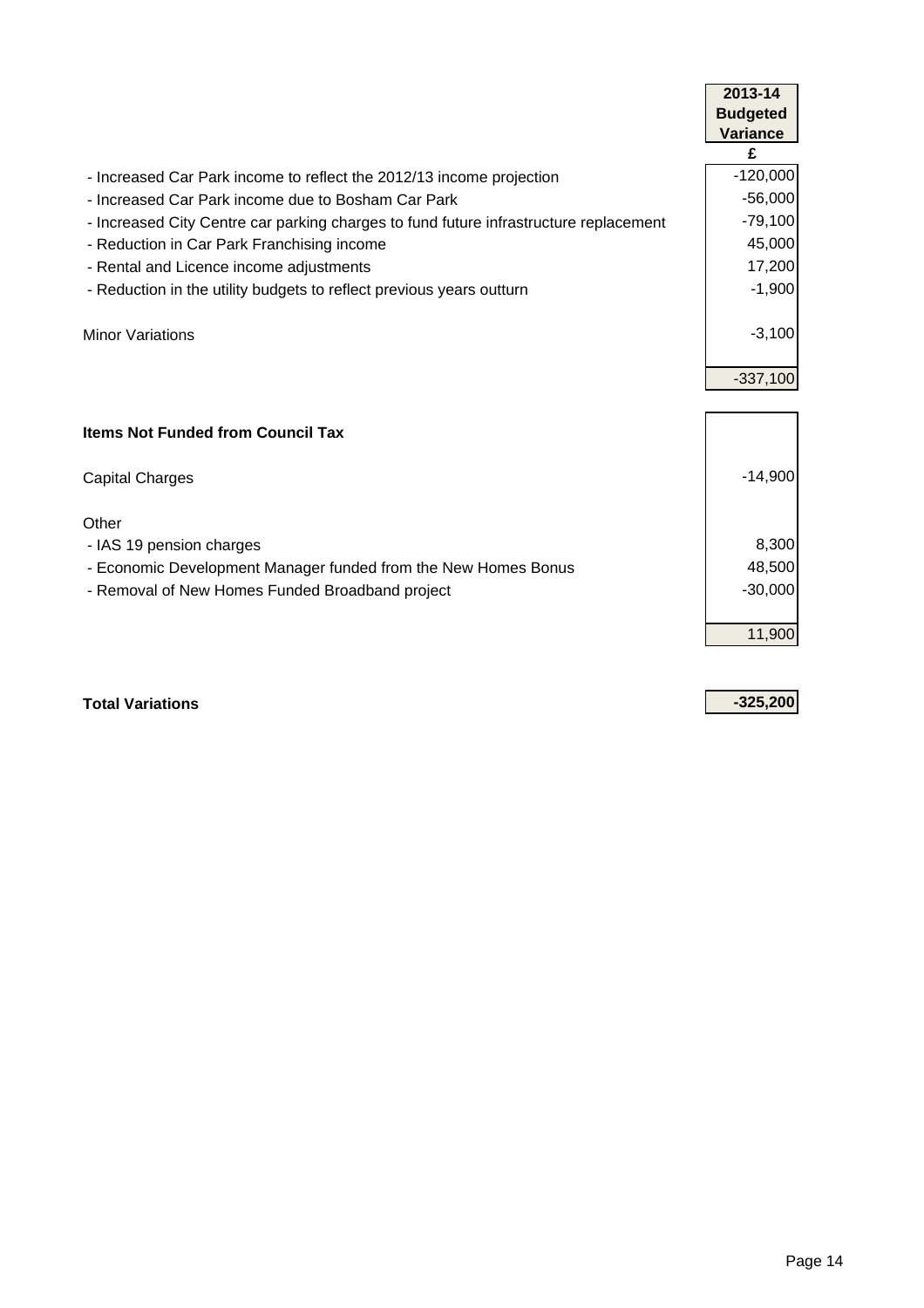| | 2013-14 Budgeted Variance |
|---|---|
| | £ |
| - Increased Car Park income to reflect the 2012/13 income projection | -120,000 |
| - Increased Car Park income due to Bosham Car Park | -56,000 |
| - Increased City Centre car parking charges to fund future infrastructure replacement | -79,100 |
| - Reduction in Car Park Franchising income | 45,000 |
| - Rental and Licence income adjustments | 17,200 |
| - Reduction in the utility budgets to reflect previous years outturn | -1,900 |
| | |
| Minor Variations | -3,100 |
| | |
| | -337,100 |
| | |
| **Items Not Funded from Council Tax** | |
| | |
| Capital Charges | -14,900 |
| | |
| Other | |
| - IAS 19 pension charges | 8,300 |
| - Economic Development Manager funded from the New Homes Bonus | 48,500 |
| - Removal of New Homes Funded Broadband project | -30,000 |
| | |
| | 11,900 |
| | |
| **Total Variations** | **-325,200** |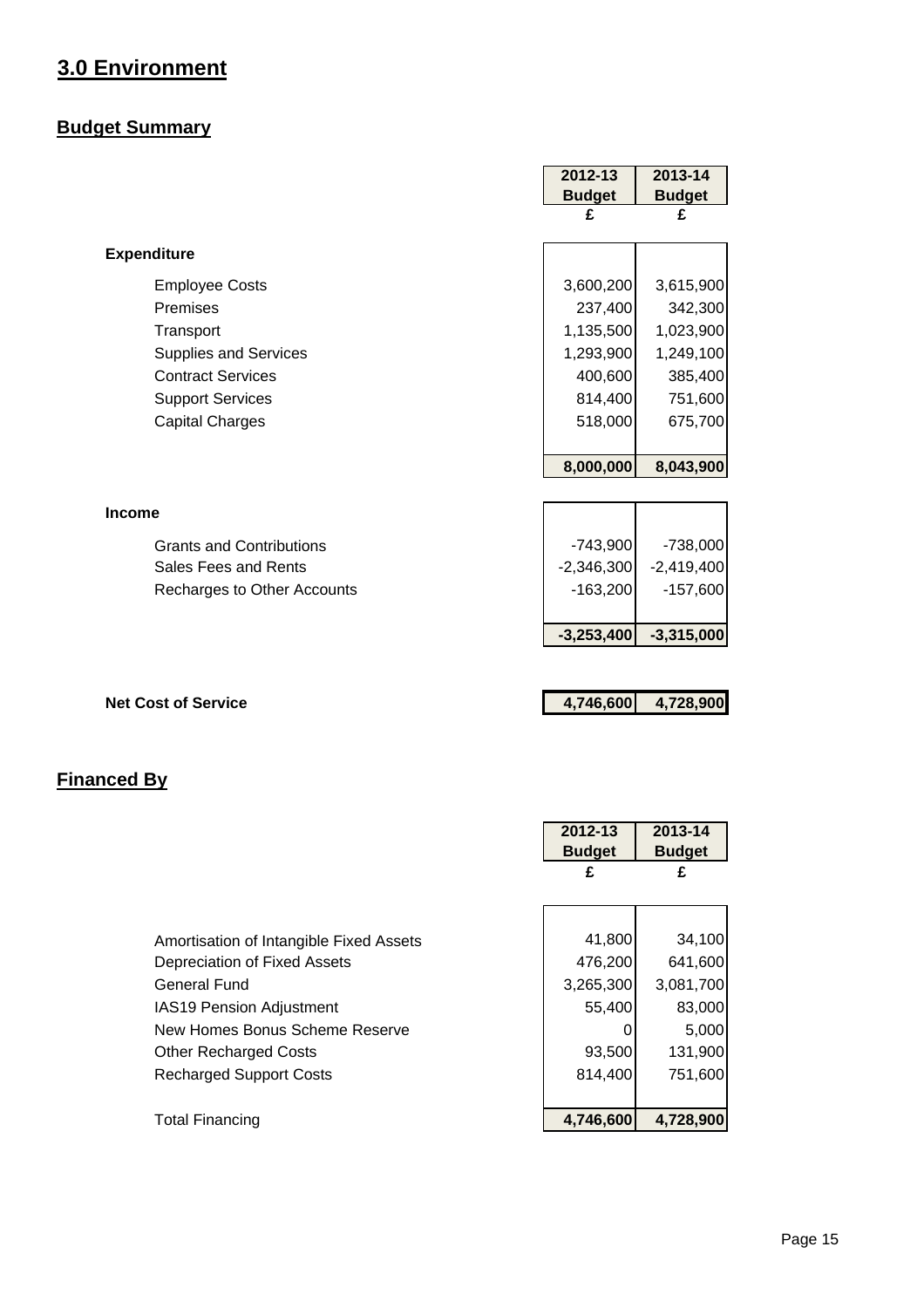# 3.0 Environment

## Budget Summary

| | 2012-13 Budget £ | 2013-14 Budget £ |
|---|---|---|
| **Expenditure** | | |
| Employee Costs | 3,600,200 | 3,615,900 |
| Premises | 237,400 | 342,300 |
| Transport | 1,135,500 | 1,023,900 |
| Supplies and Services | 1,293,900 | 1,249,100 |
| Contract Services | 400,600 | 385,400 |
| Support Services | 814,400 | 751,600 |
| Capital Charges | 518,000 | 675,700 |
| | **8,000,000** | **8,043,900** |
| **Income** | | |
| Grants and Contributions | -743,900 | -738,000 |
| Sales Fees and Rents | -2,346,300 | -2,419,400 |
| Recharges to Other Accounts | -163,200 | -157,600 |
| | **-3,253,400** | **-3,315,000** |
| **Net Cost of Service** | **4,746,600** | **4,728,900** |

## Financed By

| | 2012-13 Budget £ | 2013-14 Budget £ |
|---|---|---|
| Amortisation of Intangible Fixed Assets | 41,800 | 34,100 |
| Depreciation of Fixed Assets | 476,200 | 641,600 |
| General Fund | 3,265,300 | 3,081,700 |
| IAS19 Pension Adjustment | 55,400 | 83,000 |
| New Homes Bonus Scheme Reserve | 0 | 5,000 |
| Other Recharged Costs | 93,500 | 131,900 |
| Recharged Support Costs | 814,400 | 751,600 |
| Total Financing | **4,746,600** | **4,728,900** |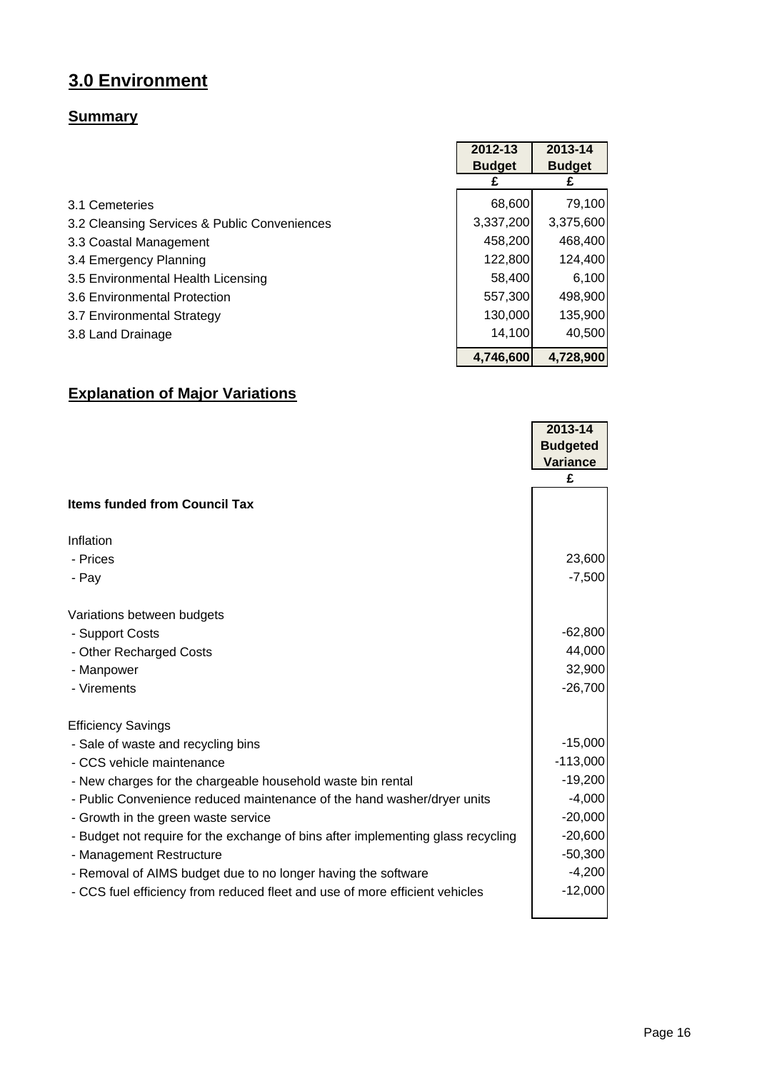# 3.0 Environment

## Summary

| | 2012-13 Budget | 2013-14 Budget |
|---|---|---|
| | £ | £ |
| 3.1 Cemeteries | 68,600 | 79,100 |
| 3.2 Cleansing Services & Public Conveniences | 3,337,200 | 3,375,600 |
| 3.3 Coastal Management | 458,200 | 468,400 |
| 3.4 Emergency Planning | 122,800 | 124,400 |
| 3.5 Environmental Health Licensing | 58,400 | 6,100 |
| 3.6 Environmental Protection | 557,300 | 498,900 |
| 3.7 Environmental Strategy | 130,000 | 135,900 |
| 3.8 Land Drainage | 14,100 | 40,500 |
| | **4,746,600** | **4,728,900** |

## Explanation of Major Variations

| | 2013-14 Budgeted Variance |
|---|---|
| | £ |
| **Items funded from Council Tax** | |
| | |
| Inflation | |
| - Prices | 23,600 |
| - Pay | -7,500 |
| | |
| Variations between budgets | |
| - Support Costs | -62,800 |
| - Other Recharged Costs | 44,000 |
| - Manpower | 32,900 |
| - Virements | -26,700 |
| | |
| Efficiency Savings | |
| - Sale of waste and recycling bins | -15,000 |
| - CCS vehicle maintenance | -113,000 |
| - New charges for the chargeable household waste bin rental | -19,200 |
| - Public Convenience reduced maintenance of the hand washer/dryer units | -4,000 |
| - Growth in the green waste service | -20,000 |
| - Budget not require for the exchange of bins after implementing glass recycling | -20,600 |
| - Management Restructure | -50,300 |
| - Removal of AIMS budget due to no longer having the software | -4,200 |
| - CCS fuel efficiency from reduced fleet and use of more efficient vehicles | -12,000 |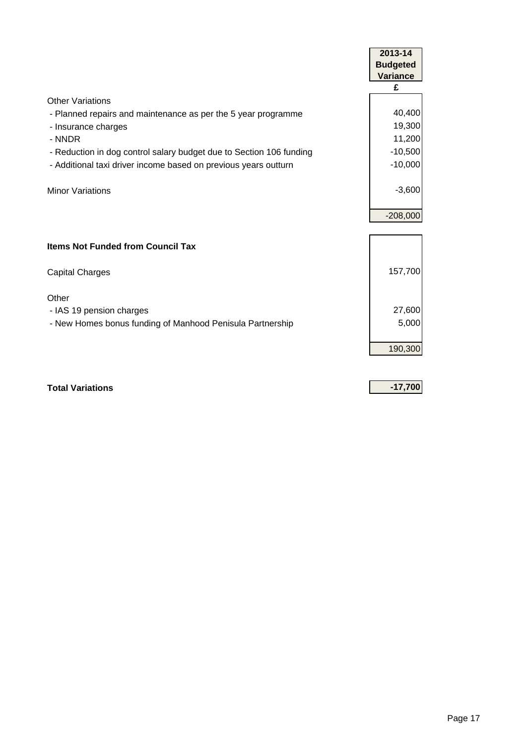| | 2013-14 Budgeted Variance |
|---|---|
| | £ |
| Other Variations | |
| - Planned repairs and maintenance as per the 5 year programme | 40,400 |
| - Insurance charges | 19,300 |
| - NNDR | 11,200 |
| - Reduction in dog control salary budget due to Section 106 funding | -10,500 |
| - Additional taxi driver income based on previous years outturn | -10,000 |
| | |
| Minor Variations | -3,600 |
| | |
| | -208,000 |
| | |
| **Items Not Funded from Council Tax** | |
| | |
| Capital Charges | 157,700 |
| | |
| Other | |
| - IAS 19 pension charges | 27,600 |
| - New Homes bonus funding of Manhood Penisula Partnership | 5,000 |
| | |
| | 190,300 |
| | |
| **Total Variations** | **-17,700** |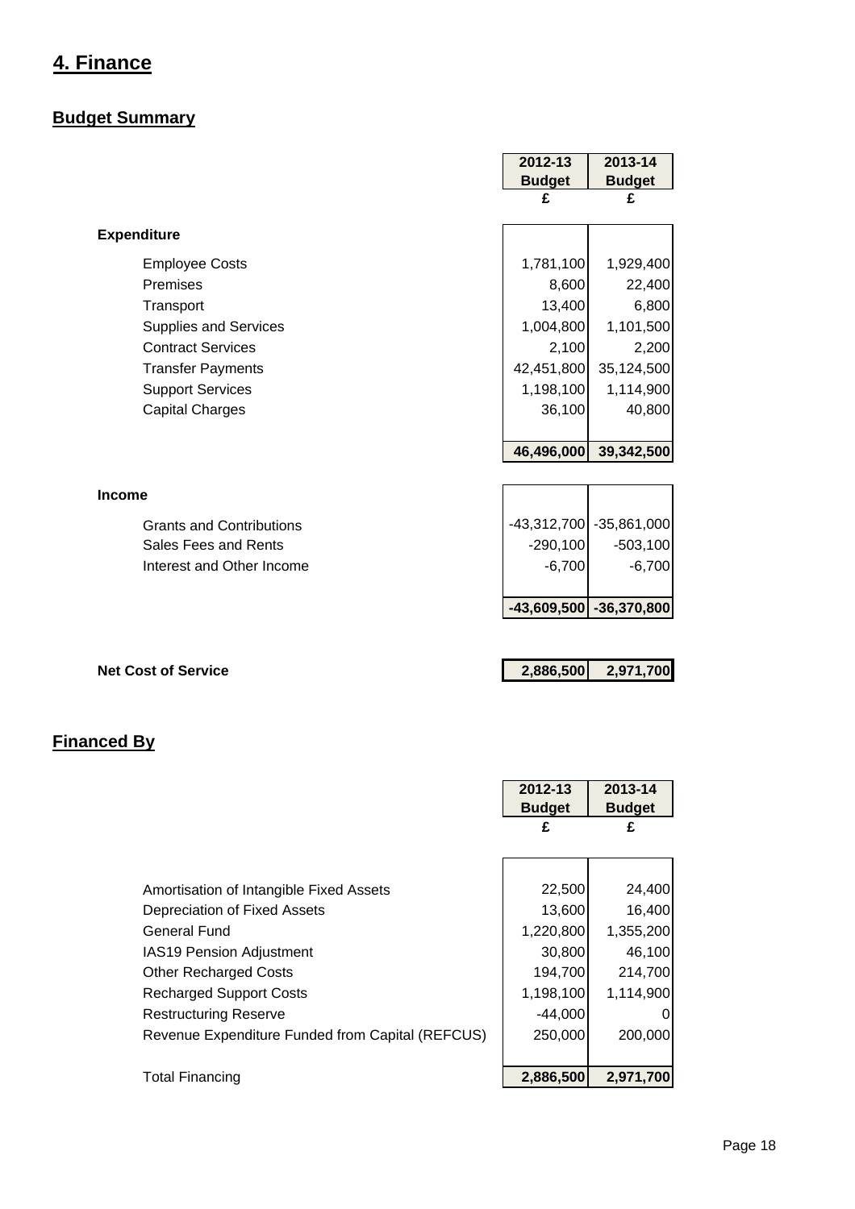## 4. Finance

### Budget Summary

| | 2012-13 Budget | 2013-14 Budget |
|---|---|---|
| | £ | £ |
| **Expenditure** | | |
| Employee Costs | 1,781,100 | 1,929,400 |
| Premises | 8,600 | 22,400 |
| Transport | 13,400 | 6,800 |
| Supplies and Services | 1,004,800 | 1,101,500 |
| Contract Services | 2,100 | 2,200 |
| Transfer Payments | 42,451,800 | 35,124,500 |
| Support Services | 1,198,100 | 1,114,900 |
| Capital Charges | 36,100 | 40,800 |
| | **46,496,000** | **39,342,500** |
| **Income** | | |
| Grants and Contributions | -43,312,700 | -35,861,000 |
| Sales Fees and Rents | -290,100 | -503,100 |
| Interest and Other Income | -6,700 | -6,700 |
| | **-43,609,500** | **-36,370,800** |
| **Net Cost of Service** | **2,886,500** | **2,971,700** |

### Financed By

| | 2012-13 Budget | 2013-14 Budget |
|---|---|---|
| | £ | £ |
| Amortisation of Intangible Fixed Assets | 22,500 | 24,400 |
| Depreciation of Fixed Assets | 13,600 | 16,400 |
| General Fund | 1,220,800 | 1,355,200 |
| IAS19 Pension Adjustment | 30,800 | 46,100 |
| Other Recharged Costs | 194,700 | 214,700 |
| Recharged Support Costs | 1,198,100 | 1,114,900 |
| Restructuring Reserve | -44,000 | 0 |
| Revenue Expenditure Funded from Capital (REFCUS) | 250,000 | 200,000 |
| Total Financing | **2,886,500** | **2,971,700** |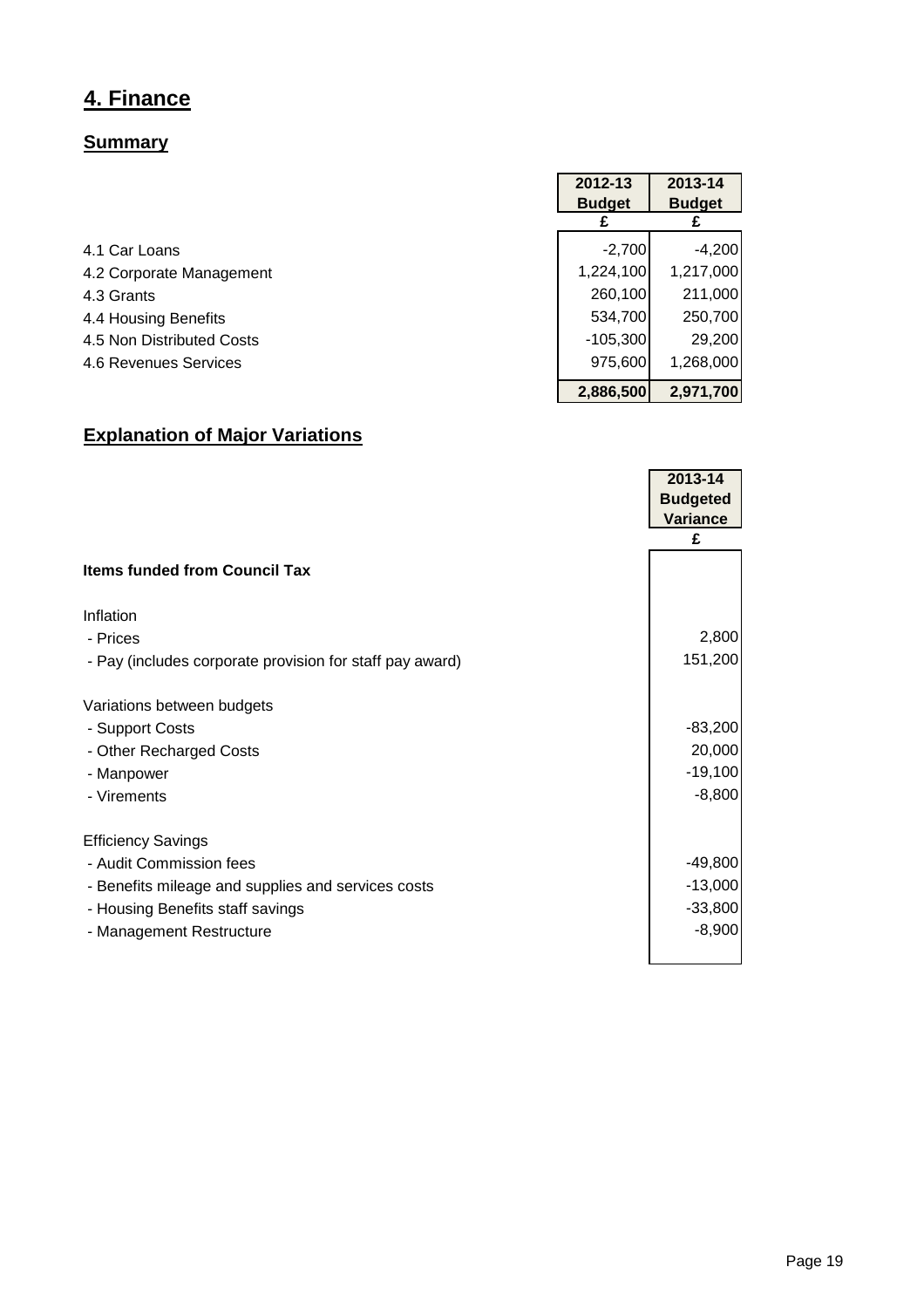## 4. Finance

### Summary

| | 2012-13 Budget | 2013-14 Budget |
|---|---|---|
| | £ | £ |
| 4.1 Car Loans | -2,700 | -4,200 |
| 4.2 Corporate Management | 1,224,100 | 1,217,000 |
| 4.3 Grants | 260,100 | 211,000 |
| 4.4 Housing Benefits | 534,700 | 250,700 |
| 4.5 Non Distributed Costs | -105,300 | 29,200 |
| 4.6 Revenues Services | 975,600 | 1,268,000 |
| | **2,886,500** | **2,971,700** |

### Explanation of Major Variations

| | 2013-14 Budgeted Variance |
|---|---|
| | £ |
| **Items funded from Council Tax** | |
| | |
| Inflation | |
| - Prices | 2,800 |
| - Pay (includes corporate provision for staff pay award) | 151,200 |
| | |
| Variations between budgets | |
| - Support Costs | -83,200 |
| - Other Recharged Costs | 20,000 |
| - Manpower | -19,100 |
| - Virements | -8,800 |
| | |
| Efficiency Savings | |
| - Audit Commission fees | -49,800 |
| - Benefits mileage and supplies and services costs | -13,000 |
| - Housing Benefits staff savings | -33,800 |
| - Management Restructure | -8,900 |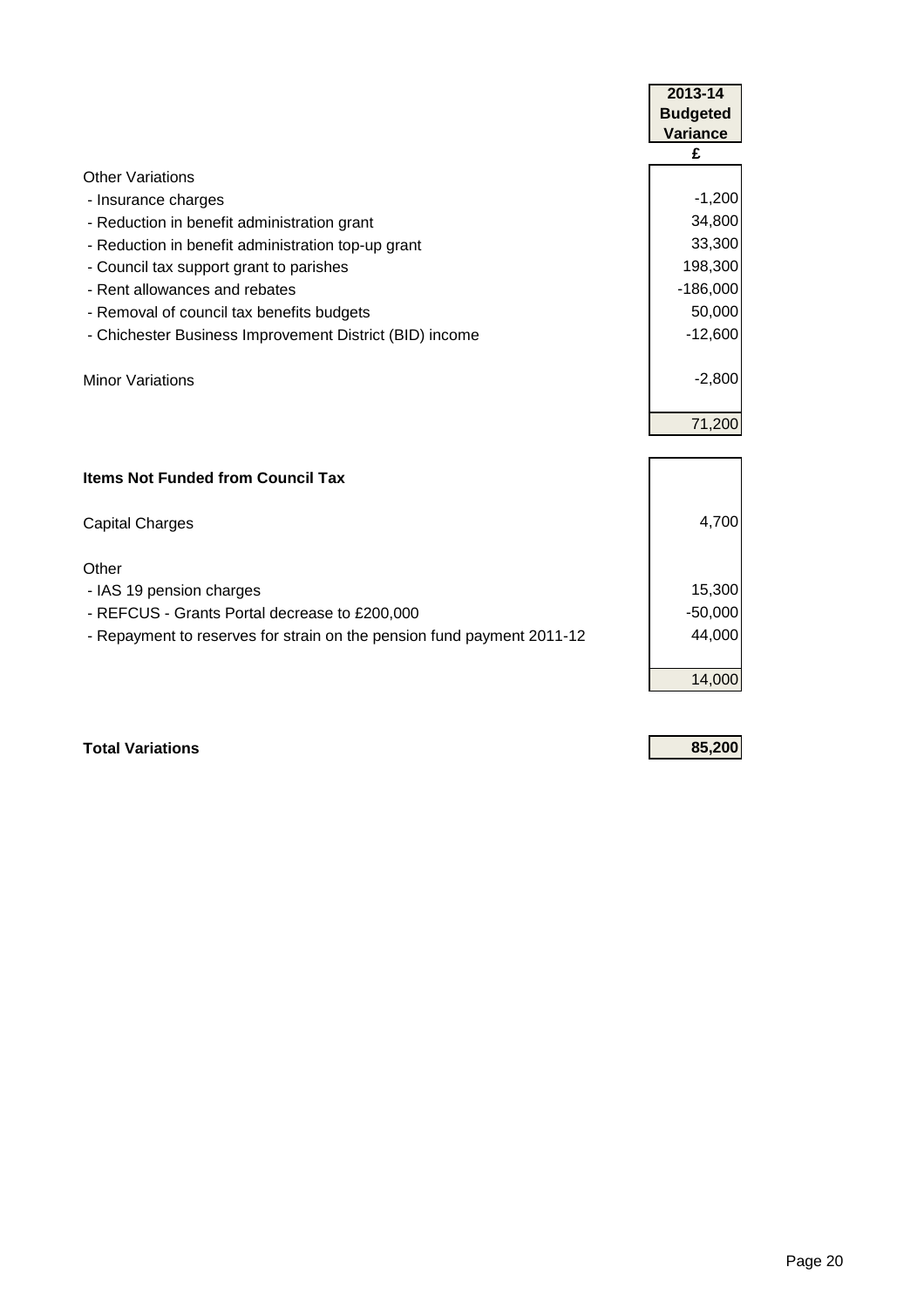| | 2013-14 Budgeted Variance |
|---|---|
| | £ |
| Other Variations | |
| - Insurance charges | -1,200 |
| - Reduction in benefit administration grant | 34,800 |
| - Reduction in benefit administration top-up grant | 33,300 |
| - Council tax support grant to parishes | 198,300 |
| - Rent allowances and rebates | -186,000 |
| - Removal of council tax benefits budgets | 50,000 |
| - Chichester Business Improvement District (BID) income | -12,600 |
| Minor Variations | -2,800 |
| | 71,200 |
| **Items Not Funded from Council Tax** | |
| Capital Charges | 4,700 |
| Other | |
| - IAS 19 pension charges | 15,300 |
| - REFCUS - Grants Portal decrease to £200,000 | -50,000 |
| - Repayment to reserves for strain on the pension fund payment 2011-12 | 44,000 |
| | 14,000 |
| **Total Variations** | **85,200** |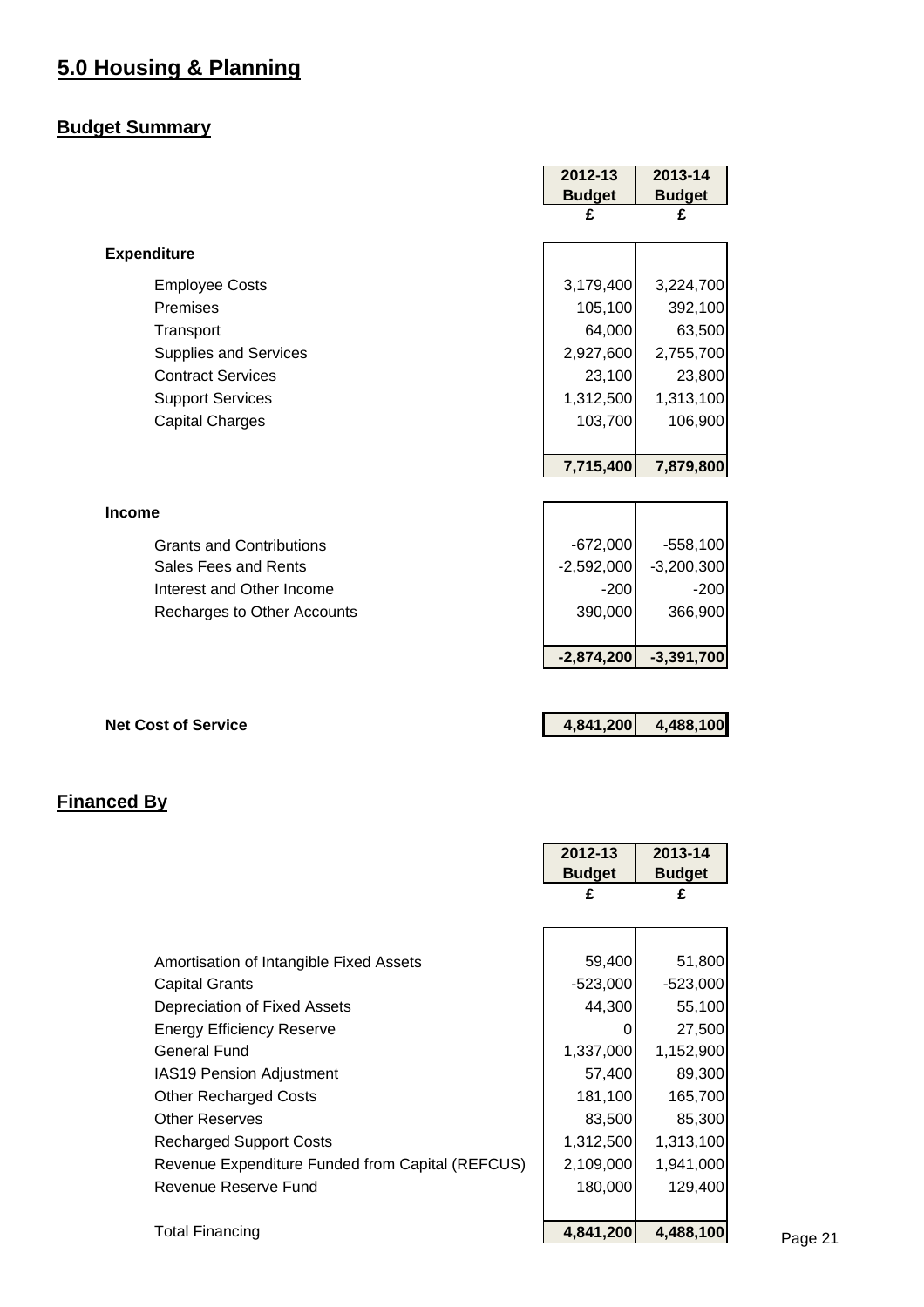# 5.0 Housing & Planning

## Budget Summary

| | 2012-13 Budget £ | 2013-14 Budget £ |
|---|---|---|
| **Expenditure** | | |
| Employee Costs | 3,179,400 | 3,224,700 |
| Premises | 105,100 | 392,100 |
| Transport | 64,000 | 63,500 |
| Supplies and Services | 2,927,600 | 2,755,700 |
| Contract Services | 23,100 | 23,800 |
| Support Services | 1,312,500 | 1,313,100 |
| Capital Charges | 103,700 | 106,900 |
| | **7,715,400** | **7,879,800** |
| **Income** | | |
| Grants and Contributions | -672,000 | -558,100 |
| Sales Fees and Rents | -2,592,000 | -3,200,300 |
| Interest and Other Income | -200 | -200 |
| Recharges to Other Accounts | 390,000 | 366,900 |
| | **-2,874,200** | **-3,391,700** |
| **Net Cost of Service** | **4,841,200** | **4,488,100** |

## Financed By

| | 2012-13 Budget £ | 2013-14 Budget £ |
|---|---|---|
| Amortisation of Intangible Fixed Assets | 59,400 | 51,800 |
| Capital Grants | -523,000 | -523,000 |
| Depreciation of Fixed Assets | 44,300 | 55,100 |
| Energy Efficiency Reserve | 0 | 27,500 |
| General Fund | 1,337,000 | 1,152,900 |
| IAS19 Pension Adjustment | 57,400 | 89,300 |
| Other Recharged Costs | 181,100 | 165,700 |
| Other Reserves | 83,500 | 85,300 |
| Recharged Support Costs | 1,312,500 | 1,313,100 |
| Revenue Expenditure Funded from Capital (REFCUS) | 2,109,000 | 1,941,000 |
| Revenue Reserve Fund | 180,000 | 129,400 |
| Total Financing | **4,841,200** | **4,488,100** |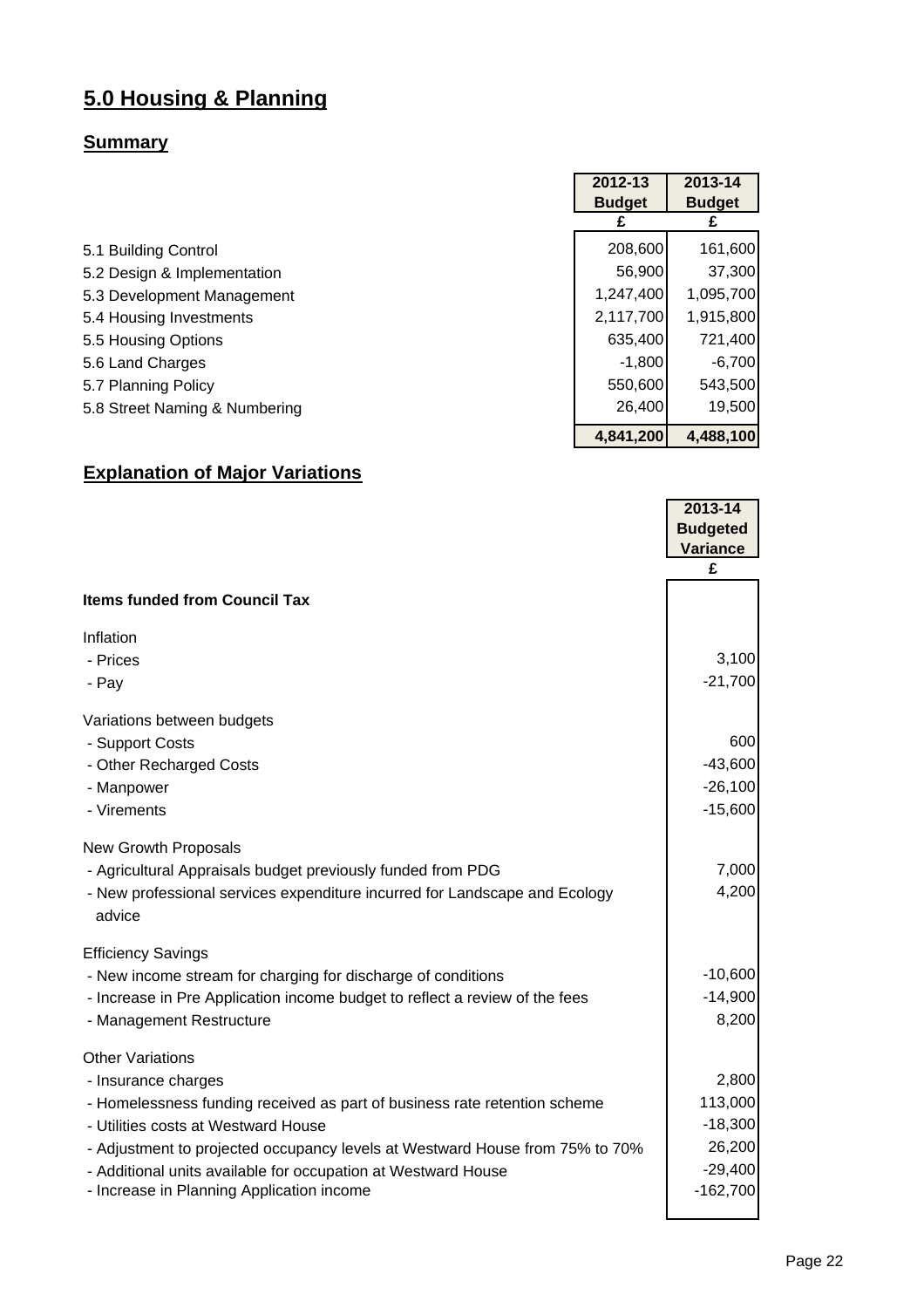# 5.0 Housing & Planning

## Summary

| | 2012-13 Budget £ | 2013-14 Budget £ |
|---|---|---|
| 5.1 Building Control | 208,600 | 161,600 |
| 5.2 Design & Implementation | 56,900 | 37,300 |
| 5.3 Development Management | 1,247,400 | 1,095,700 |
| 5.4 Housing Investments | 2,117,700 | 1,915,800 |
| 5.5 Housing Options | 635,400 | 721,400 |
| 5.6 Land Charges | -1,800 | -6,700 |
| 5.7 Planning Policy | 550,600 | 543,500 |
| 5.8 Street Naming & Numbering | 26,400 | 19,500 |
| | **4,841,200** | **4,488,100** |

## Explanation of Major Variations

| | 2013-14 Budgeted Variance £ |
|---|---|
| **Items funded from Council Tax** | |
| Inflation | |
| - Prices | 3,100 |
| - Pay | -21,700 |
| Variations between budgets | |
| - Support Costs | 600 |
| - Other Recharged Costs | -43,600 |
| - Manpower | -26,100 |
| - Virements | -15,600 |
| New Growth Proposals | |
| - Agricultural Appraisals budget previously funded from PDG | 7,000 |
| - New professional services expenditure incurred for Landscape and Ecology advice | 4,200 |
| Efficiency Savings | |
| - New income stream for charging for discharge of conditions | -10,600 |
| - Increase in Pre Application income budget to reflect a review of the fees | -14,900 |
| - Management Restructure | 8,200 |
| Other Variations | |
| - Insurance charges | 2,800 |
| - Homelessness funding received as part of business rate retention scheme | 113,000 |
| - Utilities costs at Westward House | -18,300 |
| - Adjustment to projected occupancy levels at Westward House from 75% to 70% | 26,200 |
| - Additional units available for occupation at Westward House | -29,400 |
| - Increase in Planning Application income | -162,700 |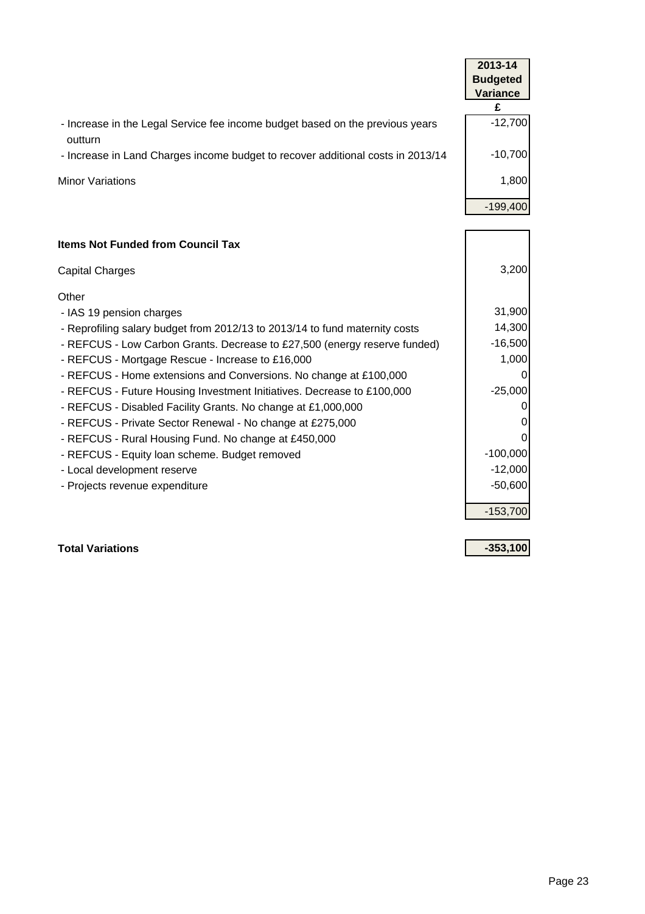| | 2013-14 Budgeted Variance |
|---|---|
| | £ |
| - Increase in the Legal Service fee income budget based on the previous years outturn | -12,700 |
| - Increase in Land Charges income budget to recover additional costs in 2013/14 | -10,700 |
| Minor Variations | 1,800 |
| | -199,400 |
| **Items Not Funded from Council Tax** | |
| Capital Charges | 3,200 |
| Other | |
| - IAS 19 pension charges | 31,900 |
| - Reprofiling salary budget from 2012/13 to 2013/14 to fund maternity costs | 14,300 |
| - REFCUS - Low Carbon Grants. Decrease to £27,500 (energy reserve funded) | -16,500 |
| - REFCUS - Mortgage Rescue - Increase to £16,000 | 1,000 |
| - REFCUS - Home extensions and Conversions. No change at £100,000 | 0 |
| - REFCUS - Future Housing Investment Initiatives. Decrease to £100,000 | -25,000 |
| - REFCUS - Disabled Facility Grants. No change at £1,000,000 | 0 |
| - REFCUS - Private Sector Renewal - No change at £275,000 | 0 |
| - REFCUS - Rural Housing Fund. No change at £450,000 | 0 |
| - REFCUS - Equity loan scheme. Budget removed | -100,000 |
| - Local development reserve | -12,000 |
| - Projects revenue expenditure | -50,600 |
| | -153,700 |
| **Total Variations** | **-353,100** |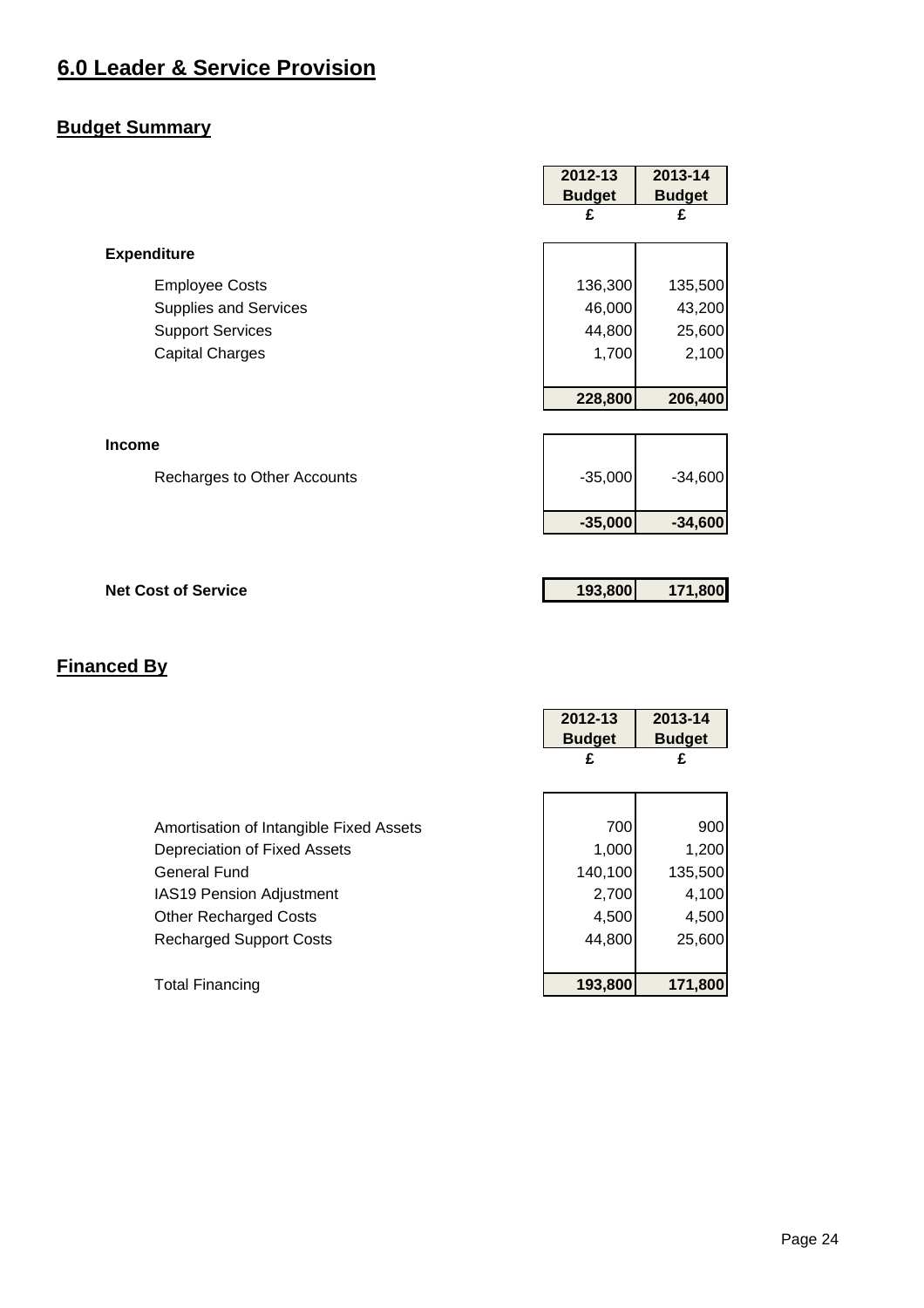# 6.0 Leader & Service Provision

## Budget Summary

| | 2012-13 Budget £ | 2013-14 Budget £ |
|---|---|---|
| **Expenditure** | | |
| Employee Costs | 136,300 | 135,500 |
| Supplies and Services | 46,000 | 43,200 |
| Support Services | 44,800 | 25,600 |
| Capital Charges | 1,700 | 2,100 |
| | **228,800** | **206,400** |
| **Income** | | |
| Recharges to Other Accounts | -35,000 | -34,600 |
| | **-35,000** | **-34,600** |
| **Net Cost of Service** | **193,800** | **171,800** |

## Financed By

| | 2012-13 Budget £ | 2013-14 Budget £ |
|---|---|---|
| Amortisation of Intangible Fixed Assets | 700 | 900 |
| Depreciation of Fixed Assets | 1,000 | 1,200 |
| General Fund | 140,100 | 135,500 |
| IAS19 Pension Adjustment | 2,700 | 4,100 |
| Other Recharged Costs | 4,500 | 4,500 |
| Recharged Support Costs | 44,800 | 25,600 |
| Total Financing | **193,800** | **171,800** |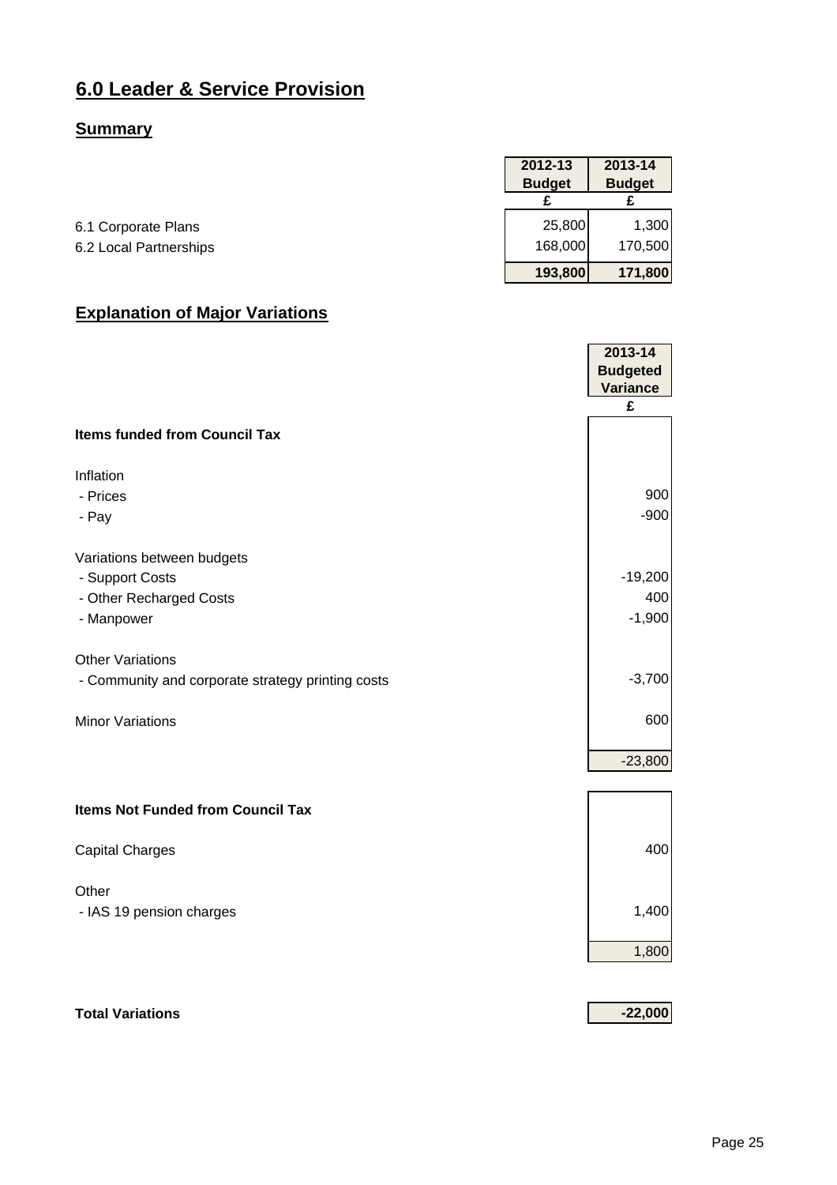# 6.0 Leader & Service Provision

## Summary

| | 2012-13 Budget | 2013-14 Budget |
|---|---|---|
| | £ | £ |
| 6.1 Corporate Plans | 25,800 | 1,300 |
| 6.2 Local Partnerships | 168,000 | 170,500 |
| | **193,800** | **171,800** |

## Explanation of Major Variations

| | 2013-14 Budgeted Variance |
|---|---|
| | £ |
| **Items funded from Council Tax** | |
| Inflation | |
| - Prices | 900 |
| - Pay | -900 |
| Variations between budgets | |
| - Support Costs | -19,200 |
| - Other Recharged Costs | 400 |
| - Manpower | -1,900 |
| Other Variations | |
| - Community and corporate strategy printing costs | -3,700 |
| Minor Variations | 600 |
| | -23,800 |
| **Items Not Funded from Council Tax** | |
| Capital Charges | 400 |
| Other | |
| - IAS 19 pension charges | 1,400 |
| | 1,800 |
| **Total Variations** | **-22,000** |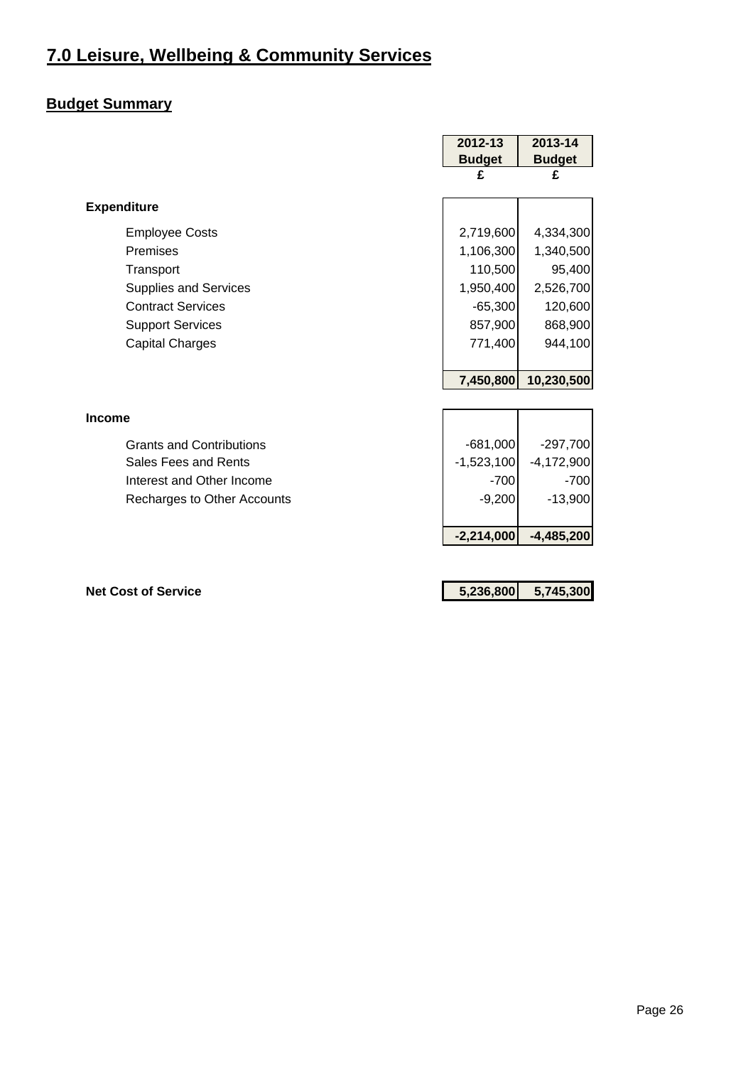# 7.0 Leisure, Wellbeing & Community Services

## Budget Summary

| | 2012-13 Budget £ | 2013-14 Budget £ |
|---|---|---|
| **Expenditure** | | |
| Employee Costs | 2,719,600 | 4,334,300 |
| Premises | 1,106,300 | 1,340,500 |
| Transport | 110,500 | 95,400 |
| Supplies and Services | 1,950,400 | 2,526,700 |
| Contract Services | -65,300 | 120,600 |
| Support Services | 857,900 | 868,900 |
| Capital Charges | 771,400 | 944,100 |
| | **7,450,800** | **10,230,500** |
| **Income** | | |
| Grants and Contributions | -681,000 | -297,700 |
| Sales Fees and Rents | -1,523,100 | -4,172,900 |
| Interest and Other Income | -700 | -700 |
| Recharges to Other Accounts | -9,200 | -13,900 |
| | **-2,214,000** | **-4,485,200** |
| **Net Cost of Service** | **5,236,800** | **5,745,300** |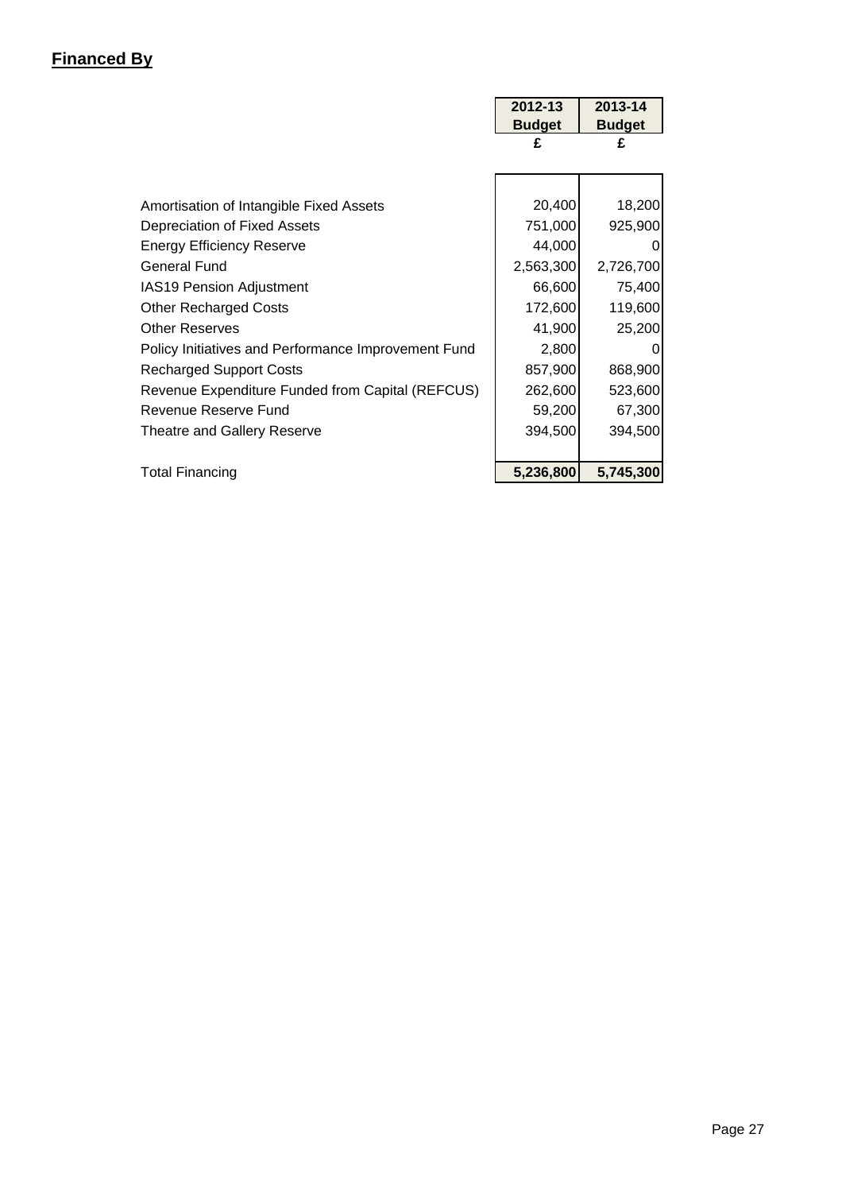## Financed By

| | 2012-13 Budget £ | 2013-14 Budget £ |
|---|---|---|
| Amortisation of Intangible Fixed Assets | 20,400 | 18,200 |
| Depreciation of Fixed Assets | 751,000 | 925,900 |
| Energy Efficiency Reserve | 44,000 | 0 |
| General Fund | 2,563,300 | 2,726,700 |
| IAS19 Pension Adjustment | 66,600 | 75,400 |
| Other Recharged Costs | 172,600 | 119,600 |
| Other Reserves | 41,900 | 25,200 |
| Policy Initiatives and Performance Improvement Fund | 2,800 | 0 |
| Recharged Support Costs | 857,900 | 868,900 |
| Revenue Expenditure Funded from Capital (REFCUS) | 262,600 | 523,600 |
| Revenue Reserve Fund | 59,200 | 67,300 |
| Theatre and Gallery Reserve | 394,500 | 394,500 |
| Total Financing | **5,236,800** | **5,745,300** |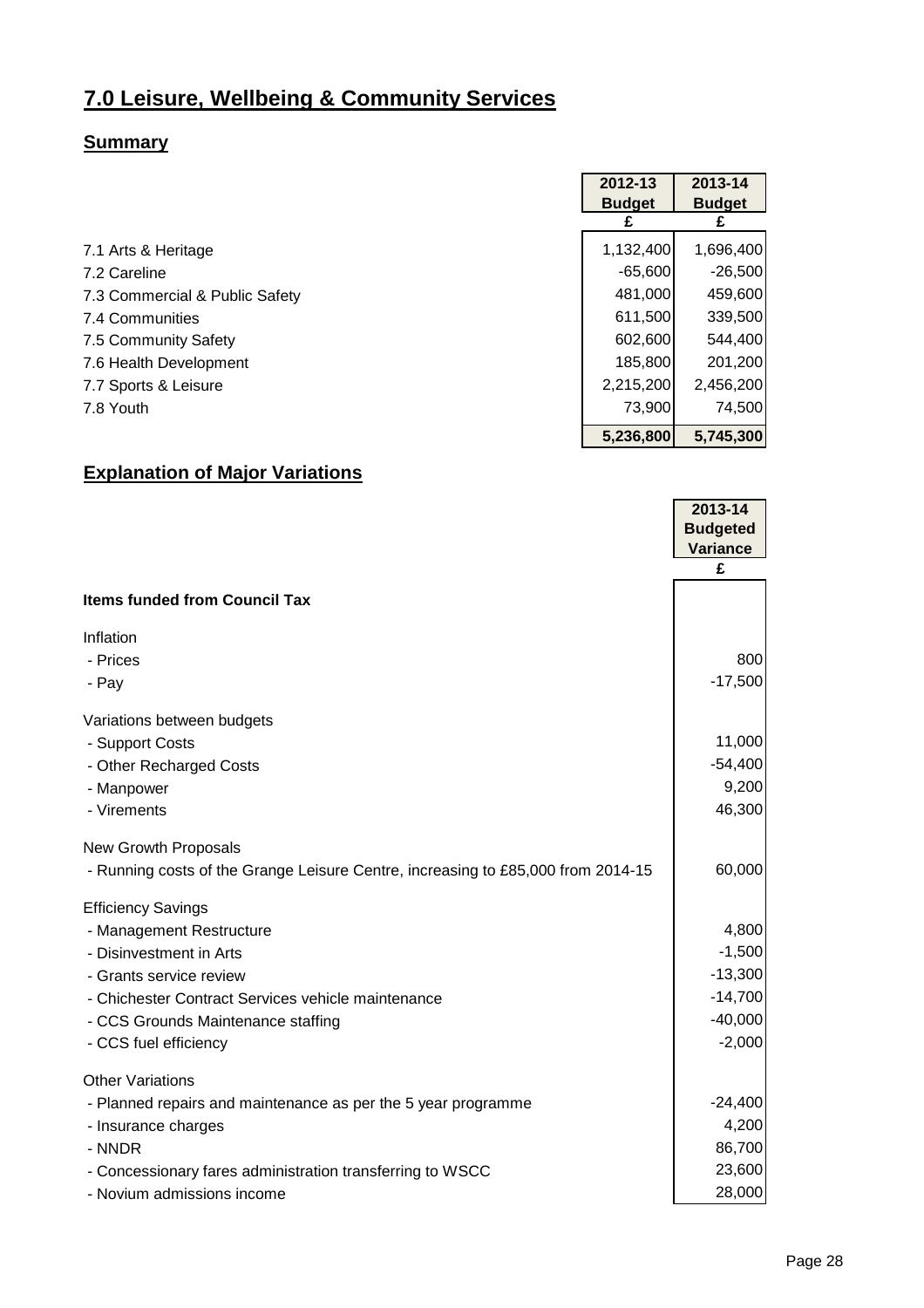# 7.0 Leisure, Wellbeing & Community Services

## Summary

| | 2012-13 Budget £ | 2013-14 Budget £ |
|---|---|---|
| 7.1 Arts & Heritage | 1,132,400 | 1,696,400 |
| 7.2 Careline | -65,600 | -26,500 |
| 7.3 Commercial & Public Safety | 481,000 | 459,600 |
| 7.4 Communities | 611,500 | 339,500 |
| 7.5 Community Safety | 602,600 | 544,400 |
| 7.6 Health Development | 185,800 | 201,200 |
| 7.7 Sports & Leisure | 2,215,200 | 2,456,200 |
| 7.8 Youth | 73,900 | 74,500 |
| | **5,236,800** | **5,745,300** |

## Explanation of Major Variations

| | 2013-14 Budgeted Variance £ |
|---|---|
| **Items funded from Council Tax** | |
| Inflation | |
| - Prices | 800 |
| - Pay | -17,500 |
| Variations between budgets | |
| - Support Costs | 11,000 |
| - Other Recharged Costs | -54,400 |
| - Manpower | 9,200 |
| - Virements | 46,300 |
| New Growth Proposals | |
| - Running costs of the Grange Leisure Centre, increasing to £85,000 from 2014-15 | 60,000 |
| Efficiency Savings | |
| - Management Restructure | 4,800 |
| - Disinvestment in Arts | -1,500 |
| - Grants service review | -13,300 |
| - Chichester Contract Services vehicle maintenance | -14,700 |
| - CCS Grounds Maintenance staffing | -40,000 |
| - CCS fuel efficiency | -2,000 |
| Other Variations | |
| - Planned repairs and maintenance as per the 5 year programme | -24,400 |
| - Insurance charges | 4,200 |
| - NNDR | 86,700 |
| - Concessionary fares administration transferring to WSCC | 23,600 |
| - Novium admissions income | 28,000 |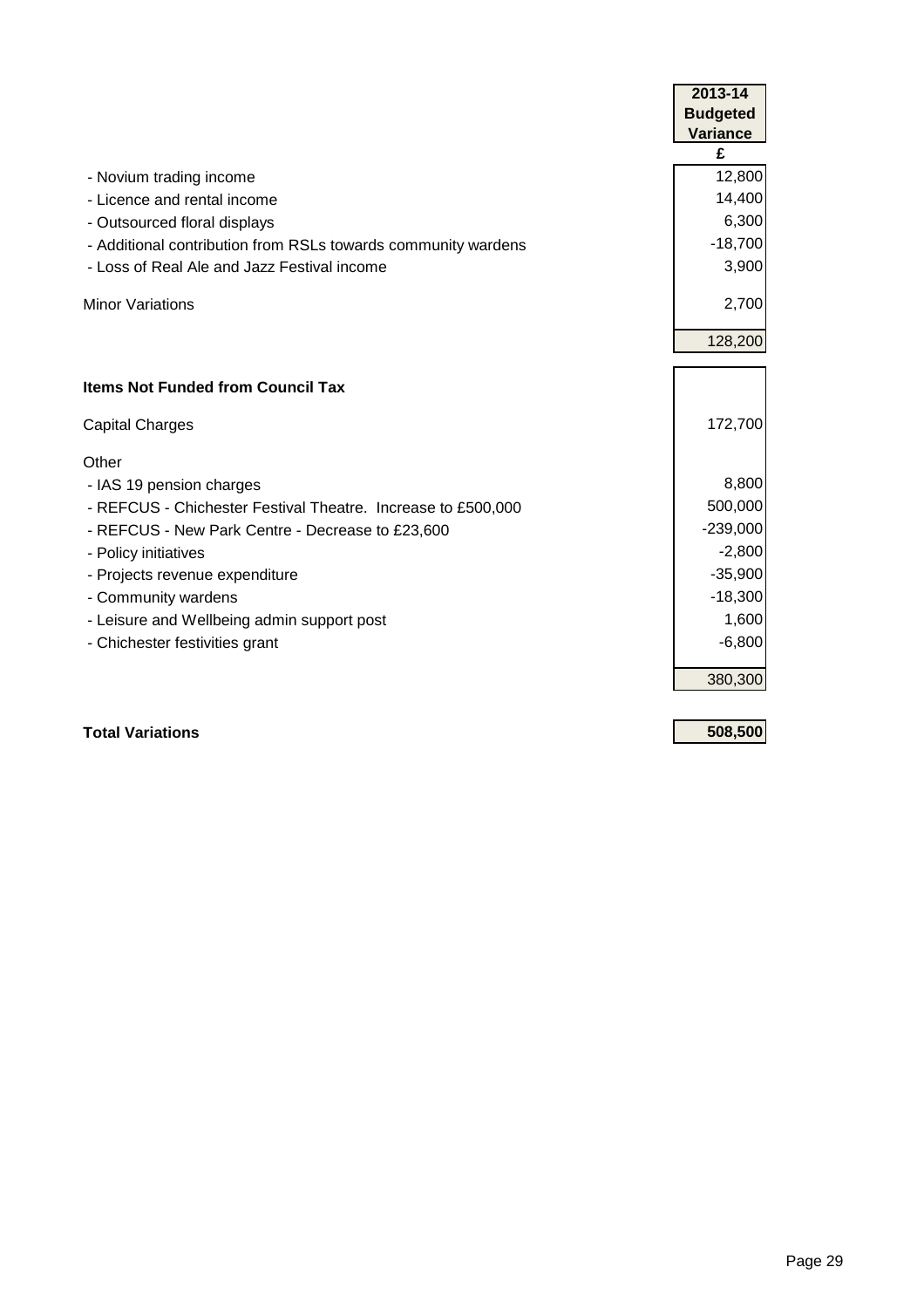| | 2013-14 Budgeted Variance |
|---|---|
| | £ |
| - Novium trading income | 12,800 |
| - Licence and rental income | 14,400 |
| - Outsourced floral displays | 6,300 |
| - Additional contribution from RSLs towards community wardens | -18,700 |
| - Loss of Real Ale and Jazz Festival income | 3,900 |
| Minor Variations | 2,700 |
| | 128,200 |
| **Items Not Funded from Council Tax** | |
| Capital Charges | 172,700 |
| Other | |
| - IAS 19 pension charges | 8,800 |
| - REFCUS - Chichester Festival Theatre. Increase to £500,000 | 500,000 |
| - REFCUS - New Park Centre - Decrease to £23,600 | -239,000 |
| - Policy initiatives | -2,800 |
| - Projects revenue expenditure | -35,900 |
| - Community wardens | -18,300 |
| - Leisure and Wellbeing admin support post | 1,600 |
| - Chichester festivities grant | -6,800 |
| | 380,300 |
| **Total Variations** | **508,500** |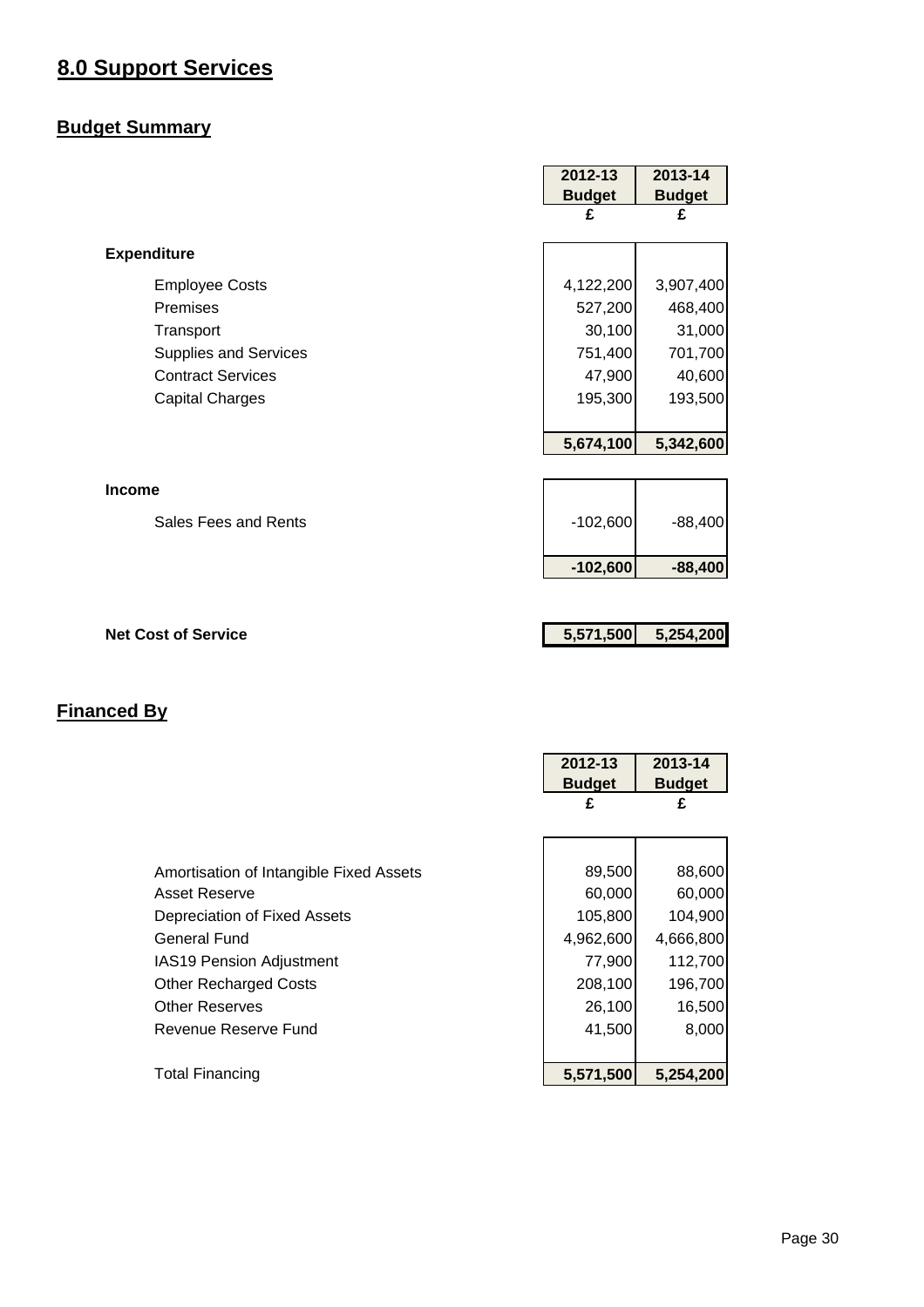# 8.0 Support Services

## Budget Summary

| | 2012-13 Budget | 2013-14 Budget |
|---|---|---|
| | £ | £ |
| **Expenditure** | | |
| Employee Costs | 4,122,200 | 3,907,400 |
| Premises | 527,200 | 468,400 |
| Transport | 30,100 | 31,000 |
| Supplies and Services | 751,400 | 701,700 |
| Contract Services | 47,900 | 40,600 |
| Capital Charges | 195,300 | 193,500 |
| | **5,674,100** | **5,342,600** |
| **Income** | | |
| Sales Fees and Rents | -102,600 | -88,400 |
| | **-102,600** | **-88,400** |
| **Net Cost of Service** | **5,571,500** | **5,254,200** |

## Financed By

| | 2012-13 Budget | 2013-14 Budget |
|---|---|---|
| | £ | £ |
| Amortisation of Intangible Fixed Assets | 89,500 | 88,600 |
| Asset Reserve | 60,000 | 60,000 |
| Depreciation of Fixed Assets | 105,800 | 104,900 |
| General Fund | 4,962,600 | 4,666,800 |
| IAS19 Pension Adjustment | 77,900 | 112,700 |
| Other Recharged Costs | 208,100 | 196,700 |
| Other Reserves | 26,100 | 16,500 |
| Revenue Reserve Fund | 41,500 | 8,000 |
| Total Financing | **5,571,500** | **5,254,200** |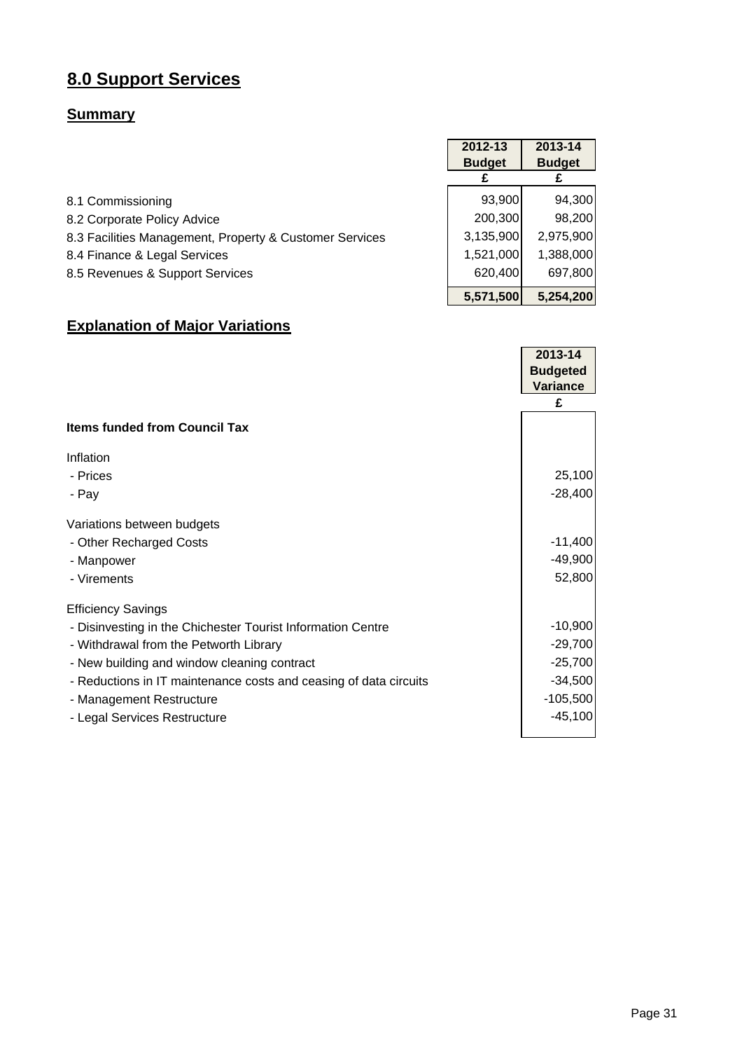# 8.0 Support Services

## Summary

| | 2012-13 Budget | 2013-14 Budget |
|---|---|---|
| | £ | £ |
| 8.1 Commissioning | 93,900 | 94,300 |
| 8.2 Corporate Policy Advice | 200,300 | 98,200 |
| 8.3 Facilities Management, Property & Customer Services | 3,135,900 | 2,975,900 |
| 8.4 Finance & Legal Services | 1,521,000 | 1,388,000 |
| 8.5 Revenues & Support Services | 620,400 | 697,800 |
| | **5,571,500** | **5,254,200** |

## Explanation of Major Variations

| | 2013-14 Budgeted Variance |
|---|---|
| | £ |
| **Items funded from Council Tax** | |
| Inflation | |
| - Prices | 25,100 |
| - Pay | -28,400 |
| Variations between budgets | |
| - Other Recharged Costs | -11,400 |
| - Manpower | -49,900 |
| - Virements | 52,800 |
| Efficiency Savings | |
| - Disinvesting in the Chichester Tourist Information Centre | -10,900 |
| - Withdrawal from the Petworth Library | -29,700 |
| - New building and window cleaning contract | -25,700 |
| - Reductions in IT maintenance costs and ceasing of data circuits | -34,500 |
| - Management Restructure | -105,500 |
| - Legal Services Restructure | -45,100 |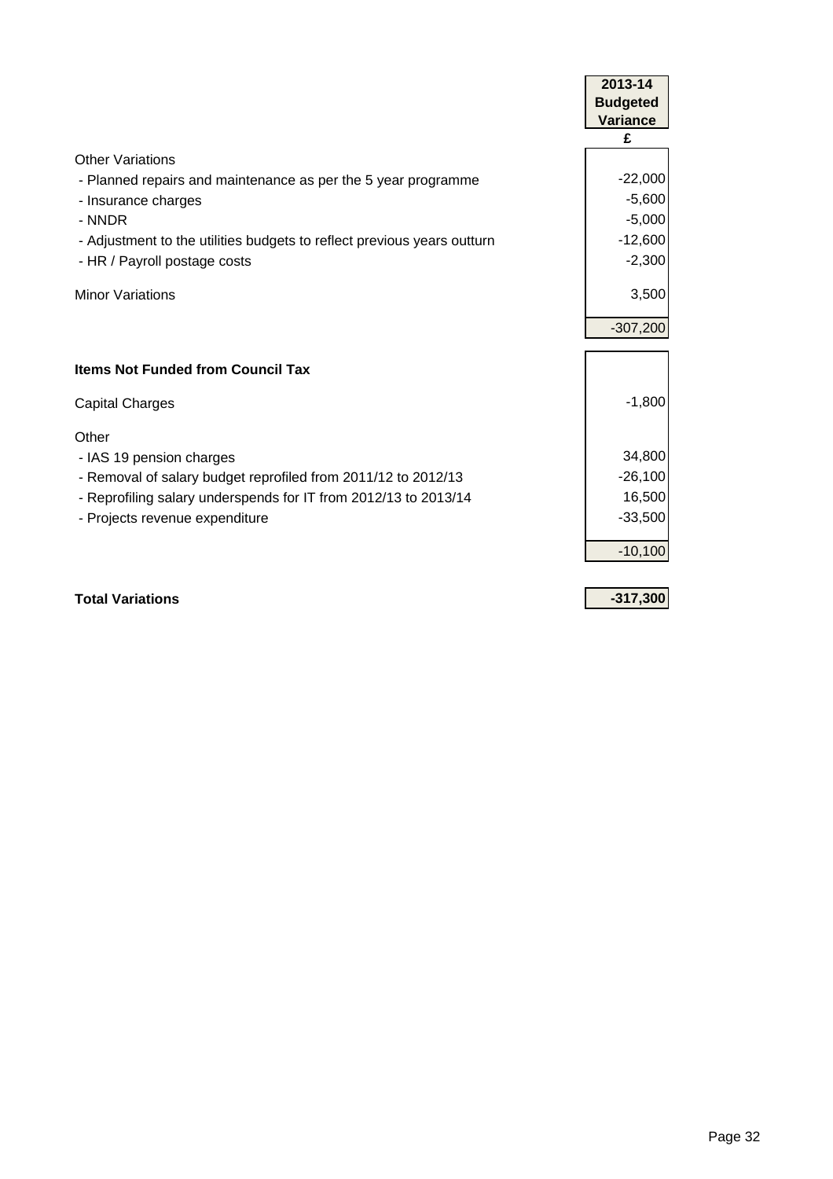| | 2013-14 Budgeted Variance |
|---|---|
| | £ |
| Other Variations | |
| - Planned repairs and maintenance as per the 5 year programme | -22,000 |
| - Insurance charges | -5,600 |
| - NNDR | -5,000 |
| - Adjustment to the utilities budgets to reflect previous years outturn | -12,600 |
| - HR / Payroll postage costs | -2,300 |
| Minor Variations | 3,500 |
| | -307,200 |
| **Items Not Funded from Council Tax** | |
| Capital Charges | -1,800 |
| Other | |
| - IAS 19 pension charges | 34,800 |
| - Removal of salary budget reprofiled from 2011/12 to 2012/13 | -26,100 |
| - Reprofiling salary underspends for IT from 2012/13 to 2013/14 | 16,500 |
| - Projects revenue expenditure | -33,500 |
| | -10,100 |
| **Total Variations** | **-317,300** |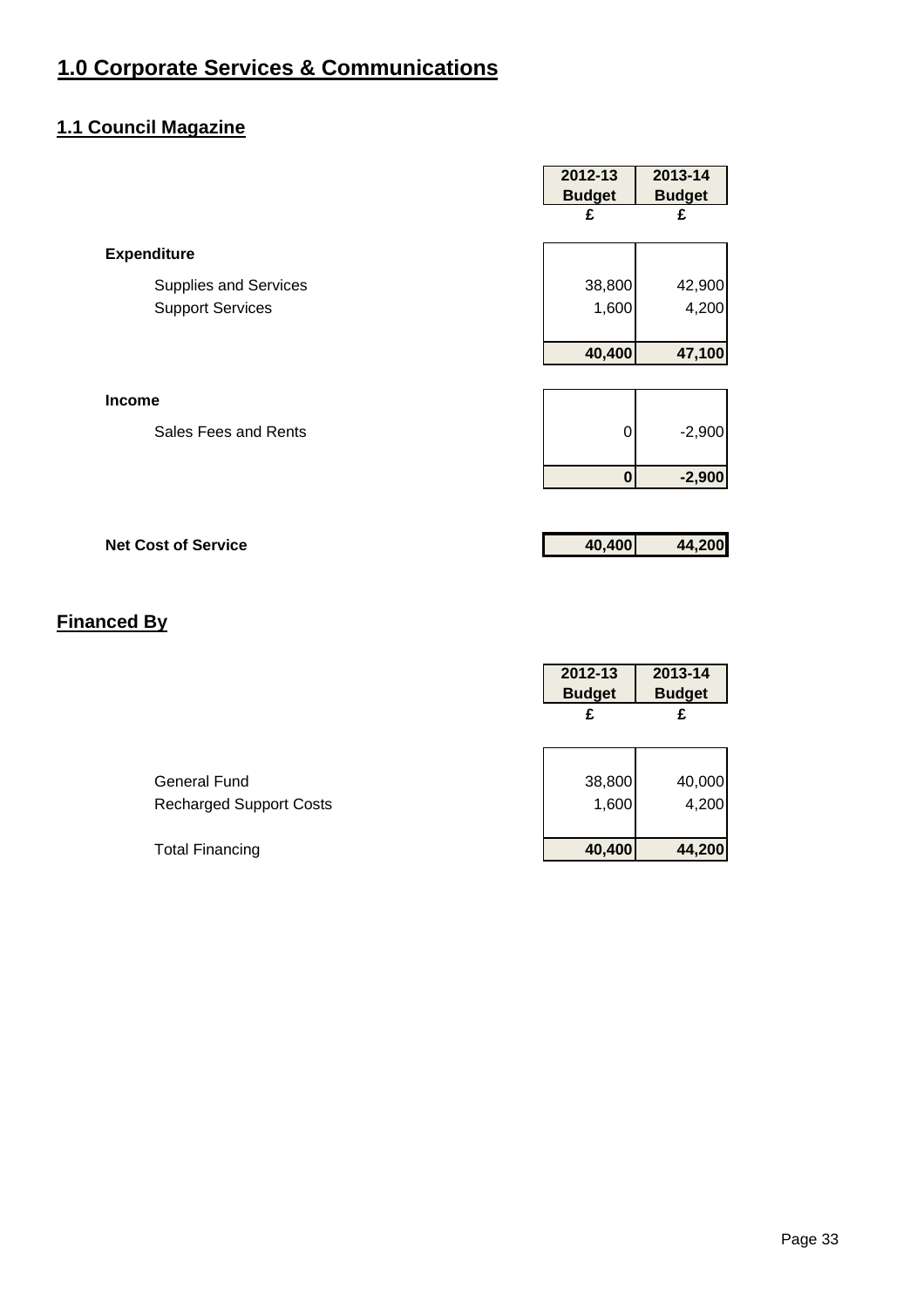# 1.0 Corporate Services & Communications

## 1.1 Council Magazine

| | 2012-13 Budget £ | 2013-14 Budget £ |
|---|---|---|
| **Expenditure** | | |
| Supplies and Services | 38,800 | 42,900 |
| Support Services | 1,600 | 4,200 |
| | **40,400** | **47,100** |
| **Income** | | |
| Sales Fees and Rents | 0 | -2,900 |
| | **0** | **-2,900** |
| **Net Cost of Service** | **40,400** | **44,200** |

## Financed By

| | 2012-13 Budget £ | 2013-14 Budget £ |
|---|---|---|
| General Fund | 38,800 | 40,000 |
| Recharged Support Costs | 1,600 | 4,200 |
| Total Financing | **40,400** | **44,200** |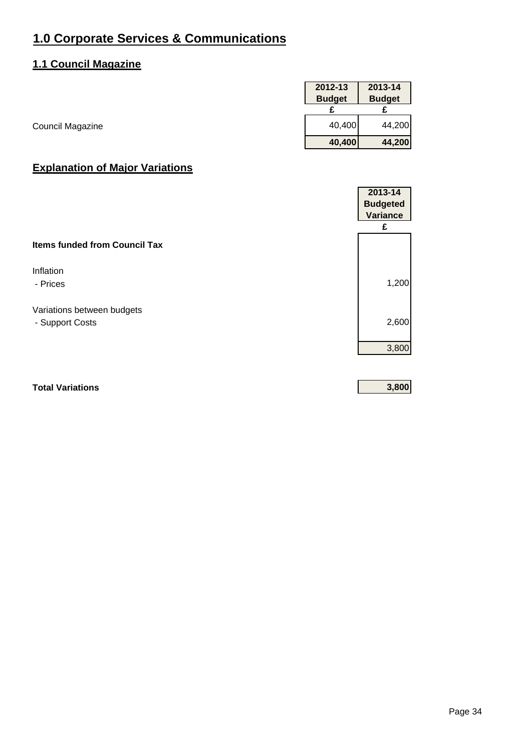# 1.0 Corporate Services & Communications

## 1.1 Council Magazine

| | 2012-13 Budget | 2013-14 Budget |
|---|---|---|
| | £ | £ |
| Council Magazine | 40,400 | 44,200 |
| | **40,400** | **44,200** |

## Explanation of Major Variations

| | 2013-14 Budgeted Variance |
|---|---|
| | £ |
| **Items funded from Council Tax** | |
| Inflation | |
| - Prices | 1,200 |
| Variations between budgets | |
| - Support Costs | 2,600 |
| | 3,800 |
| **Total Variations** | **3,800** |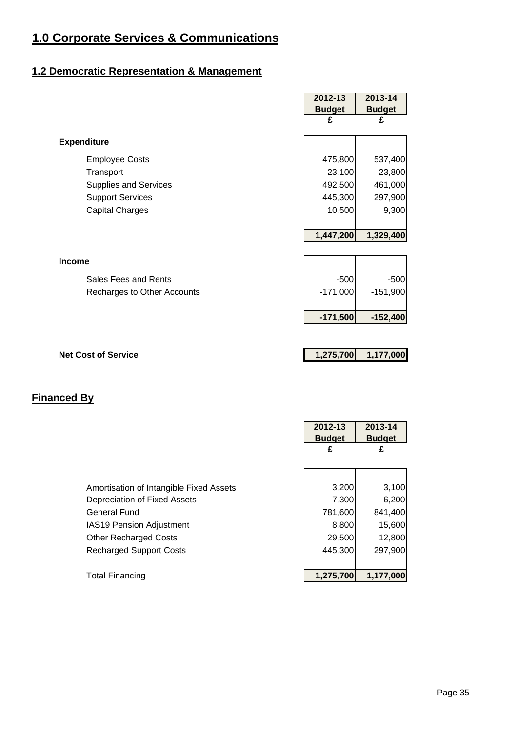# 1.0 Corporate Services & Communications

## 1.2 Democratic Representation & Management

| | 2012-13 Budget £ | 2013-14 Budget £ |
|---|---|---|
| **Expenditure** | | |
| Employee Costs | 475,800 | 537,400 |
| Transport | 23,100 | 23,800 |
| Supplies and Services | 492,500 | 461,000 |
| Support Services | 445,300 | 297,900 |
| Capital Charges | 10,500 | 9,300 |
| | **1,447,200** | **1,329,400** |
| **Income** | | |
| Sales Fees and Rents | -500 | -500 |
| Recharges to Other Accounts | -171,000 | -151,900 |
| | **-171,500** | **-152,400** |
| **Net Cost of Service** | **1,275,700** | **1,177,000** |

## Financed By

| | 2012-13 Budget £ | 2013-14 Budget £ |
|---|---|---|
| Amortisation of Intangible Fixed Assets | 3,200 | 3,100 |
| Depreciation of Fixed Assets | 7,300 | 6,200 |
| General Fund | 781,600 | 841,400 |
| IAS19 Pension Adjustment | 8,800 | 15,600 |
| Other Recharged Costs | 29,500 | 12,800 |
| Recharged Support Costs | 445,300 | 297,900 |
| Total Financing | **1,275,700** | **1,177,000** |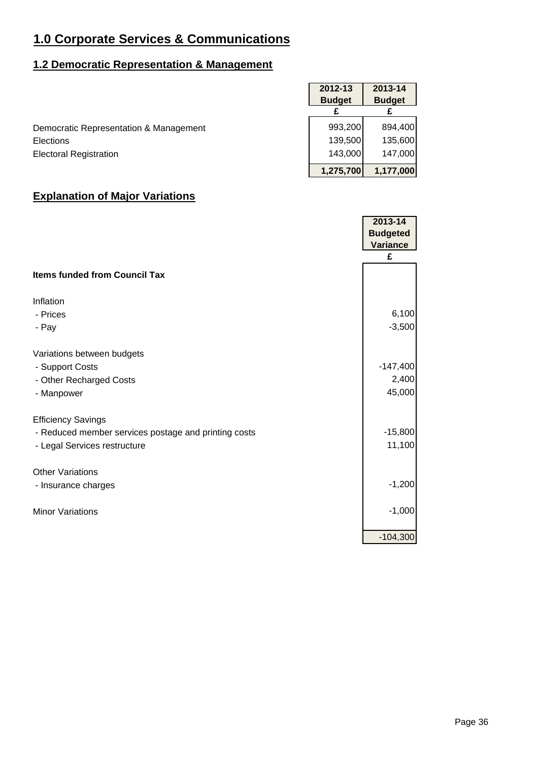# 1.0 Corporate Services & Communications

## 1.2 Democratic Representation & Management

| | 2012-13 Budget | 2013-14 Budget |
|---|---|---|
| | £ | £ |
| Democratic Representation & Management | 993,200 | 894,400 |
| Elections | 139,500 | 135,600 |
| Electoral Registration | 143,000 | 147,000 |
| | **1,275,700** | **1,177,000** |

## Explanation of Major Variations

| | 2013-14 Budgeted Variance |
|---|---|
| | £ |
| **Items funded from Council Tax** | |
| | |
| Inflation | |
| - Prices | 6,100 |
| - Pay | -3,500 |
| | |
| Variations between budgets | |
| - Support Costs | -147,400 |
| - Other Recharged Costs | 2,400 |
| - Manpower | 45,000 |
| | |
| Efficiency Savings | |
| - Reduced member services postage and printing costs | -15,800 |
| - Legal Services restructure | 11,100 |
| | |
| Other Variations | |
| - Insurance charges | -1,200 |
| | |
| Minor Variations | -1,000 |
| | |
| | -104,300 |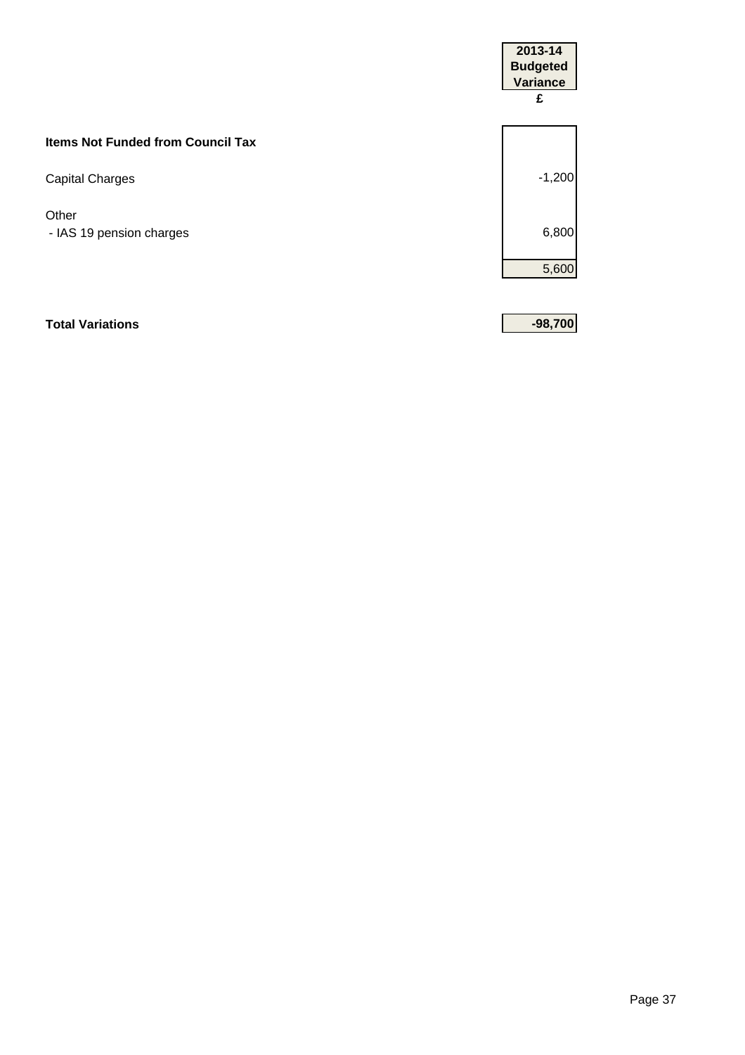| | 2013-14 Budgeted Variance £ |
|---|---|
| **Items Not Funded from Council Tax** | |
| Capital Charges | -1,200 |
| Other | |
| - IAS 19 pension charges | 6,800 |
| | 5,600 |
| **Total Variations** | **-98,700** |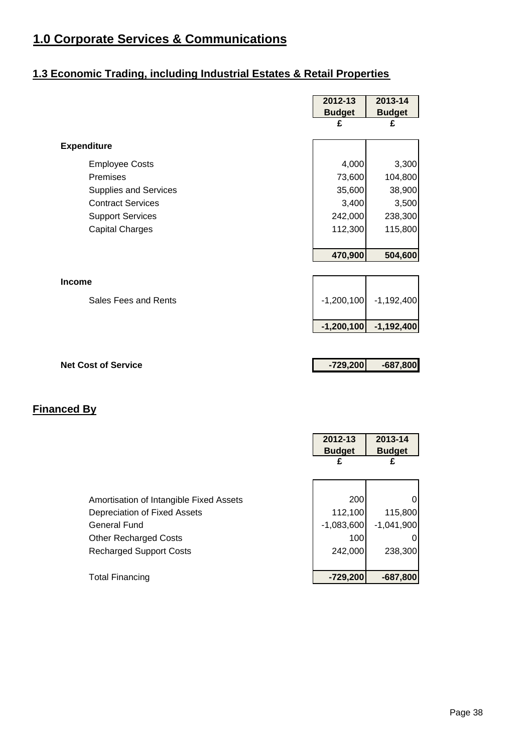# 1.0 Corporate Services & Communications

## 1.3 Economic Trading, including Industrial Estates & Retail Properties

| | 2012-13 Budget £ | 2013-14 Budget £ |
|---|---|---|
| **Expenditure** | | |
| Employee Costs | 4,000 | 3,300 |
| Premises | 73,600 | 104,800 |
| Supplies and Services | 35,600 | 38,900 |
| Contract Services | 3,400 | 3,500 |
| Support Services | 242,000 | 238,300 |
| Capital Charges | 112,300 | 115,800 |
| | **470,900** | **504,600** |
| **Income** | | |
| Sales Fees and Rents | -1,200,100 | -1,192,400 |
| | **-1,200,100** | **-1,192,400** |
| **Net Cost of Service** | **-729,200** | **-687,800** |

## Financed By

| | 2012-13 Budget £ | 2013-14 Budget £ |
|---|---|---|
| Amortisation of Intangible Fixed Assets | 200 | 0 |
| Depreciation of Fixed Assets | 112,100 | 115,800 |
| General Fund | -1,083,600 | -1,041,900 |
| Other Recharged Costs | 100 | 0 |
| Recharged Support Costs | 242,000 | 238,300 |
| Total Financing | **-729,200** | **-687,800** |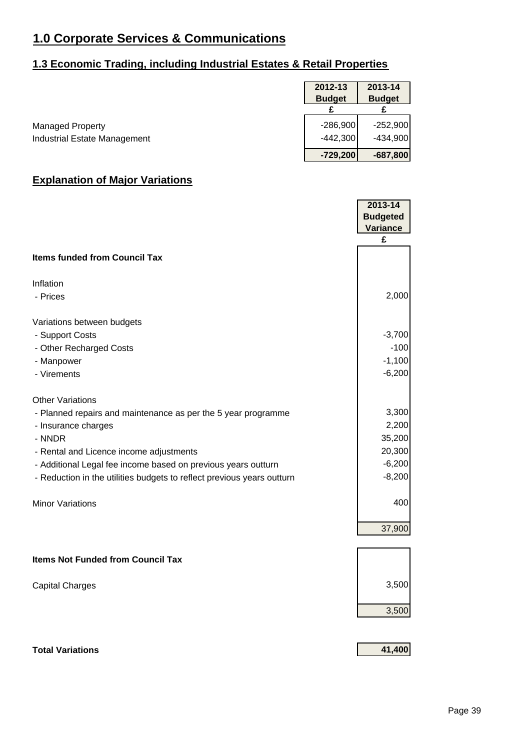# 1.0 Corporate Services & Communications

## 1.3 Economic Trading, including Industrial Estates & Retail Properties

| | 2012-13 Budget | 2013-14 Budget |
|---|---|---|
| | £ | £ |
| Managed Property | -286,900 | -252,900 |
| Industrial Estate Management | -442,300 | -434,900 |
| | **-729,200** | **-687,800** |

## Explanation of Major Variations

| | 2013-14 Budgeted Variance |
|---|---|
| | £ |
| **Items funded from Council Tax** | |
| Inflation | |
| - Prices | 2,000 |
| Variations between budgets | |
| - Support Costs | -3,700 |
| - Other Recharged Costs | -100 |
| - Manpower | -1,100 |
| - Virements | -6,200 |
| Other Variations | |
| - Planned repairs and maintenance as per the 5 year programme | 3,300 |
| - Insurance charges | 2,200 |
| - NNDR | 35,200 |
| - Rental and Licence income adjustments | 20,300 |
| - Additional Legal fee income based on previous years outturn | -6,200 |
| - Reduction in the utilities budgets to reflect previous years outturn | -8,200 |
| Minor Variations | 400 |
| | 37,900 |
| **Items Not Funded from Council Tax** | |
| Capital Charges | 3,500 |
| | 3,500 |
| **Total Variations** | **41,400** |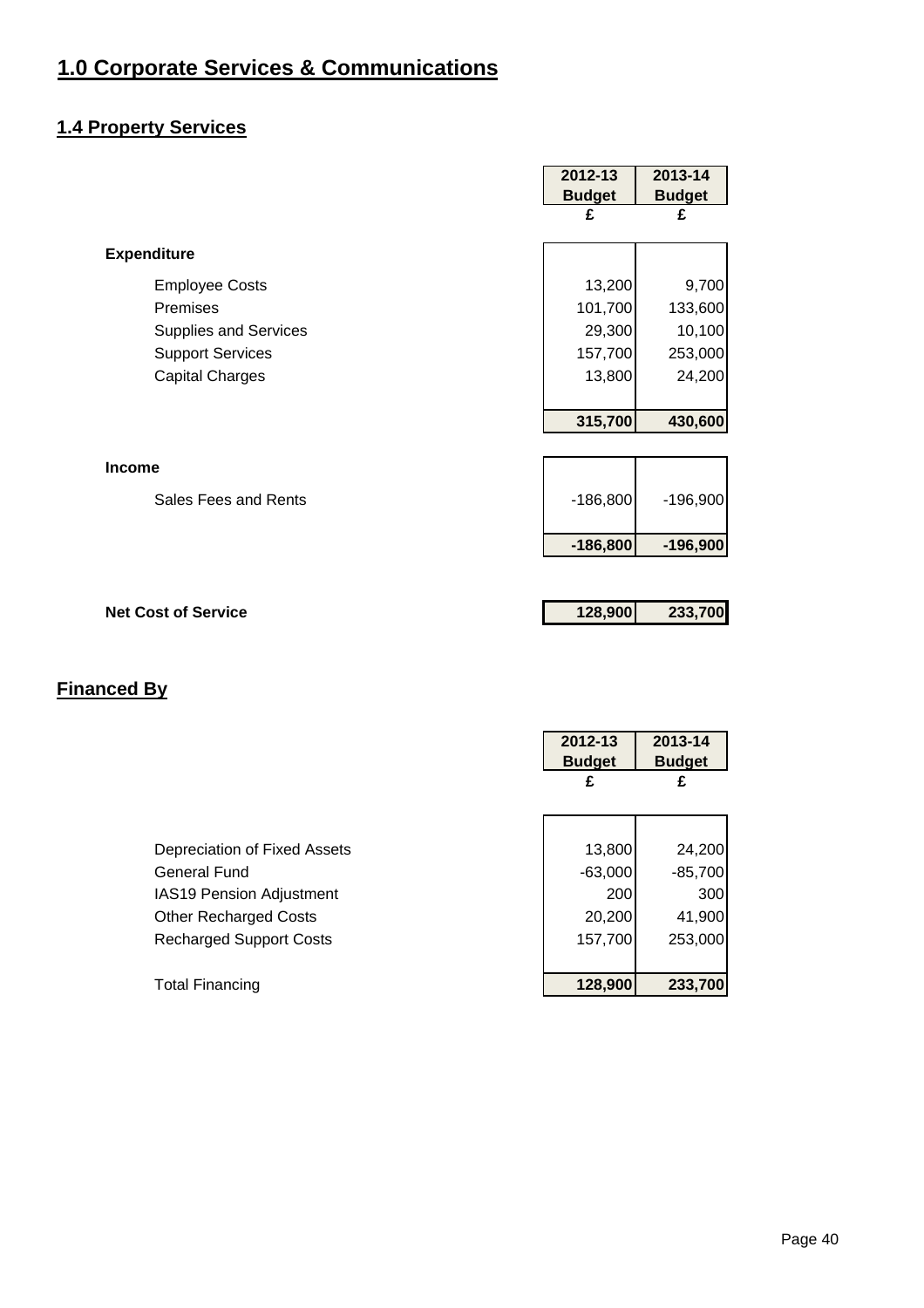# 1.0 Corporate Services & Communications

## 1.4 Property Services

| | 2012-13 Budget | 2013-14 Budget |
|---|---|---|
| | £ | £ |
| **Expenditure** | | |
| Employee Costs | 13,200 | 9,700 |
| Premises | 101,700 | 133,600 |
| Supplies and Services | 29,300 | 10,100 |
| Support Services | 157,700 | 253,000 |
| Capital Charges | 13,800 | 24,200 |
| | **315,700** | **430,600** |
| **Income** | | |
| Sales Fees and Rents | -186,800 | -196,900 |
| | **-186,800** | **-196,900** |
| **Net Cost of Service** | **128,900** | **233,700** |

## Financed By

| | 2012-13 Budget | 2013-14 Budget |
|---|---|---|
| | £ | £ |
| Depreciation of Fixed Assets | 13,800 | 24,200 |
| General Fund | -63,000 | -85,700 |
| IAS19 Pension Adjustment | 200 | 300 |
| Other Recharged Costs | 20,200 | 41,900 |
| Recharged Support Costs | 157,700 | 253,000 |
| Total Financing | **128,900** | **233,700** |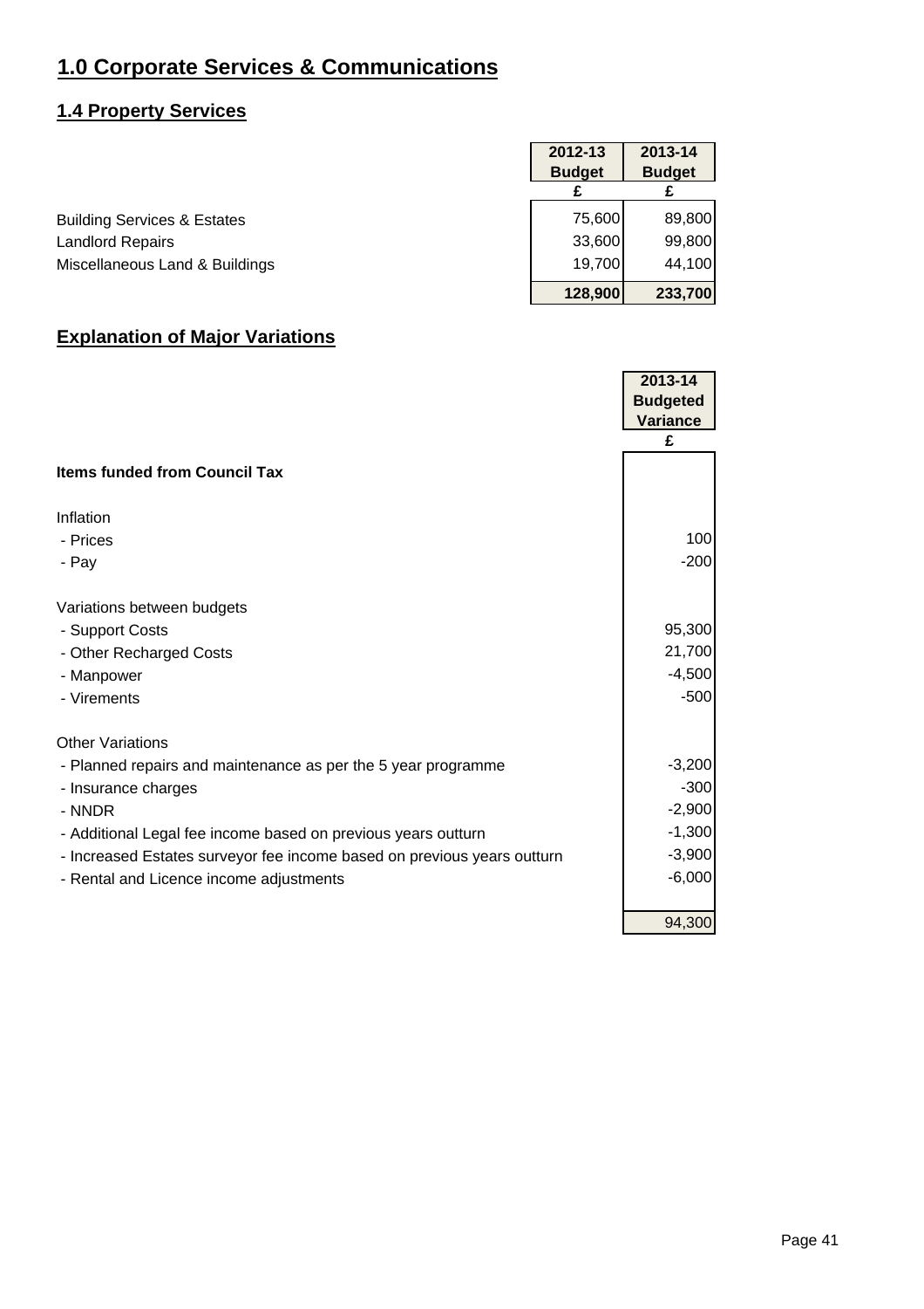# 1.0 Corporate Services & Communications

## 1.4 Property Services

| | 2012-13 Budget | 2013-14 Budget |
|---|---|---|
| | £ | £ |
| Building Services & Estates | 75,600 | 89,800 |
| Landlord Repairs | 33,600 | 99,800 |
| Miscellaneous Land & Buildings | 19,700 | 44,100 |
| | **128,900** | **233,700** |

## Explanation of Major Variations

| | 2013-14 Budgeted Variance |
|---|---|
| | £ |
| **Items funded from Council Tax** | |
| | |
| Inflation | |
| - Prices | 100 |
| - Pay | -200 |
| | |
| Variations between budgets | |
| - Support Costs | 95,300 |
| - Other Recharged Costs | 21,700 |
| - Manpower | -4,500 |
| - Virements | -500 |
| | |
| Other Variations | |
| - Planned repairs and maintenance as per the 5 year programme | -3,200 |
| - Insurance charges | -300 |
| - NNDR | -2,900 |
| - Additional Legal fee income based on previous years outturn | -1,300 |
| - Increased Estates surveyor fee income based on previous years outturn | -3,900 |
| - Rental and Licence income adjustments | -6,000 |
| | |
| | 94,300 |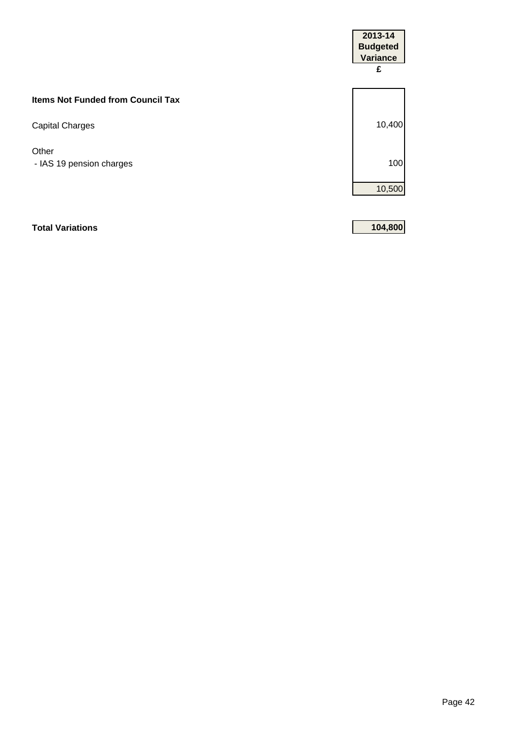| | 2013-14 Budgeted Variance £ |
|---|---|
| **Items Not Funded from Council Tax** | |
| Capital Charges | 10,400 |
| Other | |
| - IAS 19 pension charges | 100 |
| | 10,500 |
| **Total Variations** | **104,800** |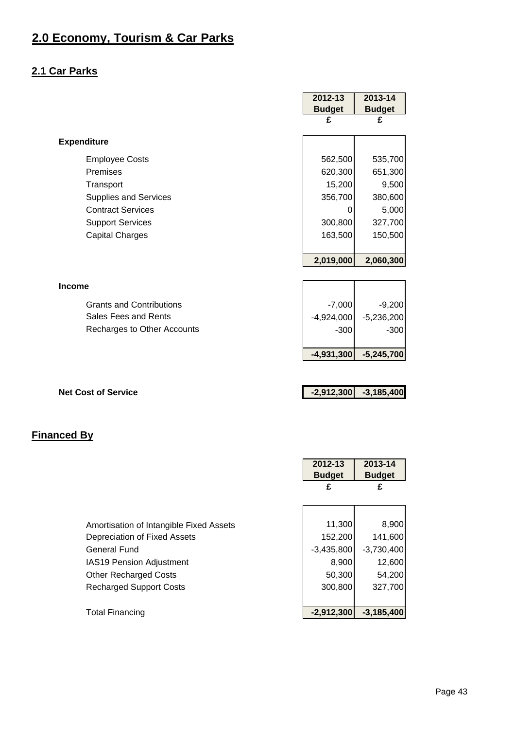# 2.0 Economy, Tourism & Car Parks

## 2.1 Car Parks

| | 2012-13 Budget | 2013-14 Budget |
|---|---|---|
| | £ | £ |
| **Expenditure** | | |
| Employee Costs | 562,500 | 535,700 |
| Premises | 620,300 | 651,300 |
| Transport | 15,200 | 9,500 |
| Supplies and Services | 356,700 | 380,600 |
| Contract Services | 0 | 5,000 |
| Support Services | 300,800 | 327,700 |
| Capital Charges | 163,500 | 150,500 |
| | **2,019,000** | **2,060,300** |
| **Income** | | |
| Grants and Contributions | -7,000 | -9,200 |
| Sales Fees and Rents | -4,924,000 | -5,236,200 |
| Recharges to Other Accounts | -300 | -300 |
| | **-4,931,300** | **-5,245,700** |
| **Net Cost of Service** | **-2,912,300** | **-3,185,400** |

## Financed By

| | 2012-13 Budget | 2013-14 Budget |
|---|---|---|
| | £ | £ |
| Amortisation of Intangible Fixed Assets | 11,300 | 8,900 |
| Depreciation of Fixed Assets | 152,200 | 141,600 |
| General Fund | -3,435,800 | -3,730,400 |
| IAS19 Pension Adjustment | 8,900 | 12,600 |
| Other Recharged Costs | 50,300 | 54,200 |
| Recharged Support Costs | 300,800 | 327,700 |
| Total Financing | **-2,912,300** | **-3,185,400** |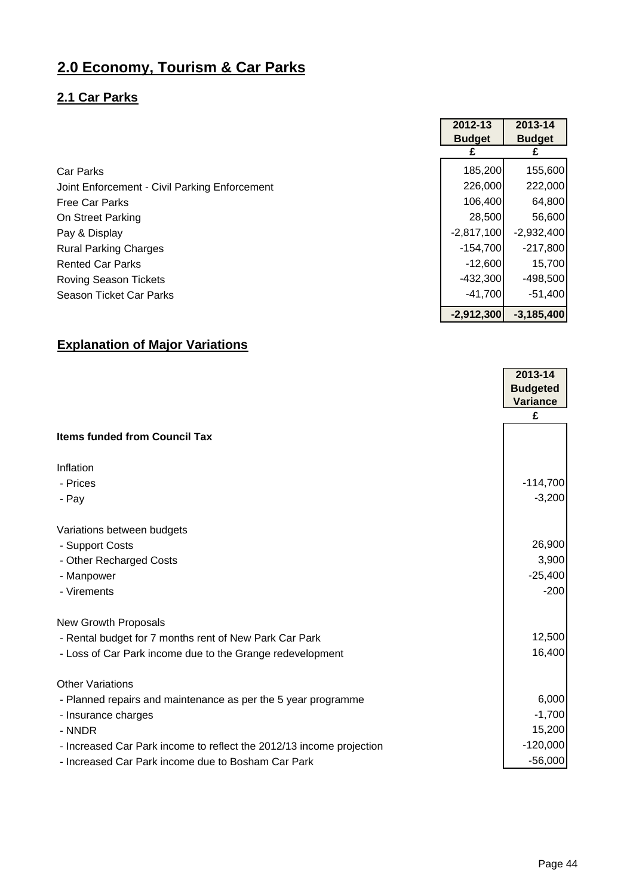# 2.0 Economy, Tourism & Car Parks

## 2.1 Car Parks

| | 2012-13 Budget | 2013-14 Budget |
|---|---|---|
| | £ | £ |
| Car Parks | 185,200 | 155,600 |
| Joint Enforcement - Civil Parking Enforcement | 226,000 | 222,000 |
| Free Car Parks | 106,400 | 64,800 |
| On Street Parking | 28,500 | 56,600 |
| Pay & Display | -2,817,100 | -2,932,400 |
| Rural Parking Charges | -154,700 | -217,800 |
| Rented Car Parks | -12,600 | 15,700 |
| Roving Season Tickets | -432,300 | -498,500 |
| Season Ticket Car Parks | -41,700 | -51,400 |
| | **-2,912,300** | **-3,185,400** |

## Explanation of Major Variations

| | 2013-14 Budgeted Variance |
|---|---|
| | £ |
| **Items funded from Council Tax** | |
| | |
| Inflation | |
| - Prices | -114,700 |
| - Pay | -3,200 |
| | |
| Variations between budgets | |
| - Support Costs | 26,900 |
| - Other Recharged Costs | 3,900 |
| - Manpower | -25,400 |
| - Virements | -200 |
| | |
| New Growth Proposals | |
| - Rental budget for 7 months rent of New Park Car Park | 12,500 |
| - Loss of Car Park income due to the Grange redevelopment | 16,400 |
| | |
| Other Variations | |
| - Planned repairs and maintenance as per the 5 year programme | 6,000 |
| - Insurance charges | -1,700 |
| - NNDR | 15,200 |
| - Increased Car Park income to reflect the 2012/13 income projection | -120,000 |
| - Increased Car Park income due to Bosham Car Park | -56,000 |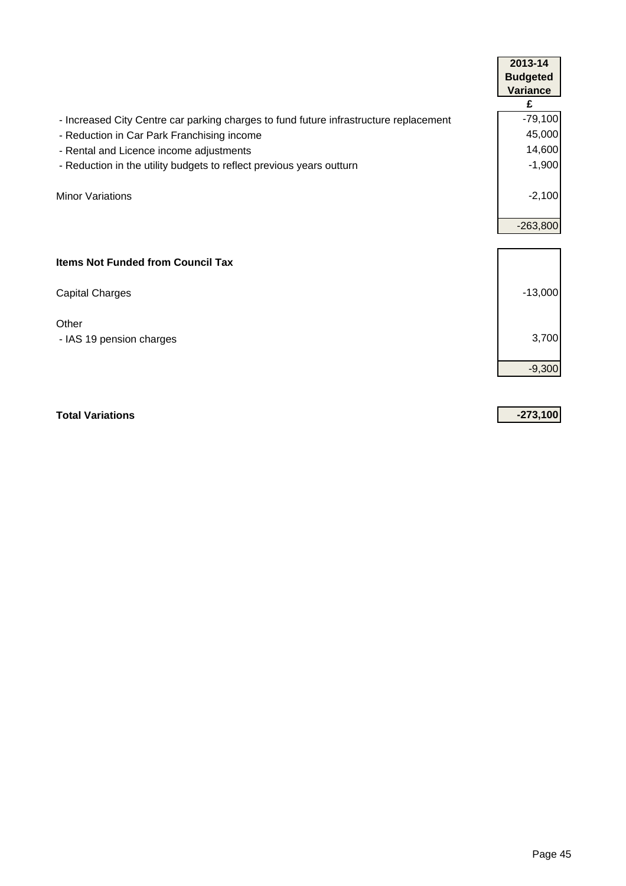| | 2013-14 Budgeted Variance |
|---|---|
| | £ |
| - Increased City Centre car parking charges to fund future infrastructure replacement | -79,100 |
| - Reduction in Car Park Franchising income | 45,000 |
| - Rental and Licence income adjustments | 14,600 |
| - Reduction in the utility budgets to reflect previous years outturn | -1,900 |
| | |
| Minor Variations | -2,100 |
| | |
| | -263,800 |
| | |
| **Items Not Funded from Council Tax** | |
| | |
| Capital Charges | -13,000 |
| | |
| Other | |
| - IAS 19 pension charges | 3,700 |
| | |
| | -9,300 |
| | |
| **Total Variations** | **-273,100** |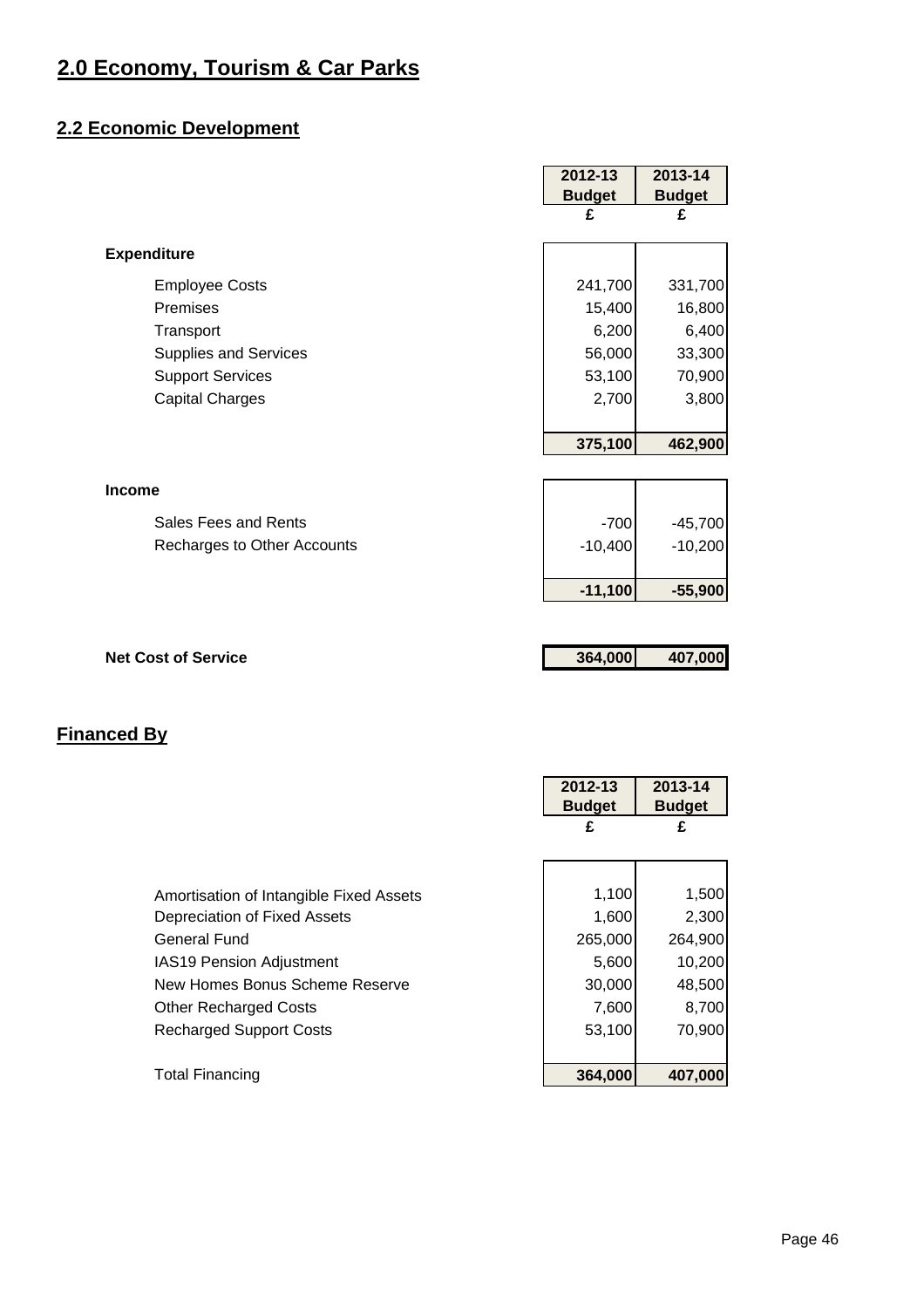# 2.0 Economy, Tourism & Car Parks

## 2.2 Economic Development

| | 2012-13 Budget | 2013-14 Budget |
|---|---|---|
| | £ | £ |
| **Expenditure** | | |
| Employee Costs | 241,700 | 331,700 |
| Premises | 15,400 | 16,800 |
| Transport | 6,200 | 6,400 |
| Supplies and Services | 56,000 | 33,300 |
| Support Services | 53,100 | 70,900 |
| Capital Charges | 2,700 | 3,800 |
| | **375,100** | **462,900** |
| **Income** | | |
| Sales Fees and Rents | -700 | -45,700 |
| Recharges to Other Accounts | -10,400 | -10,200 |
| | **-11,100** | **-55,900** |
| **Net Cost of Service** | **364,000** | **407,000** |

## Financed By

| | 2012-13 Budget | 2013-14 Budget |
|---|---|---|
| | £ | £ |
| Amortisation of Intangible Fixed Assets | 1,100 | 1,500 |
| Depreciation of Fixed Assets | 1,600 | 2,300 |
| General Fund | 265,000 | 264,900 |
| IAS19 Pension Adjustment | 5,600 | 10,200 |
| New Homes Bonus Scheme Reserve | 30,000 | 48,500 |
| Other Recharged Costs | 7,600 | 8,700 |
| Recharged Support Costs | 53,100 | 70,900 |
| Total Financing | **364,000** | **407,000** |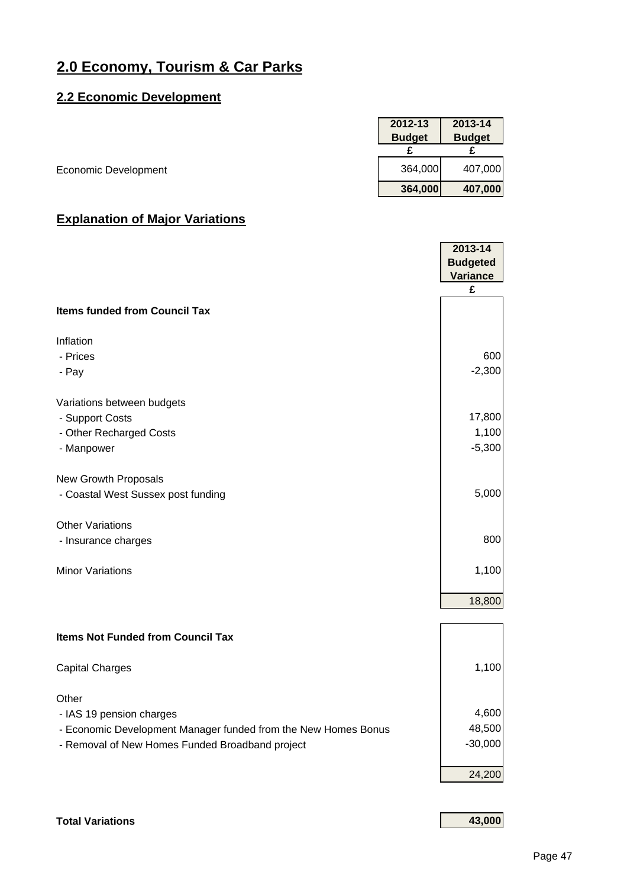# 2.0 Economy, Tourism & Car Parks

## 2.2 Economic Development

| | 2012-13 Budget | 2013-14 Budget |
|---|---|---|
| | £ | £ |
| Economic Development | 364,000 | 407,000 |
| | **364,000** | **407,000** |

## Explanation of Major Variations

| | 2013-14 Budgeted Variance |
|---|---|
| | £ |
| **Items funded from Council Tax** | |
| Inflation | |
| - Prices | 600 |
| - Pay | -2,300 |
| Variations between budgets | |
| - Support Costs | 17,800 |
| - Other Recharged Costs | 1,100 |
| - Manpower | -5,300 |
| New Growth Proposals | |
| - Coastal West Sussex post funding | 5,000 |
| Other Variations | |
| - Insurance charges | 800 |
| Minor Variations | 1,100 |
| | 18,800 |
| **Items Not Funded from Council Tax** | |
| Capital Charges | 1,100 |
| Other | |
| - IAS 19 pension charges | 4,600 |
| - Economic Development Manager funded from the New Homes Bonus | 48,500 |
| - Removal of New Homes Funded Broadband project | -30,000 |
| | 24,200 |
| **Total Variations** | **43,000** |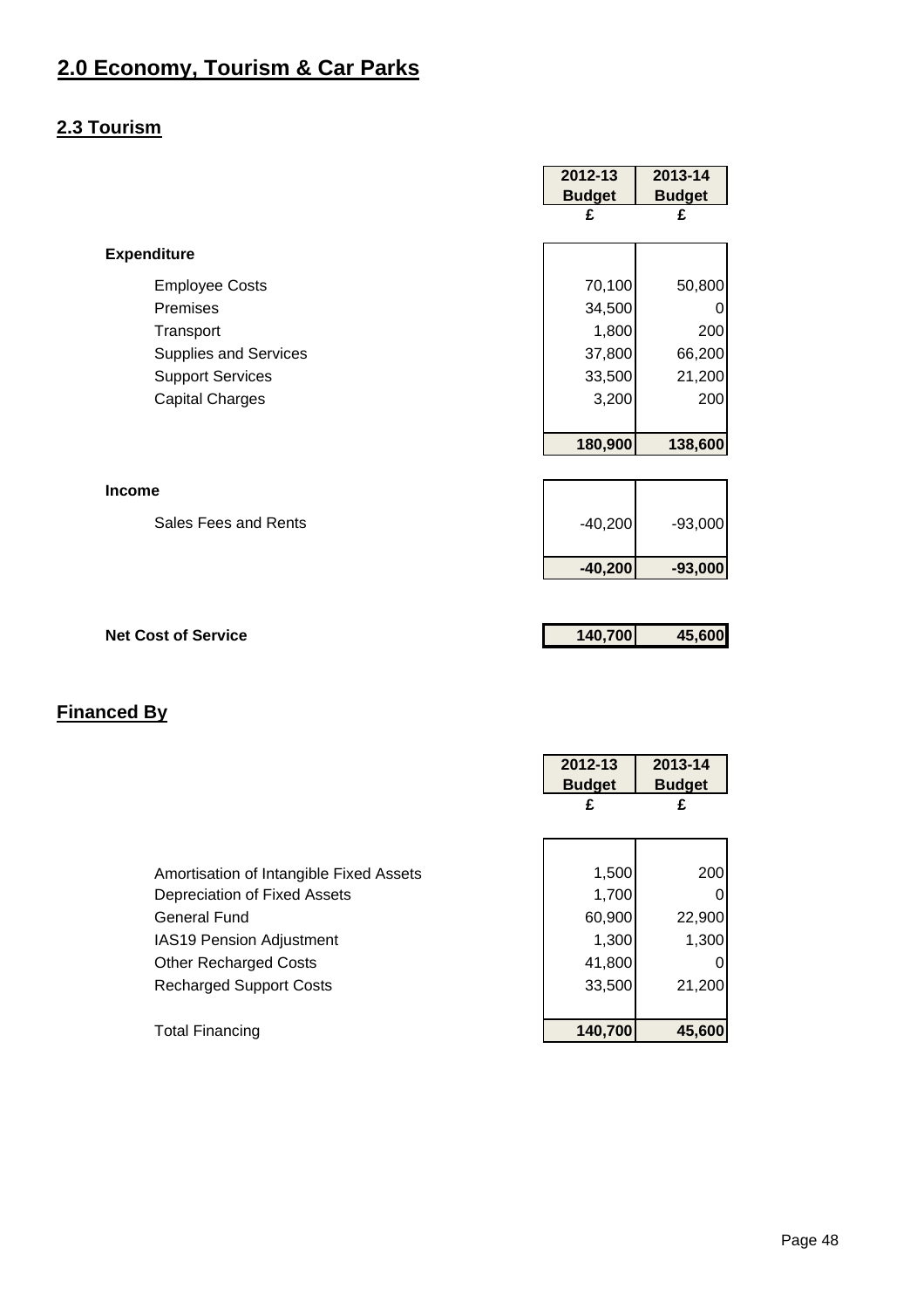# 2.0 Economy, Tourism & Car Parks

## 2.3 Tourism

| | 2012-13 Budget £ | 2013-14 Budget £ |
|---|---|---|
| **Expenditure** | | |
| Employee Costs | 70,100 | 50,800 |
| Premises | 34,500 | 0 |
| Transport | 1,800 | 200 |
| Supplies and Services | 37,800 | 66,200 |
| Support Services | 33,500 | 21,200 |
| Capital Charges | 3,200 | 200 |
| | **180,900** | **138,600** |
| **Income** | | |
| Sales Fees and Rents | -40,200 | -93,000 |
| | **-40,200** | **-93,000** |
| **Net Cost of Service** | **140,700** | **45,600** |

## Financed By

| | 2012-13 Budget £ | 2013-14 Budget £ |
|---|---|---|
| Amortisation of Intangible Fixed Assets | 1,500 | 200 |
| Depreciation of Fixed Assets | 1,700 | 0 |
| General Fund | 60,900 | 22,900 |
| IAS19 Pension Adjustment | 1,300 | 1,300 |
| Other Recharged Costs | 41,800 | 0 |
| Recharged Support Costs | 33,500 | 21,200 |
| Total Financing | **140,700** | **45,600** |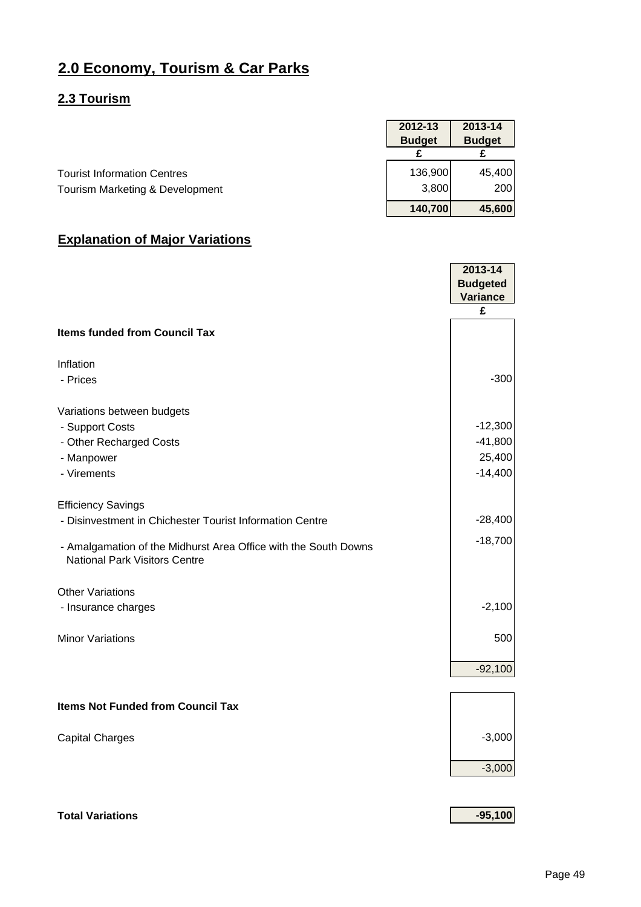# 2.0 Economy, Tourism & Car Parks

## 2.3 Tourism

| | 2012-13 Budget | 2013-14 Budget |
|---|---|---|
| | £ | £ |
| Tourist Information Centres | 136,900 | 45,400 |
| Tourism Marketing & Development | 3,800 | 200 |
| | **140,700** | **45,600** |

## Explanation of Major Variations

| | 2013-14 Budgeted Variance |
|---|---|
| | £ |
| **Items funded from Council Tax** | |
| Inflation | |
| - Prices | -300 |
| Variations between budgets | |
| - Support Costs | -12,300 |
| - Other Recharged Costs | -41,800 |
| - Manpower | 25,400 |
| - Virements | -14,400 |
| Efficiency Savings | |
| - Disinvestment in Chichester Tourist Information Centre | -28,400 |
| - Amalgamation of the Midhurst Area Office with the South Downs National Park Visitors Centre | -18,700 |
| Other Variations | |
| - Insurance charges | -2,100 |
| Minor Variations | 500 |
| | -92,100 |
| **Items Not Funded from Council Tax** | |
| Capital Charges | -3,000 |
| | -3,000 |
| **Total Variations** | **-95,100** |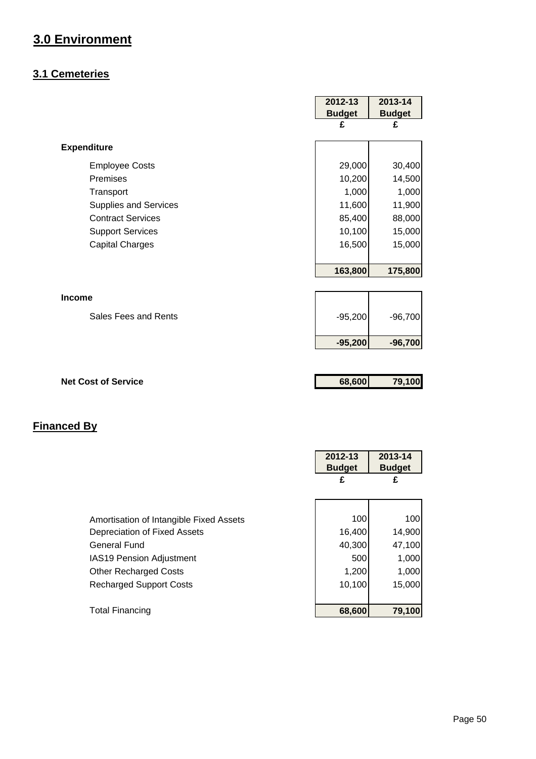# 3.0 Environment

## 3.1 Cemeteries

| | 2012-13 Budget | 2013-14 Budget |
|---|---|---|
| | £ | £ |
| **Expenditure** | | |
| Employee Costs | 29,000 | 30,400 |
| Premises | 10,200 | 14,500 |
| Transport | 1,000 | 1,000 |
| Supplies and Services | 11,600 | 11,900 |
| Contract Services | 85,400 | 88,000 |
| Support Services | 10,100 | 15,000 |
| Capital Charges | 16,500 | 15,000 |
| | **163,800** | **175,800** |
| **Income** | | |
| Sales Fees and Rents | -95,200 | -96,700 |
| | **-95,200** | **-96,700** |
| **Net Cost of Service** | **68,600** | **79,100** |

## Financed By

| | 2012-13 Budget | 2013-14 Budget |
|---|---|---|
| | £ | £ |
| Amortisation of Intangible Fixed Assets | 100 | 100 |
| Depreciation of Fixed Assets | 16,400 | 14,900 |
| General Fund | 40,300 | 47,100 |
| IAS19 Pension Adjustment | 500 | 1,000 |
| Other Recharged Costs | 1,200 | 1,000 |
| Recharged Support Costs | 10,100 | 15,000 |
| Total Financing | **68,600** | **79,100** |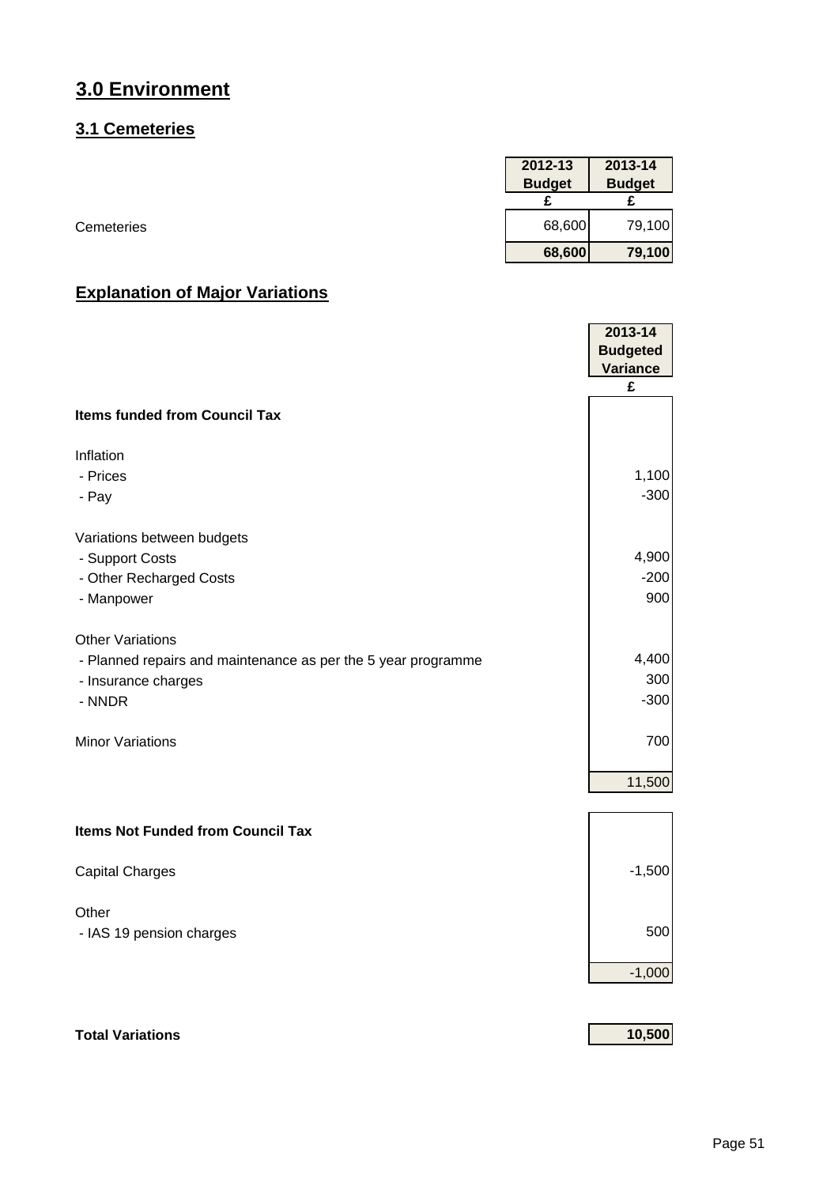# 3.0 Environment

## 3.1 Cemeteries

| | 2012-13 Budget | 2013-14 Budget |
|---|---|---|
| | £ | £ |
| Cemeteries | 68,600 | 79,100 |
| | **68,600** | **79,100** |

## Explanation of Major Variations

| | 2013-14 Budgeted Variance |
|---|---|
| | £ |
| **Items funded from Council Tax** | |
| Inflation | |
| - Prices | 1,100 |
| - Pay | -300 |
| Variations between budgets | |
| - Support Costs | 4,900 |
| - Other Recharged Costs | -200 |
| - Manpower | 900 |
| Other Variations | |
| - Planned repairs and maintenance as per the 5 year programme | 4,400 |
| - Insurance charges | 300 |
| - NNDR | -300 |
| Minor Variations | 700 |
| | 11,500 |
| **Items Not Funded from Council Tax** | |
| Capital Charges | -1,500 |
| Other | |
| - IAS 19 pension charges | 500 |
| | -1,000 |
| **Total Variations** | **10,500** |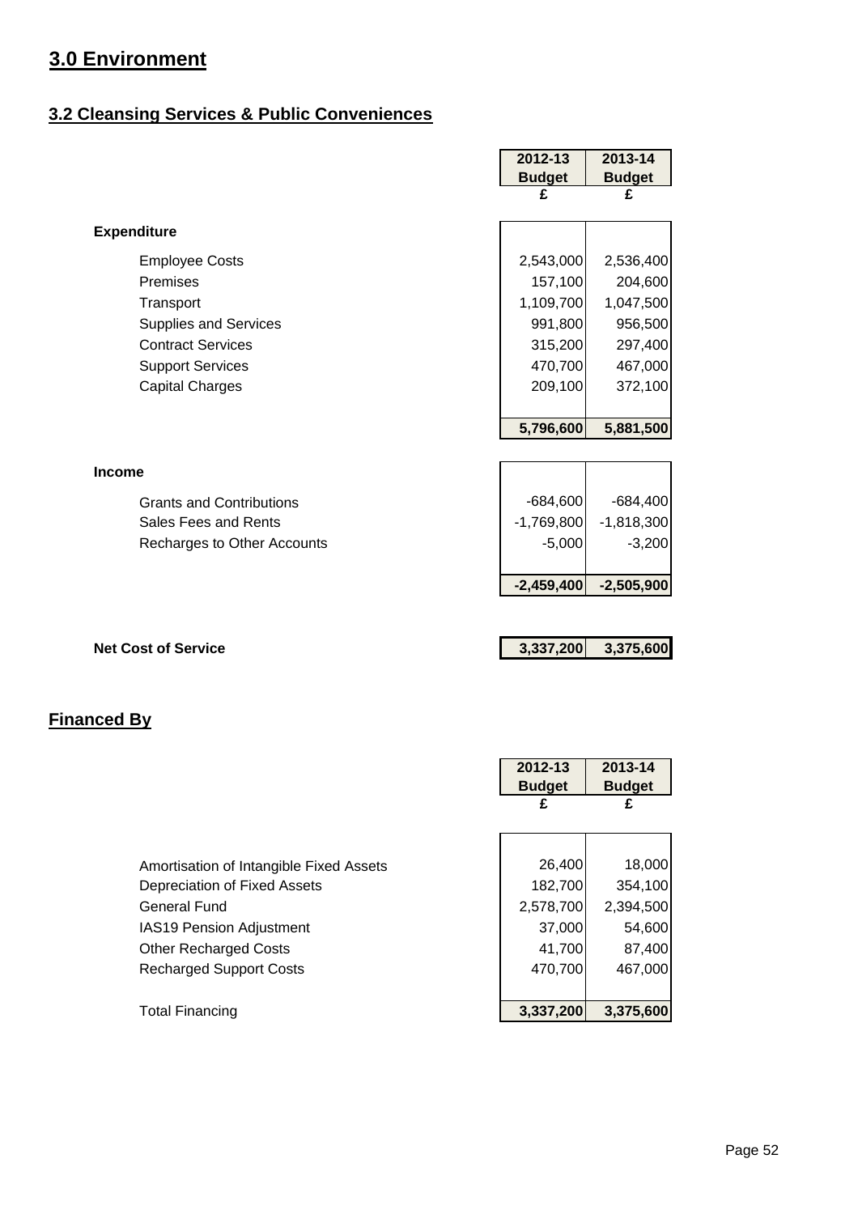# 3.0 Environment

## 3.2 Cleansing Services & Public Conveniences

| | 2012-13 Budget | 2013-14 Budget |
|---|---|---|
| | £ | £ |
| **Expenditure** | | |
| Employee Costs | 2,543,000 | 2,536,400 |
| Premises | 157,100 | 204,600 |
| Transport | 1,109,700 | 1,047,500 |
| Supplies and Services | 991,800 | 956,500 |
| Contract Services | 315,200 | 297,400 |
| Support Services | 470,700 | 467,000 |
| Capital Charges | 209,100 | 372,100 |
| | **5,796,600** | **5,881,500** |
| **Income** | | |
| Grants and Contributions | -684,600 | -684,400 |
| Sales Fees and Rents | -1,769,800 | -1,818,300 |
| Recharges to Other Accounts | -5,000 | -3,200 |
| | **-2,459,400** | **-2,505,900** |
| **Net Cost of Service** | **3,337,200** | **3,375,600** |

## Financed By

| | 2012-13 Budget | 2013-14 Budget |
|---|---|---|
| | £ | £ |
| Amortisation of Intangible Fixed Assets | 26,400 | 18,000 |
| Depreciation of Fixed Assets | 182,700 | 354,100 |
| General Fund | 2,578,700 | 2,394,500 |
| IAS19 Pension Adjustment | 37,000 | 54,600 |
| Other Recharged Costs | 41,700 | 87,400 |
| Recharged Support Costs | 470,700 | 467,000 |
| Total Financing | **3,337,200** | **3,375,600** |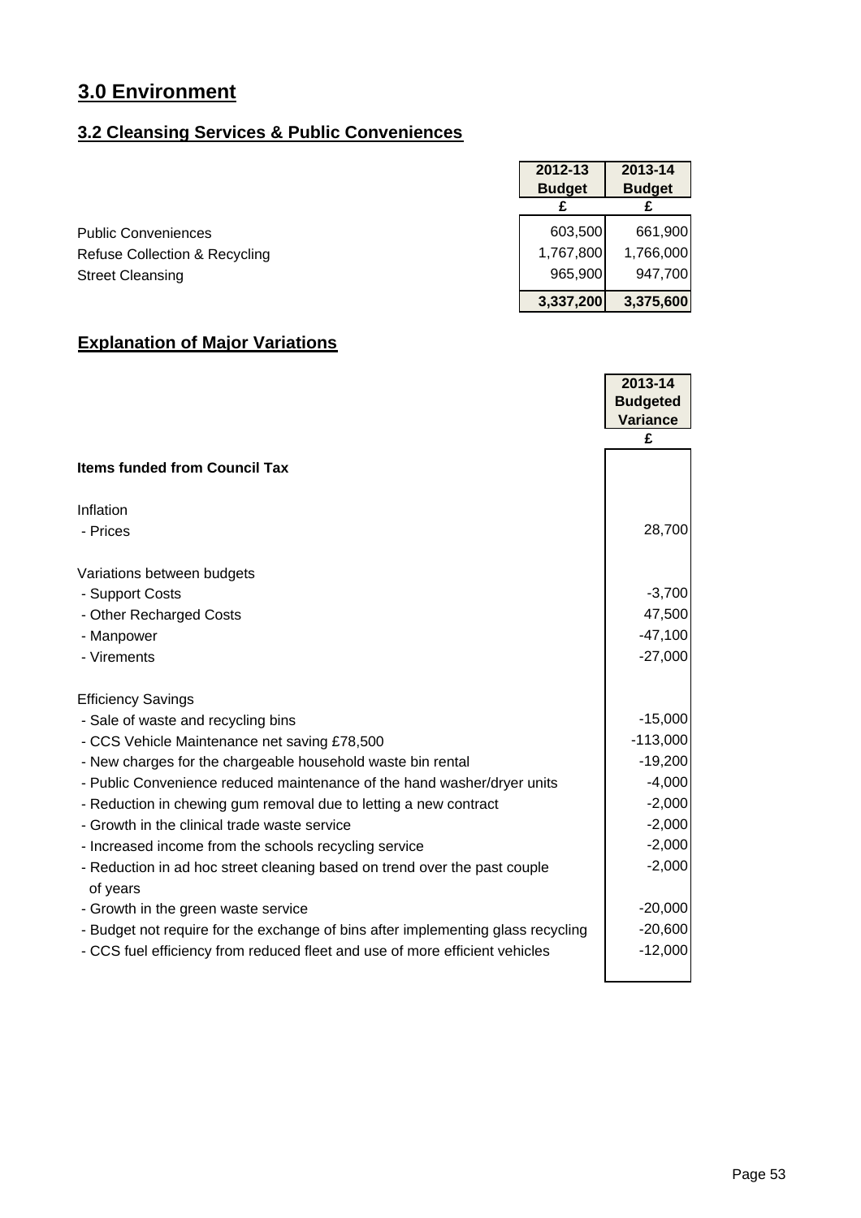# 3.0 Environment

## 3.2 Cleansing Services & Public Conveniences

| | 2012-13 Budget | 2013-14 Budget |
|---|---|---|
| | £ | £ |
| Public Conveniences | 603,500 | 661,900 |
| Refuse Collection & Recycling | 1,767,800 | 1,766,000 |
| Street Cleansing | 965,900 | 947,700 |
| | **3,337,200** | **3,375,600** |

## Explanation of Major Variations

| | 2013-14 Budgeted Variance |
|---|---|
| | £ |
| **Items funded from Council Tax** | |
| Inflation | |
| - Prices | 28,700 |
| Variations between budgets | |
| - Support Costs | -3,700 |
| - Other Recharged Costs | 47,500 |
| - Manpower | -47,100 |
| - Virements | -27,000 |
| Efficiency Savings | |
| - Sale of waste and recycling bins | -15,000 |
| - CCS Vehicle Maintenance net saving £78,500 | -113,000 |
| - New charges for the chargeable household waste bin rental | -19,200 |
| - Public Convenience reduced maintenance of the hand washer/dryer units | -4,000 |
| - Reduction in chewing gum removal due to letting a new contract | -2,000 |
| - Growth in the clinical trade waste service | -2,000 |
| - Increased income from the schools recycling service | -2,000 |
| - Reduction in ad hoc street cleaning based on trend over the past couple of years | -2,000 |
| - Growth in the green waste service | -20,000 |
| - Budget not require for the exchange of bins after implementing glass recycling | -20,600 |
| - CCS fuel efficiency from reduced fleet and use of more efficient vehicles | -12,000 |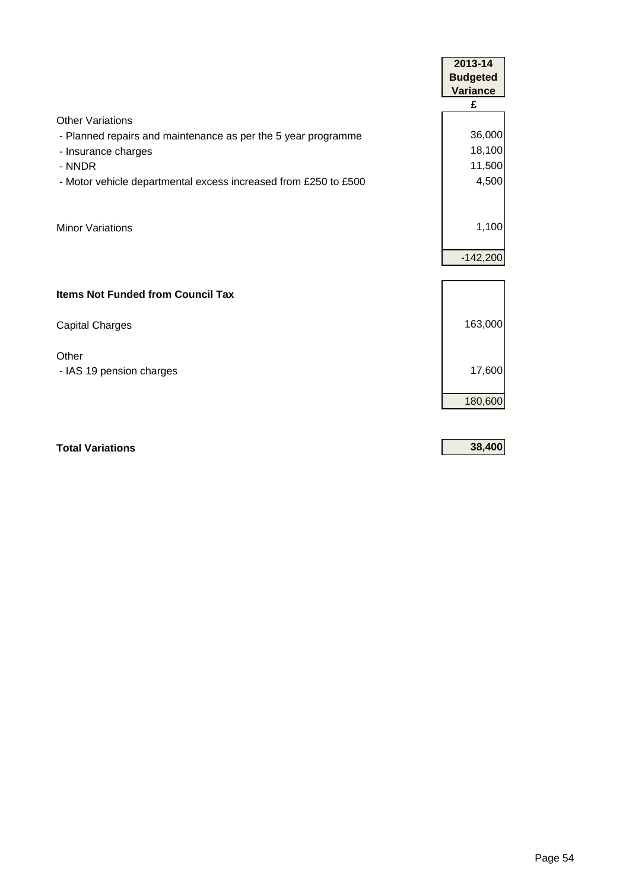| | 2013-14 Budgeted Variance |
|---|---|
| | £ |
| Other Variations | |
| - Planned repairs and maintenance as per the 5 year programme | 36,000 |
| - Insurance charges | 18,100 |
| - NNDR | 11,500 |
| - Motor vehicle departmental excess increased from £250 to £500 | 4,500 |
| | |
| Minor Variations | 1,100 |
| | -142,200 |
| | |
| **Items Not Funded from Council Tax** | |
| | |
| Capital Charges | 163,000 |
| | |
| Other | |
| - IAS 19 pension charges | 17,600 |
| | 180,600 |
| | |
| **Total Variations** | **38,400** |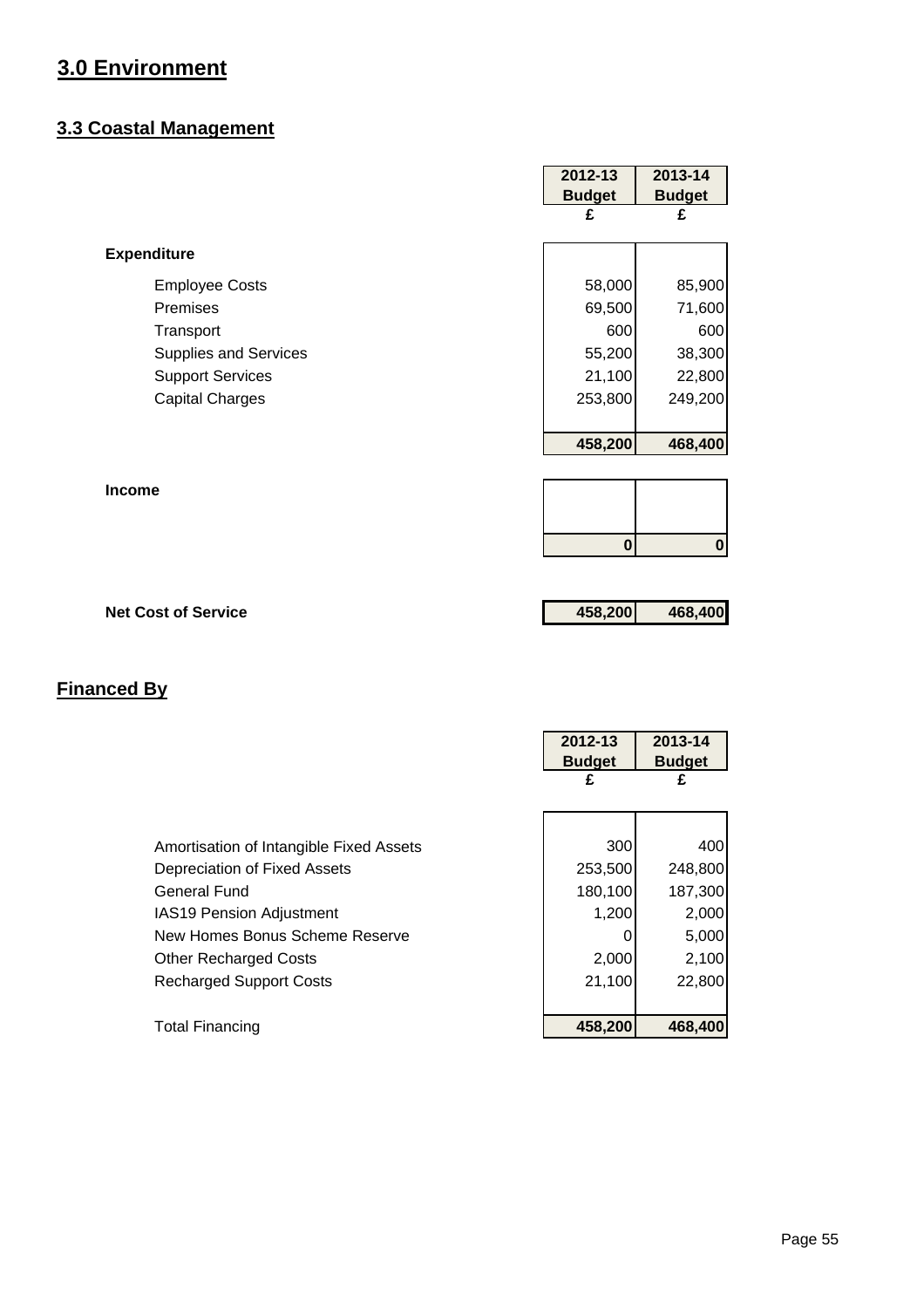# 3.0 Environment

## 3.3 Coastal Management

| | 2012-13 Budget £ | 2013-14 Budget £ |
|---|---|---|
| **Expenditure** | | |
| Employee Costs | 58,000 | 85,900 |
| Premises | 69,500 | 71,600 |
| Transport | 600 | 600 |
| Supplies and Services | 55,200 | 38,300 |
| Support Services | 21,100 | 22,800 |
| Capital Charges | 253,800 | 249,200 |
| | **458,200** | **468,400** |
| **Income** | | |
| | **0** | **0** |
| **Net Cost of Service** | **458,200** | **468,400** |

## Financed By

| | 2012-13 Budget £ | 2013-14 Budget £ |
|---|---|---|
| Amortisation of Intangible Fixed Assets | 300 | 400 |
| Depreciation of Fixed Assets | 253,500 | 248,800 |
| General Fund | 180,100 | 187,300 |
| IAS19 Pension Adjustment | 1,200 | 2,000 |
| New Homes Bonus Scheme Reserve | 0 | 5,000 |
| Other Recharged Costs | 2,000 | 2,100 |
| Recharged Support Costs | 21,100 | 22,800 |
| Total Financing | **458,200** | **468,400** |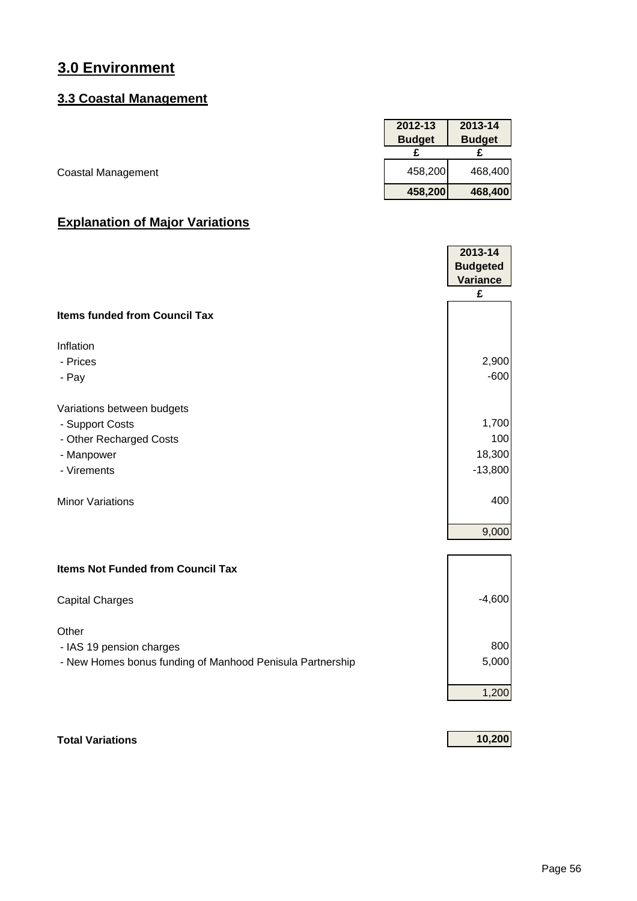# 3.0 Environment

## 3.3 Coastal Management

| | 2012-13 Budget | 2013-14 Budget |
|---|---|---|
| | £ | £ |
| Coastal Management | 458,200 | 468,400 |
| | **458,200** | **468,400** |

## Explanation of Major Variations

| | 2013-14 Budgeted Variance |
|---|---|
| | £ |
| **Items funded from Council Tax** | |
| Inflation | |
| - Prices | 2,900 |
| - Pay | -600 |
| Variations between budgets | |
| - Support Costs | 1,700 |
| - Other Recharged Costs | 100 |
| - Manpower | 18,300 |
| - Virements | -13,800 |
| Minor Variations | 400 |
| | 9,000 |
| **Items Not Funded from Council Tax** | |
| Capital Charges | -4,600 |
| Other | |
| - IAS 19 pension charges | 800 |
| - New Homes bonus funding of Manhood Penisula Partnership | 5,000 |
| | 1,200 |
| **Total Variations** | **10,200** |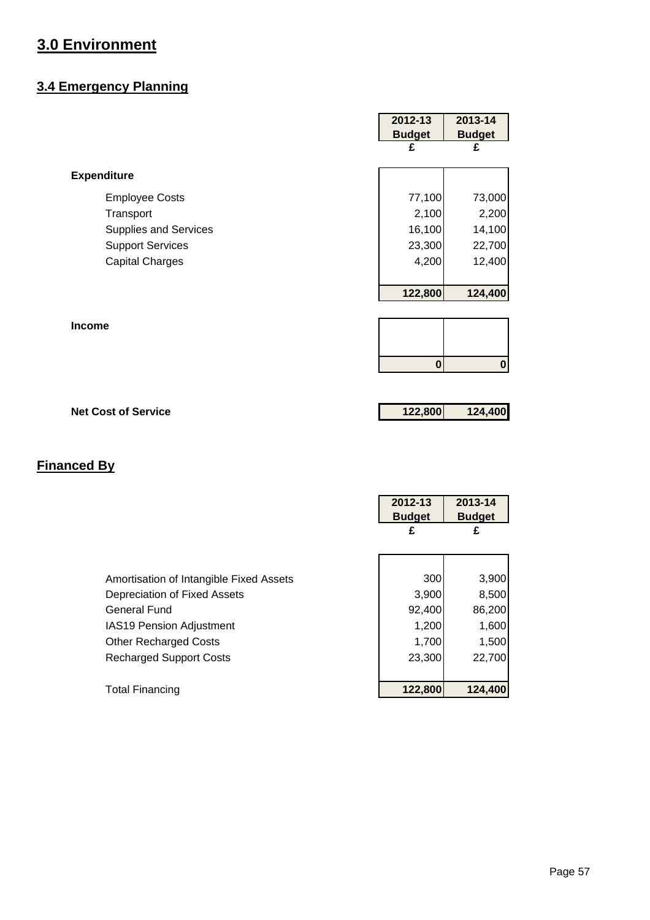# 3.0 Environment

## 3.4 Emergency Planning

| | 2012-13 Budget | 2013-14 Budget |
|---|---|---|
| | £ | £ |
| **Expenditure** | | |
| Employee Costs | 77,100 | 73,000 |
| Transport | 2,100 | 2,200 |
| Supplies and Services | 16,100 | 14,100 |
| Support Services | 23,300 | 22,700 |
| Capital Charges | 4,200 | 12,400 |
| | **122,800** | **124,400** |
| **Income** | | |
| | **0** | **0** |
| **Net Cost of Service** | **122,800** | **124,400** |

## Financed By

| | 2012-13 Budget | 2013-14 Budget |
|---|---|---|
| | £ | £ |
| Amortisation of Intangible Fixed Assets | 300 | 3,900 |
| Depreciation of Fixed Assets | 3,900 | 8,500 |
| General Fund | 92,400 | 86,200 |
| IAS19 Pension Adjustment | 1,200 | 1,600 |
| Other Recharged Costs | 1,700 | 1,500 |
| Recharged Support Costs | 23,300 | 22,700 |
| Total Financing | **122,800** | **124,400** |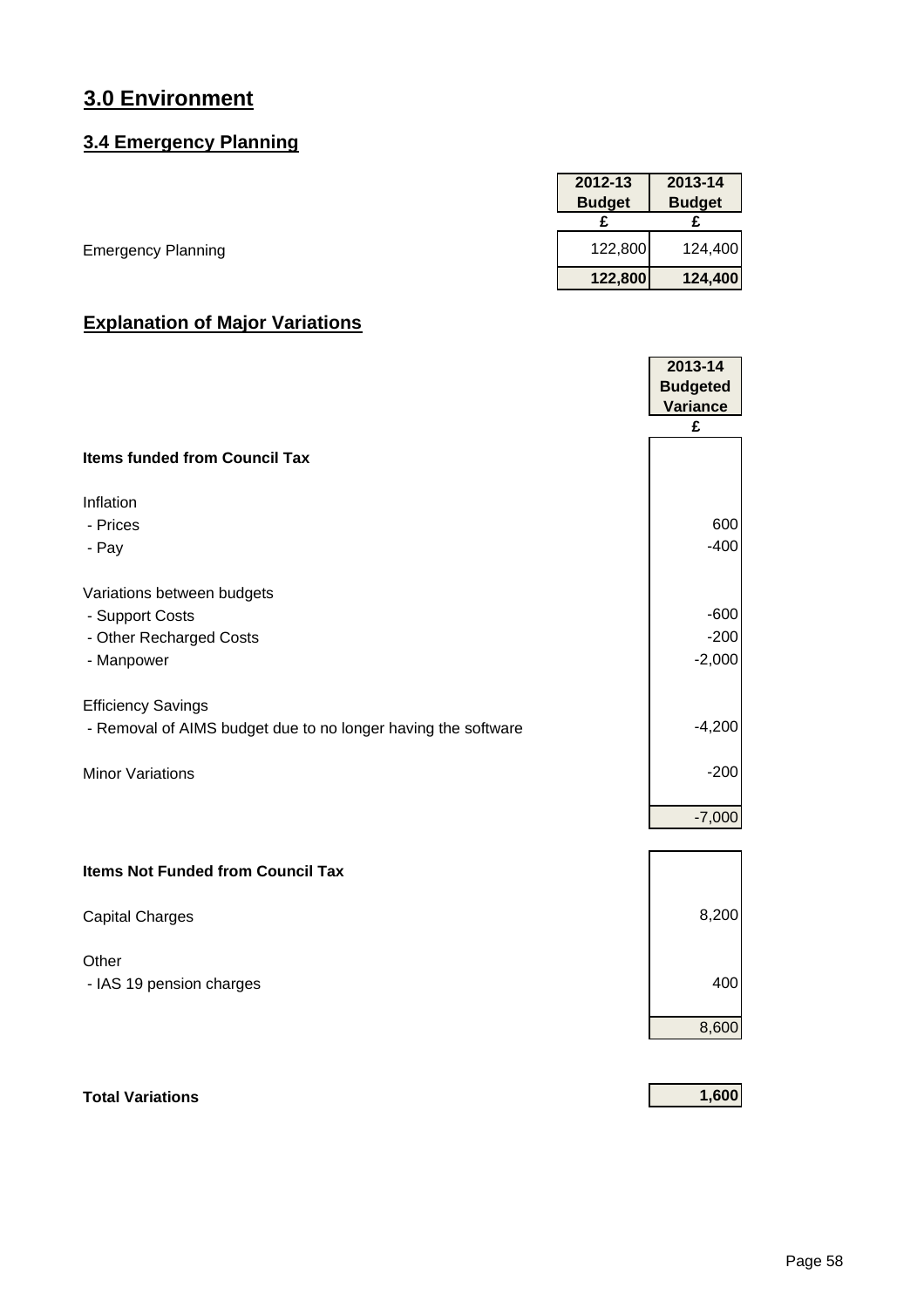# 3.0 Environment

## 3.4 Emergency Planning

| | 2012-13 Budget | 2013-14 Budget |
|---|---|---|
| | £ | £ |
| Emergency Planning | 122,800 | 124,400 |
| | **122,800** | **124,400** |

## Explanation of Major Variations

| | 2013-14 Budgeted Variance |
|---|---|
| | £ |
| **Items funded from Council Tax** | |
| Inflation | |
| - Prices | 600 |
| - Pay | -400 |
| Variations between budgets | |
| - Support Costs | -600 |
| - Other Recharged Costs | -200 |
| - Manpower | -2,000 |
| Efficiency Savings | |
| - Removal of AIMS budget due to no longer having the software | -4,200 |
| Minor Variations | -200 |
| | -7,000 |
| **Items Not Funded from Council Tax** | |
| Capital Charges | 8,200 |
| Other | |
| - IAS 19 pension charges | 400 |
| | 8,600 |
| **Total Variations** | **1,600** |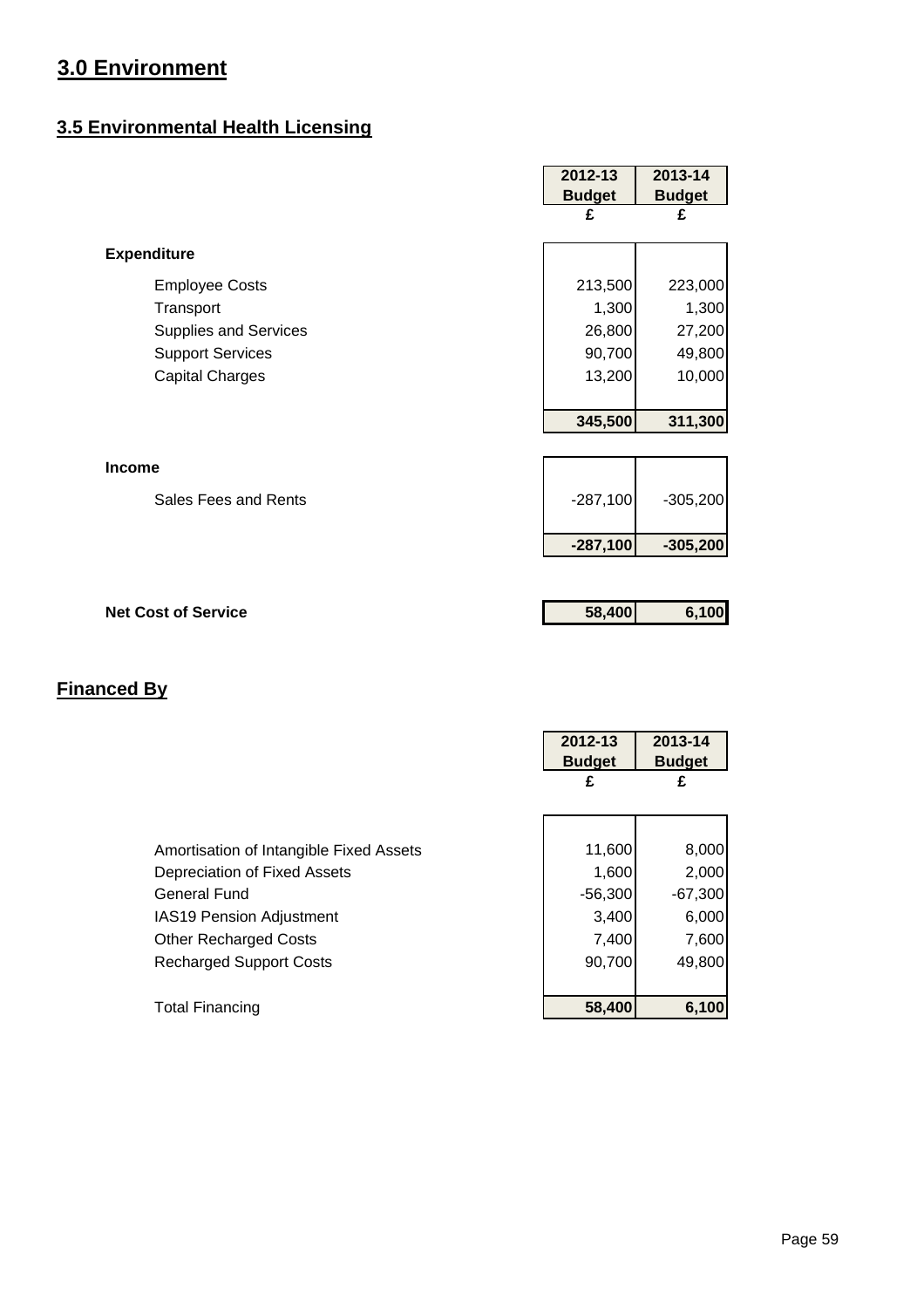# 3.0 Environment

## 3.5 Environmental Health Licensing

| | 2012-13 Budget £ | 2013-14 Budget £ |
|---|---|---|
| **Expenditure** | | |
| Employee Costs | 213,500 | 223,000 |
| Transport | 1,300 | 1,300 |
| Supplies and Services | 26,800 | 27,200 |
| Support Services | 90,700 | 49,800 |
| Capital Charges | 13,200 | 10,000 |
| | **345,500** | **311,300** |
| **Income** | | |
| Sales Fees and Rents | -287,100 | -305,200 |
| | **-287,100** | **-305,200** |
| **Net Cost of Service** | **58,400** | **6,100** |

## Financed By

| | 2012-13 Budget £ | 2013-14 Budget £ |
|---|---|---|
| Amortisation of Intangible Fixed Assets | 11,600 | 8,000 |
| Depreciation of Fixed Assets | 1,600 | 2,000 |
| General Fund | -56,300 | -67,300 |
| IAS19 Pension Adjustment | 3,400 | 6,000 |
| Other Recharged Costs | 7,400 | 7,600 |
| Recharged Support Costs | 90,700 | 49,800 |
| Total Financing | **58,400** | **6,100** |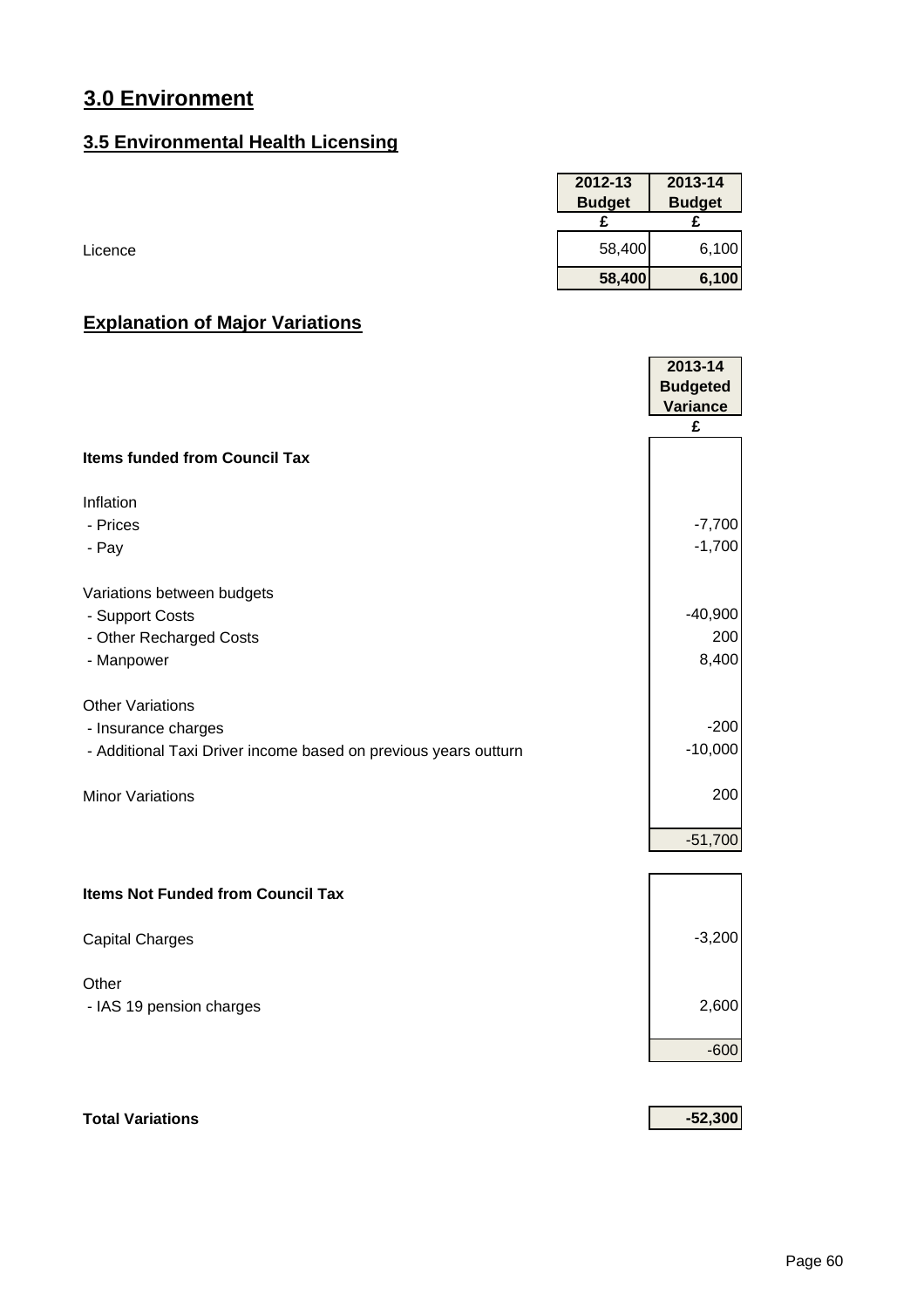# 3.0 Environment

## 3.5 Environmental Health Licensing

| | 2012-13 Budget | 2013-14 Budget |
|---|---|---|
| | £ | £ |
| Licence | 58,400 | 6,100 |
| | **58,400** | **6,100** |

## Explanation of Major Variations

| | 2013-14 Budgeted Variance |
|---|---|
| | £ |
| **Items funded from Council Tax** | |
| Inflation | |
| - Prices | -7,700 |
| - Pay | -1,700 |
| Variations between budgets | |
| - Support Costs | -40,900 |
| - Other Recharged Costs | 200 |
| - Manpower | 8,400 |
| Other Variations | |
| - Insurance charges | -200 |
| - Additional Taxi Driver income based on previous years outturn | -10,000 |
| Minor Variations | 200 |
| | -51,700 |
| **Items Not Funded from Council Tax** | |
| Capital Charges | -3,200 |
| Other | |
| - IAS 19 pension charges | 2,600 |
| | -600 |
| **Total Variations** | **-52,300** |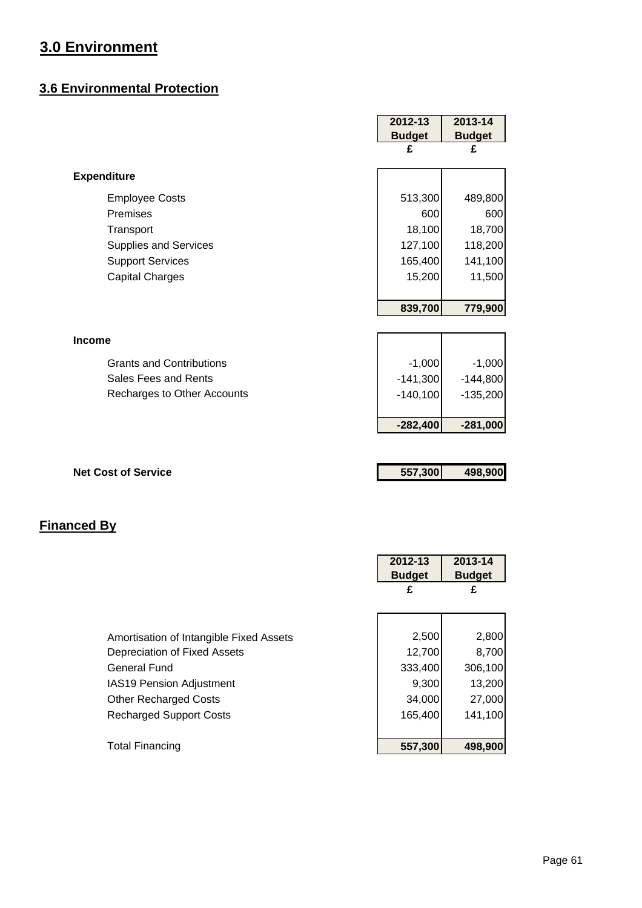# 3.0 Environment

## 3.6 Environmental Protection

| | 2012-13 Budget | 2013-14 Budget |
|---|---|---|
| | £ | £ |
| **Expenditure** | | |
| Employee Costs | 513,300 | 489,800 |
| Premises | 600 | 600 |
| Transport | 18,100 | 18,700 |
| Supplies and Services | 127,100 | 118,200 |
| Support Services | 165,400 | 141,100 |
| Capital Charges | 15,200 | 11,500 |
| | **839,700** | **779,900** |
| **Income** | | |
| Grants and Contributions | -1,000 | -1,000 |
| Sales Fees and Rents | -141,300 | -144,800 |
| Recharges to Other Accounts | -140,100 | -135,200 |
| | **-282,400** | **-281,000** |
| **Net Cost of Service** | **557,300** | **498,900** |

## Financed By

| | 2012-13 Budget | 2013-14 Budget |
|---|---|---|
| | £ | £ |
| Amortisation of Intangible Fixed Assets | 2,500 | 2,800 |
| Depreciation of Fixed Assets | 12,700 | 8,700 |
| General Fund | 333,400 | 306,100 |
| IAS19 Pension Adjustment | 9,300 | 13,200 |
| Other Recharged Costs | 34,000 | 27,000 |
| Recharged Support Costs | 165,400 | 141,100 |
| Total Financing | **557,300** | **498,900** |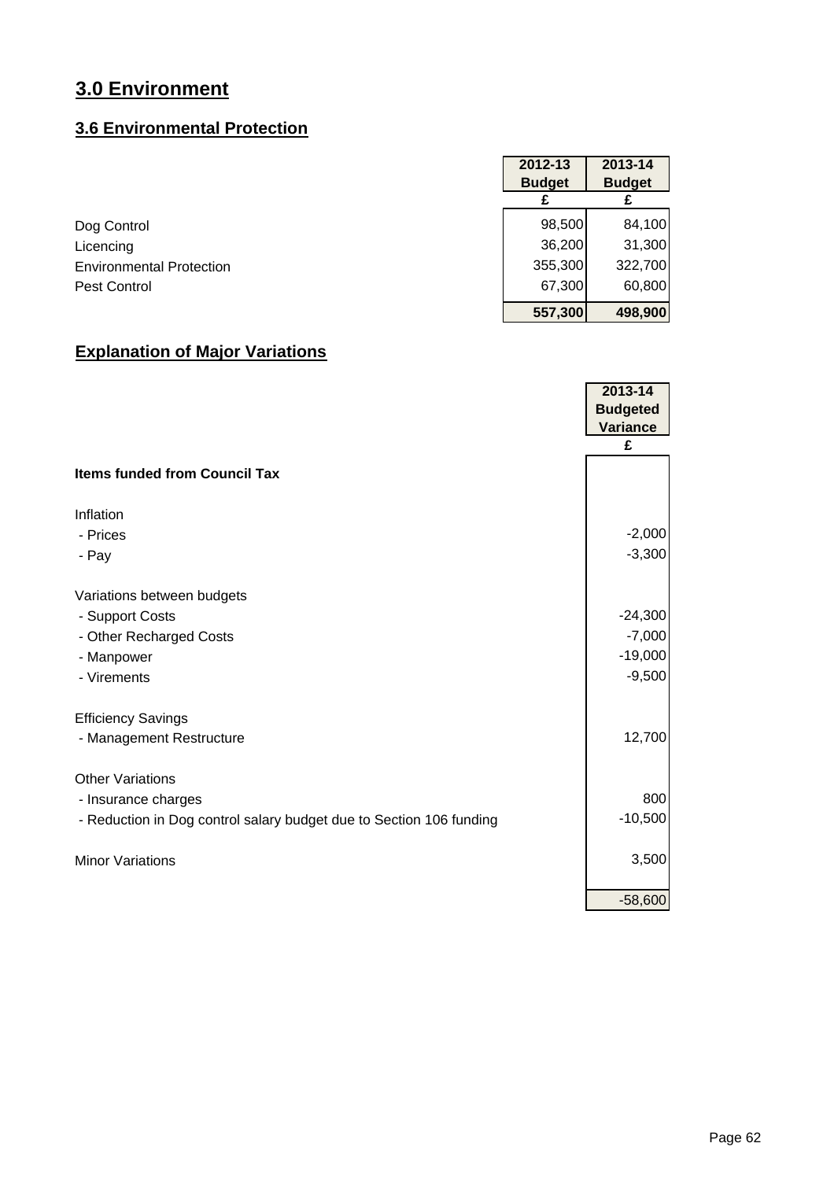# 3.0 Environment

## 3.6 Environmental Protection

| | 2012-13 Budget | 2013-14 Budget |
|---|---|---|
| | £ | £ |
| Dog Control | 98,500 | 84,100 |
| Licencing | 36,200 | 31,300 |
| Environmental Protection | 355,300 | 322,700 |
| Pest Control | 67,300 | 60,800 |
| | **557,300** | **498,900** |

## Explanation of Major Variations

| | 2013-14 Budgeted Variance |
|---|---|
| | £ |
| **Items funded from Council Tax** | |
| | |
| Inflation | |
| - Prices | -2,000 |
| - Pay | -3,300 |
| | |
| Variations between budgets | |
| - Support Costs | -24,300 |
| - Other Recharged Costs | -7,000 |
| - Manpower | -19,000 |
| - Virements | -9,500 |
| | |
| Efficiency Savings | |
| - Management Restructure | 12,700 |
| | |
| Other Variations | |
| - Insurance charges | 800 |
| - Reduction in Dog control salary budget due to Section 106 funding | -10,500 |
| | |
| Minor Variations | 3,500 |
| | |
| | -58,600 |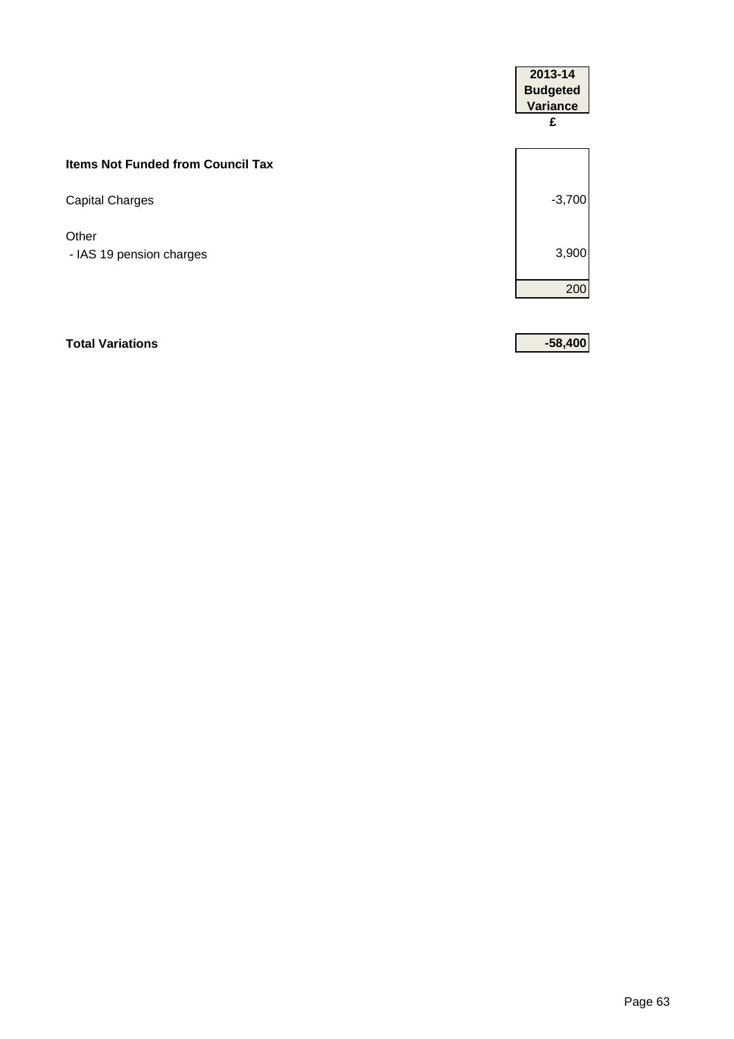| | 2013-14 Budgeted Variance £ |
|---|---|
| **Items Not Funded from Council Tax** | |
| Capital Charges | -3,700 |
| Other | |
| - IAS 19 pension charges | 3,900 |
| | 200 |
| **Total Variations** | **-58,400** |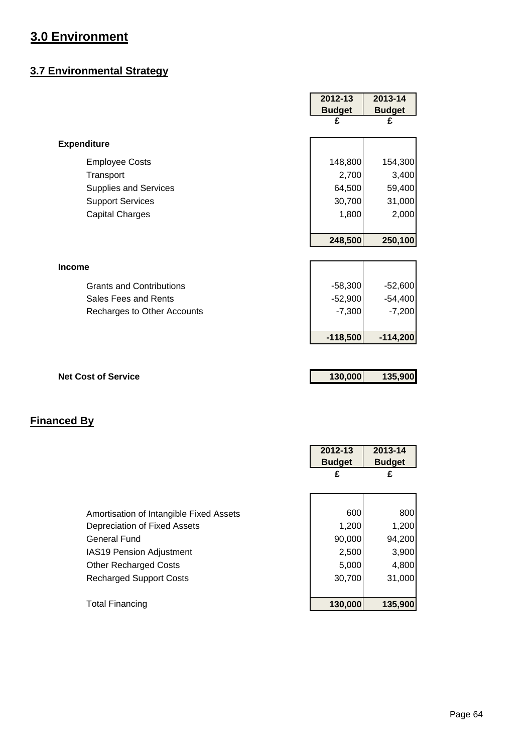# 3.0 Environment

## 3.7 Environmental Strategy

| | 2012-13 Budget | 2013-14 Budget |
|---|---|---|
| | £ | £ |
| **Expenditure** | | |
| Employee Costs | 148,800 | 154,300 |
| Transport | 2,700 | 3,400 |
| Supplies and Services | 64,500 | 59,400 |
| Support Services | 30,700 | 31,000 |
| Capital Charges | 1,800 | 2,000 |
| | **248,500** | **250,100** |
| **Income** | | |
| Grants and Contributions | -58,300 | -52,600 |
| Sales Fees and Rents | -52,900 | -54,400 |
| Recharges to Other Accounts | -7,300 | -7,200 |
| | **-118,500** | **-114,200** |
| **Net Cost of Service** | **130,000** | **135,900** |

## Financed By

| | 2012-13 Budget | 2013-14 Budget |
|---|---|---|
| | £ | £ |
| Amortisation of Intangible Fixed Assets | 600 | 800 |
| Depreciation of Fixed Assets | 1,200 | 1,200 |
| General Fund | 90,000 | 94,200 |
| IAS19 Pension Adjustment | 2,500 | 3,900 |
| Other Recharged Costs | 5,000 | 4,800 |
| Recharged Support Costs | 30,700 | 31,000 |
| Total Financing | **130,000** | **135,900** |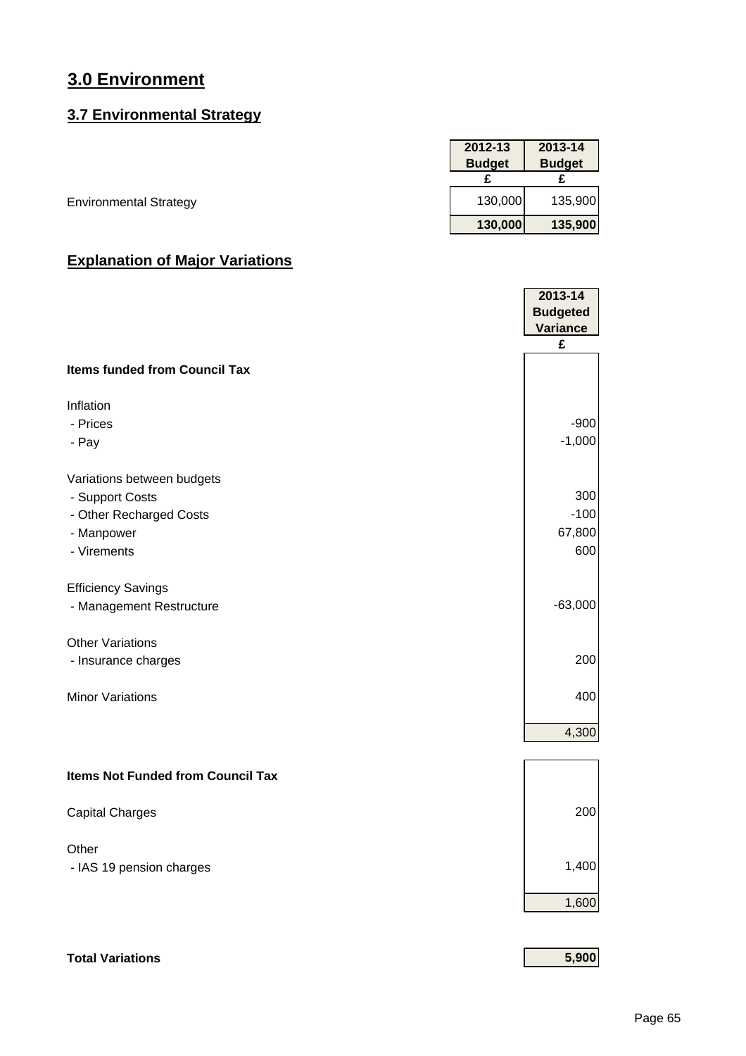# 3.0 Environment

## 3.7 Environmental Strategy

| | 2012-13 Budget | 2013-14 Budget |
|---|---|---|
| | £ | £ |
| Environmental Strategy | 130,000 | 135,900 |
| | **130,000** | **135,900** |

## Explanation of Major Variations

| | 2013-14 Budgeted Variance |
|---|---|
| | £ |
| **Items funded from Council Tax** | |
| Inflation | |
| - Prices | -900 |
| - Pay | -1,000 |
| Variations between budgets | |
| - Support Costs | 300 |
| - Other Recharged Costs | -100 |
| - Manpower | 67,800 |
| - Virements | 600 |
| Efficiency Savings | |
| - Management Restructure | -63,000 |
| Other Variations | |
| - Insurance charges | 200 |
| Minor Variations | 400 |
| | 4,300 |
| **Items Not Funded from Council Tax** | |
| Capital Charges | 200 |
| Other | |
| - IAS 19 pension charges | 1,400 |
| | 1,600 |
| **Total Variations** | **5,900** |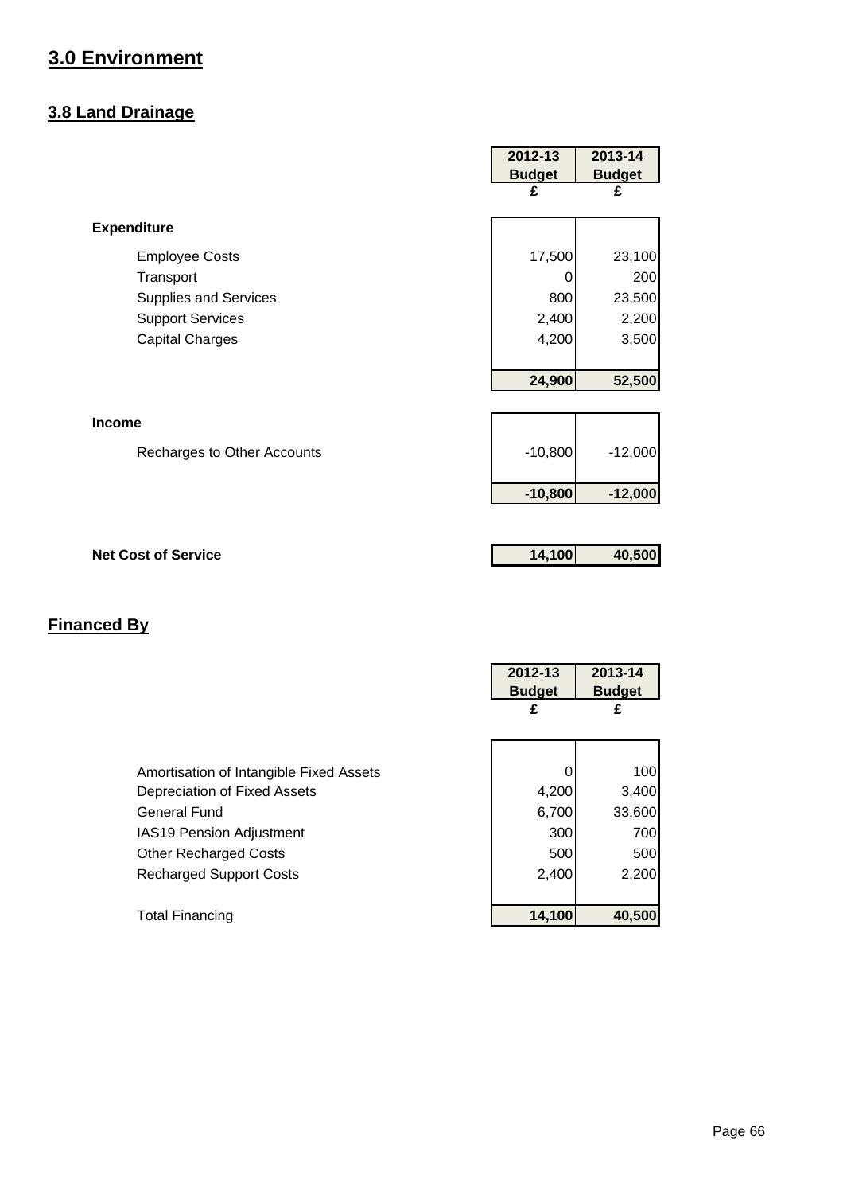# 3.0 Environment

## 3.8 Land Drainage

| | 2012-13 Budget | 2013-14 Budget |
|---|---|---|
| | £ | £ |
| **Expenditure** | | |
| Employee Costs | 17,500 | 23,100 |
| Transport | 0 | 200 |
| Supplies and Services | 800 | 23,500 |
| Support Services | 2,400 | 2,200 |
| Capital Charges | 4,200 | 3,500 |
| | **24,900** | **52,500** |
| **Income** | | |
| Recharges to Other Accounts | -10,800 | -12,000 |
| | **-10,800** | **-12,000** |
| **Net Cost of Service** | **14,100** | **40,500** |

## Financed By

| | 2012-13 Budget | 2013-14 Budget |
|---|---|---|
| | £ | £ |
| Amortisation of Intangible Fixed Assets | 0 | 100 |
| Depreciation of Fixed Assets | 4,200 | 3,400 |
| General Fund | 6,700 | 33,600 |
| IAS19 Pension Adjustment | 300 | 700 |
| Other Recharged Costs | 500 | 500 |
| Recharged Support Costs | 2,400 | 2,200 |
| Total Financing | **14,100** | **40,500** |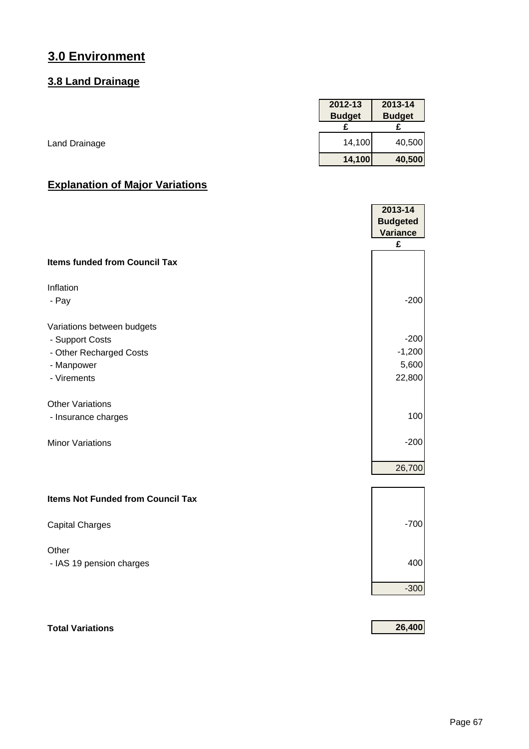# 3.0 Environment

## 3.8 Land Drainage

| | 2012-13 Budget | 2013-14 Budget |
|---|---|---|
| | £ | £ |
| Land Drainage | 14,100 | 40,500 |
| | **14,100** | **40,500** |

## Explanation of Major Variations

| | 2013-14 Budgeted Variance |
|---|---|
| | £ |
| **Items funded from Council Tax** | |
| Inflation | |
| - Pay | -200 |
| Variations between budgets | |
| - Support Costs | -200 |
| - Other Recharged Costs | -1,200 |
| - Manpower | 5,600 |
| - Virements | 22,800 |
| Other Variations | |
| - Insurance charges | 100 |
| Minor Variations | -200 |
| | 26,700 |
| **Items Not Funded from Council Tax** | |
| Capital Charges | -700 |
| Other | |
| - IAS 19 pension charges | 400 |
| | -300 |
| **Total Variations** | **26,400** |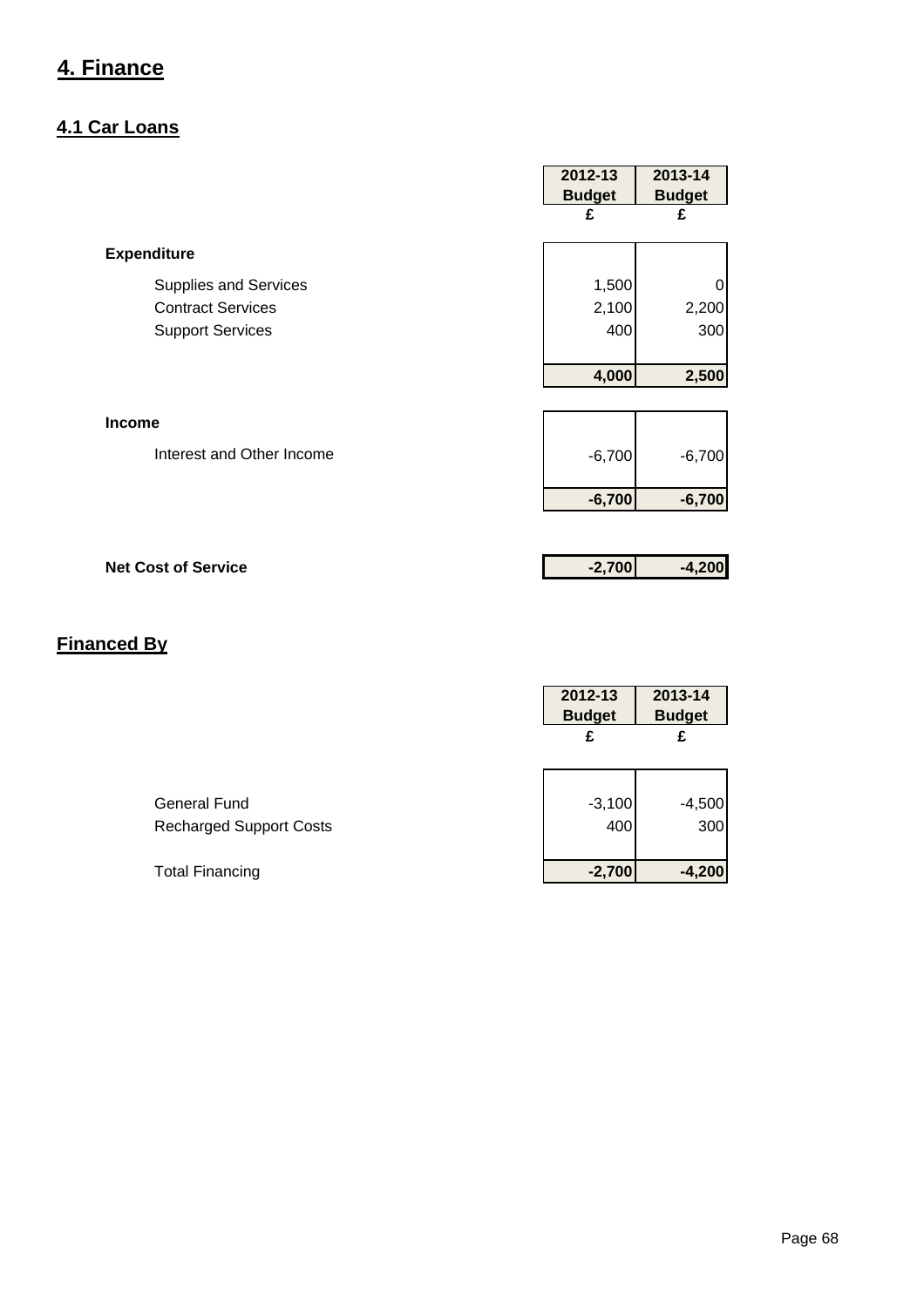# 4. Finance

## 4.1 Car Loans

| | 2012-13 Budget | 2013-14 Budget |
|---|---|---|
| | £ | £ |
| **Expenditure** | | |
| Supplies and Services | 1,500 | 0 |
| Contract Services | 2,100 | 2,200 |
| Support Services | 400 | 300 |
| | **4,000** | **2,500** |
| **Income** | | |
| Interest and Other Income | -6,700 | -6,700 |
| | **-6,700** | **-6,700** |
| **Net Cost of Service** | **-2,700** | **-4,200** |

## Financed By

| | 2012-13 Budget | 2013-14 Budget |
|---|---|---|
| | £ | £ |
| General Fund | -3,100 | -4,500 |
| Recharged Support Costs | 400 | 300 |
| Total Financing | **-2,700** | **-4,200** |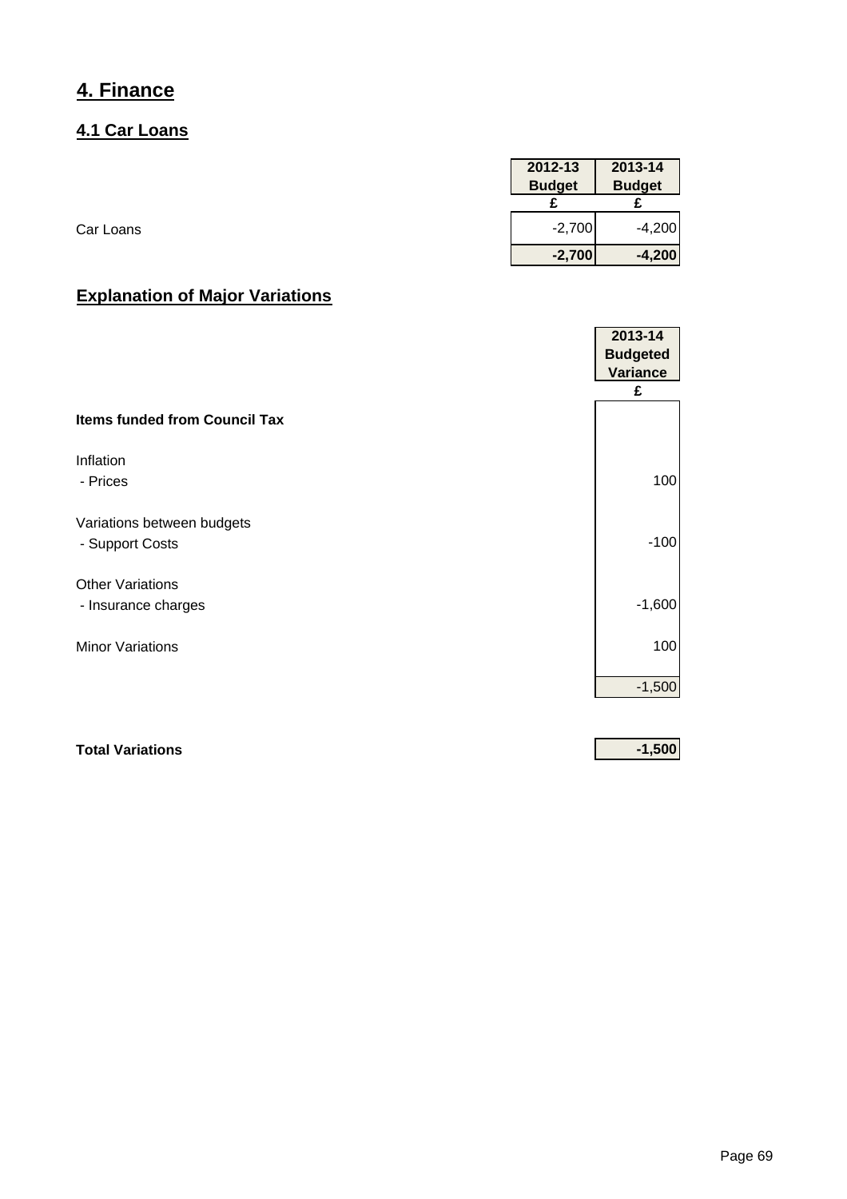# 4. Finance

## 4.1 Car Loans

| | 2012-13 Budget | 2013-14 Budget |
|---|---|---|
| | £ | £ |
| Car Loans | -2,700 | -4,200 |
| | **-2,700** | **-4,200** |

## Explanation of Major Variations

| | 2013-14 Budgeted Variance |
|---|---|
| | £ |
| **Items funded from Council Tax** | |
| Inflation | |
| - Prices | 100 |
| Variations between budgets | |
| - Support Costs | -100 |
| Other Variations | |
| - Insurance charges | -1,600 |
| Minor Variations | 100 |
| | -1,500 |
| **Total Variations** | **-1,500** |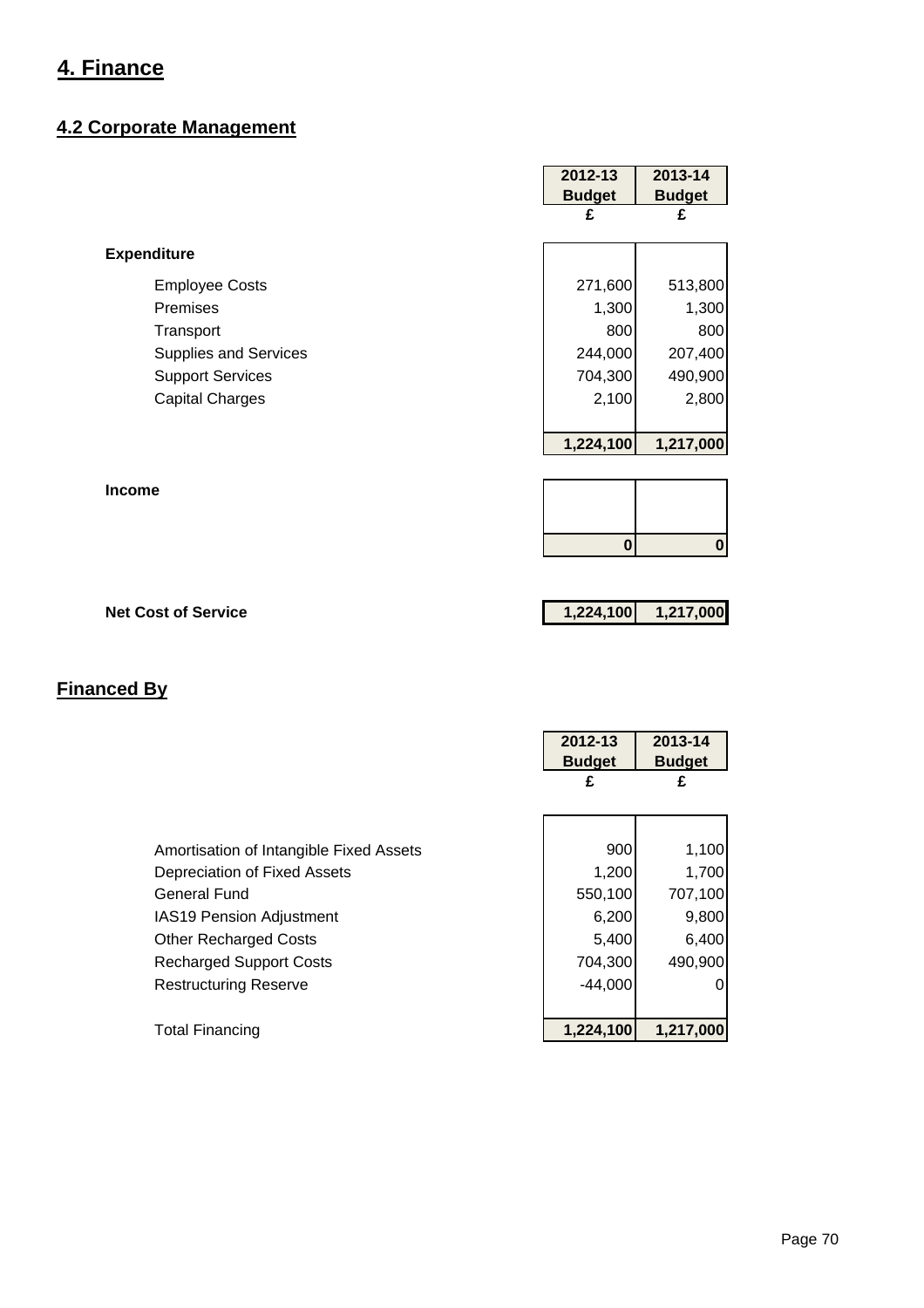# 4. Finance

## 4.2 Corporate Management

| | 2012-13 Budget | 2013-14 Budget |
|---|---|---|
| | £ | £ |
| **Expenditure** | | |
| Employee Costs | 271,600 | 513,800 |
| Premises | 1,300 | 1,300 |
| Transport | 800 | 800 |
| Supplies and Services | 244,000 | 207,400 |
| Support Services | 704,300 | 490,900 |
| Capital Charges | 2,100 | 2,800 |
| | **1,224,100** | **1,217,000** |
| **Income** | | |
| | **0** | **0** |
| **Net Cost of Service** | **1,224,100** | **1,217,000** |

## Financed By

| | 2012-13 Budget | 2013-14 Budget |
|---|---|---|
| | £ | £ |
| Amortisation of Intangible Fixed Assets | 900 | 1,100 |
| Depreciation of Fixed Assets | 1,200 | 1,700 |
| General Fund | 550,100 | 707,100 |
| IAS19 Pension Adjustment | 6,200 | 9,800 |
| Other Recharged Costs | 5,400 | 6,400 |
| Recharged Support Costs | 704,300 | 490,900 |
| Restructuring Reserve | -44,000 | 0 |
| Total Financing | **1,224,100** | **1,217,000** |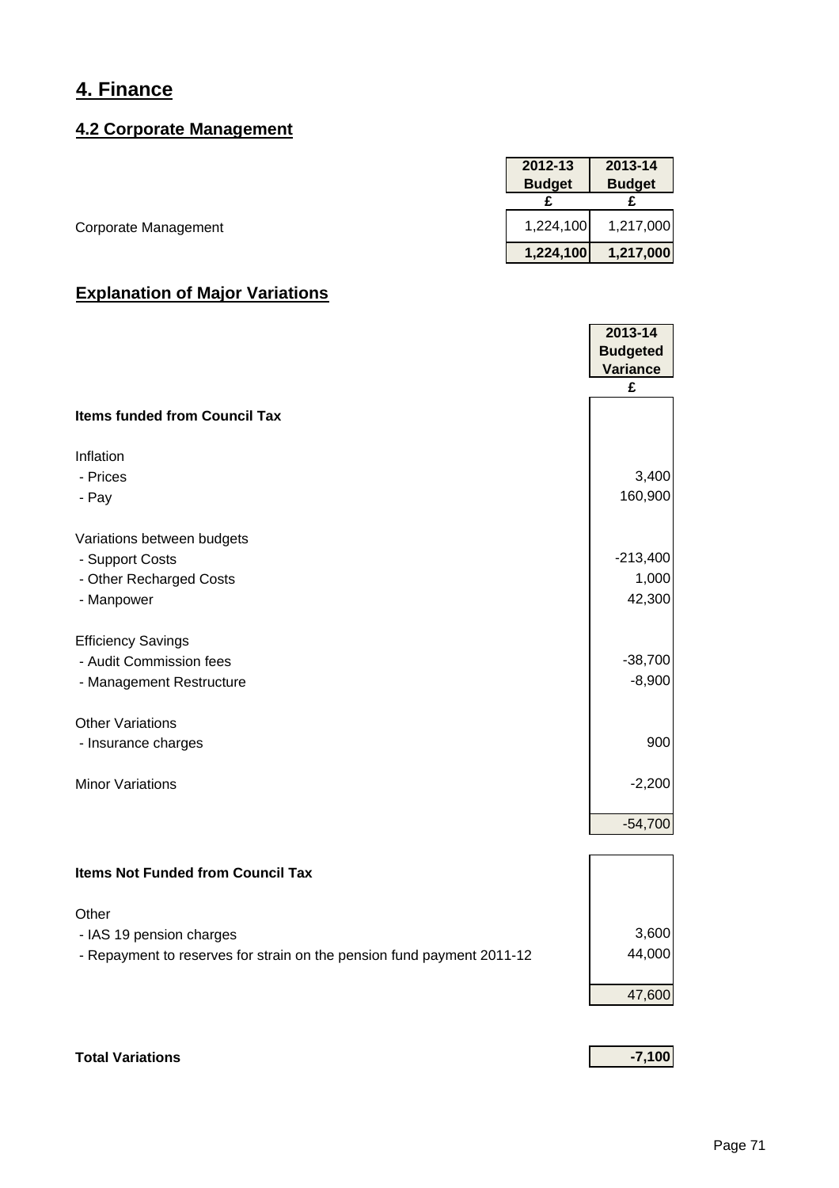# 4. Finance

## 4.2 Corporate Management

| | 2012-13 Budget | 2013-14 Budget |
|---|---|---|
| | £ | £ |
| Corporate Management | 1,224,100 | 1,217,000 |
| | **1,224,100** | **1,217,000** |

## Explanation of Major Variations

| | 2013-14 Budgeted Variance |
|---|---|
| | £ |
| **Items funded from Council Tax** | |
| Inflation | |
| - Prices | 3,400 |
| - Pay | 160,900 |
| Variations between budgets | |
| - Support Costs | -213,400 |
| - Other Recharged Costs | 1,000 |
| - Manpower | 42,300 |
| Efficiency Savings | |
| - Audit Commission fees | -38,700 |
| - Management Restructure | -8,900 |
| Other Variations | |
| - Insurance charges | 900 |
| Minor Variations | -2,200 |
| | -54,700 |
| **Items Not Funded from Council Tax** | |
| Other | |
| - IAS 19 pension charges | 3,600 |
| - Repayment to reserves for strain on the pension fund payment 2011-12 | 44,000 |
| | 47,600 |
| **Total Variations** | **-7,100** |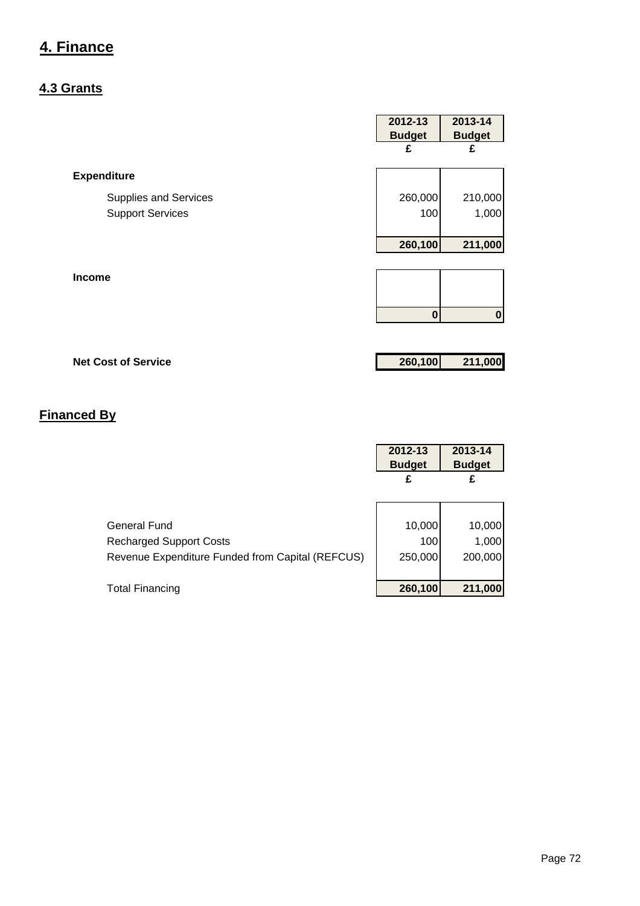# 4. Finance

## 4.3 Grants

| | 2012-13 Budget | 2013-14 Budget |
|---|---|---|
| | £ | £ |
| **Expenditure** | | |
| Supplies and Services | 260,000 | 210,000 |
| Support Services | 100 | 1,000 |
| | **260,100** | **211,000** |
| **Income** | | |
| | **0** | **0** |
| **Net Cost of Service** | **260,100** | **211,000** |

## Financed By

| | 2012-13 Budget | 2013-14 Budget |
|---|---|---|
| | £ | £ |
| General Fund | 10,000 | 10,000 |
| Recharged Support Costs | 100 | 1,000 |
| Revenue Expenditure Funded from Capital (REFCUS) | 250,000 | 200,000 |
| Total Financing | **260,100** | **211,000** |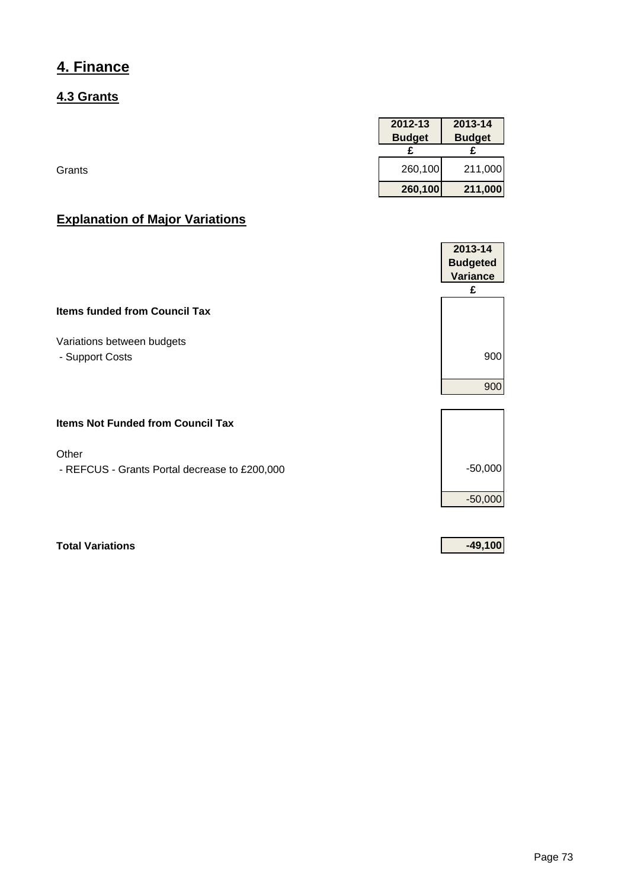# 4. Finance

## 4.3 Grants

| | 2012-13 Budget £ | 2013-14 Budget £ |
|---|---|---|
| Grants | 260,100 | 211,000 |
| | **260,100** | **211,000** |

## Explanation of Major Variations

| | 2013-14 Budgeted Variance £ |
|---|---|
| **Items funded from Council Tax** | |
| Variations between budgets | |
| - Support Costs | 900 |
| | 900 |
| **Items Not Funded from Council Tax** | |
| Other | |
| - REFCUS - Grants Portal decrease to £200,000 | -50,000 |
| | -50,000 |
| **Total Variations** | **-49,100** |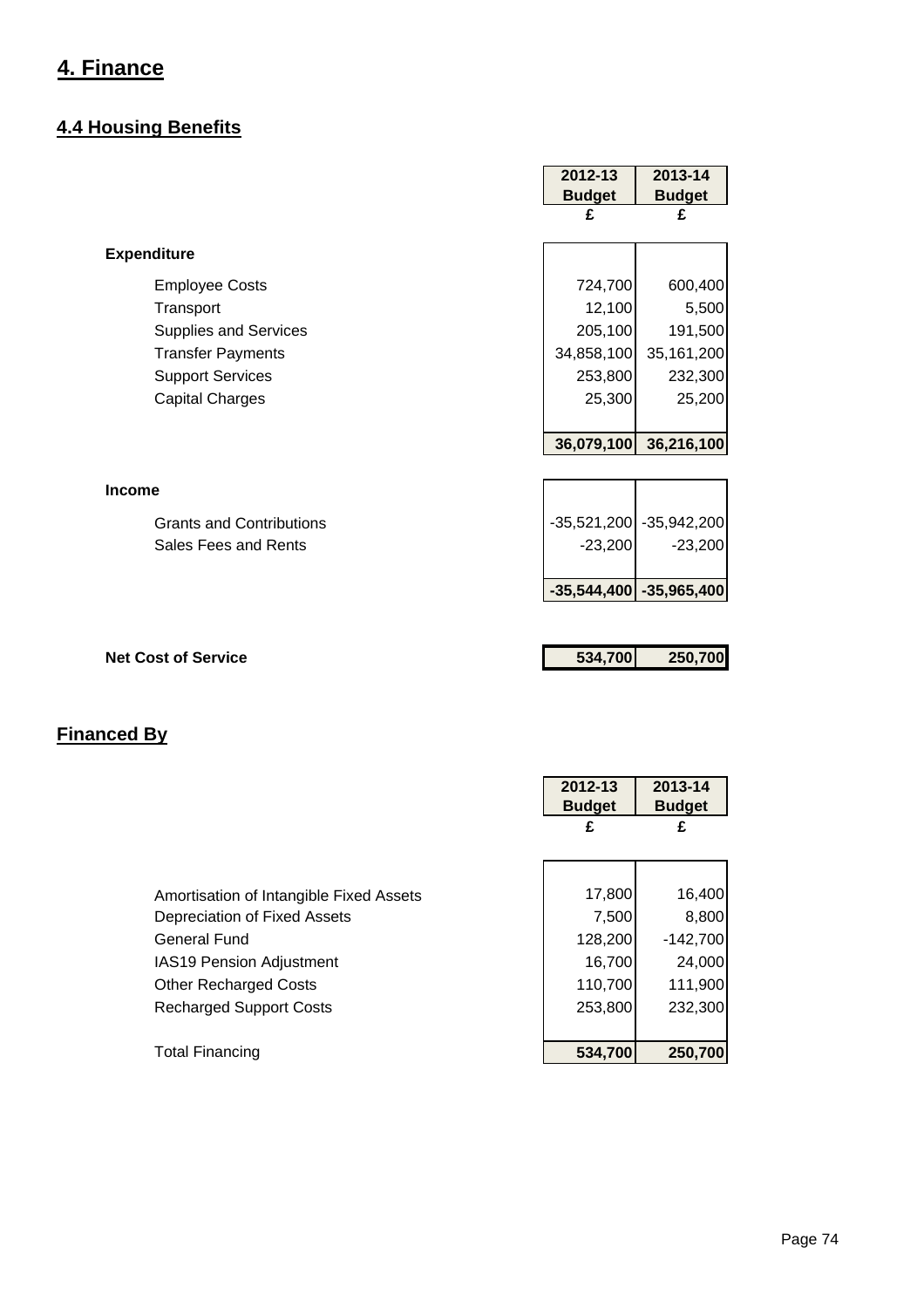# 4. Finance

## 4.4 Housing Benefits

| | 2012-13 Budget £ | 2013-14 Budget £ |
|---|---|---|
| **Expenditure** | | |
| Employee Costs | 724,700 | 600,400 |
| Transport | 12,100 | 5,500 |
| Supplies and Services | 205,100 | 191,500 |
| Transfer Payments | 34,858,100 | 35,161,200 |
| Support Services | 253,800 | 232,300 |
| Capital Charges | 25,300 | 25,200 |
| | **36,079,100** | **36,216,100** |
| **Income** | | |
| Grants and Contributions | -35,521,200 | -35,942,200 |
| Sales Fees and Rents | -23,200 | -23,200 |
| | **-35,544,400** | **-35,965,400** |
| **Net Cost of Service** | **534,700** | **250,700** |

## Financed By

| | 2012-13 Budget £ | 2013-14 Budget £ |
|---|---|---|
| Amortisation of Intangible Fixed Assets | 17,800 | 16,400 |
| Depreciation of Fixed Assets | 7,500 | 8,800 |
| General Fund | 128,200 | -142,700 |
| IAS19 Pension Adjustment | 16,700 | 24,000 |
| Other Recharged Costs | 110,700 | 111,900 |
| Recharged Support Costs | 253,800 | 232,300 |
| Total Financing | **534,700** | **250,700** |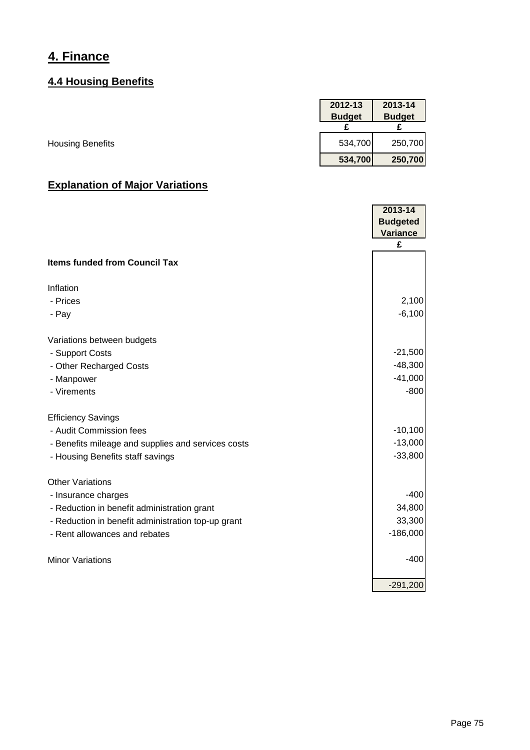# 4. Finance

## 4.4 Housing Benefits

| | 2012-13 Budget | 2013-14 Budget |
|---|---|---|
| | £ | £ |
| Housing Benefits | 534,700 | 250,700 |
| | **534,700** | **250,700** |

## Explanation of Major Variations

| | 2013-14 Budgeted Variance |
|---|---|
| | £ |
| **Items funded from Council Tax** | |
| | |
| Inflation | |
| - Prices | 2,100 |
| - Pay | -6,100 |
| | |
| Variations between budgets | |
| - Support Costs | -21,500 |
| - Other Recharged Costs | -48,300 |
| - Manpower | -41,000 |
| - Virements | -800 |
| | |
| Efficiency Savings | |
| - Audit Commission fees | -10,100 |
| - Benefits mileage and supplies and services costs | -13,000 |
| - Housing Benefits staff savings | -33,800 |
| | |
| Other Variations | |
| - Insurance charges | -400 |
| - Reduction in benefit administration grant | 34,800 |
| - Reduction in benefit administration top-up grant | 33,300 |
| - Rent allowances and rebates | -186,000 |
| | |
| Minor Variations | -400 |
| | |
| | -291,200 |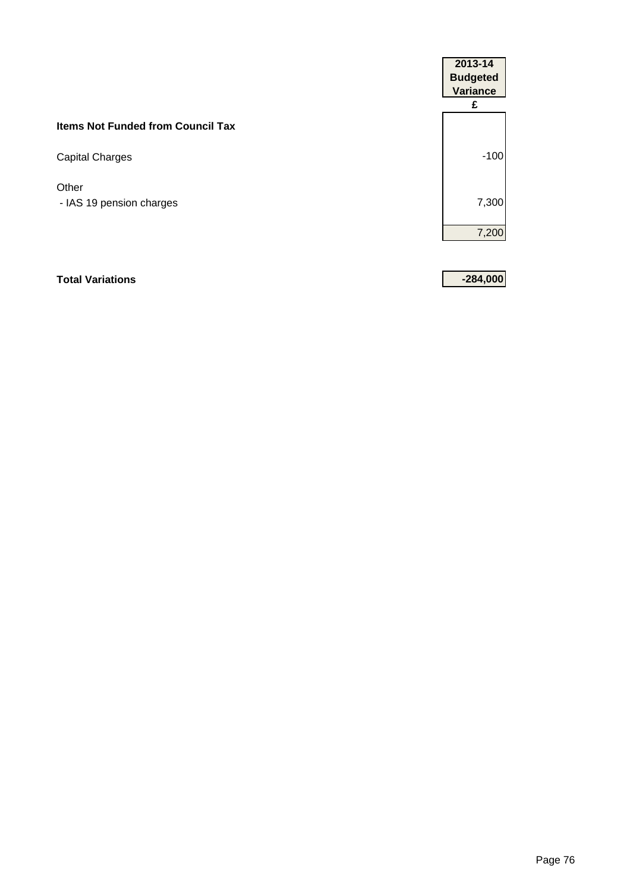| | 2013-14 Budgeted Variance |
|---|---|
| | £ |
| **Items Not Funded from Council Tax** | |
| Capital Charges | -100 |
| Other | |
| - IAS 19 pension charges | 7,300 |
| | 7,200 |
| **Total Variations** | **-284,000** |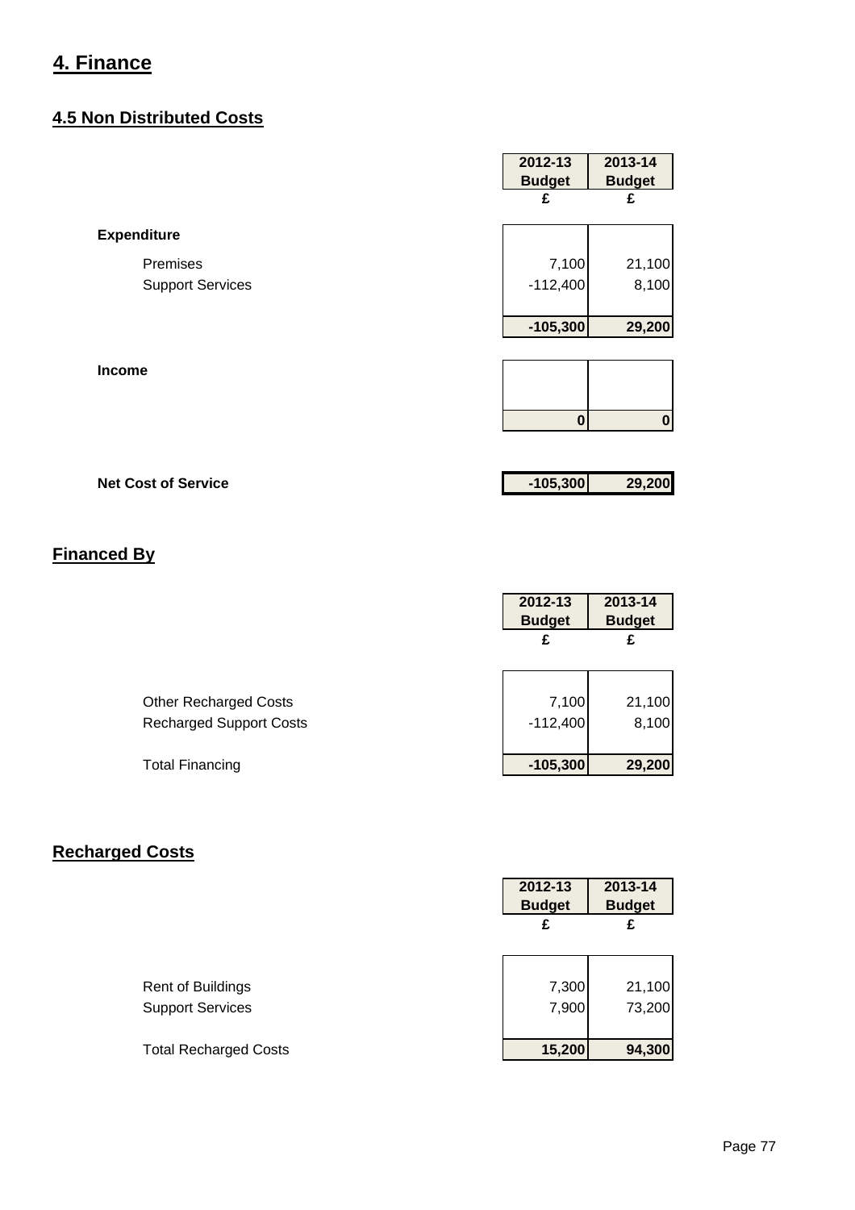# 4. Finance

## 4.5 Non Distributed Costs

| | 2012-13 Budget | 2013-14 Budget |
|---|---|---|
| | £ | £ |
| **Expenditure** | | |
| Premises | 7,100 | 21,100 |
| Support Services | -112,400 | 8,100 |
| | **-105,300** | **29,200** |
| **Income** | | |
| | **0** | **0** |
| **Net Cost of Service** | **-105,300** | **29,200** |

## Financed By

| | 2012-13 Budget | 2013-14 Budget |
|---|---|---|
| | £ | £ |
| Other Recharged Costs | 7,100 | 21,100 |
| Recharged Support Costs | -112,400 | 8,100 |
| Total Financing | **-105,300** | **29,200** |

## Recharged Costs

| | 2012-13 Budget | 2013-14 Budget |
|---|---|---|
| | £ | £ |
| Rent of Buildings | 7,300 | 21,100 |
| Support Services | 7,900 | 73,200 |
| Total Recharged Costs | **15,200** | **94,300** |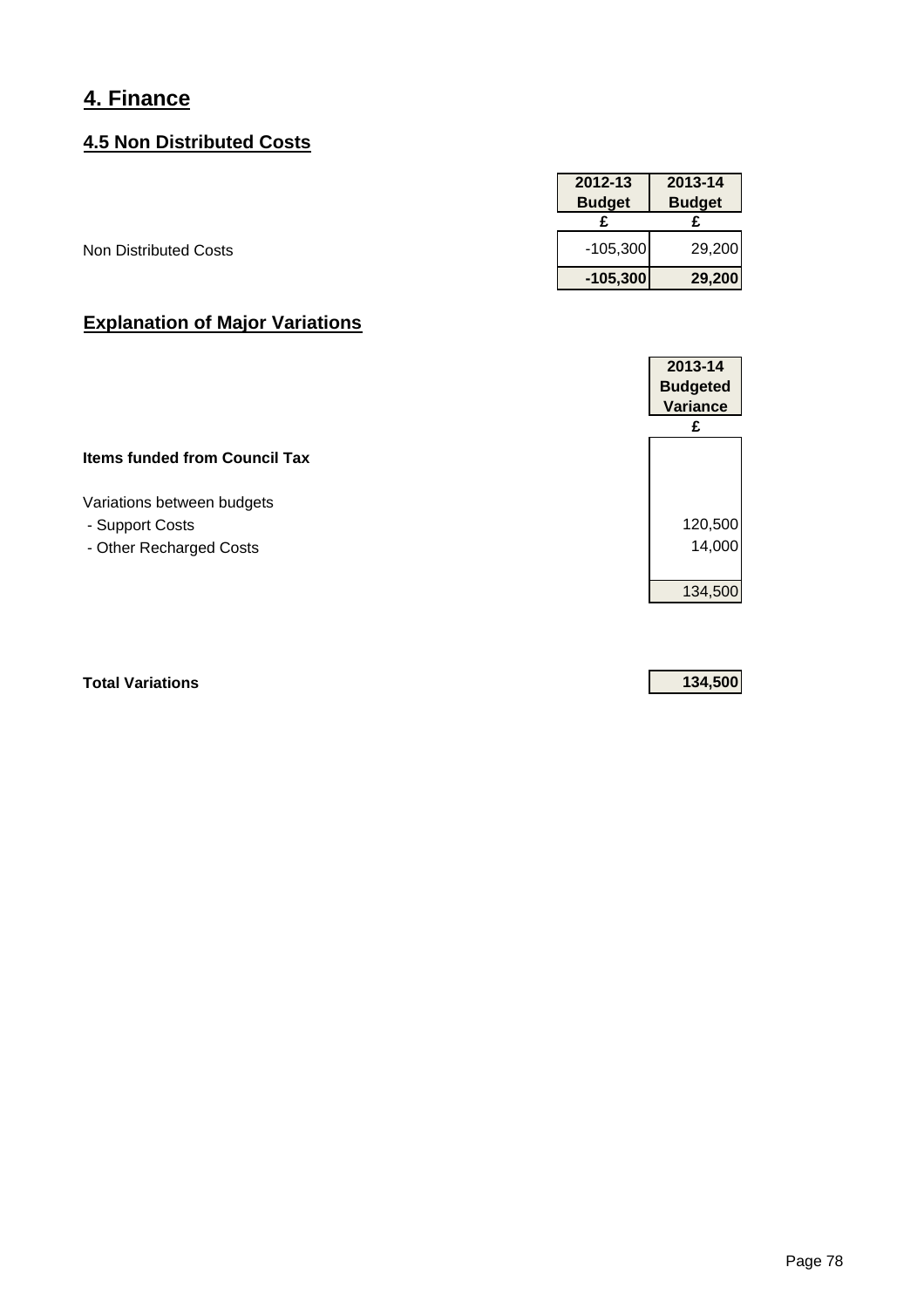# 4. Finance

## 4.5 Non Distributed Costs

| | 2012-13 Budget | 2013-14 Budget |
|---|---|---|
| | £ | £ |
| Non Distributed Costs | -105,300 | 29,200 |
| | **-105,300** | **29,200** |

## Explanation of Major Variations

| | 2013-14 Budgeted Variance |
|---|---|
| | £ |
| **Items funded from Council Tax** | |
| Variations between budgets | |
| - Support Costs | 120,500 |
| - Other Recharged Costs | 14,000 |
| | 134,500 |
| **Total Variations** | **134,500** |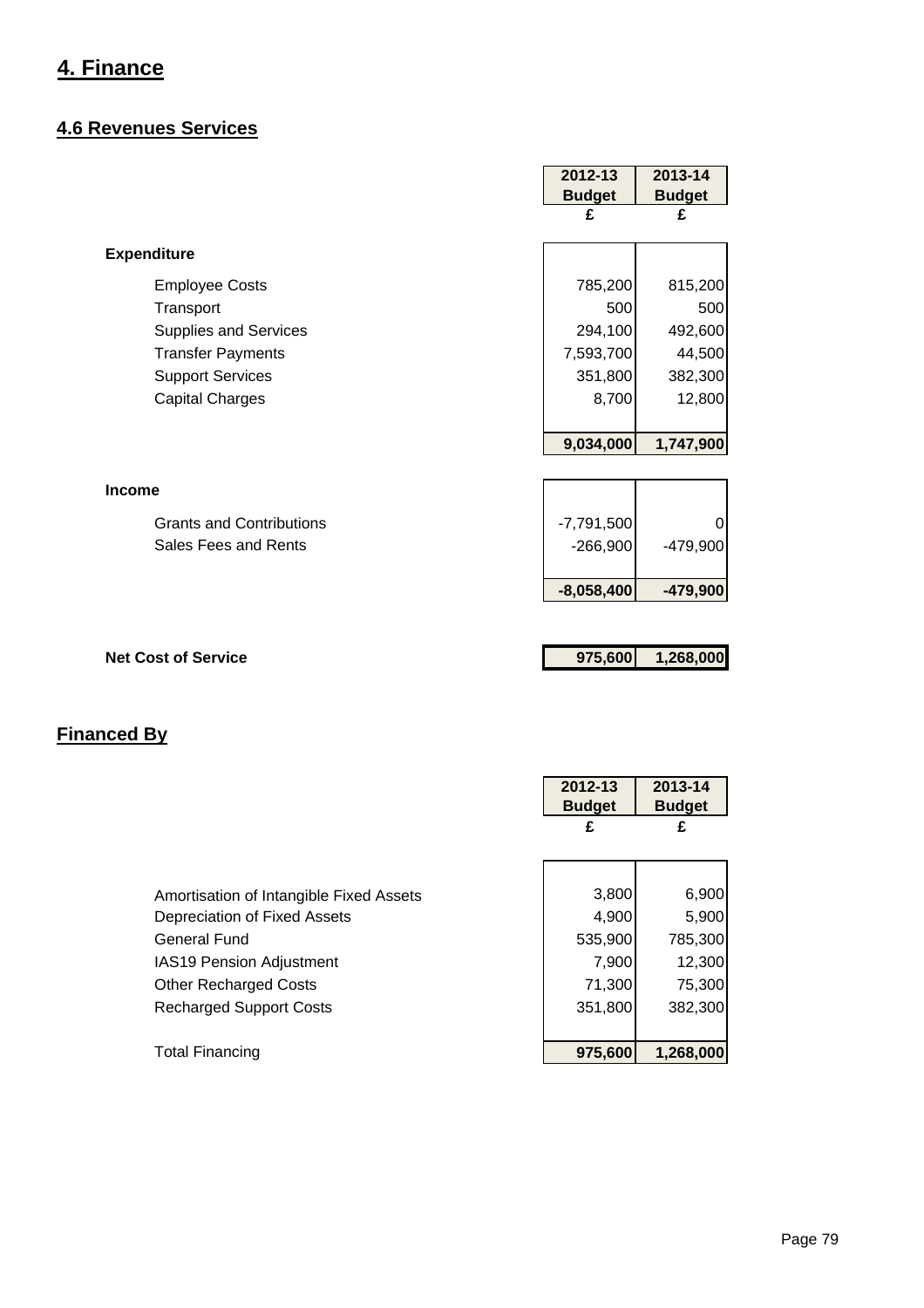# 4. Finance

## 4.6 Revenues Services

| | 2012-13 Budget £ | 2013-14 Budget £ |
|---|---|---|
| **Expenditure** | | |
| Employee Costs | 785,200 | 815,200 |
| Transport | 500 | 500 |
| Supplies and Services | 294,100 | 492,600 |
| Transfer Payments | 7,593,700 | 44,500 |
| Support Services | 351,800 | 382,300 |
| Capital Charges | 8,700 | 12,800 |
| | **9,034,000** | **1,747,900** |
| **Income** | | |
| Grants and Contributions | -7,791,500 | 0 |
| Sales Fees and Rents | -266,900 | -479,900 |
| | **-8,058,400** | **-479,900** |
| **Net Cost of Service** | **975,600** | **1,268,000** |

## Financed By

| | 2012-13 Budget £ | 2013-14 Budget £ |
|---|---|---|
| Amortisation of Intangible Fixed Assets | 3,800 | 6,900 |
| Depreciation of Fixed Assets | 4,900 | 5,900 |
| General Fund | 535,900 | 785,300 |
| IAS19 Pension Adjustment | 7,900 | 12,300 |
| Other Recharged Costs | 71,300 | 75,300 |
| Recharged Support Costs | 351,800 | 382,300 |
| Total Financing | **975,600** | **1,268,000** |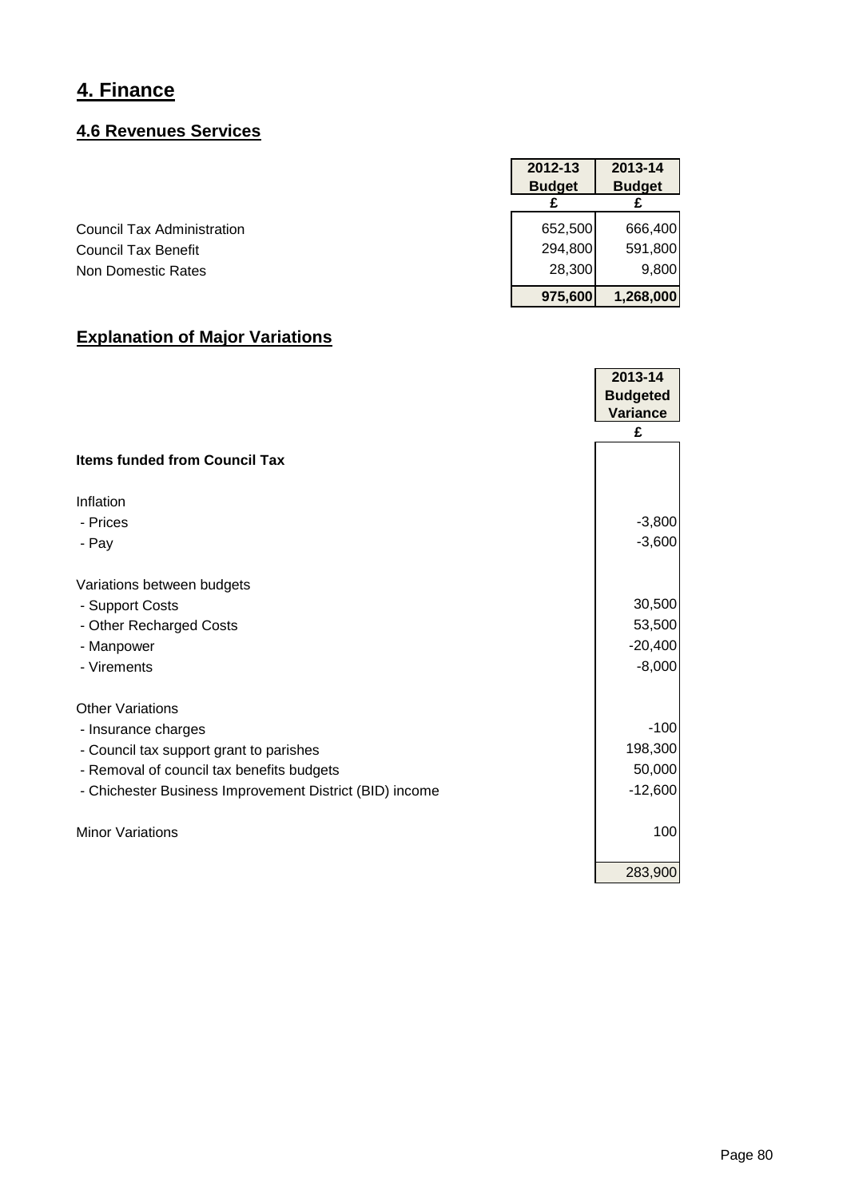# 4. Finance

## 4.6 Revenues Services

| | 2012-13 Budget | 2013-14 Budget |
|---|---|---|
| | £ | £ |
| Council Tax Administration | 652,500 | 666,400 |
| Council Tax Benefit | 294,800 | 591,800 |
| Non Domestic Rates | 28,300 | 9,800 |
| | **975,600** | **1,268,000** |

## Explanation of Major Variations

| | 2013-14 Budgeted Variance |
|---|---|
| | £ |
| **Items funded from Council Tax** | |
| | |
| Inflation | |
| - Prices | -3,800 |
| - Pay | -3,600 |
| | |
| Variations between budgets | |
| - Support Costs | 30,500 |
| - Other Recharged Costs | 53,500 |
| - Manpower | -20,400 |
| - Virements | -8,000 |
| | |
| Other Variations | |
| - Insurance charges | -100 |
| - Council tax support grant to parishes | 198,300 |
| - Removal of council tax benefits budgets | 50,000 |
| - Chichester Business Improvement District (BID) income | -12,600 |
| | |
| Minor Variations | 100 |
| | 283,900 |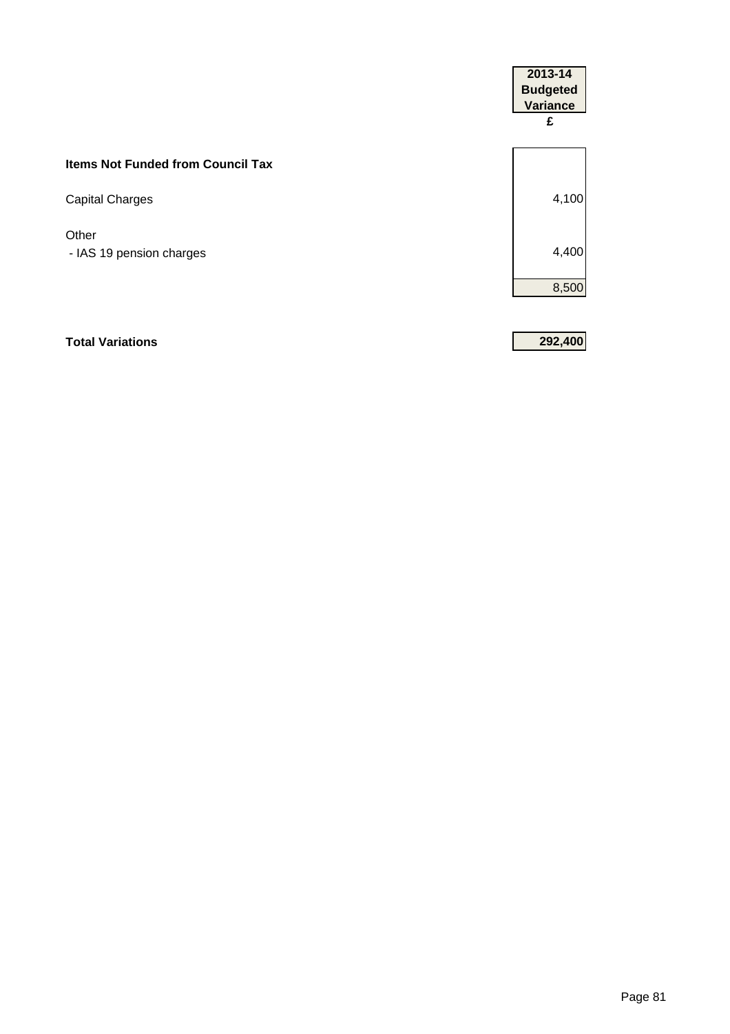| | 2013-14 Budgeted Variance £ |
|---|---|
| **Items Not Funded from Council Tax** | |
| Capital Charges | 4,100 |
| Other | |
| - IAS 19 pension charges | 4,400 |
| | 8,500 |
| **Total Variations** | **292,400** |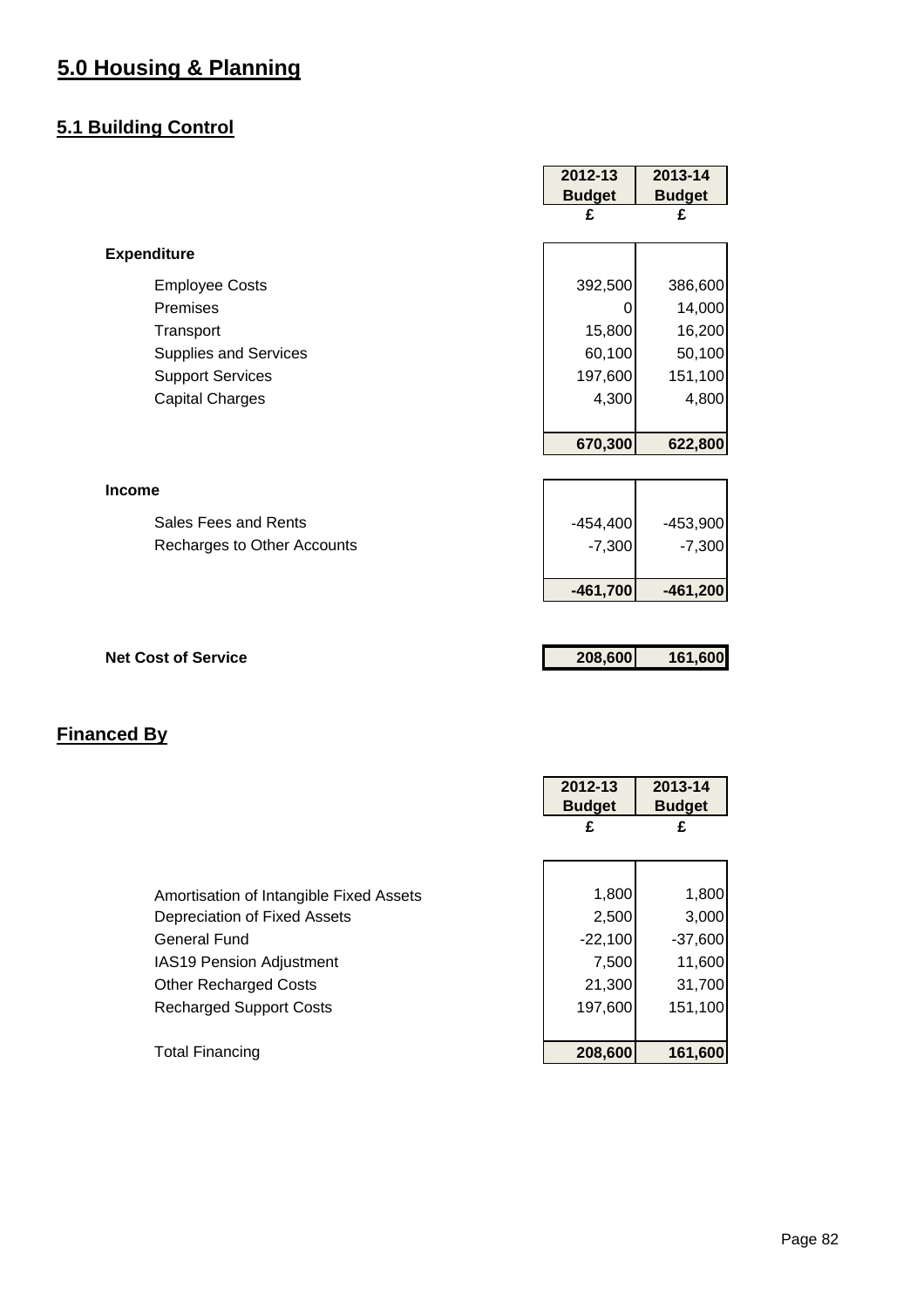# 5.0 Housing & Planning

## 5.1 Building Control

| | 2012-13 Budget £ | 2013-14 Budget £ |
|---|---|---|
| **Expenditure** | | |
| Employee Costs | 392,500 | 386,600 |
| Premises | 0 | 14,000 |
| Transport | 15,800 | 16,200 |
| Supplies and Services | 60,100 | 50,100 |
| Support Services | 197,600 | 151,100 |
| Capital Charges | 4,300 | 4,800 |
| | **670,300** | **622,800** |
| **Income** | | |
| Sales Fees and Rents | -454,400 | -453,900 |
| Recharges to Other Accounts | -7,300 | -7,300 |
| | **-461,700** | **-461,200** |
| **Net Cost of Service** | **208,600** | **161,600** |

## Financed By

| | 2012-13 Budget £ | 2013-14 Budget £ |
|---|---|---|
| Amortisation of Intangible Fixed Assets | 1,800 | 1,800 |
| Depreciation of Fixed Assets | 2,500 | 3,000 |
| General Fund | -22,100 | -37,600 |
| IAS19 Pension Adjustment | 7,500 | 11,600 |
| Other Recharged Costs | 21,300 | 31,700 |
| Recharged Support Costs | 197,600 | 151,100 |
| Total Financing | **208,600** | **161,600** |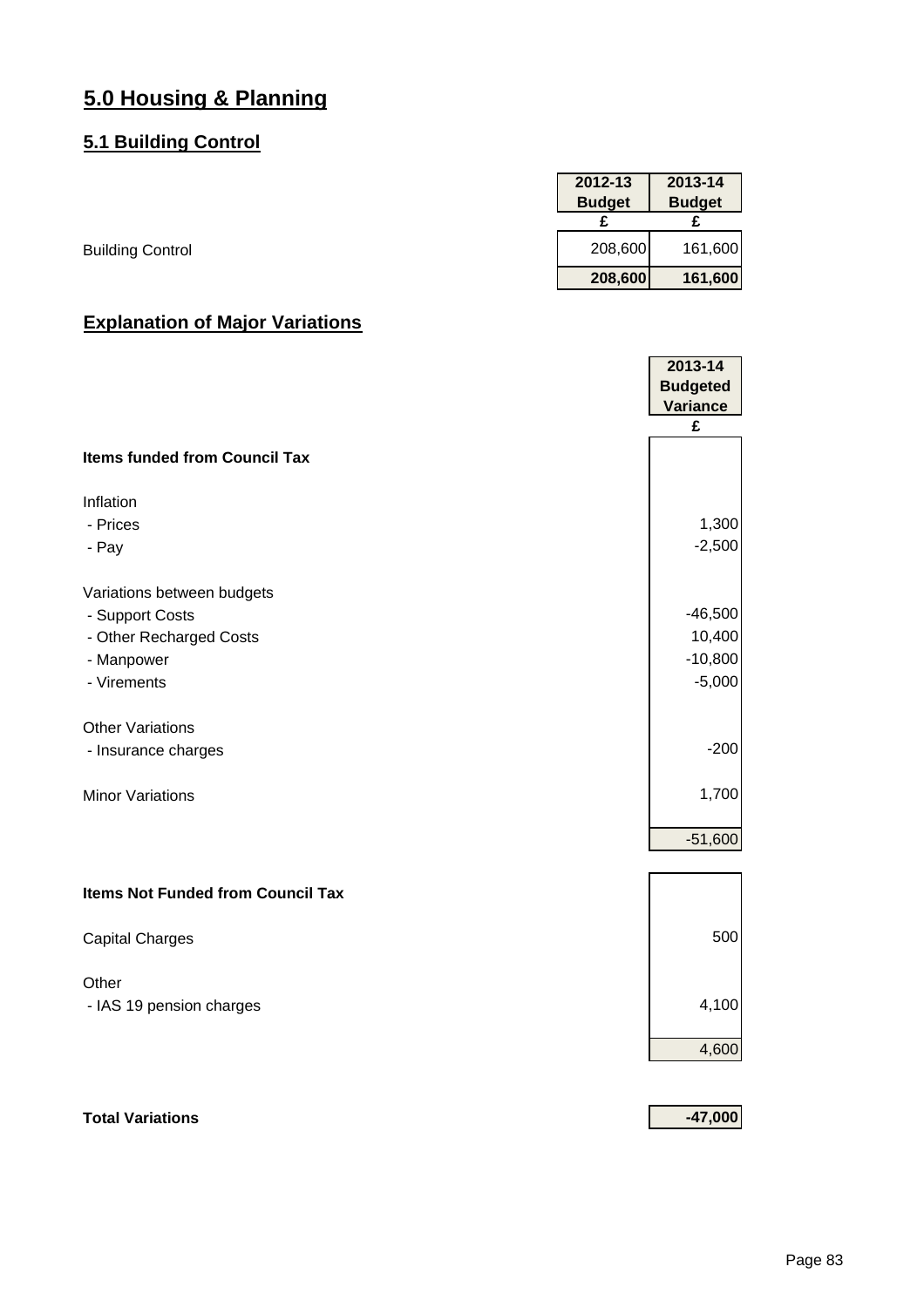# 5.0 Housing & Planning

## 5.1 Building Control

| | 2012-13 Budget | 2013-14 Budget |
|---|---|---|
| | £ | £ |
| Building Control | 208,600 | 161,600 |
| | **208,600** | **161,600** |

## Explanation of Major Variations

| | 2013-14 Budgeted Variance |
|---|---|
| | £ |
| **Items funded from Council Tax** | |
| Inflation | |
| - Prices | 1,300 |
| - Pay | -2,500 |
| Variations between budgets | |
| - Support Costs | -46,500 |
| - Other Recharged Costs | 10,400 |
| - Manpower | -10,800 |
| - Virements | -5,000 |
| Other Variations | |
| - Insurance charges | -200 |
| Minor Variations | 1,700 |
| | -51,600 |
| **Items Not Funded from Council Tax** | |
| Capital Charges | 500 |
| Other | |
| - IAS 19 pension charges | 4,100 |
| | 4,600 |
| **Total Variations** | **-47,000** |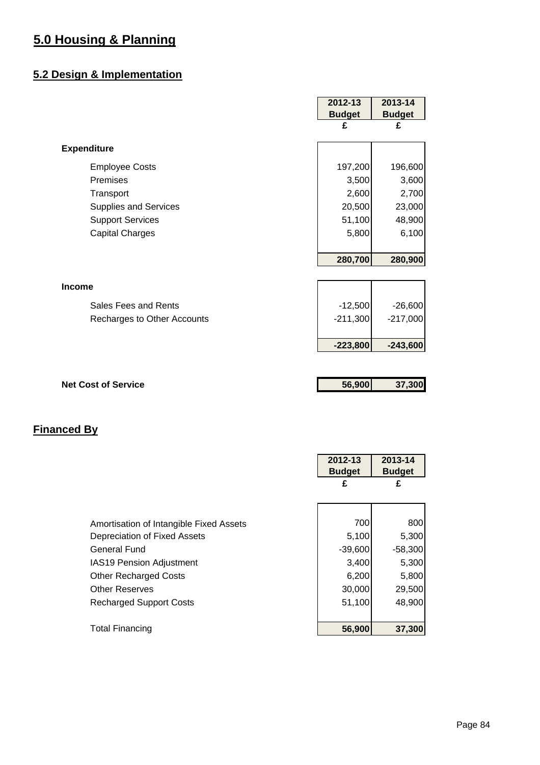# 5.0 Housing & Planning

## 5.2 Design & Implementation

| | 2012-13 Budget £ | 2013-14 Budget £ |
|---|---|---|
| **Expenditure** | | |
| Employee Costs | 197,200 | 196,600 |
| Premises | 3,500 | 3,600 |
| Transport | 2,600 | 2,700 |
| Supplies and Services | 20,500 | 23,000 |
| Support Services | 51,100 | 48,900 |
| Capital Charges | 5,800 | 6,100 |
| | **280,700** | **280,900** |
| **Income** | | |
| Sales Fees and Rents | -12,500 | -26,600 |
| Recharges to Other Accounts | -211,300 | -217,000 |
| | **-223,800** | **-243,600** |
| **Net Cost of Service** | **56,900** | **37,300** |

## Financed By

| | 2012-13 Budget £ | 2013-14 Budget £ |
|---|---|---|
| Amortisation of Intangible Fixed Assets | 700 | 800 |
| Depreciation of Fixed Assets | 5,100 | 5,300 |
| General Fund | -39,600 | -58,300 |
| IAS19 Pension Adjustment | 3,400 | 5,300 |
| Other Recharged Costs | 6,200 | 5,800 |
| Other Reserves | 30,000 | 29,500 |
| Recharged Support Costs | 51,100 | 48,900 |
| Total Financing | **56,900** | **37,300** |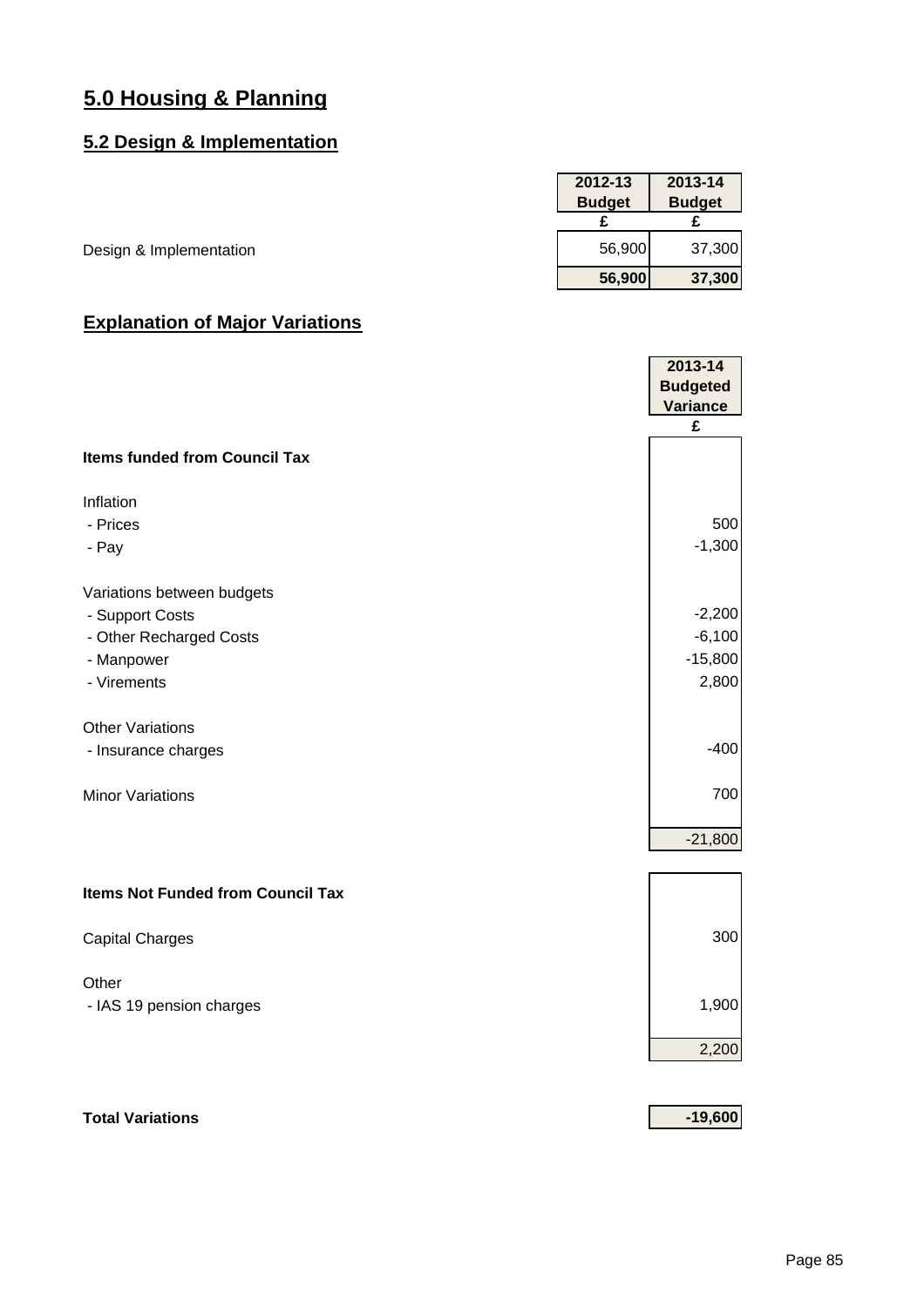# 5.0 Housing & Planning

## 5.2 Design & Implementation

| | 2012-13 Budget | 2013-14 Budget |
|---|---|---|
| | £ | £ |
| Design & Implementation | 56,900 | 37,300 |
| | **56,900** | **37,300** |

## Explanation of Major Variations

| | 2013-14 Budgeted Variance |
|---|---|
| | £ |
| **Items funded from Council Tax** | |
| | |
| Inflation | |
| - Prices | 500 |
| - Pay | -1,300 |
| | |
| Variations between budgets | |
| - Support Costs | -2,200 |
| - Other Recharged Costs | -6,100 |
| - Manpower | -15,800 |
| - Virements | 2,800 |
| | |
| Other Variations | |
| - Insurance charges | -400 |
| | |
| Minor Variations | 700 |
| | -21,800 |
| | |
| **Items Not Funded from Council Tax** | |
| | |
| Capital Charges | 300 |
| | |
| Other | |
| - IAS 19 pension charges | 1,900 |
| | 2,200 |
| | |
| **Total Variations** | **-19,600** |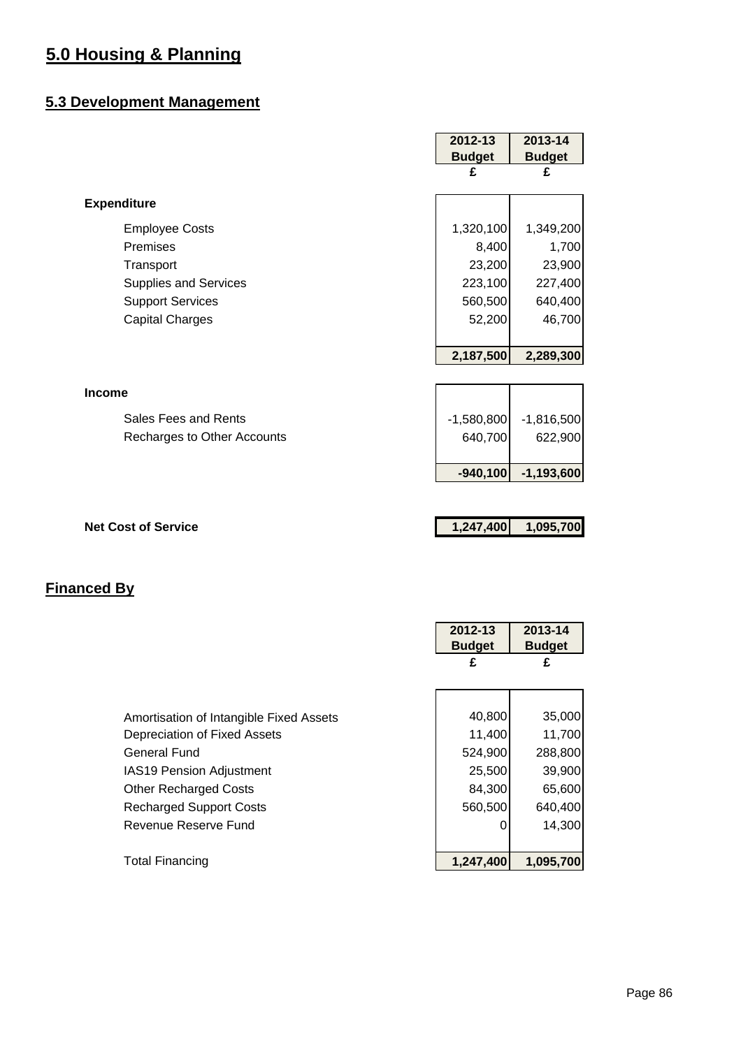# 5.0 Housing & Planning

## 5.3 Development Management

| | 2012-13 Budget £ | 2013-14 Budget £ |
|---|---|---|
| **Expenditure** | | |
| Employee Costs | 1,320,100 | 1,349,200 |
| Premises | 8,400 | 1,700 |
| Transport | 23,200 | 23,900 |
| Supplies and Services | 223,100 | 227,400 |
| Support Services | 560,500 | 640,400 |
| Capital Charges | 52,200 | 46,700 |
| | **2,187,500** | **2,289,300** |
| **Income** | | |
| Sales Fees and Rents | -1,580,800 | -1,816,500 |
| Recharges to Other Accounts | 640,700 | 622,900 |
| | **-940,100** | **-1,193,600** |
| **Net Cost of Service** | **1,247,400** | **1,095,700** |

## Financed By

| | 2012-13 Budget £ | 2013-14 Budget £ |
|---|---|---|
| Amortisation of Intangible Fixed Assets | 40,800 | 35,000 |
| Depreciation of Fixed Assets | 11,400 | 11,700 |
| General Fund | 524,900 | 288,800 |
| IAS19 Pension Adjustment | 25,500 | 39,900 |
| Other Recharged Costs | 84,300 | 65,600 |
| Recharged Support Costs | 560,500 | 640,400 |
| Revenue Reserve Fund | 0 | 14,300 |
| Total Financing | **1,247,400** | **1,095,700** |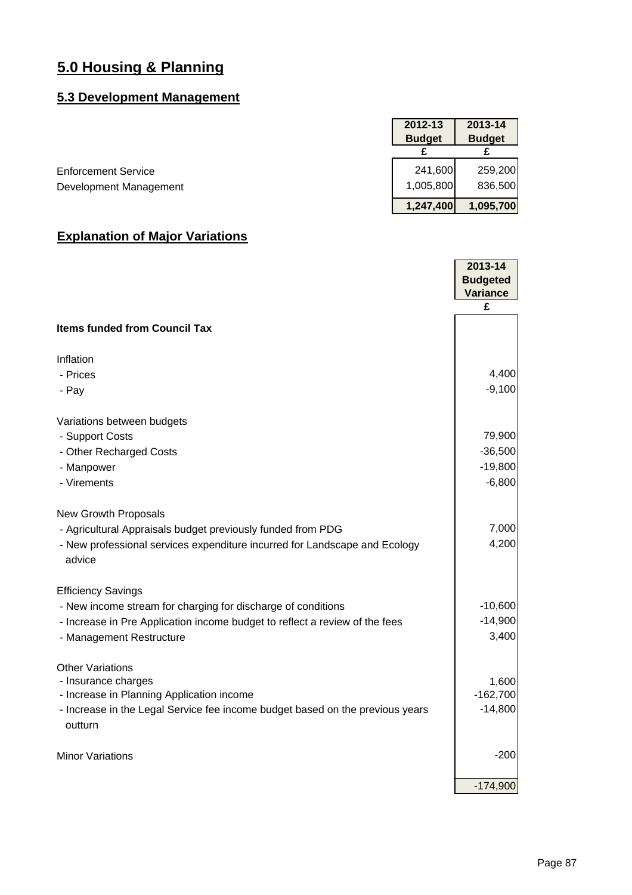# 5.0 Housing & Planning

## 5.3 Development Management

| | 2012-13 Budget | 2013-14 Budget |
|---|---|---|
| | £ | £ |
| Enforcement Service | 241,600 | 259,200 |
| Development Management | 1,005,800 | 836,500 |
| | **1,247,400** | **1,095,700** |

## Explanation of Major Variations

| | 2013-14 Budgeted Variance |
|---|---|
| | £ |
| **Items funded from Council Tax** | |
| | |
| Inflation | |
| - Prices | 4,400 |
| - Pay | -9,100 |
| | |
| Variations between budgets | |
| - Support Costs | 79,900 |
| - Other Recharged Costs | -36,500 |
| - Manpower | -19,800 |
| - Virements | -6,800 |
| | |
| New Growth Proposals | |
| - Agricultural Appraisals budget previously funded from PDG | 7,000 |
| - New professional services expenditure incurred for Landscape and Ecology advice | 4,200 |
| | |
| Efficiency Savings | |
| - New income stream for charging for discharge of conditions | -10,600 |
| - Increase in Pre Application income budget to reflect a review of the fees | -14,900 |
| - Management Restructure | 3,400 |
| | |
| Other Variations | |
| - Insurance charges | 1,600 |
| - Increase in Planning Application income | -162,700 |
| - Increase in the Legal Service fee income budget based on the previous years outturn | -14,800 |
| | |
| Minor Variations | -200 |
| | |
| | -174,900 |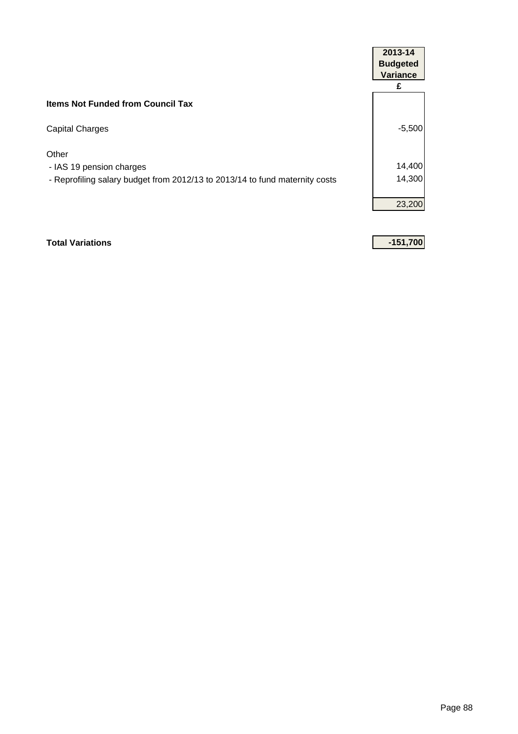| | 2013-14 Budgeted Variance |
|---|---|
| | £ |
| **Items Not Funded from Council Tax** | |
| Capital Charges | -5,500 |
| Other | |
| - IAS 19 pension charges | 14,400 |
| - Reprofiling salary budget from 2012/13 to 2013/14 to fund maternity costs | 14,300 |
| | 23,200 |
| **Total Variations** | **-151,700** |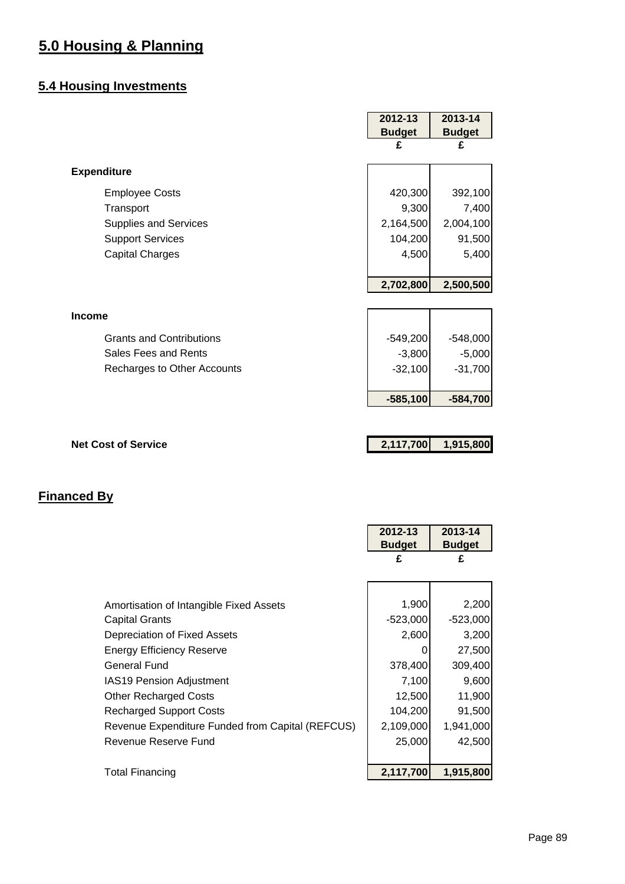# 5.0 Housing & Planning

## 5.4 Housing Investments

| | 2012-13 Budget £ | 2013-14 Budget £ |
|---|---|---|
| **Expenditure** | | |
| Employee Costs | 420,300 | 392,100 |
| Transport | 9,300 | 7,400 |
| Supplies and Services | 2,164,500 | 2,004,100 |
| Support Services | 104,200 | 91,500 |
| Capital Charges | 4,500 | 5,400 |
| | **2,702,800** | **2,500,500** |
| **Income** | | |
| Grants and Contributions | -549,200 | -548,000 |
| Sales Fees and Rents | -3,800 | -5,000 |
| Recharges to Other Accounts | -32,100 | -31,700 |
| | **-585,100** | **-584,700** |
| **Net Cost of Service** | **2,117,700** | **1,915,800** |

## Financed By

| | 2012-13 Budget £ | 2013-14 Budget £ |
|---|---|---|
| Amortisation of Intangible Fixed Assets | 1,900 | 2,200 |
| Capital Grants | -523,000 | -523,000 |
| Depreciation of Fixed Assets | 2,600 | 3,200 |
| Energy Efficiency Reserve | 0 | 27,500 |
| General Fund | 378,400 | 309,400 |
| IAS19 Pension Adjustment | 7,100 | 9,600 |
| Other Recharged Costs | 12,500 | 11,900 |
| Recharged Support Costs | 104,200 | 91,500 |
| Revenue Expenditure Funded from Capital (REFCUS) | 2,109,000 | 1,941,000 |
| Revenue Reserve Fund | 25,000 | 42,500 |
| Total Financing | **2,117,700** | **1,915,800** |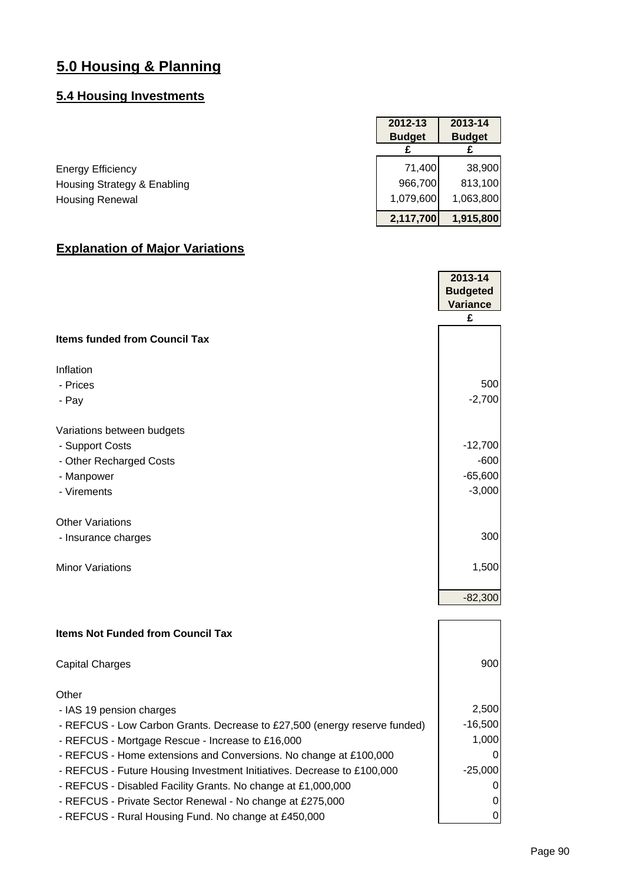# 5.0 Housing & Planning

## 5.4 Housing Investments

| | 2012-13 Budget | 2013-14 Budget |
|---|---|---|
| | £ | £ |
| Energy Efficiency | 71,400 | 38,900 |
| Housing Strategy & Enabling | 966,700 | 813,100 |
| Housing Renewal | 1,079,600 | 1,063,800 |
| | **2,117,700** | **1,915,800** |

## Explanation of Major Variations

| | 2013-14 Budgeted Variance |
|---|---|
| | £ |
| **Items funded from Council Tax** | |
| Inflation | |
| - Prices | 500 |
| - Pay | -2,700 |
| Variations between budgets | |
| - Support Costs | -12,700 |
| - Other Recharged Costs | -600 |
| - Manpower | -65,600 |
| - Virements | -3,000 |
| Other Variations | |
| - Insurance charges | 300 |
| Minor Variations | 1,500 |
| | -82,300 |
| **Items Not Funded from Council Tax** | |
| Capital Charges | 900 |
| Other | |
| - IAS 19 pension charges | 2,500 |
| - REFCUS - Low Carbon Grants. Decrease to £27,500 (energy reserve funded) | -16,500 |
| - REFCUS - Mortgage Rescue - Increase to £16,000 | 1,000 |
| - REFCUS - Home extensions and Conversions. No change at £100,000 | 0 |
| - REFCUS - Future Housing Investment Initiatives. Decrease to £100,000 | -25,000 |
| - REFCUS - Disabled Facility Grants. No change at £1,000,000 | 0 |
| - REFCUS - Private Sector Renewal - No change at £275,000 | 0 |
| - REFCUS - Rural Housing Fund. No change at £450,000 | 0 |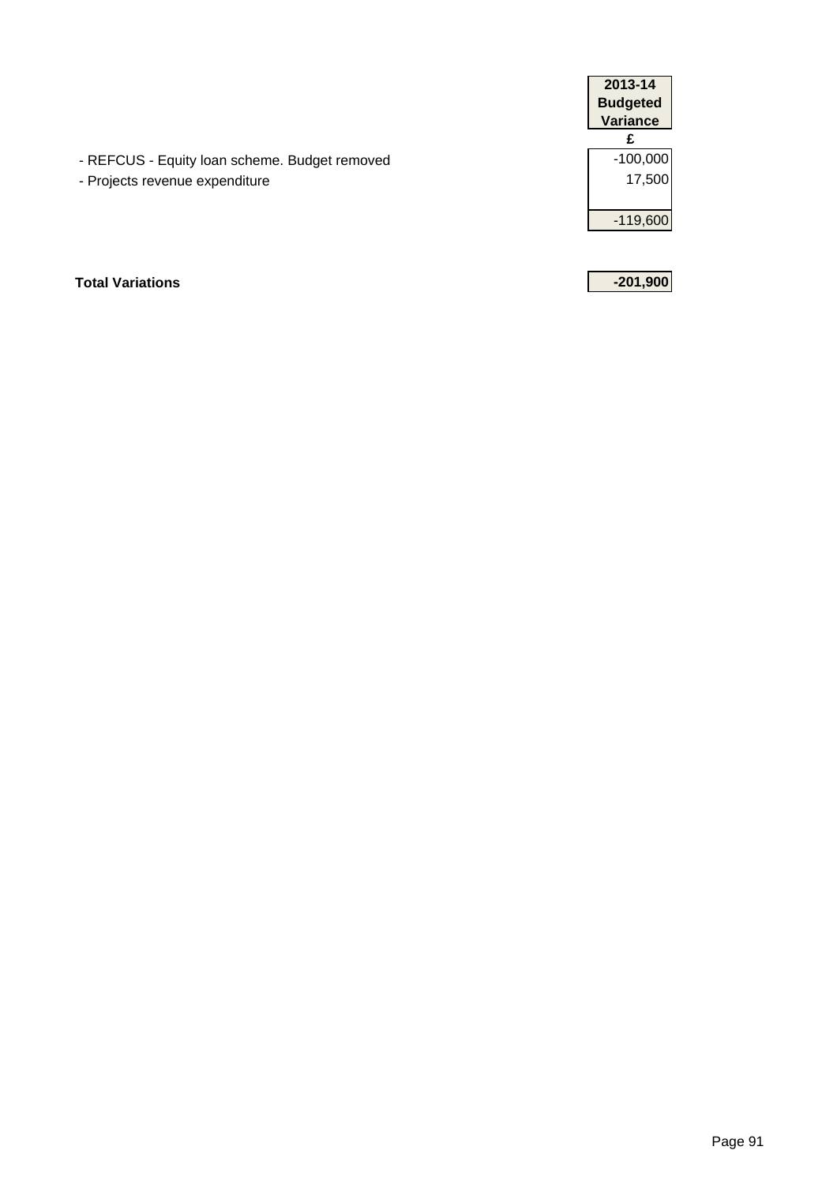| | 2013-14 Budgeted Variance |
|---|---|
| | £ |
| - REFCUS - Equity loan scheme. Budget removed | -100,000 |
| - Projects revenue expenditure | 17,500 |
| | |
| | -119,600 |

| | |
|---|---|
| **Total Variations** | **-201,900** |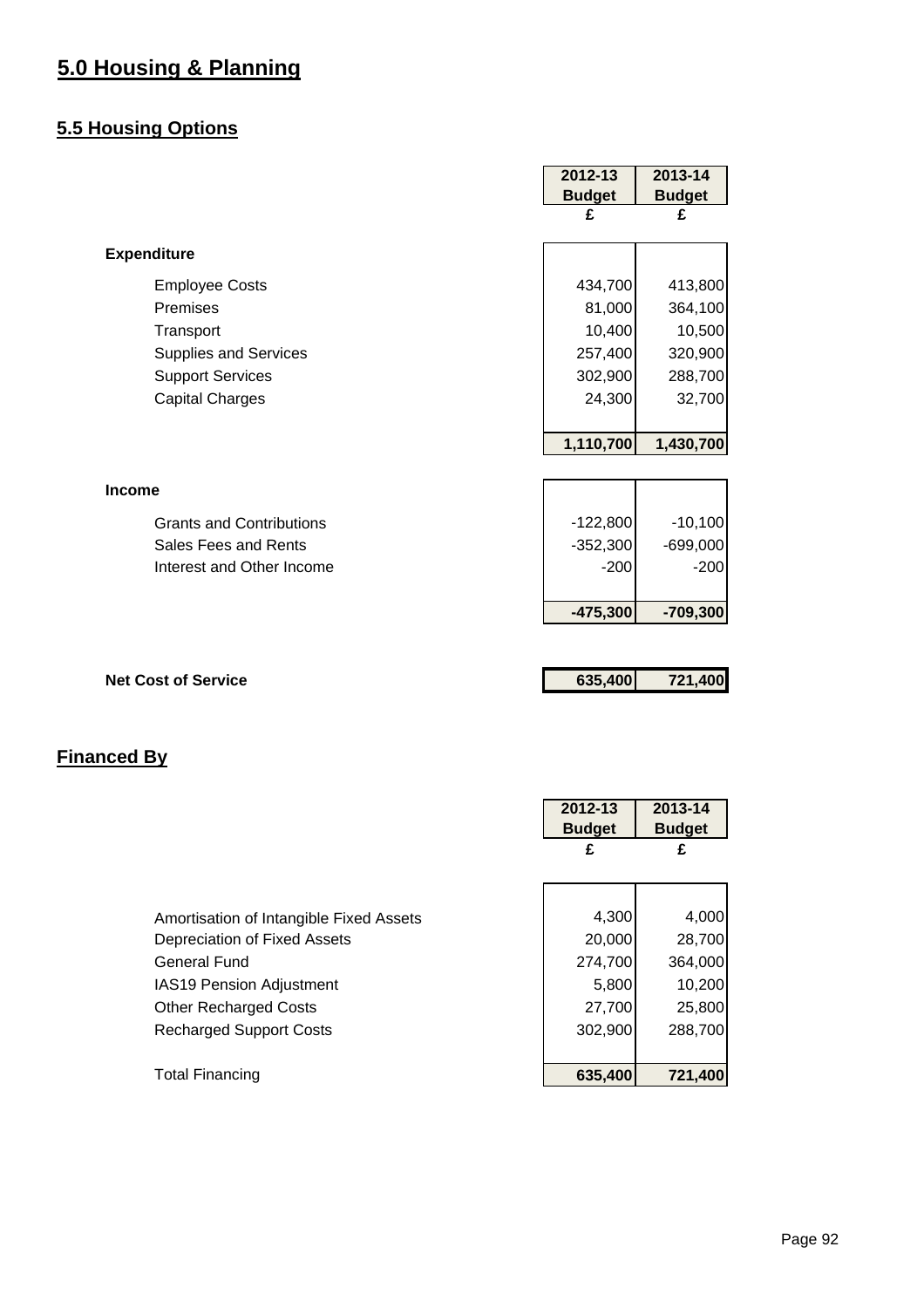# 5.0 Housing & Planning

## 5.5 Housing Options

| | 2012-13 Budget £ | 2013-14 Budget £ |
|---|---|---|
| **Expenditure** | | |
| Employee Costs | 434,700 | 413,800 |
| Premises | 81,000 | 364,100 |
| Transport | 10,400 | 10,500 |
| Supplies and Services | 257,400 | 320,900 |
| Support Services | 302,900 | 288,700 |
| Capital Charges | 24,300 | 32,700 |
| | **1,110,700** | **1,430,700** |
| **Income** | | |
| Grants and Contributions | -122,800 | -10,100 |
| Sales Fees and Rents | -352,300 | -699,000 |
| Interest and Other Income | -200 | -200 |
| | **-475,300** | **-709,300** |
| **Net Cost of Service** | **635,400** | **721,400** |

## Financed By

| | 2012-13 Budget £ | 2013-14 Budget £ |
|---|---|---|
| Amortisation of Intangible Fixed Assets | 4,300 | 4,000 |
| Depreciation of Fixed Assets | 20,000 | 28,700 |
| General Fund | 274,700 | 364,000 |
| IAS19 Pension Adjustment | 5,800 | 10,200 |
| Other Recharged Costs | 27,700 | 25,800 |
| Recharged Support Costs | 302,900 | 288,700 |
| Total Financing | 635,400 | 721,400 |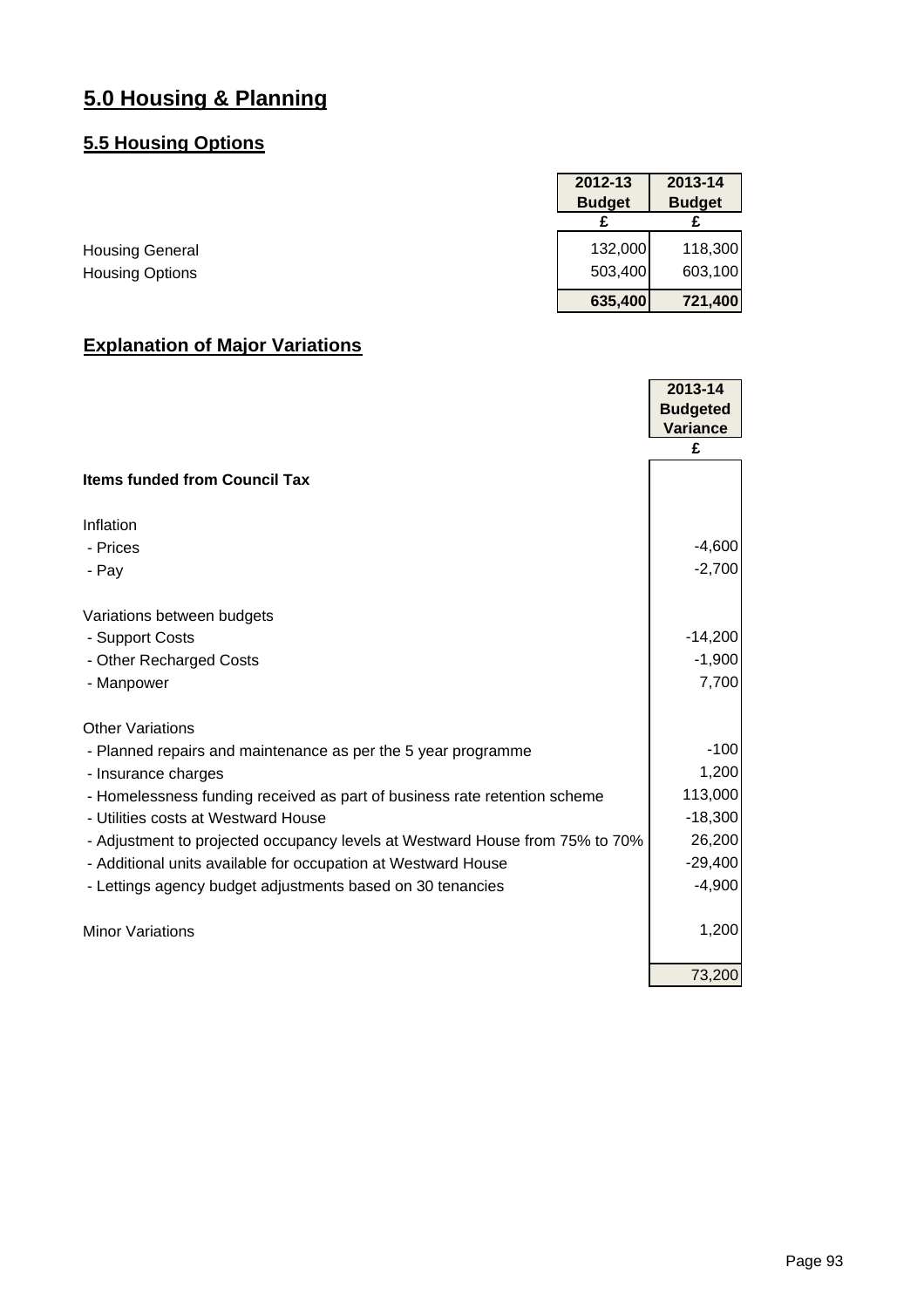# 5.0 Housing & Planning

## 5.5 Housing Options

| | 2012-13 Budget | 2013-14 Budget |
|---|---|---|
| | £ | £ |
| Housing General | 132,000 | 118,300 |
| Housing Options | 503,400 | 603,100 |
| | **635,400** | **721,400** |

## Explanation of Major Variations

| | 2013-14 Budgeted Variance |
|---|---|
| | £ |
| **Items funded from Council Tax** | |
| | |
| Inflation | |
| - Prices | -4,600 |
| - Pay | -2,700 |
| | |
| Variations between budgets | |
| - Support Costs | -14,200 |
| - Other Recharged Costs | -1,900 |
| - Manpower | 7,700 |
| | |
| Other Variations | |
| - Planned repairs and maintenance as per the 5 year programme | -100 |
| - Insurance charges | 1,200 |
| - Homelessness funding received as part of business rate retention scheme | 113,000 |
| - Utilities costs at Westward House | -18,300 |
| - Adjustment to projected occupancy levels at Westward House from 75% to 70% | 26,200 |
| - Additional units available for occupation at Westward House | -29,400 |
| - Lettings agency budget adjustments based on 30 tenancies | -4,900 |
| | |
| Minor Variations | 1,200 |
| | 73,200 |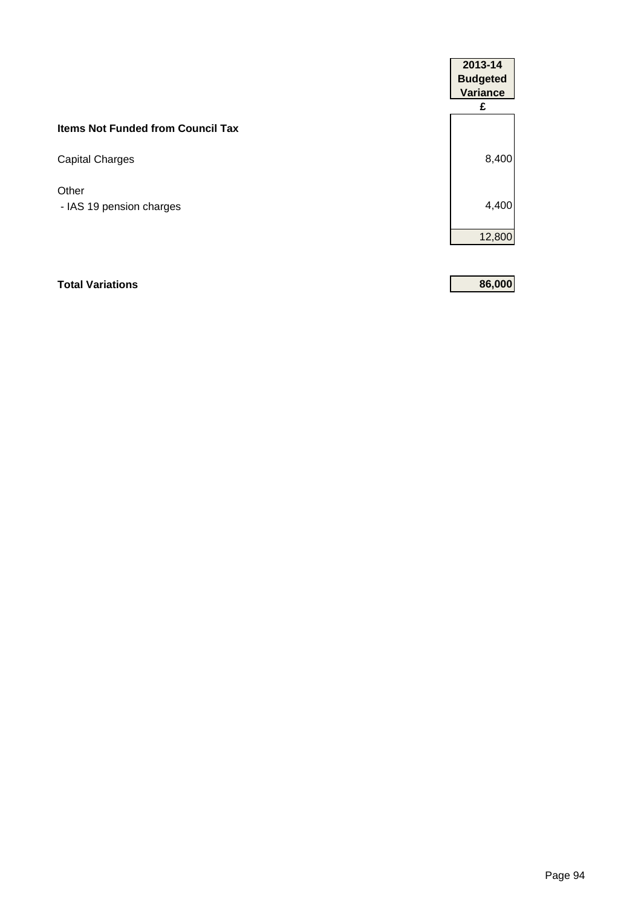| | 2013-14 Budgeted Variance |
|---|---|
| | £ |
| **Items Not Funded from Council Tax** | |
| Capital Charges | 8,400 |
| Other | |
| - IAS 19 pension charges | 4,400 |
| | 12,800 |
| **Total Variations** | **86,000** |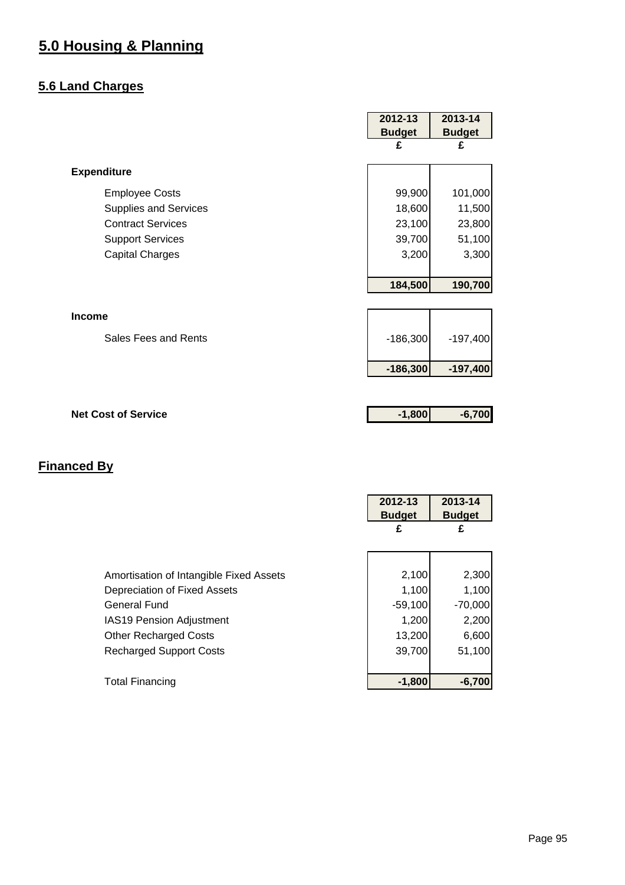# 5.0 Housing & Planning

## 5.6 Land Charges

| | 2012-13 Budget £ | 2013-14 Budget £ |
|---|---|---|
| **Expenditure** | | |
| Employee Costs | 99,900 | 101,000 |
| Supplies and Services | 18,600 | 11,500 |
| Contract Services | 23,100 | 23,800 |
| Support Services | 39,700 | 51,100 |
| Capital Charges | 3,200 | 3,300 |
| | **184,500** | **190,700** |
| **Income** | | |
| Sales Fees and Rents | -186,300 | -197,400 |
| | **-186,300** | **-197,400** |
| **Net Cost of Service** | **-1,800** | **-6,700** |

## Financed By

| | 2012-13 Budget £ | 2013-14 Budget £ |
|---|---|---|
| Amortisation of Intangible Fixed Assets | 2,100 | 2,300 |
| Depreciation of Fixed Assets | 1,100 | 1,100 |
| General Fund | -59,100 | -70,000 |
| IAS19 Pension Adjustment | 1,200 | 2,200 |
| Other Recharged Costs | 13,200 | 6,600 |
| Recharged Support Costs | 39,700 | 51,100 |
| Total Financing | **-1,800** | **-6,700** |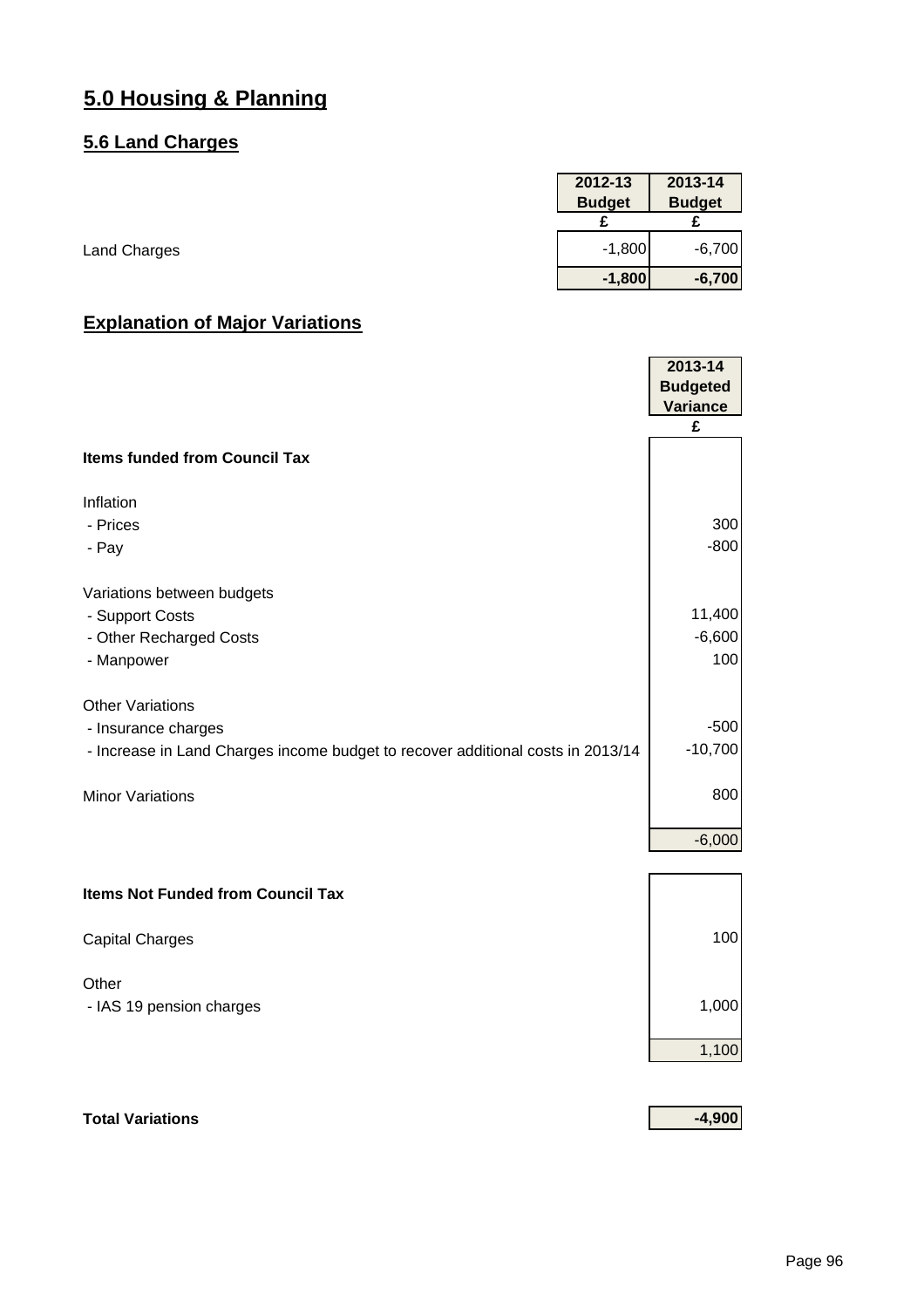# 5.0 Housing & Planning

## 5.6 Land Charges

| | 2012-13 Budget | 2013-14 Budget |
|---|---|---|
| | £ | £ |
| Land Charges | -1,800 | -6,700 |
| | **-1,800** | **-6,700** |

## Explanation of Major Variations

| | 2013-14 Budgeted Variance |
|---|---|
| | £ |
| **Items funded from Council Tax** | |
| Inflation | |
| - Prices | 300 |
| - Pay | -800 |
| Variations between budgets | |
| - Support Costs | 11,400 |
| - Other Recharged Costs | -6,600 |
| - Manpower | 100 |
| Other Variations | |
| - Insurance charges | -500 |
| - Increase in Land Charges income budget to recover additional costs in 2013/14 | -10,700 |
| Minor Variations | 800 |
| | -6,000 |
| **Items Not Funded from Council Tax** | |
| Capital Charges | 100 |
| Other | |
| - IAS 19 pension charges | 1,000 |
| | 1,100 |
| **Total Variations** | **-4,900** |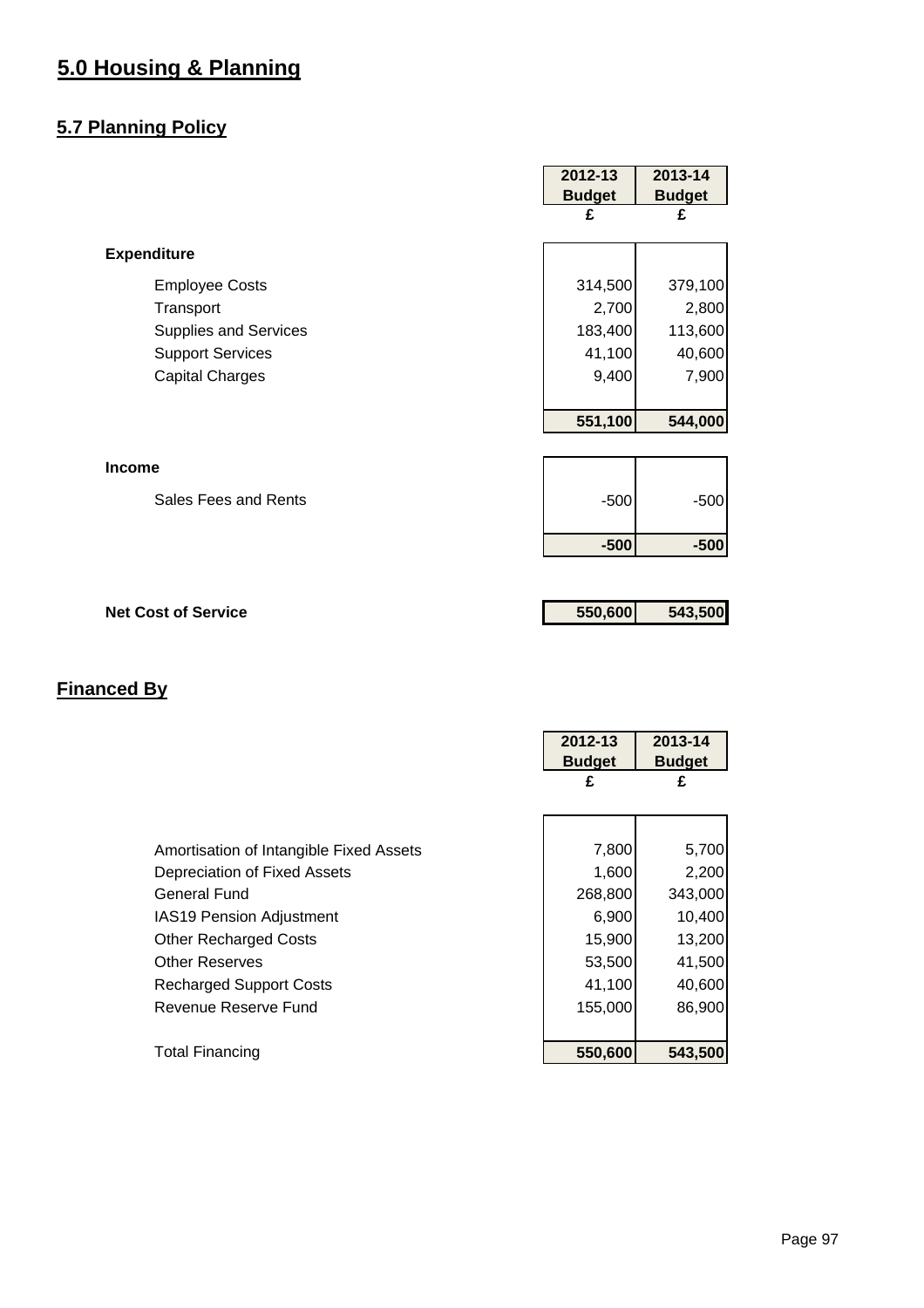# 5.0 Housing & Planning

## 5.7 Planning Policy

| | 2012-13 Budget £ | 2013-14 Budget £ |
|---|---|---|
| **Expenditure** | | |
| Employee Costs | 314,500 | 379,100 |
| Transport | 2,700 | 2,800 |
| Supplies and Services | 183,400 | 113,600 |
| Support Services | 41,100 | 40,600 |
| Capital Charges | 9,400 | 7,900 |
| | **551,100** | **544,000** |
| **Income** | | |
| Sales Fees and Rents | -500 | -500 |
| | **-500** | **-500** |
| **Net Cost of Service** | **550,600** | **543,500** |

## Financed By

| | 2012-13 Budget £ | 2013-14 Budget £ |
|---|---|---|
| Amortisation of Intangible Fixed Assets | 7,800 | 5,700 |
| Depreciation of Fixed Assets | 1,600 | 2,200 |
| General Fund | 268,800 | 343,000 |
| IAS19 Pension Adjustment | 6,900 | 10,400 |
| Other Recharged Costs | 15,900 | 13,200 |
| Other Reserves | 53,500 | 41,500 |
| Recharged Support Costs | 41,100 | 40,600 |
| Revenue Reserve Fund | 155,000 | 86,900 |
| Total Financing | **550,600** | **543,500** |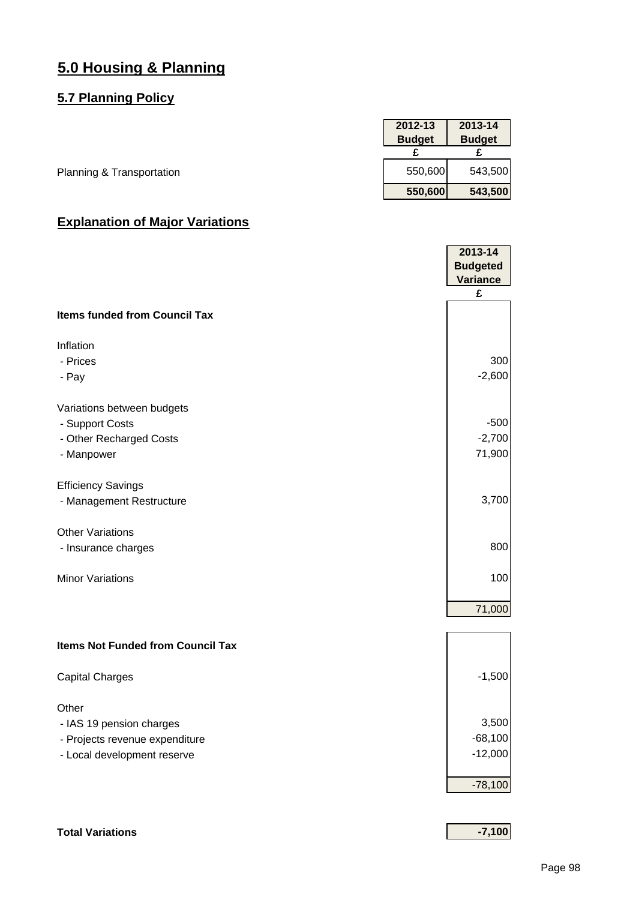# 5.0 Housing & Planning

## 5.7 Planning Policy

| | 2012-13 Budget | 2013-14 Budget |
|---|---|---|
| | £ | £ |
| Planning & Transportation | 550,600 | 543,500 |
| | **550,600** | **543,500** |

## Explanation of Major Variations

| | 2013-14 Budgeted Variance |
|---|---|
| | £ |
| **Items funded from Council Tax** | |
| Inflation | |
| - Prices | 300 |
| - Pay | -2,600 |
| Variations between budgets | |
| - Support Costs | -500 |
| - Other Recharged Costs | -2,700 |
| - Manpower | 71,900 |
| Efficiency Savings | |
| - Management Restructure | 3,700 |
| Other Variations | |
| - Insurance charges | 800 |
| Minor Variations | 100 |
| | 71,000 |
| **Items Not Funded from Council Tax** | |
| Capital Charges | -1,500 |
| Other | |
| - IAS 19 pension charges | 3,500 |
| - Projects revenue expenditure | -68,100 |
| - Local development reserve | -12,000 |
| | -78,100 |
| **Total Variations** | **-7,100** |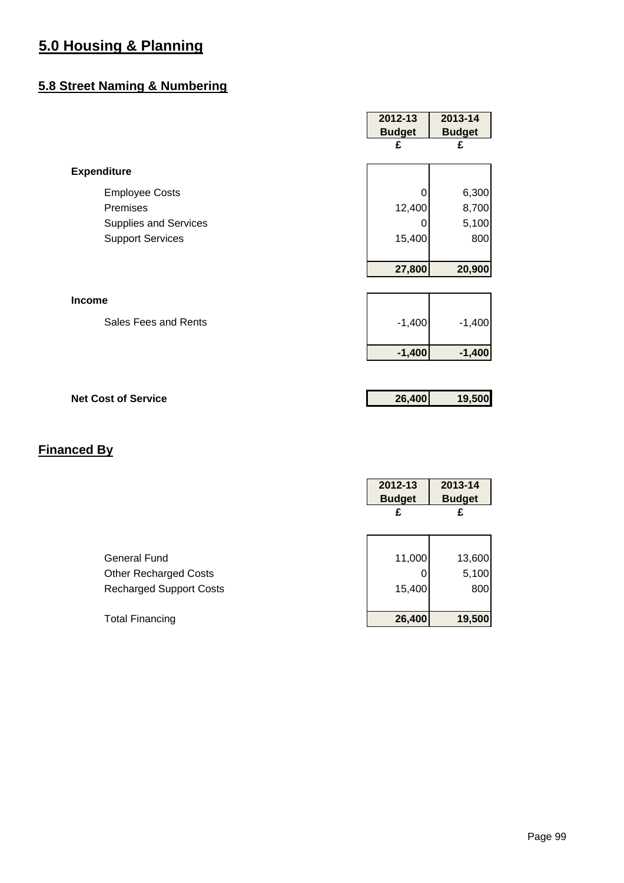# 5.0 Housing & Planning

## 5.8 Street Naming & Numbering

| | 2012-13 Budget | 2013-14 Budget |
|---|---|---|
| | £ | £ |
| **Expenditure** | | |
| Employee Costs | 0 | 6,300 |
| Premises | 12,400 | 8,700 |
| Supplies and Services | 0 | 5,100 |
| Support Services | 15,400 | 800 |
| | **27,800** | **20,900** |
| **Income** | | |
| Sales Fees and Rents | -1,400 | -1,400 |
| | **-1,400** | **-1,400** |
| **Net Cost of Service** | **26,400** | **19,500** |

## Financed By

| | 2012-13 Budget | 2013-14 Budget |
|---|---|---|
| | £ | £ |
| General Fund | 11,000 | 13,600 |
| Other Recharged Costs | 0 | 5,100 |
| Recharged Support Costs | 15,400 | 800 |
| Total Financing | **26,400** | **19,500** |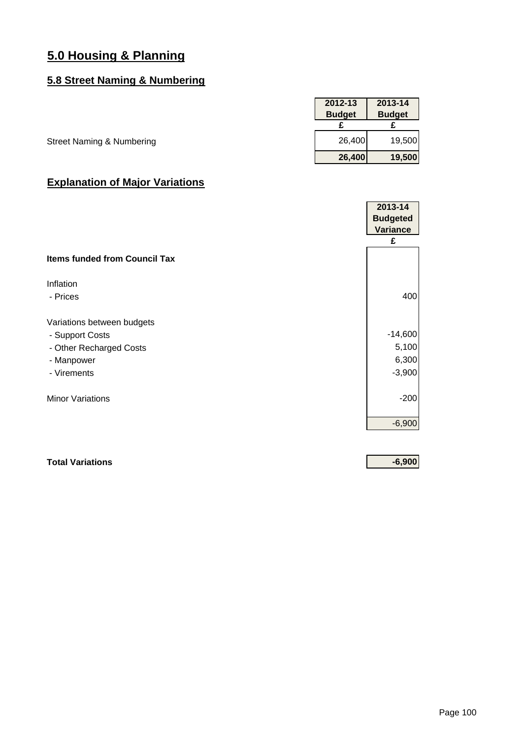# 5.0 Housing & Planning

## 5.8 Street Naming & Numbering

| | 2012-13 Budget | 2013-14 Budget |
|---|---|---|
| | £ | £ |
| Street Naming & Numbering | 26,400 | 19,500 |
| | **26,400** | **19,500** |

## Explanation of Major Variations

| | 2013-14 Budgeted Variance |
|---|---|
| | £ |
| **Items funded from Council Tax** | |
| Inflation | |
| - Prices | 400 |
| Variations between budgets | |
| - Support Costs | -14,600 |
| - Other Recharged Costs | 5,100 |
| - Manpower | 6,300 |
| - Virements | -3,900 |
| Minor Variations | -200 |
| | -6,900 |
| **Total Variations** | **-6,900** |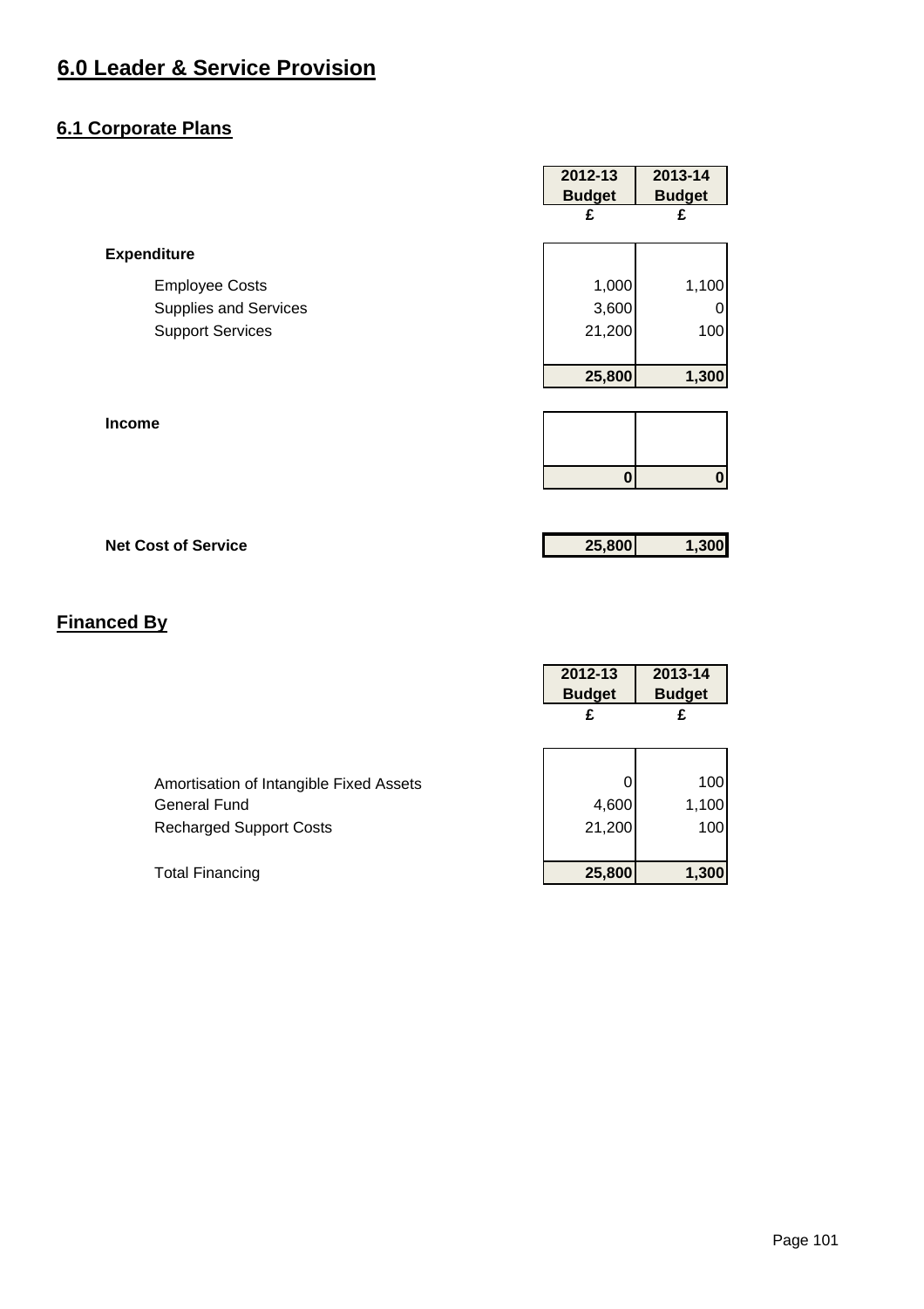# 6.0 Leader & Service Provision

## 6.1 Corporate Plans

| | 2012-13 Budget | 2013-14 Budget |
|---|---|---|
| | £ | £ |
| **Expenditure** | | |
| Employee Costs | 1,000 | 1,100 |
| Supplies and Services | 3,600 | 0 |
| Support Services | 21,200 | 100 |
| | **25,800** | **1,300** |
| **Income** | | |
| | **0** | **0** |
| **Net Cost of Service** | **25,800** | **1,300** |

## Financed By

| | 2012-13 Budget | 2013-14 Budget |
|---|---|---|
| | £ | £ |
| Amortisation of Intangible Fixed Assets | 0 | 100 |
| General Fund | 4,600 | 1,100 |
| Recharged Support Costs | 21,200 | 100 |
| Total Financing | **25,800** | **1,300** |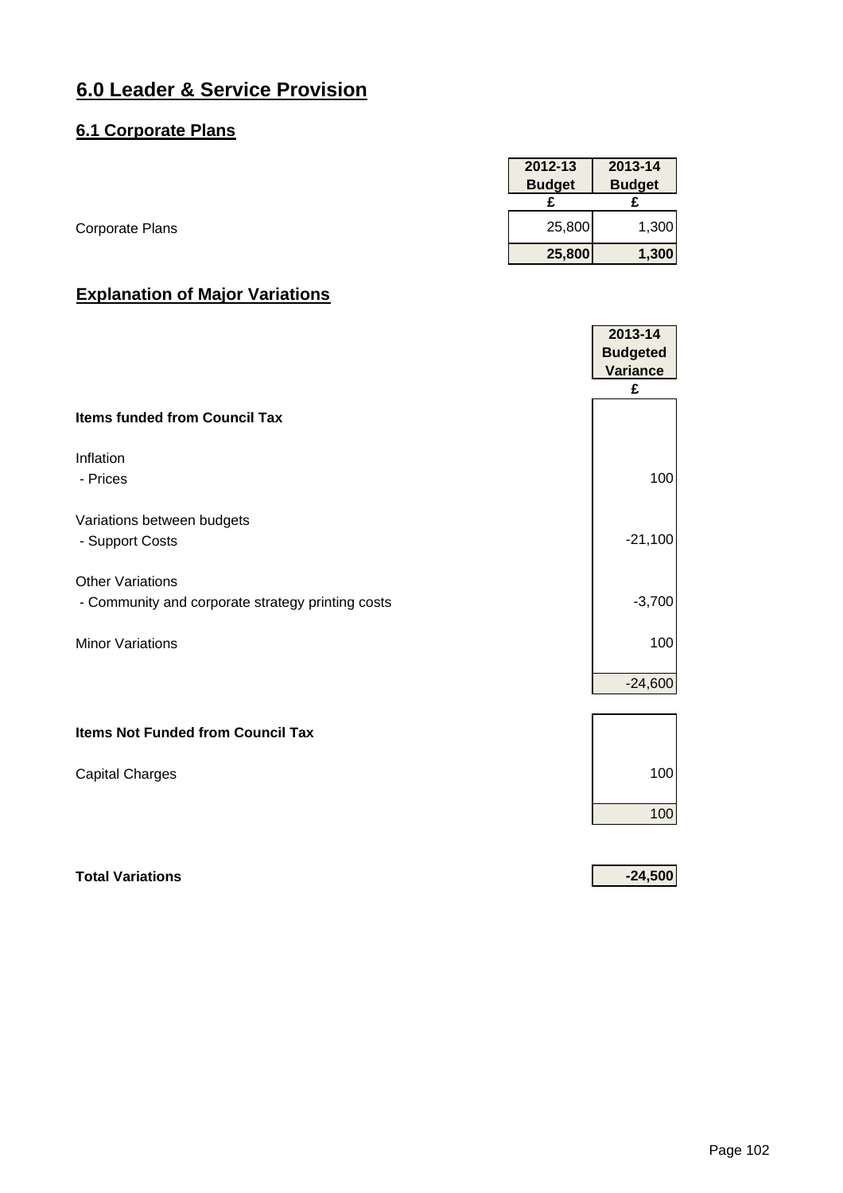# 6.0 Leader & Service Provision

## 6.1 Corporate Plans

| | 2012-13 Budget £ | 2013-14 Budget £ |
|---|---|---|
| Corporate Plans | 25,800 | 1,300 |
| | **25,800** | **1,300** |

## Explanation of Major Variations

| | 2013-14 Budgeted Variance £ |
|---|---|
| **Items funded from Council Tax** | |
| Inflation | |
| - Prices | 100 |
| Variations between budgets | |
| - Support Costs | -21,100 |
| Other Variations | |
| - Community and corporate strategy printing costs | -3,700 |
| Minor Variations | 100 |
| | -24,600 |
| **Items Not Funded from Council Tax** | |
| Capital Charges | 100 |
| | 100 |
| **Total Variations** | **-24,500** |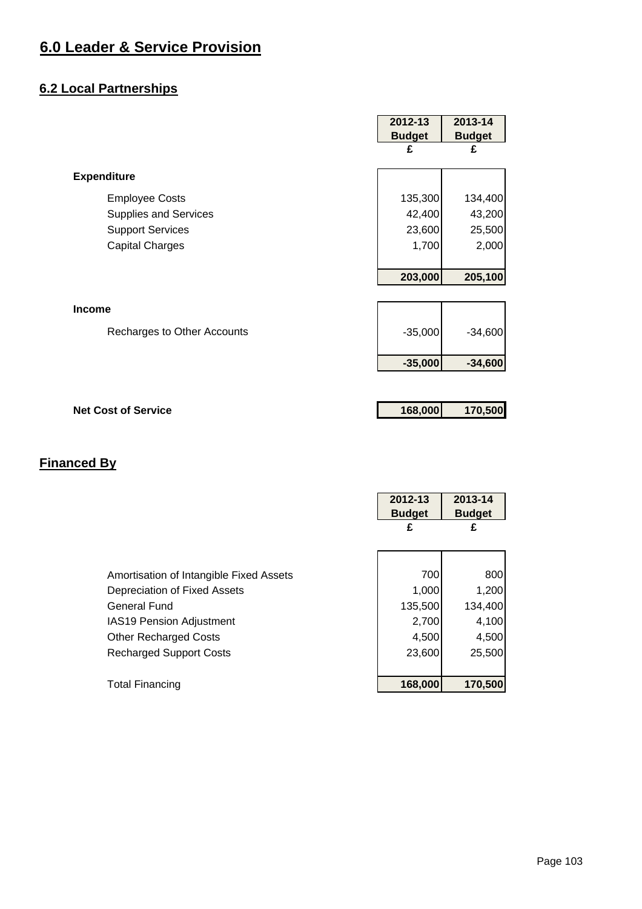# 6.0 Leader & Service Provision

## 6.2 Local Partnerships

| | 2012-13 Budget | 2013-14 Budget |
|---|---|---|
| | £ | £ |
| **Expenditure** | | |
| Employee Costs | 135,300 | 134,400 |
| Supplies and Services | 42,400 | 43,200 |
| Support Services | 23,600 | 25,500 |
| Capital Charges | 1,700 | 2,000 |
| | **203,000** | **205,100** |
| **Income** | | |
| Recharges to Other Accounts | -35,000 | -34,600 |
| | **-35,000** | **-34,600** |
| **Net Cost of Service** | **168,000** | **170,500** |

## Financed By

| | 2012-13 Budget | 2013-14 Budget |
|---|---|---|
| | £ | £ |
| Amortisation of Intangible Fixed Assets | 700 | 800 |
| Depreciation of Fixed Assets | 1,000 | 1,200 |
| General Fund | 135,500 | 134,400 |
| IAS19 Pension Adjustment | 2,700 | 4,100 |
| Other Recharged Costs | 4,500 | 4,500 |
| Recharged Support Costs | 23,600 | 25,500 |
| Total Financing | **168,000** | **170,500** |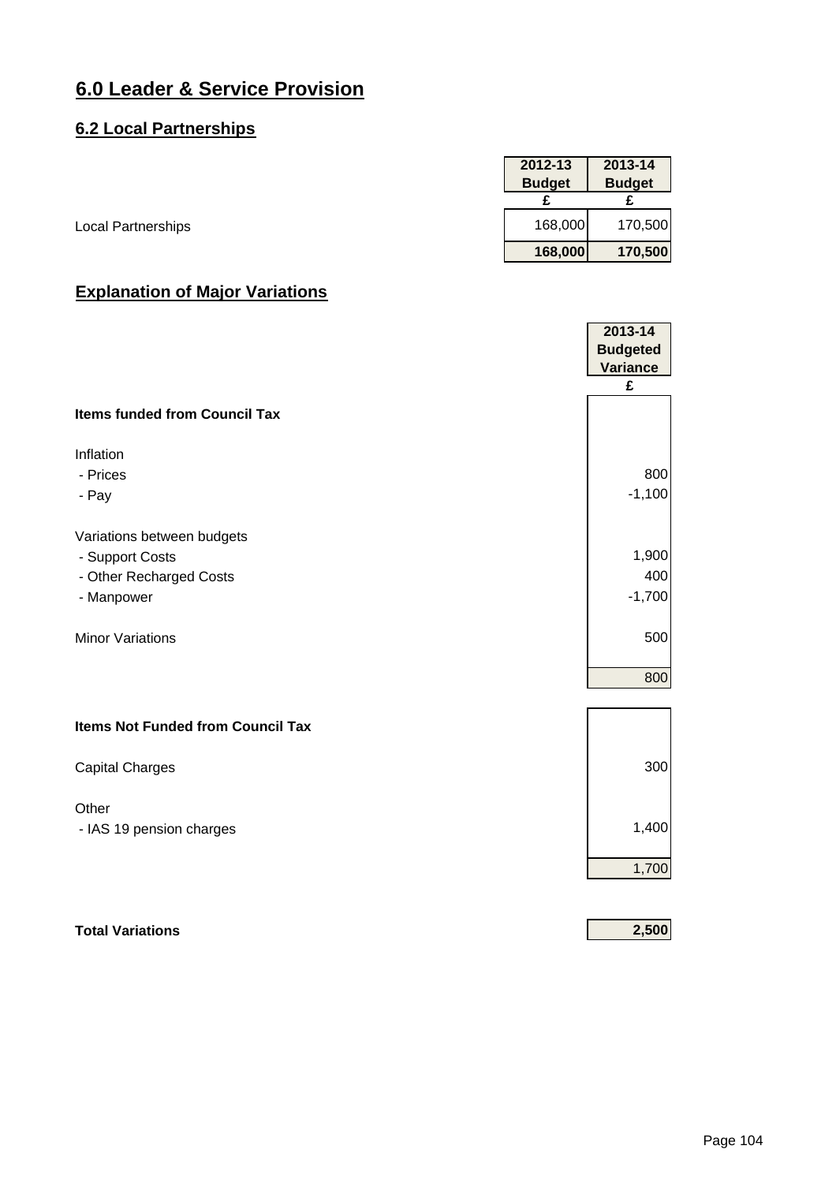# 6.0 Leader & Service Provision

## 6.2 Local Partnerships

| | 2012-13 Budget | 2013-14 Budget |
|---|---|---|
| | £ | £ |
| Local Partnerships | 168,000 | 170,500 |
| | **168,000** | **170,500** |

## Explanation of Major Variations

| | 2013-14 Budgeted Variance |
|---|---|
| | £ |
| **Items funded from Council Tax** | |
| Inflation | |
| - Prices | 800 |
| - Pay | -1,100 |
| Variations between budgets | |
| - Support Costs | 1,900 |
| - Other Recharged Costs | 400 |
| - Manpower | -1,700 |
| Minor Variations | 500 |
| | 800 |
| **Items Not Funded from Council Tax** | |
| Capital Charges | 300 |
| Other | |
| - IAS 19 pension charges | 1,400 |
| | 1,700 |
| **Total Variations** | **2,500** |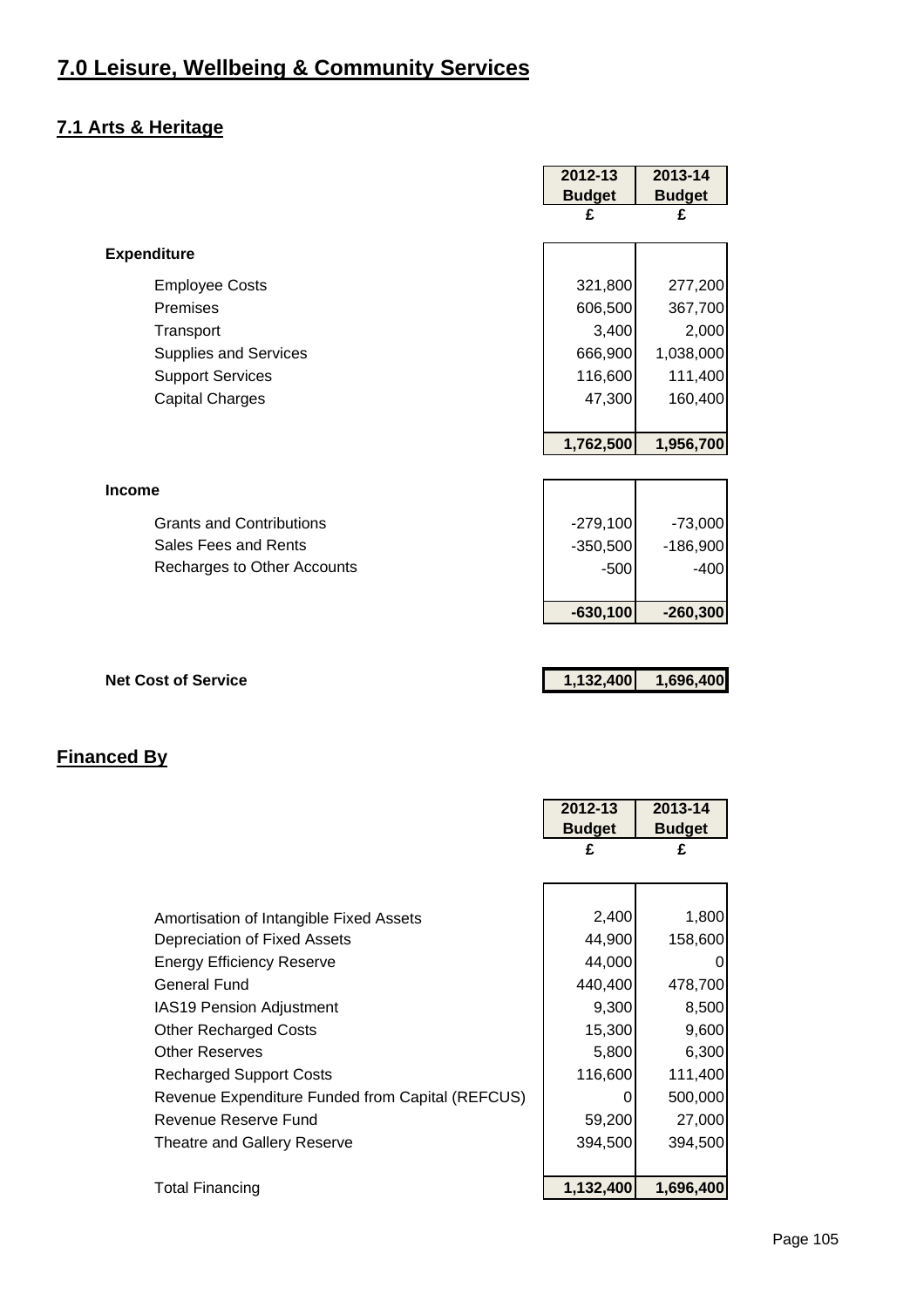# 7.0 Leisure, Wellbeing & Community Services

## 7.1 Arts & Heritage

| | 2012-13 Budget | 2013-14 Budget |
|---|---|---|
| | £ | £ |
| **Expenditure** | | |
| Employee Costs | 321,800 | 277,200 |
| Premises | 606,500 | 367,700 |
| Transport | 3,400 | 2,000 |
| Supplies and Services | 666,900 | 1,038,000 |
| Support Services | 116,600 | 111,400 |
| Capital Charges | 47,300 | 160,400 |
| | **1,762,500** | **1,956,700** |
| **Income** | | |
| Grants and Contributions | -279,100 | -73,000 |
| Sales Fees and Rents | -350,500 | -186,900 |
| Recharges to Other Accounts | -500 | -400 |
| | **-630,100** | **-260,300** |
| **Net Cost of Service** | **1,132,400** | **1,696,400** |

## Financed By

| | 2012-13 Budget | 2013-14 Budget |
|---|---|---|
| | £ | £ |
| Amortisation of Intangible Fixed Assets | 2,400 | 1,800 |
| Depreciation of Fixed Assets | 44,900 | 158,600 |
| Energy Efficiency Reserve | 44,000 | 0 |
| General Fund | 440,400 | 478,700 |
| IAS19 Pension Adjustment | 9,300 | 8,500 |
| Other Recharged Costs | 15,300 | 9,600 |
| Other Reserves | 5,800 | 6,300 |
| Recharged Support Costs | 116,600 | 111,400 |
| Revenue Expenditure Funded from Capital (REFCUS) | 0 | 500,000 |
| Revenue Reserve Fund | 59,200 | 27,000 |
| Theatre and Gallery Reserve | 394,500 | 394,500 |
| Total Financing | **1,132,400** | **1,696,400** |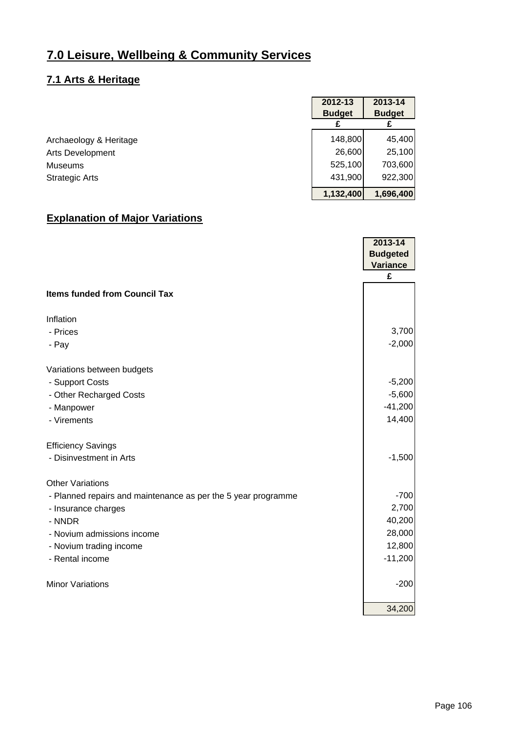# 7.0 Leisure, Wellbeing & Community Services

## 7.1 Arts & Heritage

| | 2012-13 Budget | 2013-14 Budget |
|---|---|---|
| | £ | £ |
| Archaeology & Heritage | 148,800 | 45,400 |
| Arts Development | 26,600 | 25,100 |
| Museums | 525,100 | 703,600 |
| Strategic Arts | 431,900 | 922,300 |
| | **1,132,400** | **1,696,400** |

## Explanation of Major Variations

| | 2013-14 Budgeted Variance |
|---|---|
| | £ |
| **Items funded from Council Tax** | |
| Inflation | |
| - Prices | 3,700 |
| - Pay | -2,000 |
| Variations between budgets | |
| - Support Costs | -5,200 |
| - Other Recharged Costs | -5,600 |
| - Manpower | -41,200 |
| - Virements | 14,400 |
| Efficiency Savings | |
| - Disinvestment in Arts | -1,500 |
| Other Variations | |
| - Planned repairs and maintenance as per the 5 year programme | -700 |
| - Insurance charges | 2,700 |
| - NNDR | 40,200 |
| - Novium admissions income | 28,000 |
| - Novium trading income | 12,800 |
| - Rental income | -11,200 |
| Minor Variations | -200 |
| | 34,200 |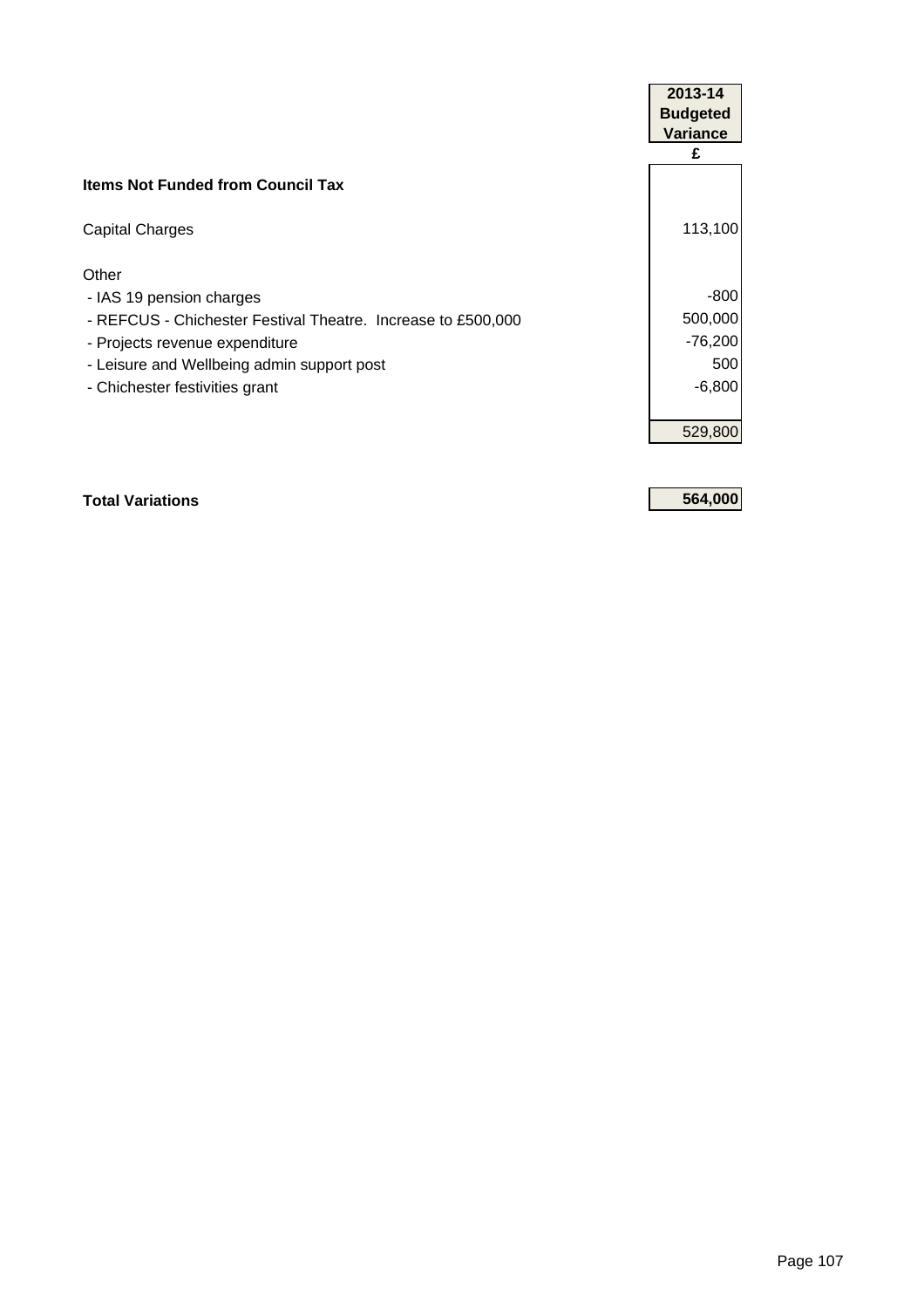| | 2013-14 Budgeted Variance |
|---|---|
| | £ |
| **Items Not Funded from Council Tax** | |
| Capital Charges | 113,100 |
| Other | |
| - IAS 19 pension charges | -800 |
| - REFCUS - Chichester Festival Theatre. Increase to £500,000 | 500,000 |
| - Projects revenue expenditure | -76,200 |
| - Leisure and Wellbeing admin support post | 500 |
| - Chichester festivities grant | -6,800 |
| | 529,800 |
| **Total Variations** | **564,000** |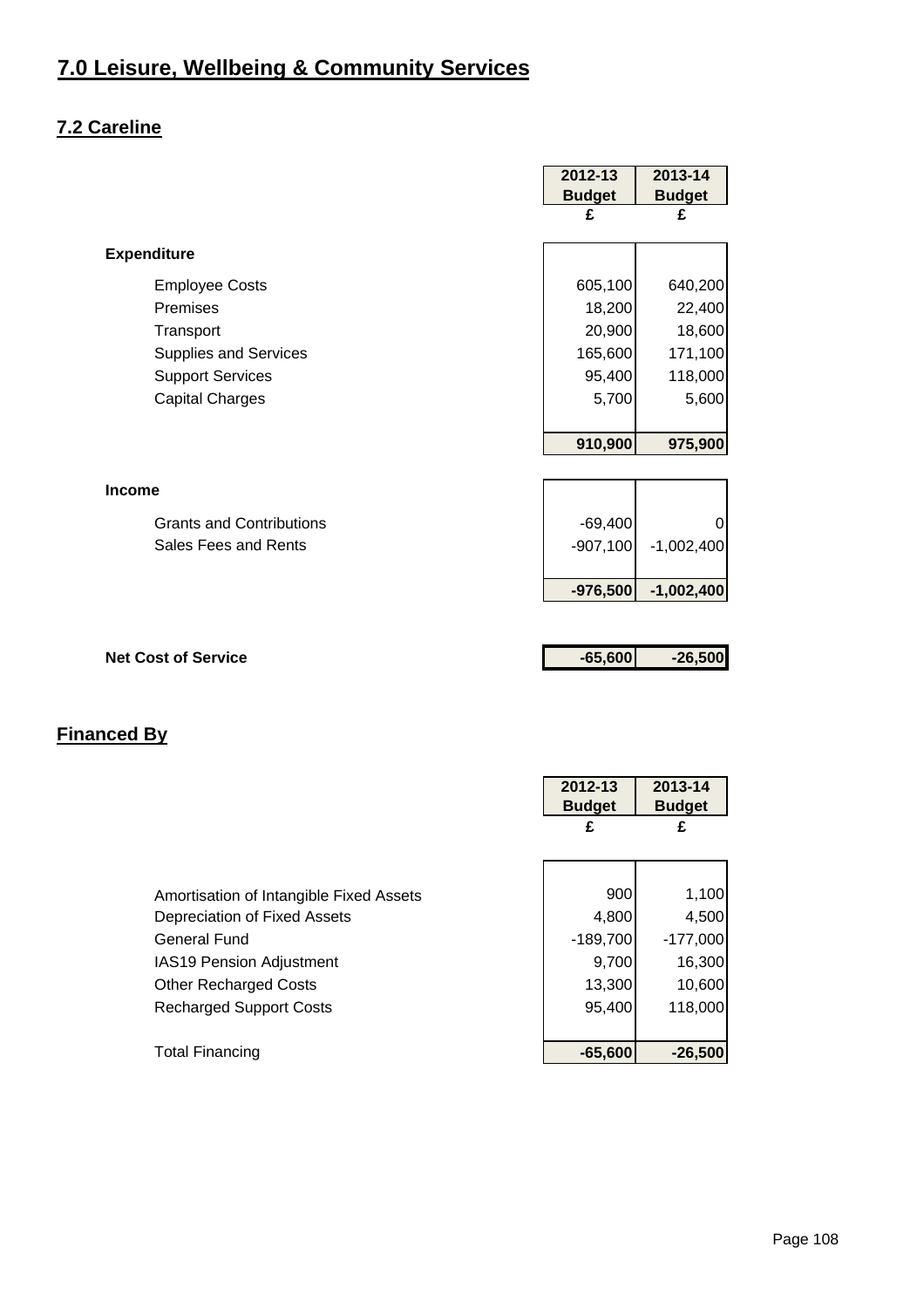# 7.0 Leisure, Wellbeing & Community Services

## 7.2 Careline

| | 2012-13 Budget | 2013-14 Budget |
|---|---|---|
| | £ | £ |
| **Expenditure** | | |
| Employee Costs | 605,100 | 640,200 |
| Premises | 18,200 | 22,400 |
| Transport | 20,900 | 18,600 |
| Supplies and Services | 165,600 | 171,100 |
| Support Services | 95,400 | 118,000 |
| Capital Charges | 5,700 | 5,600 |
| | **910,900** | **975,900** |
| **Income** | | |
| Grants and Contributions | -69,400 | 0 |
| Sales Fees and Rents | -907,100 | -1,002,400 |
| | **-976,500** | **-1,002,400** |
| **Net Cost of Service** | **-65,600** | **-26,500** |

## Financed By

| | 2012-13 Budget | 2013-14 Budget |
|---|---|---|
| | £ | £ |
| Amortisation of Intangible Fixed Assets | 900 | 1,100 |
| Depreciation of Fixed Assets | 4,800 | 4,500 |
| General Fund | -189,700 | -177,000 |
| IAS19 Pension Adjustment | 9,700 | 16,300 |
| Other Recharged Costs | 13,300 | 10,600 |
| Recharged Support Costs | 95,400 | 118,000 |
| Total Financing | **-65,600** | **-26,500** |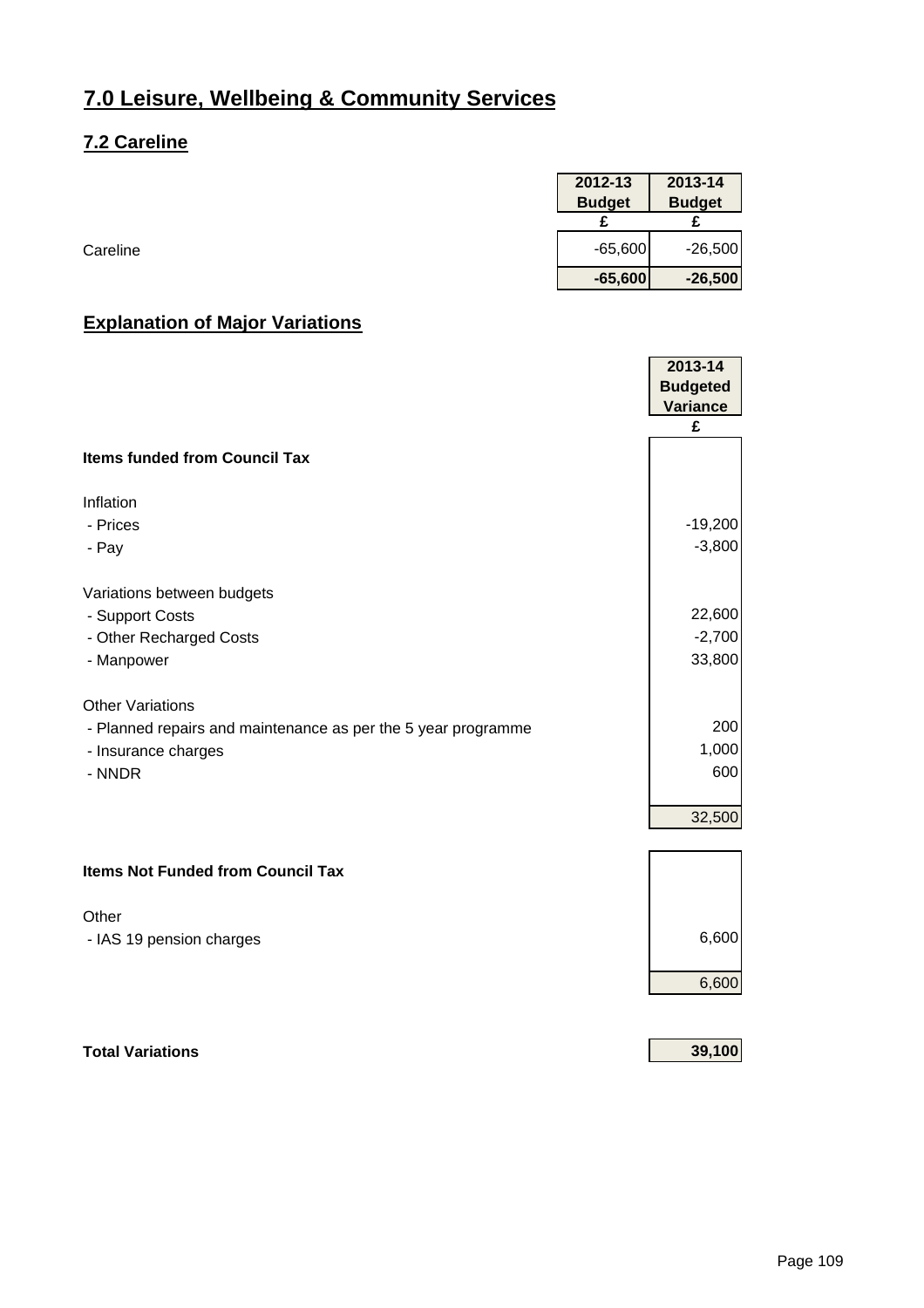# 7.0 Leisure, Wellbeing & Community Services

## 7.2 Careline

| | 2012-13 Budget | 2013-14 Budget |
|---|---|---|
| | £ | £ |
| Careline | -65,600 | -26,500 |
| | **-65,600** | **-26,500** |

## Explanation of Major Variations

| | 2013-14 Budgeted Variance |
|---|---|
| | £ |
| **Items funded from Council Tax** | |
| | |
| Inflation | |
| - Prices | -19,200 |
| - Pay | -3,800 |
| | |
| Variations between budgets | |
| - Support Costs | 22,600 |
| - Other Recharged Costs | -2,700 |
| - Manpower | 33,800 |
| | |
| Other Variations | |
| - Planned repairs and maintenance as per the 5 year programme | 200 |
| - Insurance charges | 1,000 |
| - NNDR | 600 |
| | 32,500 |
| | |
| **Items Not Funded from Council Tax** | |
| | |
| Other | |
| - IAS 19 pension charges | 6,600 |
| | 6,600 |
| | |
| **Total Variations** | **39,100** |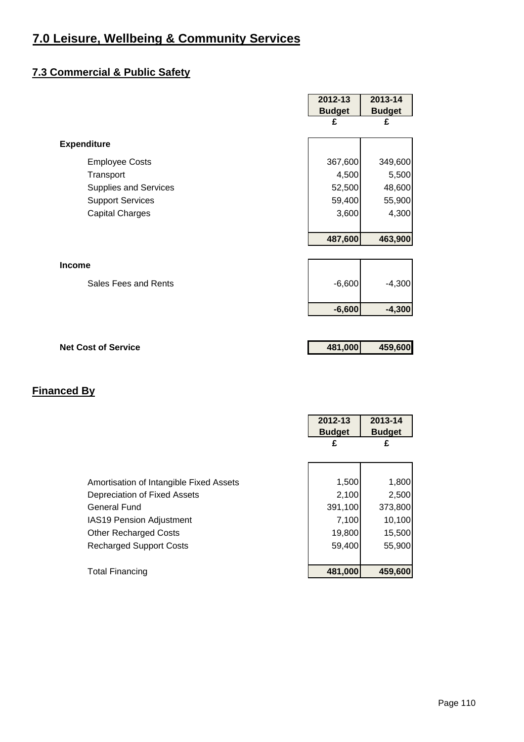# 7.0 Leisure, Wellbeing & Community Services

## 7.3 Commercial & Public Safety

| | 2012-13 Budget | 2013-14 Budget |
|---|---|---|
| | £ | £ |
| **Expenditure** | | |
| Employee Costs | 367,600 | 349,600 |
| Transport | 4,500 | 5,500 |
| Supplies and Services | 52,500 | 48,600 |
| Support Services | 59,400 | 55,900 |
| Capital Charges | 3,600 | 4,300 |
| | **487,600** | **463,900** |
| **Income** | | |
| Sales Fees and Rents | -6,600 | -4,300 |
| | **-6,600** | **-4,300** |
| **Net Cost of Service** | **481,000** | **459,600** |

## Financed By

| | 2012-13 Budget | 2013-14 Budget |
|---|---|---|
| | £ | £ |
| Amortisation of Intangible Fixed Assets | 1,500 | 1,800 |
| Depreciation of Fixed Assets | 2,100 | 2,500 |
| General Fund | 391,100 | 373,800 |
| IAS19 Pension Adjustment | 7,100 | 10,100 |
| Other Recharged Costs | 19,800 | 15,500 |
| Recharged Support Costs | 59,400 | 55,900 |
| Total Financing | **481,000** | **459,600** |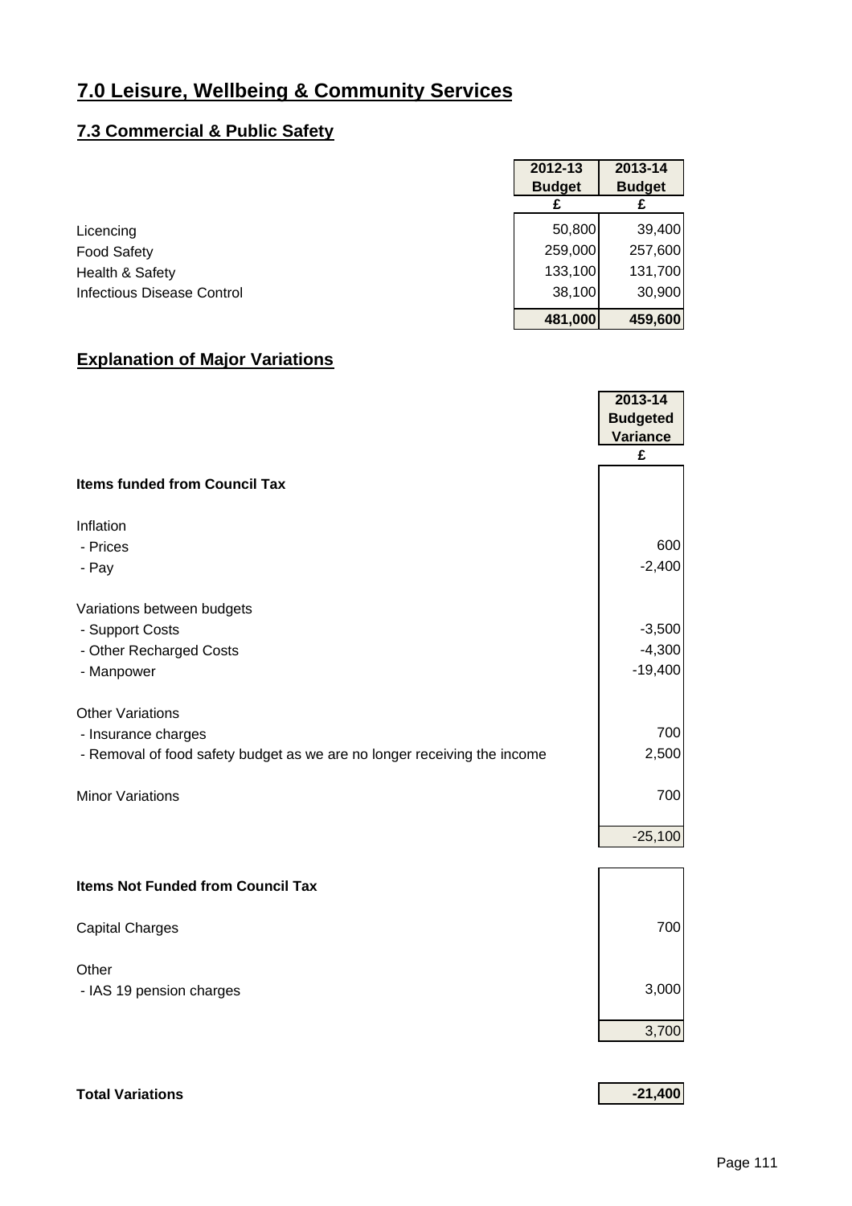# 7.0 Leisure, Wellbeing & Community Services

## 7.3 Commercial & Public Safety

| | 2012-13 Budget | 2013-14 Budget |
|---|---|---|
| | £ | £ |
| Licencing | 50,800 | 39,400 |
| Food Safety | 259,000 | 257,600 |
| Health & Safety | 133,100 | 131,700 |
| Infectious Disease Control | 38,100 | 30,900 |
| | **481,000** | **459,600** |

## Explanation of Major Variations

| | 2013-14 Budgeted Variance |
|---|---|
| | £ |
| **Items funded from Council Tax** | |
| Inflation | |
| - Prices | 600 |
| - Pay | -2,400 |
| Variations between budgets | |
| - Support Costs | -3,500 |
| - Other Recharged Costs | -4,300 |
| - Manpower | -19,400 |
| Other Variations | |
| - Insurance charges | 700 |
| - Removal of food safety budget as we are no longer receiving the income | 2,500 |
| Minor Variations | 700 |
| | -25,100 |
| **Items Not Funded from Council Tax** | |
| Capital Charges | 700 |
| Other | |
| - IAS 19 pension charges | 3,000 |
| | 3,700 |
| **Total Variations** | **-21,400** |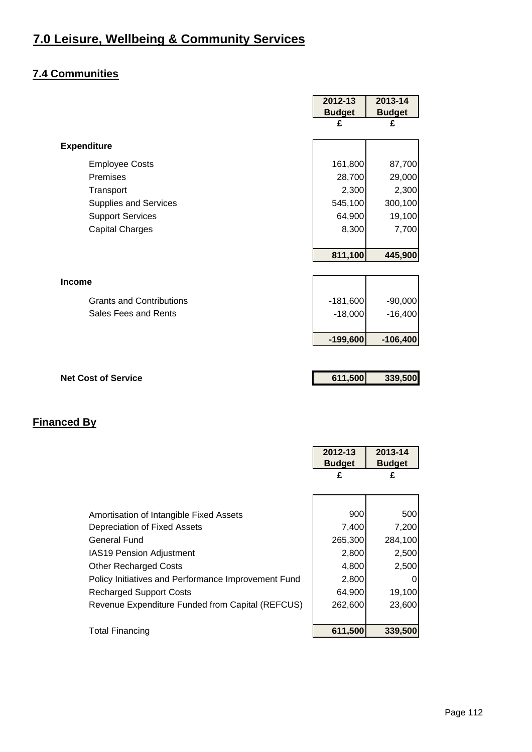# 7.0 Leisure, Wellbeing & Community Services

## 7.4 Communities

| | 2012-13 Budget | 2013-14 Budget |
|---|---|---|
| | £ | £ |
| **Expenditure** | | |
| Employee Costs | 161,800 | 87,700 |
| Premises | 28,700 | 29,000 |
| Transport | 2,300 | 2,300 |
| Supplies and Services | 545,100 | 300,100 |
| Support Services | 64,900 | 19,100 |
| Capital Charges | 8,300 | 7,700 |
| | **811,100** | **445,900** |
| **Income** | | |
| Grants and Contributions | -181,600 | -90,000 |
| Sales Fees and Rents | -18,000 | -16,400 |
| | **-199,600** | **-106,400** |
| **Net Cost of Service** | **611,500** | **339,500** |

## Financed By

| | 2012-13 Budget | 2013-14 Budget |
|---|---|---|
| | £ | £ |
| Amortisation of Intangible Fixed Assets | 900 | 500 |
| Depreciation of Fixed Assets | 7,400 | 7,200 |
| General Fund | 265,300 | 284,100 |
| IAS19 Pension Adjustment | 2,800 | 2,500 |
| Other Recharged Costs | 4,800 | 2,500 |
| Policy Initiatives and Performance Improvement Fund | 2,800 | 0 |
| Recharged Support Costs | 64,900 | 19,100 |
| Revenue Expenditure Funded from Capital (REFCUS) | 262,600 | 23,600 |
| Total Financing | **611,500** | **339,500** |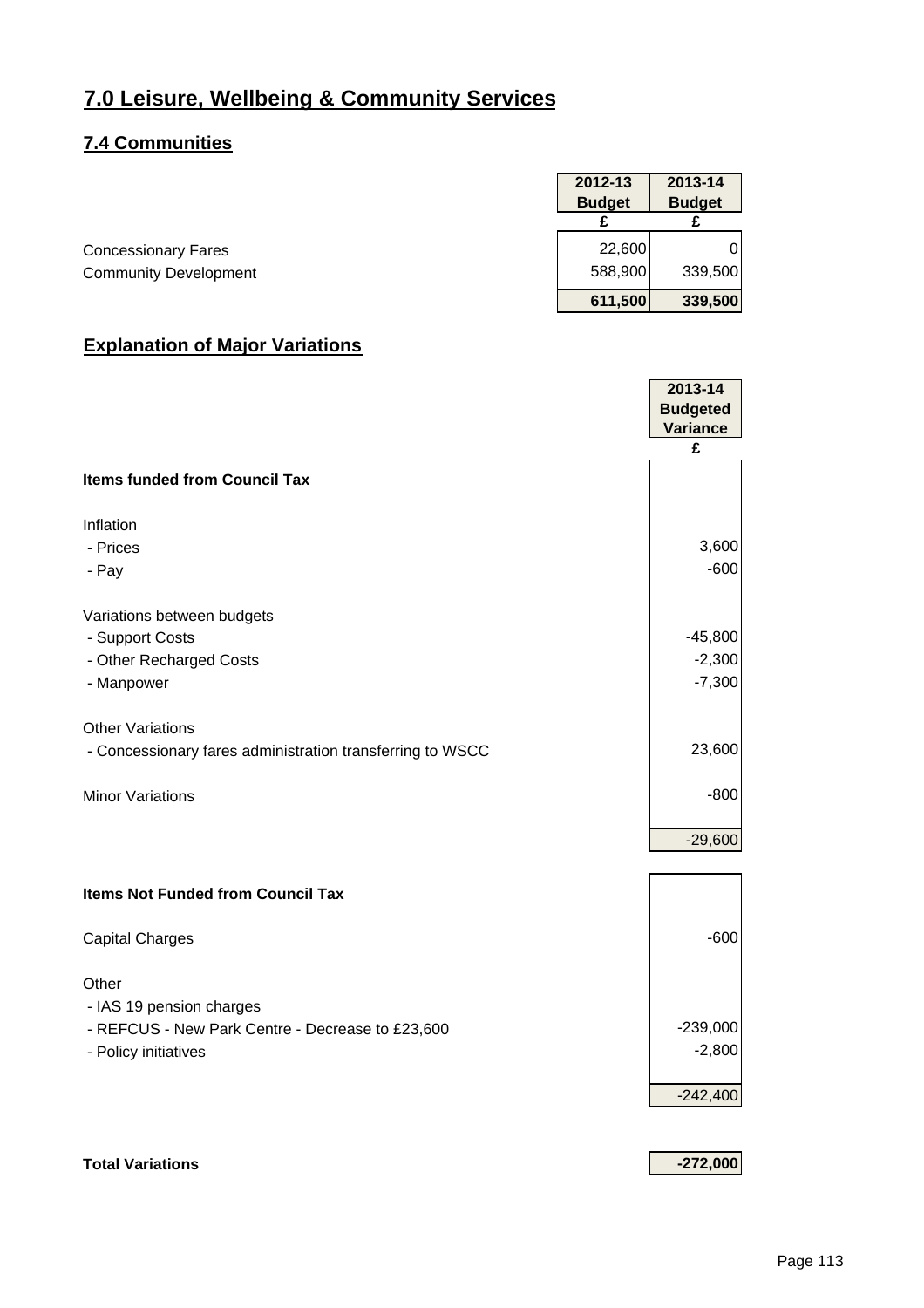# 7.0 Leisure, Wellbeing & Community Services

## 7.4 Communities

| | 2012-13 Budget | 2013-14 Budget |
|---|---|---|
| | £ | £ |
| Concessionary Fares | 22,600 | 0 |
| Community Development | 588,900 | 339,500 |
| | **611,500** | **339,500** |

## Explanation of Major Variations

| | 2013-14 Budgeted Variance |
|---|---|
| | £ |
| **Items funded from Council Tax** | |
| Inflation | |
| - Prices | 3,600 |
| - Pay | -600 |
| Variations between budgets | |
| - Support Costs | -45,800 |
| - Other Recharged Costs | -2,300 |
| - Manpower | -7,300 |
| Other Variations | |
| - Concessionary fares administration transferring to WSCC | 23,600 |
| Minor Variations | -800 |
| | -29,600 |
| **Items Not Funded from Council Tax** | |
| Capital Charges | -600 |
| Other | |
| - IAS 19 pension charges | |
| - REFCUS - New Park Centre - Decrease to £23,600 | -239,000 |
| - Policy initiatives | -2,800 |
| | -242,400 |
| **Total Variations** | **-272,000** |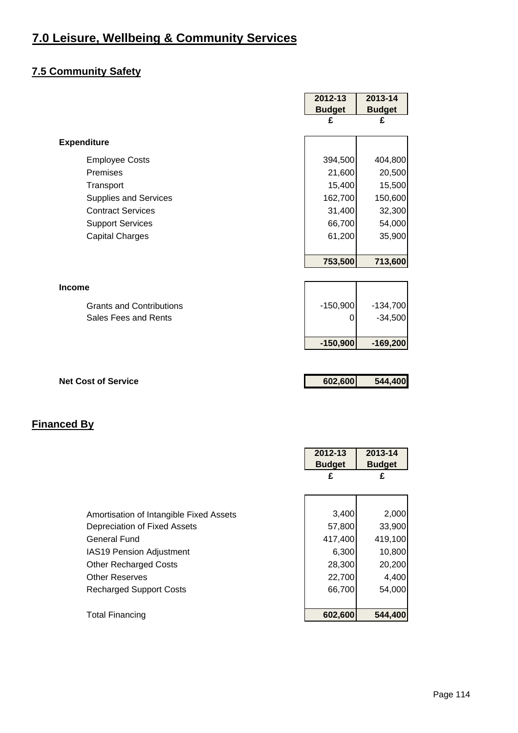# 7.0 Leisure, Wellbeing & Community Services

## 7.5 Community Safety

| | 2012-13 Budget £ | 2013-14 Budget £ |
|---|---|---|
| **Expenditure** | | |
| Employee Costs | 394,500 | 404,800 |
| Premises | 21,600 | 20,500 |
| Transport | 15,400 | 15,500 |
| Supplies and Services | 162,700 | 150,600 |
| Contract Services | 31,400 | 32,300 |
| Support Services | 66,700 | 54,000 |
| Capital Charges | 61,200 | 35,900 |
| | **753,500** | **713,600** |
| **Income** | | |
| Grants and Contributions | -150,900 | -134,700 |
| Sales Fees and Rents | 0 | -34,500 |
| | **-150,900** | **-169,200** |
| **Net Cost of Service** | **602,600** | **544,400** |

## Financed By

| | 2012-13 Budget £ | 2013-14 Budget £ |
|---|---|---|
| Amortisation of Intangible Fixed Assets | 3,400 | 2,000 |
| Depreciation of Fixed Assets | 57,800 | 33,900 |
| General Fund | 417,400 | 419,100 |
| IAS19 Pension Adjustment | 6,300 | 10,800 |
| Other Recharged Costs | 28,300 | 20,200 |
| Other Reserves | 22,700 | 4,400 |
| Recharged Support Costs | 66,700 | 54,000 |
| Total Financing | **602,600** | **544,400** |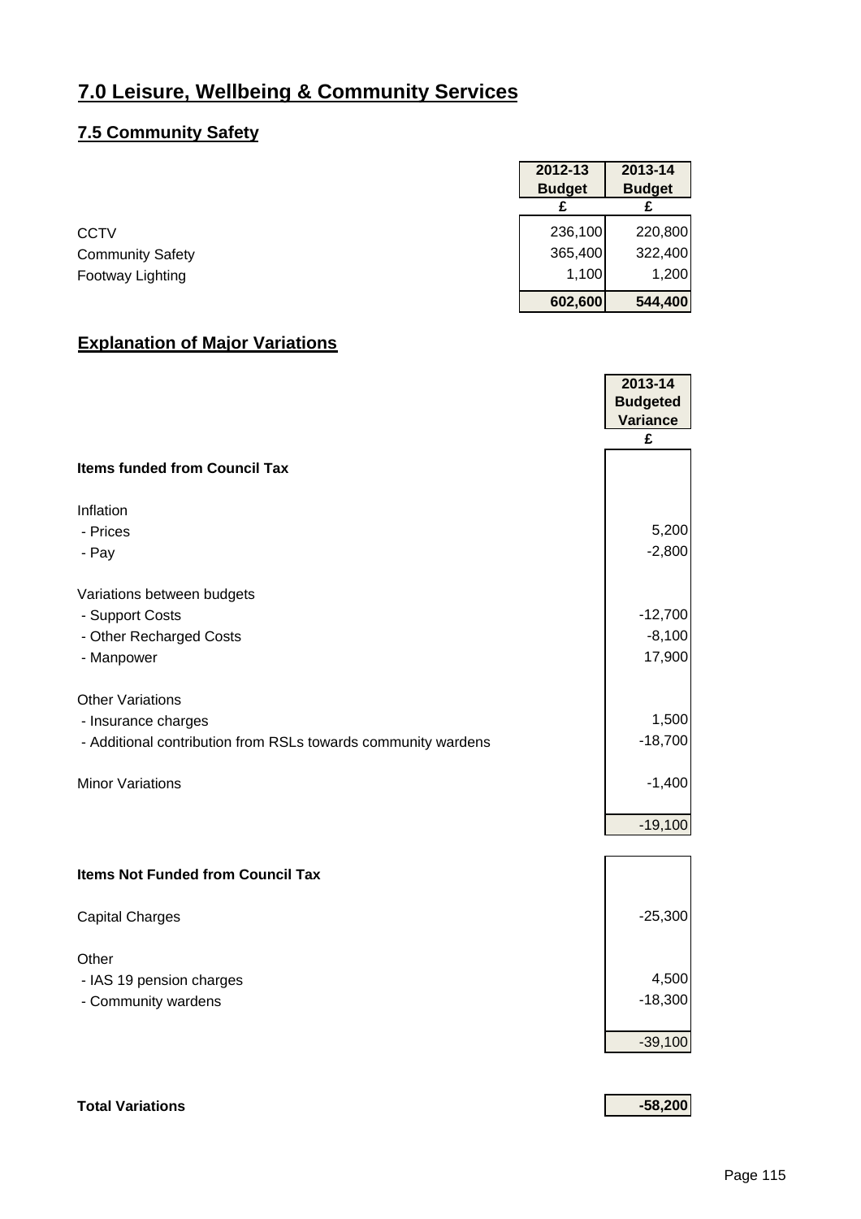# 7.0 Leisure, Wellbeing & Community Services

## 7.5 Community Safety

| | 2012-13 Budget | 2013-14 Budget |
|---|---|---|
| | £ | £ |
| CCTV | 236,100 | 220,800 |
| Community Safety | 365,400 | 322,400 |
| Footway Lighting | 1,100 | 1,200 |
| | **602,600** | **544,400** |

## Explanation of Major Variations

| | 2013-14 Budgeted Variance |
|---|---|
| | £ |
| **Items funded from Council Tax** | |
| Inflation | |
| - Prices | 5,200 |
| - Pay | -2,800 |
| Variations between budgets | |
| - Support Costs | -12,700 |
| - Other Recharged Costs | -8,100 |
| - Manpower | 17,900 |
| Other Variations | |
| - Insurance charges | 1,500 |
| - Additional contribution from RSLs towards community wardens | -18,700 |
| Minor Variations | -1,400 |
| | -19,100 |
| **Items Not Funded from Council Tax** | |
| Capital Charges | -25,300 |
| Other | |
| - IAS 19 pension charges | 4,500 |
| - Community wardens | -18,300 |
| | -39,100 |
| **Total Variations** | **-58,200** |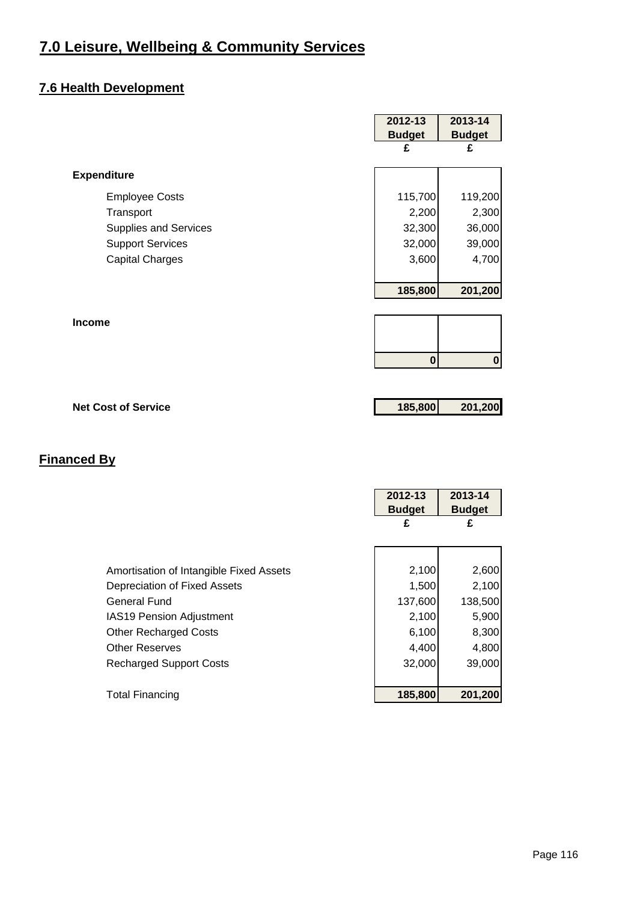# 7.0 Leisure, Wellbeing & Community Services

## 7.6 Health Development

| | 2012-13 Budget | 2013-14 Budget |
|---|---|---|
| | £ | £ |
| **Expenditure** | | |
| Employee Costs | 115,700 | 119,200 |
| Transport | 2,200 | 2,300 |
| Supplies and Services | 32,300 | 36,000 |
| Support Services | 32,000 | 39,000 |
| Capital Charges | 3,600 | 4,700 |
| | **185,800** | **201,200** |
| **Income** | | |
| | **0** | **0** |
| **Net Cost of Service** | **185,800** | **201,200** |

## Financed By

| | 2012-13 Budget | 2013-14 Budget |
|---|---|---|
| | £ | £ |
| Amortisation of Intangible Fixed Assets | 2,100 | 2,600 |
| Depreciation of Fixed Assets | 1,500 | 2,100 |
| General Fund | 137,600 | 138,500 |
| IAS19 Pension Adjustment | 2,100 | 5,900 |
| Other Recharged Costs | 6,100 | 8,300 |
| Other Reserves | 4,400 | 4,800 |
| Recharged Support Costs | 32,000 | 39,000 |
| Total Financing | **185,800** | **201,200** |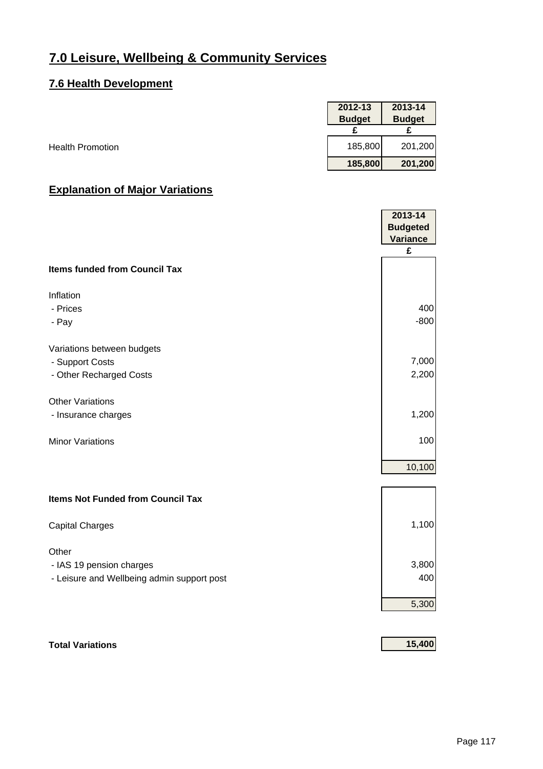# 7.0 Leisure, Wellbeing & Community Services

## 7.6 Health Development

| | 2012-13 Budget | 2013-14 Budget |
|---|---|---|
| | £ | £ |
| Health Promotion | 185,800 | 201,200 |
| | **185,800** | **201,200** |

## Explanation of Major Variations

| | 2013-14 Budgeted Variance |
|---|---|
| | £ |
| **Items funded from Council Tax** | |
| | |
| Inflation | |
| - Prices | 400 |
| - Pay | -800 |
| | |
| Variations between budgets | |
| - Support Costs | 7,000 |
| - Other Recharged Costs | 2,200 |
| | |
| Other Variations | |
| - Insurance charges | 1,200 |
| | |
| Minor Variations | 100 |
| | |
| | 10,100 |
| | |
| **Items Not Funded from Council Tax** | |
| | |
| Capital Charges | 1,100 |
| | |
| Other | |
| - IAS 19 pension charges | 3,800 |
| - Leisure and Wellbeing admin support post | 400 |
| | |
| | 5,300 |
| | |
| **Total Variations** | **15,400** |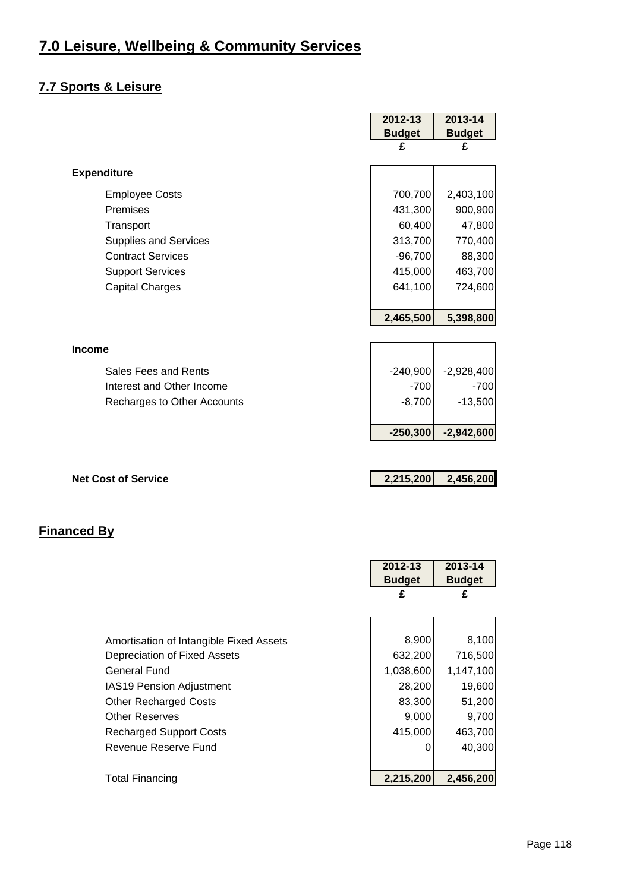# 7.0 Leisure, Wellbeing & Community Services

## 7.7 Sports & Leisure

| | 2012-13 Budget | 2013-14 Budget |
|---|---|---|
| | £ | £ |
| **Expenditure** | | |
| Employee Costs | 700,700 | 2,403,100 |
| Premises | 431,300 | 900,900 |
| Transport | 60,400 | 47,800 |
| Supplies and Services | 313,700 | 770,400 |
| Contract Services | -96,700 | 88,300 |
| Support Services | 415,000 | 463,700 |
| Capital Charges | 641,100 | 724,600 |
| | **2,465,500** | **5,398,800** |
| **Income** | | |
| Sales Fees and Rents | -240,900 | -2,928,400 |
| Interest and Other Income | -700 | -700 |
| Recharges to Other Accounts | -8,700 | -13,500 |
| | **-250,300** | **-2,942,600** |
| **Net Cost of Service** | **2,215,200** | **2,456,200** |

## Financed By

| | 2012-13 Budget | 2013-14 Budget |
|---|---|---|
| | £ | £ |
| Amortisation of Intangible Fixed Assets | 8,900 | 8,100 |
| Depreciation of Fixed Assets | 632,200 | 716,500 |
| General Fund | 1,038,600 | 1,147,100 |
| IAS19 Pension Adjustment | 28,200 | 19,600 |
| Other Recharged Costs | 83,300 | 51,200 |
| Other Reserves | 9,000 | 9,700 |
| Recharged Support Costs | 415,000 | 463,700 |
| Revenue Reserve Fund | 0 | 40,300 |
| Total Financing | **2,215,200** | **2,456,200** |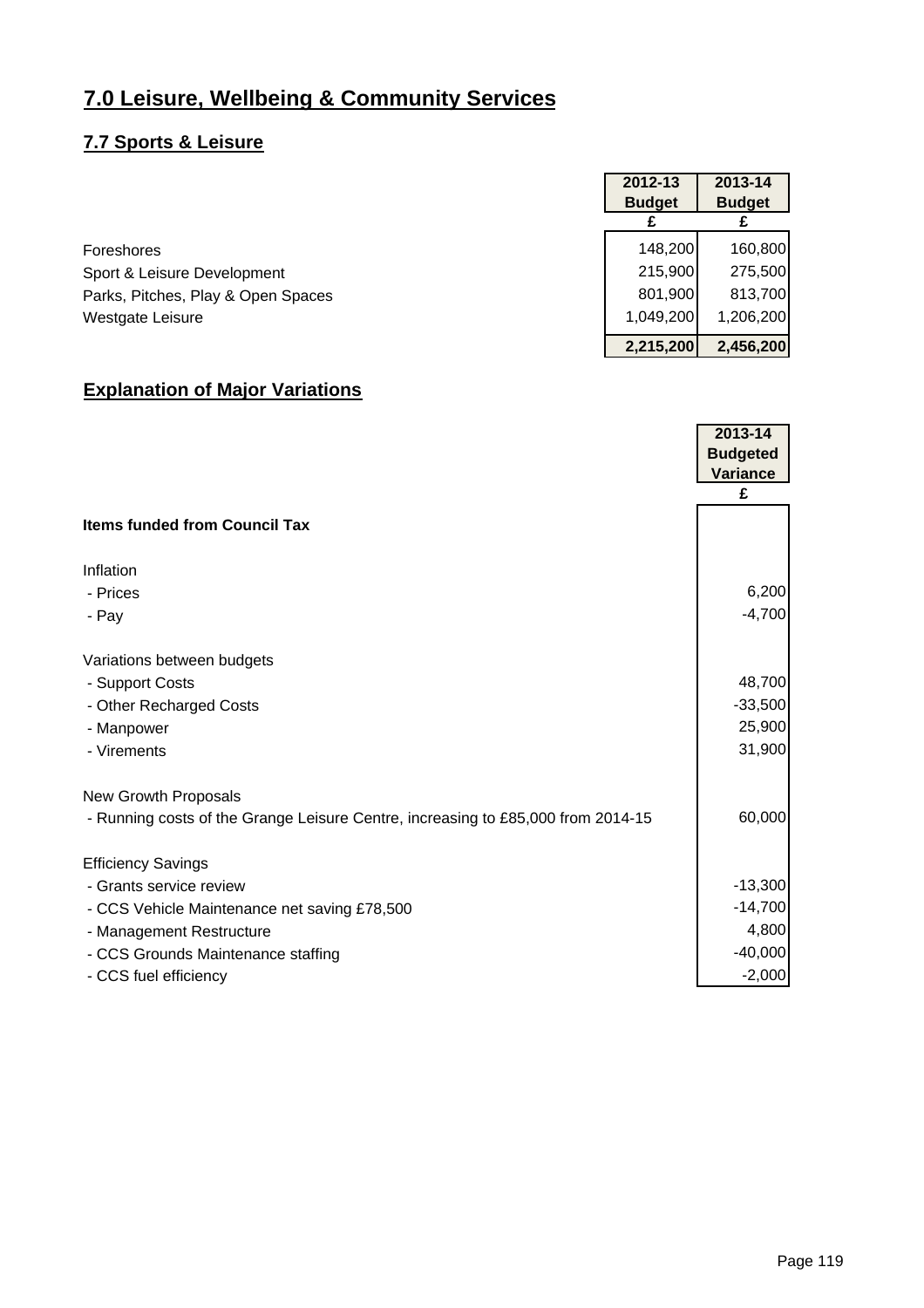# 7.0 Leisure, Wellbeing & Community Services

## 7.7 Sports & Leisure

| | 2012-13 Budget | 2013-14 Budget |
|---|---|---|
| | £ | £ |
| Foreshores | 148,200 | 160,800 |
| Sport & Leisure Development | 215,900 | 275,500 |
| Parks, Pitches, Play & Open Spaces | 801,900 | 813,700 |
| Westgate Leisure | 1,049,200 | 1,206,200 |
| | **2,215,200** | **2,456,200** |

## Explanation of Major Variations

| | 2013-14 Budgeted Variance |
|---|---|
| | £ |
| **Items funded from Council Tax** | |
| | |
| Inflation | |
| - Prices | 6,200 |
| - Pay | -4,700 |
| | |
| Variations between budgets | |
| - Support Costs | 48,700 |
| - Other Recharged Costs | -33,500 |
| - Manpower | 25,900 |
| - Virements | 31,900 |
| | |
| New Growth Proposals | |
| - Running costs of the Grange Leisure Centre, increasing to £85,000 from 2014-15 | 60,000 |
| | |
| Efficiency Savings | |
| - Grants service review | -13,300 |
| - CCS Vehicle Maintenance net saving £78,500 | -14,700 |
| - Management Restructure | 4,800 |
| - CCS Grounds Maintenance staffing | -40,000 |
| - CCS fuel efficiency | -2,000 |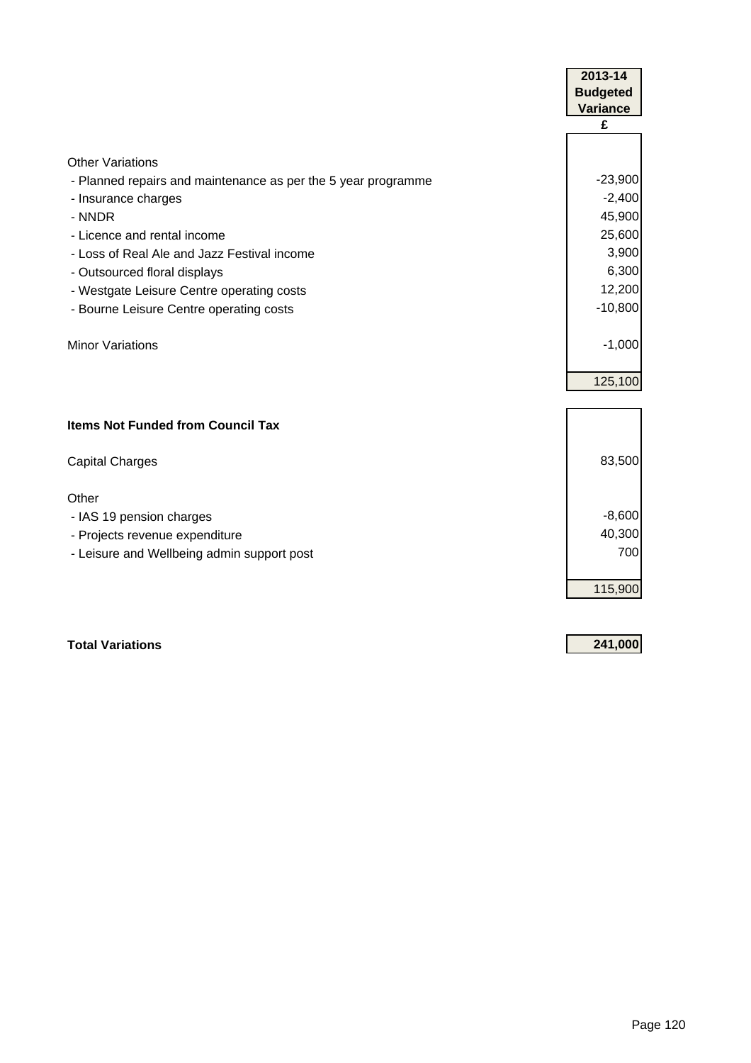| | 2013-14 Budgeted Variance |
|---|---|
| | £ |
| Other Variations | |
| - Planned repairs and maintenance as per the 5 year programme | -23,900 |
| - Insurance charges | -2,400 |
| - NNDR | 45,900 |
| - Licence and rental income | 25,600 |
| - Loss of Real Ale and Jazz Festival income | 3,900 |
| - Outsourced floral displays | 6,300 |
| - Westgate Leisure Centre operating costs | 12,200 |
| - Bourne Leisure Centre operating costs | -10,800 |
| Minor Variations | -1,000 |
| | 125,100 |
| **Items Not Funded from Council Tax** | |
| Capital Charges | 83,500 |
| Other | |
| - IAS 19 pension charges | -8,600 |
| - Projects revenue expenditure | 40,300 |
| - Leisure and Wellbeing admin support post | 700 |
| | 115,900 |
| **Total Variations** | **241,000** |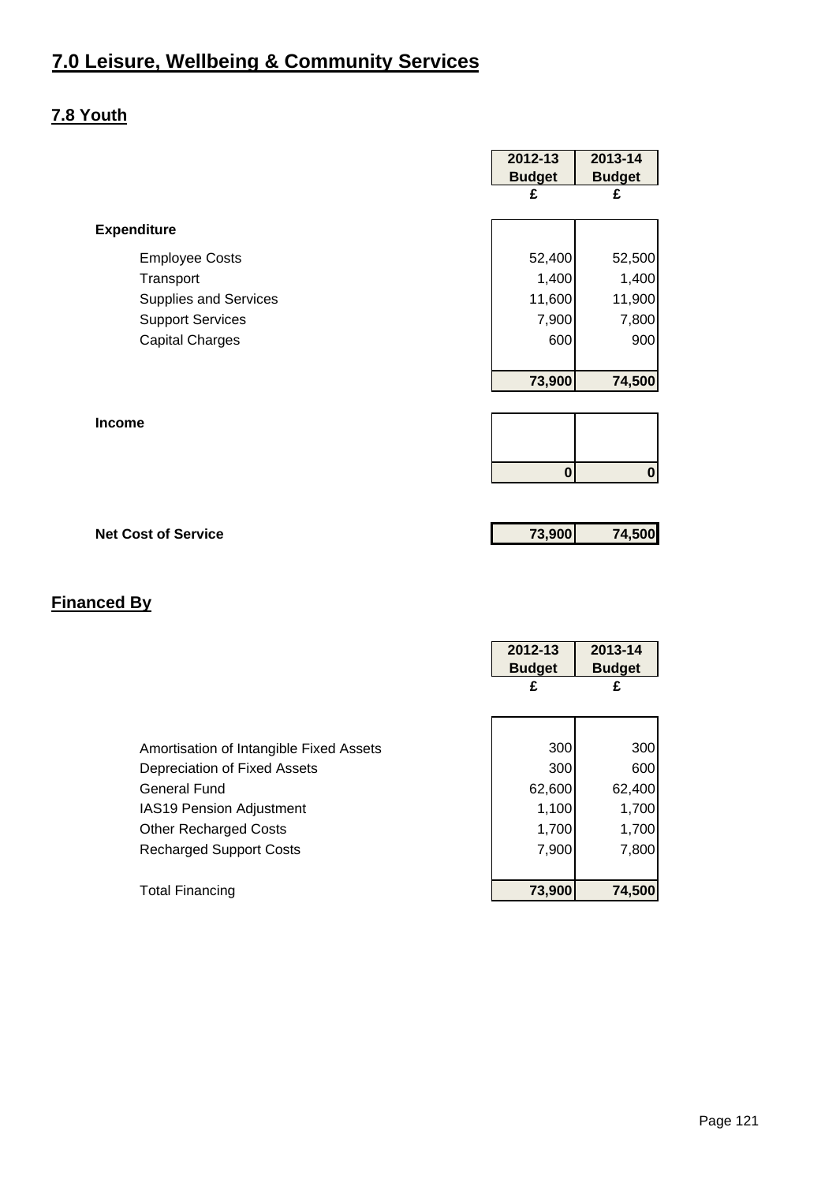# 7.0 Leisure, Wellbeing & Community Services

## 7.8 Youth

| | 2012-13 Budget | 2013-14 Budget |
|---|---|---|
| | £ | £ |
| **Expenditure** | | |
| Employee Costs | 52,400 | 52,500 |
| Transport | 1,400 | 1,400 |
| Supplies and Services | 11,600 | 11,900 |
| Support Services | 7,900 | 7,800 |
| Capital Charges | 600 | 900 |
| | **73,900** | **74,500** |
| **Income** | | |
| | **0** | **0** |
| **Net Cost of Service** | **73,900** | **74,500** |

## Financed By

| | 2012-13 Budget | 2013-14 Budget |
|---|---|---|
| | £ | £ |
| Amortisation of Intangible Fixed Assets | 300 | 300 |
| Depreciation of Fixed Assets | 300 | 600 |
| General Fund | 62,600 | 62,400 |
| IAS19 Pension Adjustment | 1,100 | 1,700 |
| Other Recharged Costs | 1,700 | 1,700 |
| Recharged Support Costs | 7,900 | 7,800 |
| Total Financing | **73,900** | **74,500** |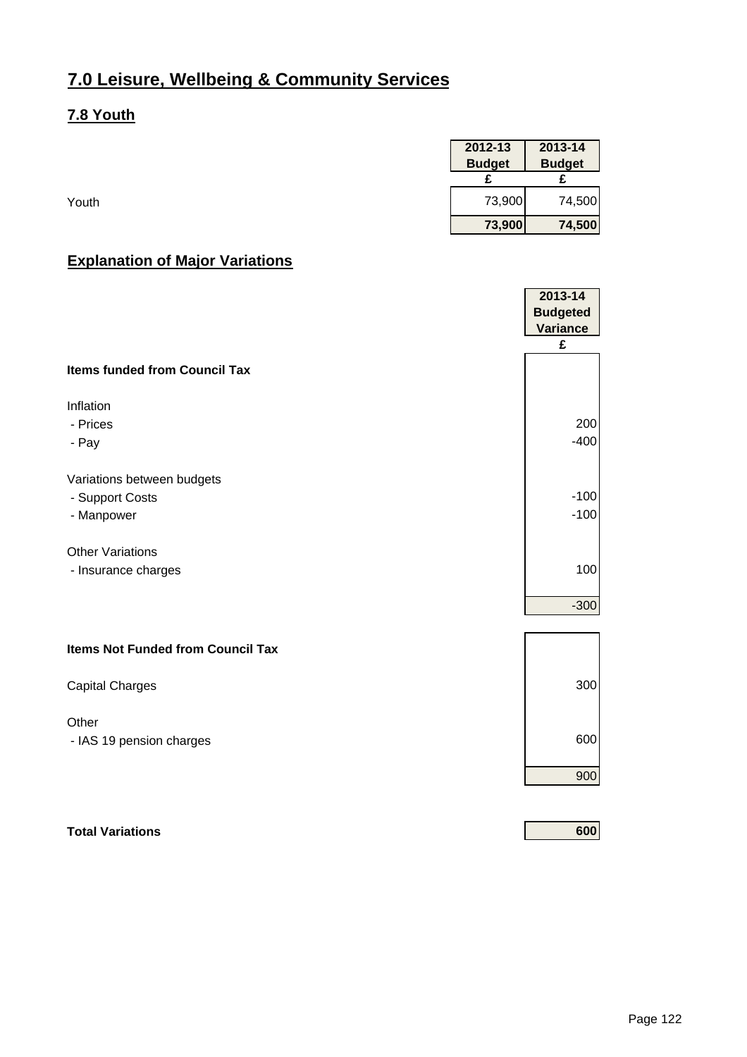# 7.0 Leisure, Wellbeing & Community Services

## 7.8 Youth

| | 2012-13 Budget | 2013-14 Budget |
|---|---|---|
| | £ | £ |
| Youth | 73,900 | 74,500 |
| | **73,900** | **74,500** |

## Explanation of Major Variations

| | 2013-14 Budgeted Variance |
|---|---|
| | £ |
| **Items funded from Council Tax** | |
| Inflation | |
| - Prices | 200 |
| - Pay | -400 |
| Variations between budgets | |
| - Support Costs | -100 |
| - Manpower | -100 |
| Other Variations | |
| - Insurance charges | 100 |
| | -300 |
| **Items Not Funded from Council Tax** | |
| Capital Charges | 300 |
| Other | |
| - IAS 19 pension charges | 600 |
| | 900 |
| **Total Variations** | **600** |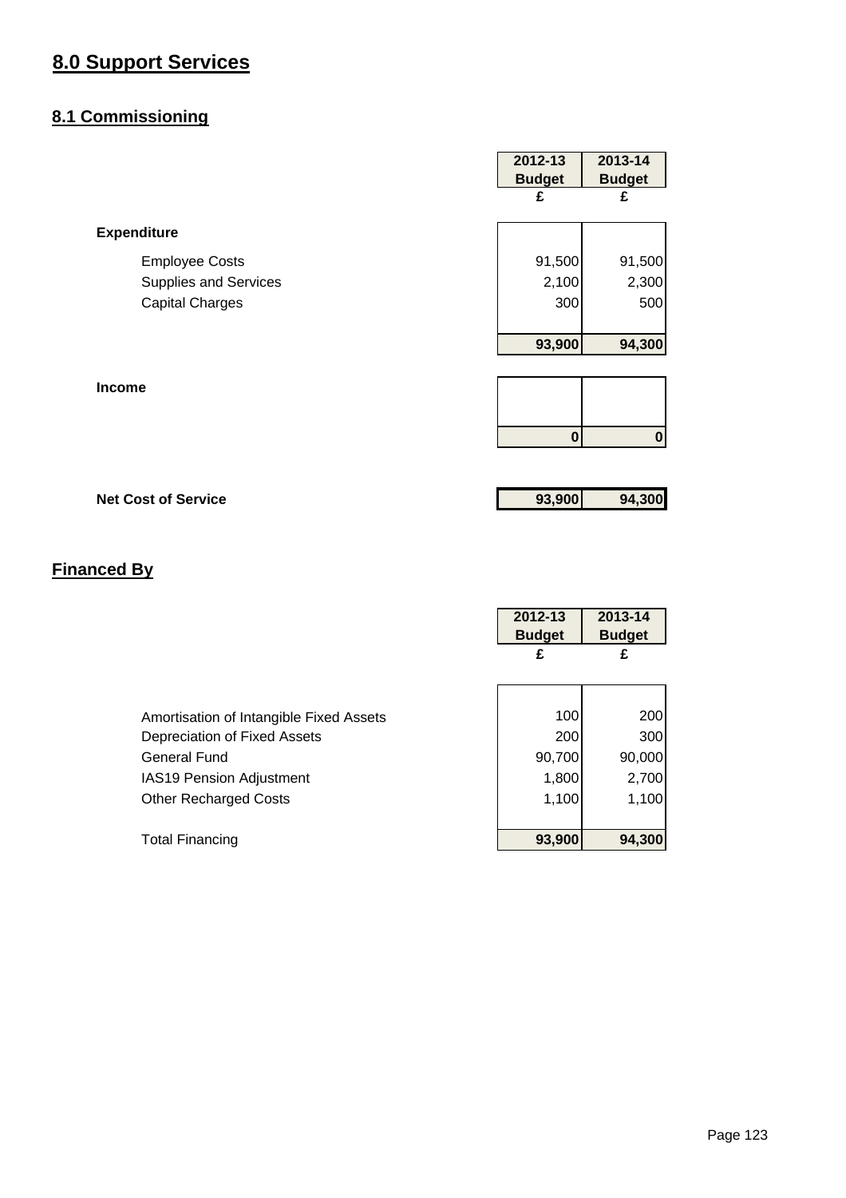# 8.0 Support Services

## 8.1 Commissioning

| | 2012-13 Budget £ | 2013-14 Budget £ |
|---|---|---|
| **Expenditure** | | |
| Employee Costs | 91,500 | 91,500 |
| Supplies and Services | 2,100 | 2,300 |
| Capital Charges | 300 | 500 |
| | **93,900** | **94,300** |
| **Income** | | |
| | **0** | **0** |
| **Net Cost of Service** | **93,900** | **94,300** |

## Financed By

| | 2012-13 Budget £ | 2013-14 Budget £ |
|---|---|---|
| Amortisation of Intangible Fixed Assets | 100 | 200 |
| Depreciation of Fixed Assets | 200 | 300 |
| General Fund | 90,700 | 90,000 |
| IAS19 Pension Adjustment | 1,800 | 2,700 |
| Other Recharged Costs | 1,100 | 1,100 |
| Total Financing | **93,900** | **94,300** |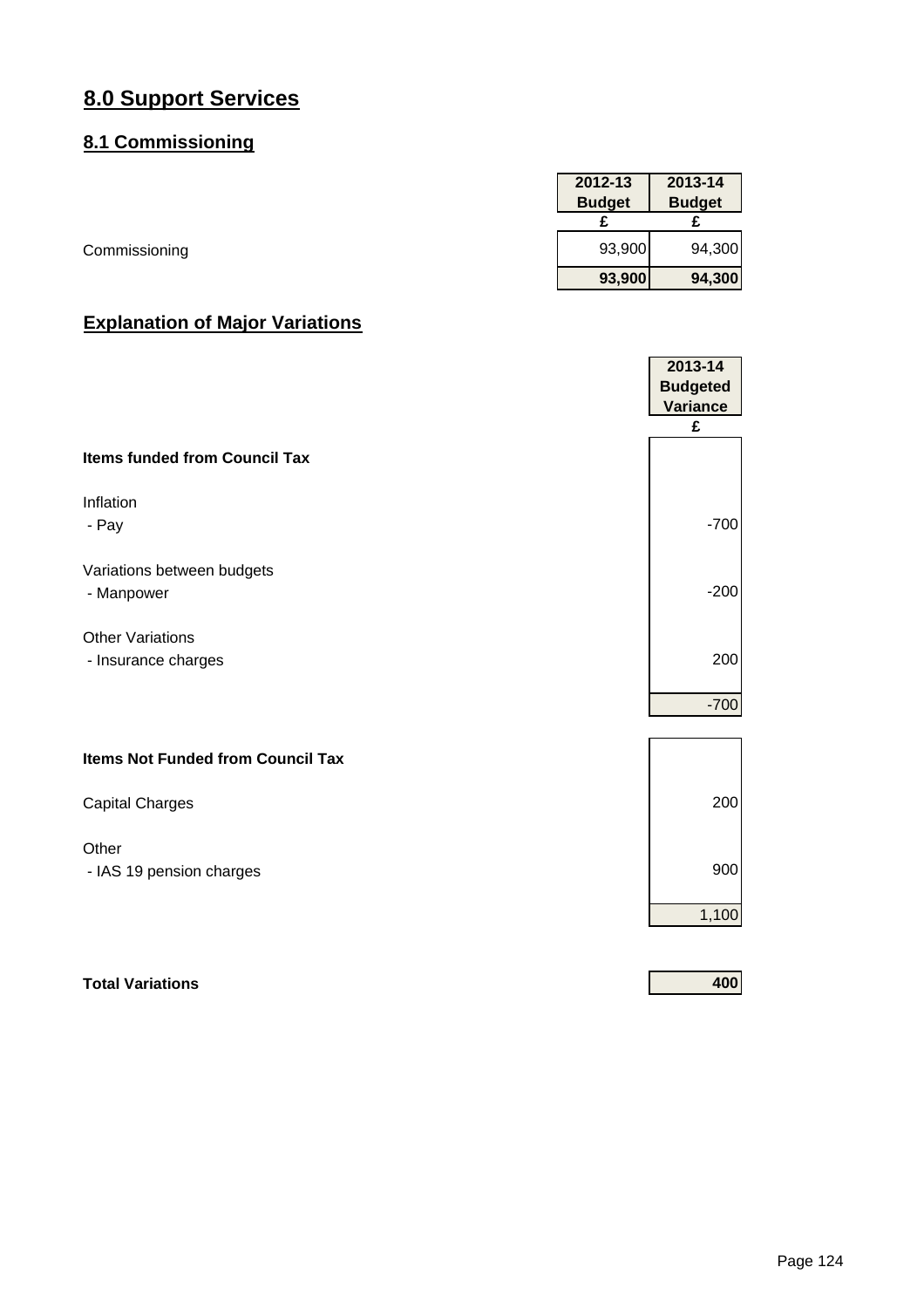# 8.0 Support Services

## 8.1 Commissioning

| | 2012-13 Budget | 2013-14 Budget |
|---|---|---|
| | £ | £ |
| Commissioning | 93,900 | 94,300 |
| | **93,900** | **94,300** |

## Explanation of Major Variations

| | 2013-14 Budgeted Variance |
|---|---|
| | £ |
| **Items funded from Council Tax** | |
| Inflation | |
| - Pay | -700 |
| Variations between budgets | |
| - Manpower | -200 |
| Other Variations | |
| - Insurance charges | 200 |
| | -700 |
| **Items Not Funded from Council Tax** | |
| Capital Charges | 200 |
| Other | |
| - IAS 19 pension charges | 900 |
| | 1,100 |
| **Total Variations** | **400** |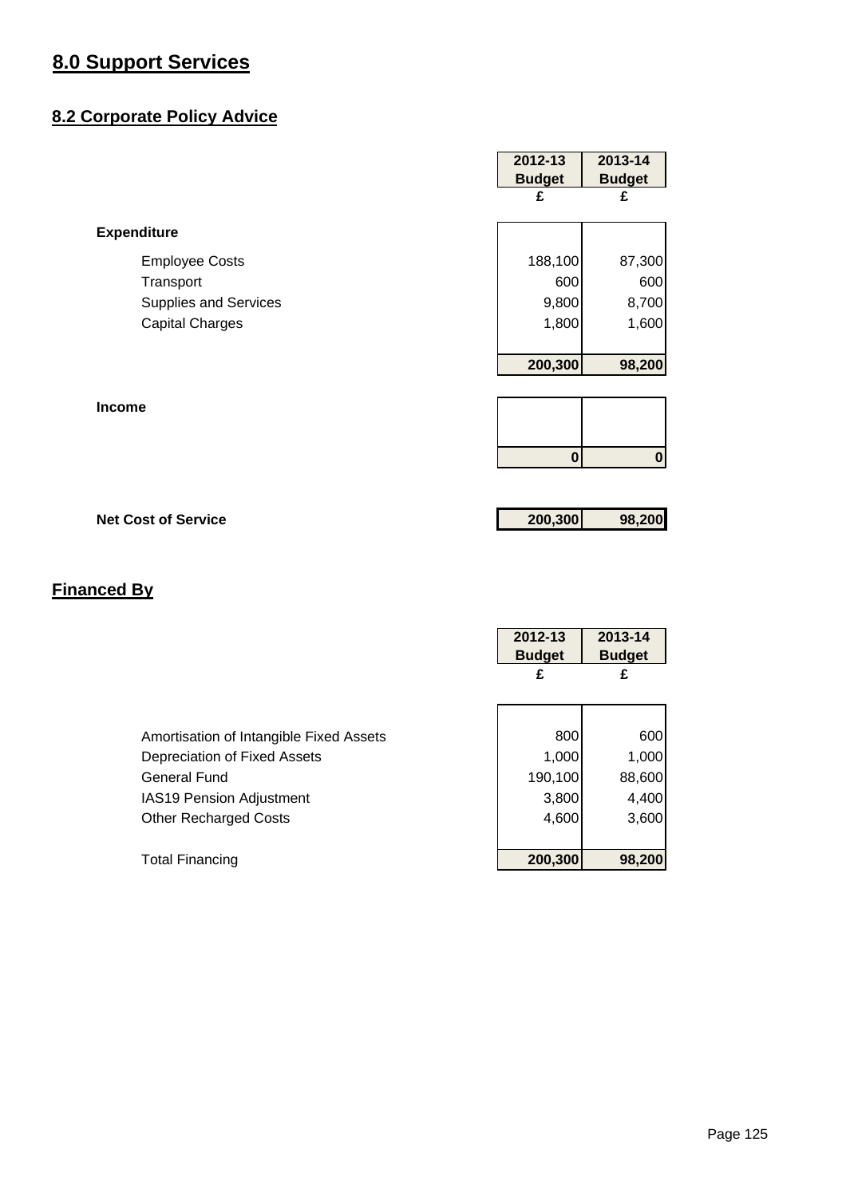# 8.0 Support Services

## 8.2 Corporate Policy Advice

| | 2012-13 Budget | 2013-14 Budget |
|---|---|---|
| | £ | £ |
| **Expenditure** | | |
| Employee Costs | 188,100 | 87,300 |
| Transport | 600 | 600 |
| Supplies and Services | 9,800 | 8,700 |
| Capital Charges | 1,800 | 1,600 |
| | **200,300** | **98,200** |
| **Income** | | |
| | **0** | **0** |
| **Net Cost of Service** | **200,300** | **98,200** |

## Financed By

| | 2012-13 Budget | 2013-14 Budget |
|---|---|---|
| | £ | £ |
| Amortisation of Intangible Fixed Assets | 800 | 600 |
| Depreciation of Fixed Assets | 1,000 | 1,000 |
| General Fund | 190,100 | 88,600 |
| IAS19 Pension Adjustment | 3,800 | 4,400 |
| Other Recharged Costs | 4,600 | 3,600 |
| Total Financing | **200,300** | **98,200** |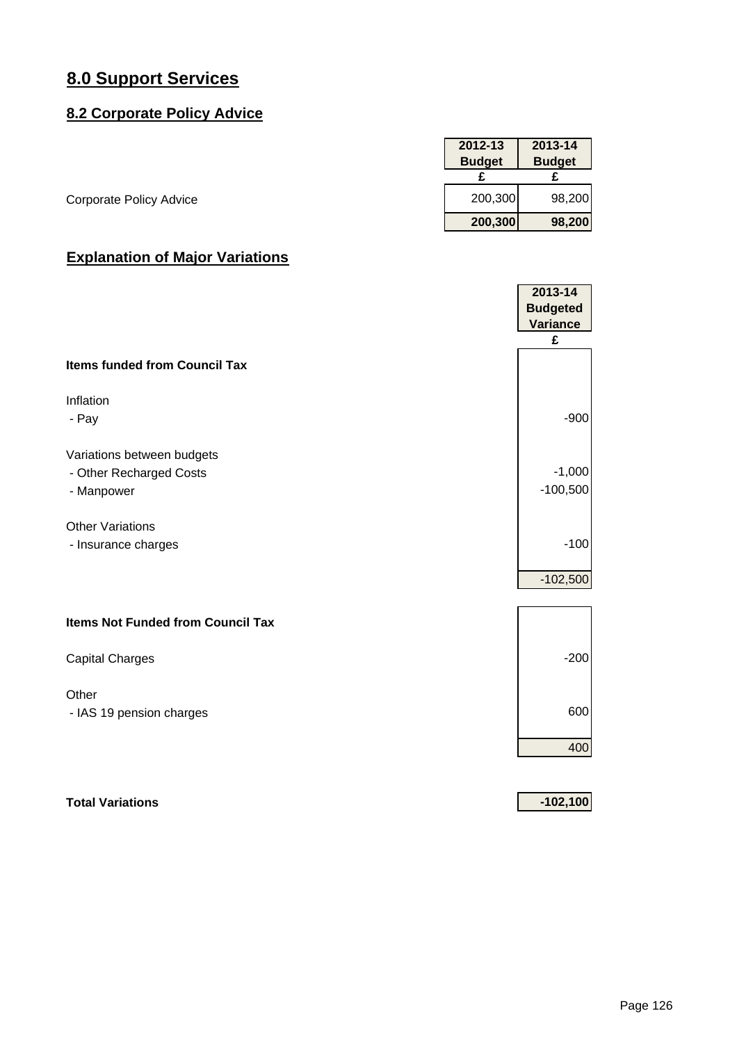# 8.0 Support Services

## 8.2 Corporate Policy Advice

| | 2012-13 Budget | 2013-14 Budget |
|---|---|---|
| | £ | £ |
| Corporate Policy Advice | 200,300 | 98,200 |
| | **200,300** | **98,200** |

## Explanation of Major Variations

| | 2013-14 Budgeted Variance |
|---|---|
| | £ |
| **Items funded from Council Tax** | |
| Inflation | |
| - Pay | -900 |
| Variations between budgets | |
| - Other Recharged Costs | -1,000 |
| - Manpower | -100,500 |
| Other Variations | |
| - Insurance charges | -100 |
| | -102,500 |
| **Items Not Funded from Council Tax** | |
| Capital Charges | -200 |
| Other | |
| - IAS 19 pension charges | 600 |
| | 400 |
| **Total Variations** | **-102,100** |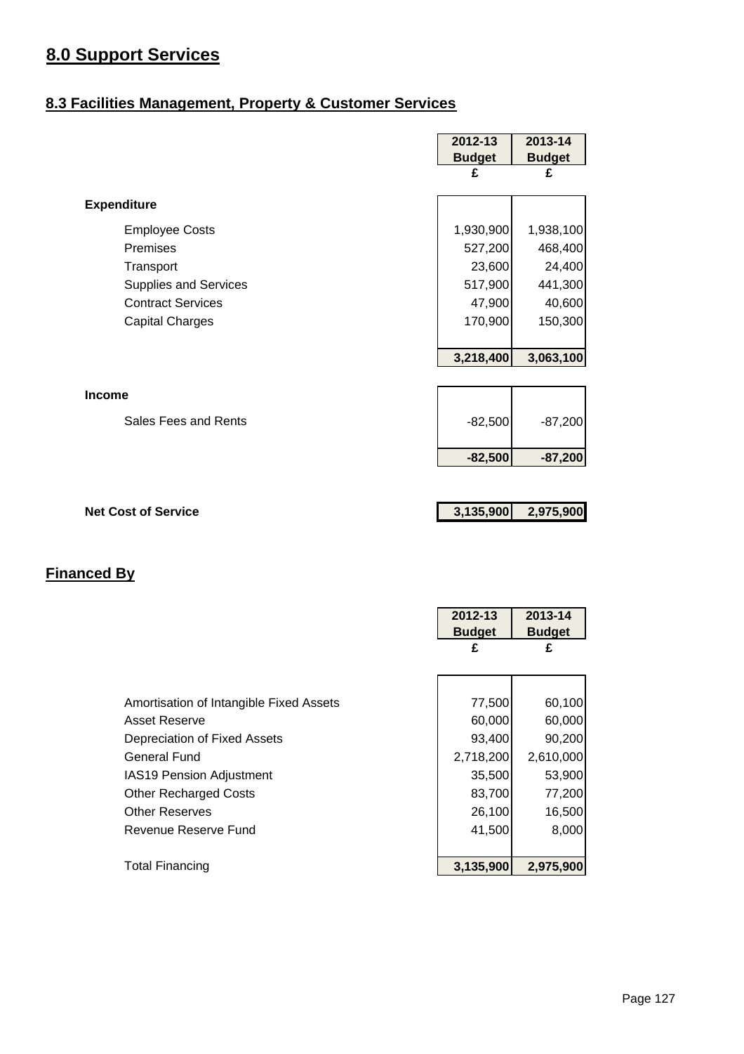# 8.0 Support Services

## 8.3 Facilities Management, Property & Customer Services

| | 2012-13 Budget £ | 2013-14 Budget £ |
|---|---|---|
| **Expenditure** | | |
| Employee Costs | 1,930,900 | 1,938,100 |
| Premises | 527,200 | 468,400 |
| Transport | 23,600 | 24,400 |
| Supplies and Services | 517,900 | 441,300 |
| Contract Services | 47,900 | 40,600 |
| Capital Charges | 170,900 | 150,300 |
| | **3,218,400** | **3,063,100** |
| **Income** | | |
| Sales Fees and Rents | -82,500 | -87,200 |
| | **-82,500** | **-87,200** |
| **Net Cost of Service** | **3,135,900** | **2,975,900** |

## Financed By

| | 2012-13 Budget £ | 2013-14 Budget £ |
|---|---|---|
| Amortisation of Intangible Fixed Assets | 77,500 | 60,100 |
| Asset Reserve | 60,000 | 60,000 |
| Depreciation of Fixed Assets | 93,400 | 90,200 |
| General Fund | 2,718,200 | 2,610,000 |
| IAS19 Pension Adjustment | 35,500 | 53,900 |
| Other Recharged Costs | 83,700 | 77,200 |
| Other Reserves | 26,100 | 16,500 |
| Revenue Reserve Fund | 41,500 | 8,000 |
| Total Financing | **3,135,900** | **2,975,900** |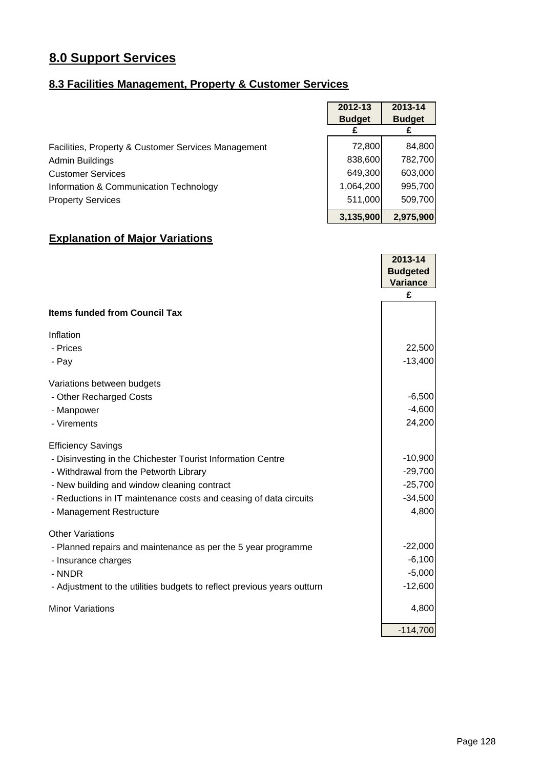# 8.0 Support Services

## 8.3 Facilities Management, Property & Customer Services

| | 2012-13 Budget | 2013-14 Budget |
|---|---|---|
| | £ | £ |
| Facilities, Property & Customer Services Management | 72,800 | 84,800 |
| Admin Buildings | 838,600 | 782,700 |
| Customer Services | 649,300 | 603,000 |
| Information & Communication Technology | 1,064,200 | 995,700 |
| Property Services | 511,000 | 509,700 |
| | **3,135,900** | **2,975,900** |

## Explanation of Major Variations

| | 2013-14 Budgeted Variance |
|---|---|
| | £ |
| **Items funded from Council Tax** | |
| Inflation | |
| - Prices | 22,500 |
| - Pay | -13,400 |
| Variations between budgets | |
| - Other Recharged Costs | -6,500 |
| - Manpower | -4,600 |
| - Virements | 24,200 |
| Efficiency Savings | |
| - Disinvesting in the Chichester Tourist Information Centre | -10,900 |
| - Withdrawal from the Petworth Library | -29,700 |
| - New building and window cleaning contract | -25,700 |
| - Reductions in IT maintenance costs and ceasing of data circuits | -34,500 |
| - Management Restructure | 4,800 |
| Other Variations | |
| - Planned repairs and maintenance as per the 5 year programme | -22,000 |
| - Insurance charges | -6,100 |
| - NNDR | -5,000 |
| - Adjustment to the utilities budgets to reflect previous years outturn | -12,600 |
| Minor Variations | 4,800 |
| | -114,700 |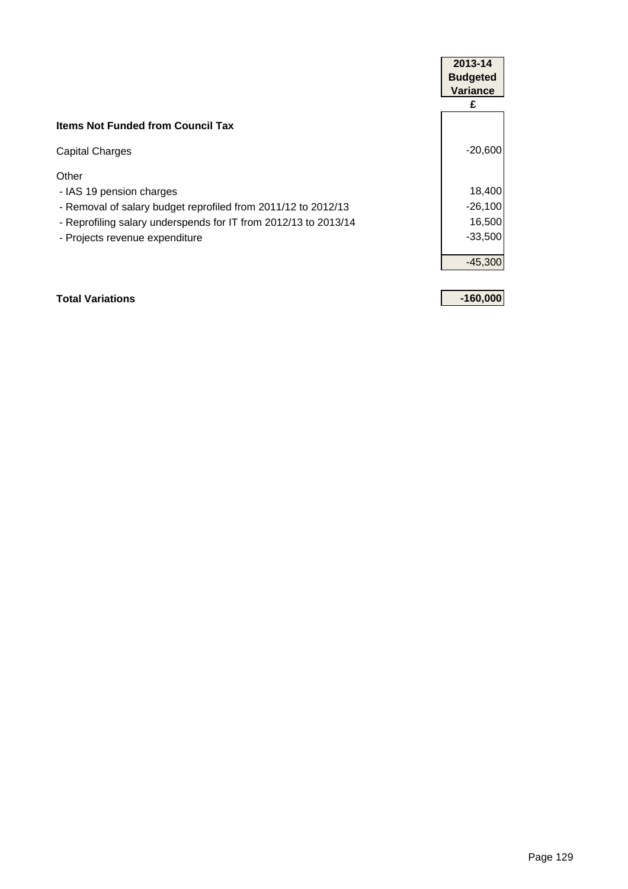| | 2013-14 Budgeted Variance |
|---|---|
| | £ |
| **Items Not Funded from Council Tax** | |
| Capital Charges | -20,600 |
| Other | |
| - IAS 19 pension charges | 18,400 |
| - Removal of salary budget reprofiled from 2011/12 to 2012/13 | -26,100 |
| - Reprofiling salary underspends for IT from 2012/13 to 2013/14 | 16,500 |
| - Projects revenue expenditure | -33,500 |
| | -45,300 |
| **Total Variations** | **-160,000** |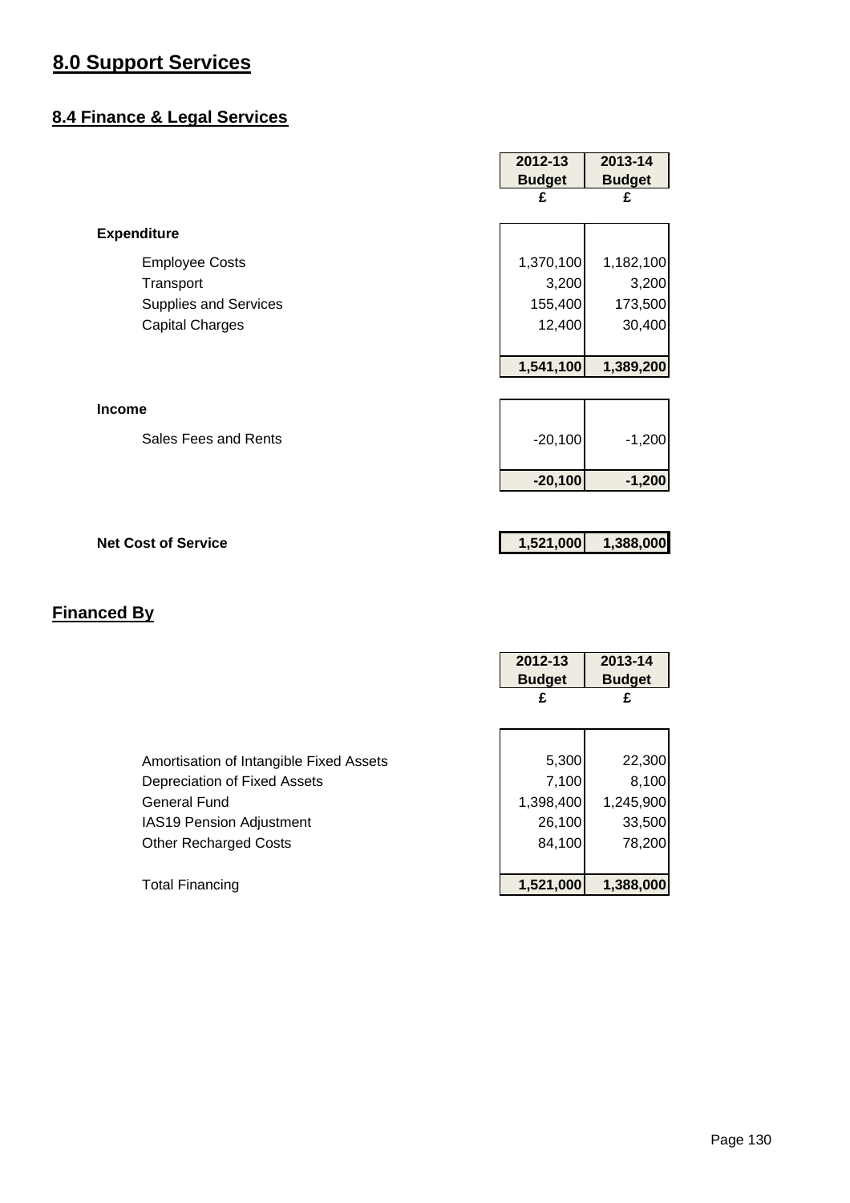# 8.0 Support Services

## 8.4 Finance & Legal Services

| | 2012-13 Budget | 2013-14 Budget |
|---|---|---|
| | £ | £ |
| **Expenditure** | | |
| Employee Costs | 1,370,100 | 1,182,100 |
| Transport | 3,200 | 3,200 |
| Supplies and Services | 155,400 | 173,500 |
| Capital Charges | 12,400 | 30,400 |
| | **1,541,100** | **1,389,200** |
| **Income** | | |
| Sales Fees and Rents | -20,100 | -1,200 |
| | **-20,100** | **-1,200** |
| **Net Cost of Service** | **1,521,000** | **1,388,000** |

## Financed By

| | 2012-13 Budget | 2013-14 Budget |
|---|---|---|
| | £ | £ |
| Amortisation of Intangible Fixed Assets | 5,300 | 22,300 |
| Depreciation of Fixed Assets | 7,100 | 8,100 |
| General Fund | 1,398,400 | 1,245,900 |
| IAS19 Pension Adjustment | 26,100 | 33,500 |
| Other Recharged Costs | 84,100 | 78,200 |
| Total Financing | **1,521,000** | **1,388,000** |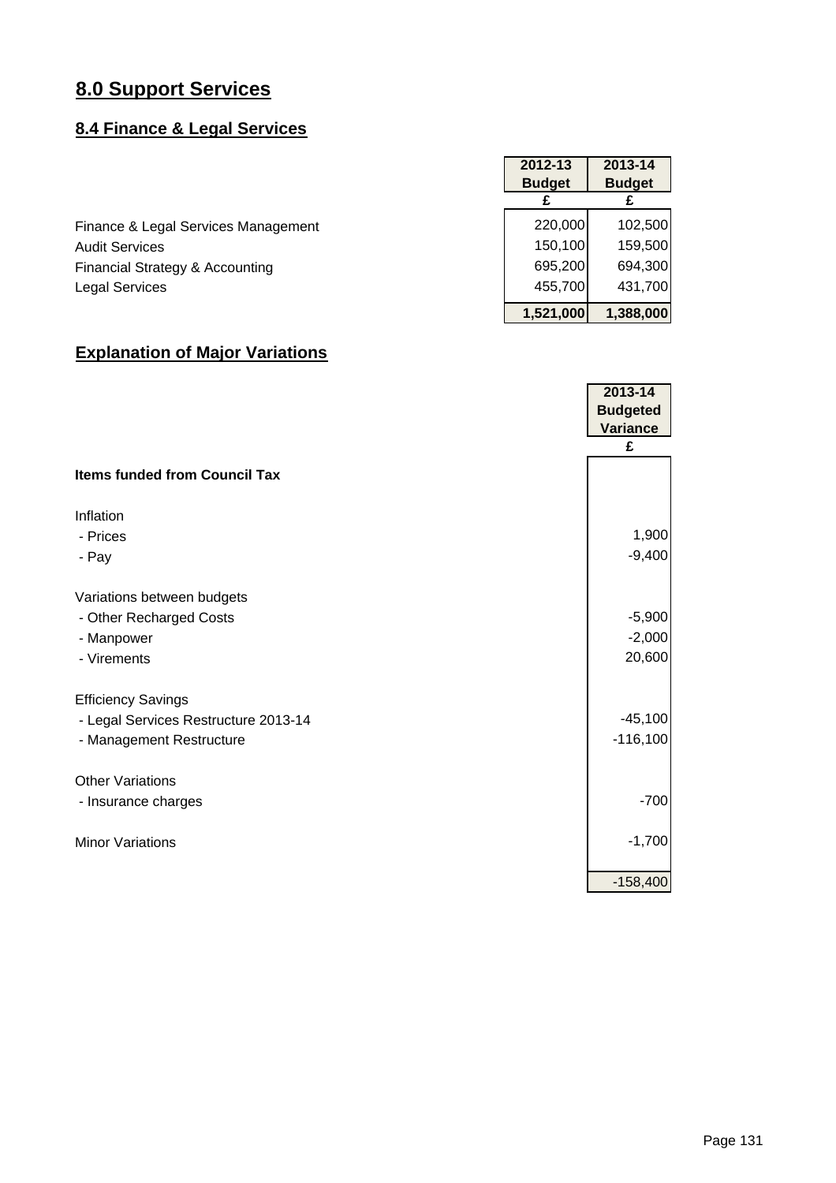# 8.0 Support Services

## 8.4 Finance & Legal Services

| | 2012-13 Budget £ | 2013-14 Budget £ |
|---|---|---|
| Finance & Legal Services Management | 220,000 | 102,500 |
| Audit Services | 150,100 | 159,500 |
| Financial Strategy & Accounting | 695,200 | 694,300 |
| Legal Services | 455,700 | 431,700 |
| | **1,521,000** | **1,388,000** |

## Explanation of Major Variations

| | 2013-14 Budgeted Variance £ |
|---|---|
| **Items funded from Council Tax** | |
| Inflation | |
| - Prices | 1,900 |
| - Pay | -9,400 |
| Variations between budgets | |
| - Other Recharged Costs | -5,900 |
| - Manpower | -2,000 |
| - Virements | 20,600 |
| Efficiency Savings | |
| - Legal Services Restructure 2013-14 | -45,100 |
| - Management Restructure | -116,100 |
| Other Variations | |
| - Insurance charges | -700 |
| Minor Variations | -1,700 |
| | -158,400 |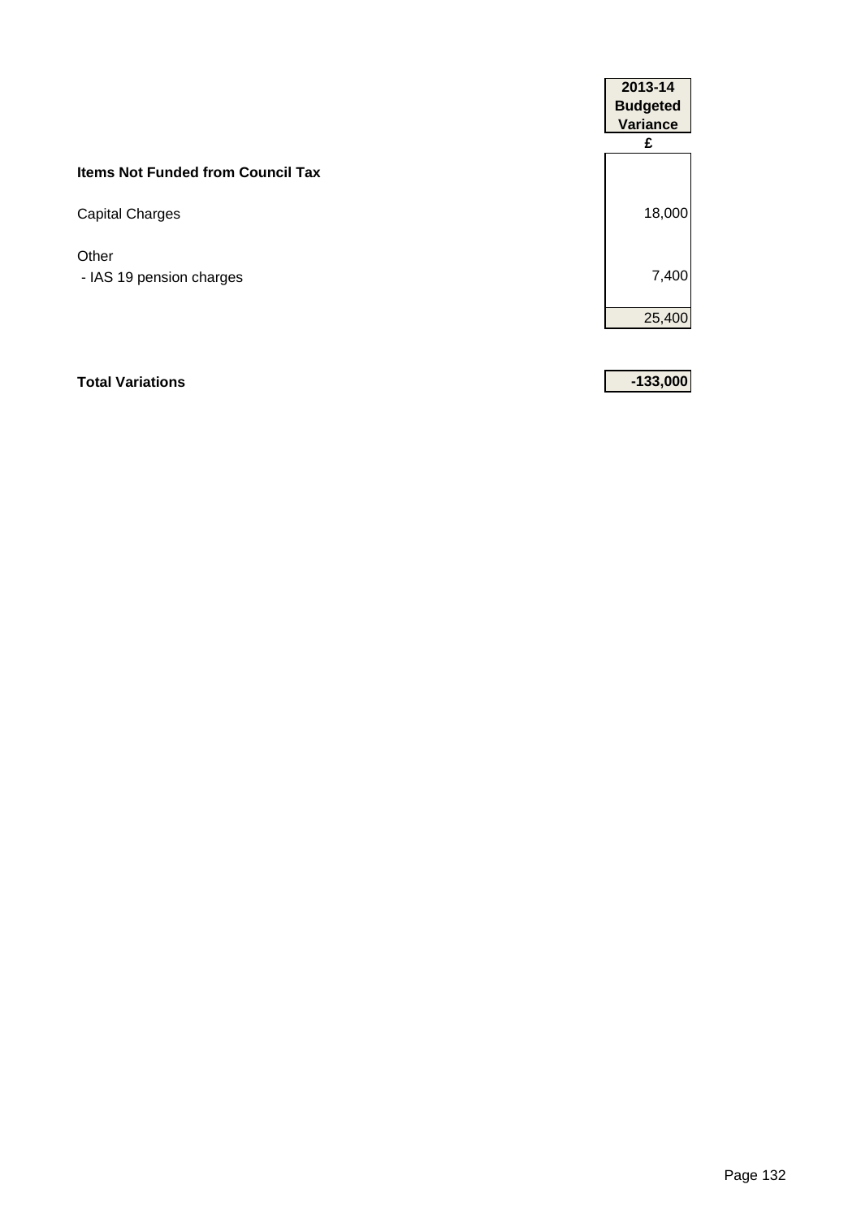| | 2013-14 Budgeted Variance |
|---|---|
| | £ |
| **Items Not Funded from Council Tax** | |
| Capital Charges | 18,000 |
| Other | |
| - IAS 19 pension charges | 7,400 |
| | 25,400 |
| **Total Variations** | **-133,000** |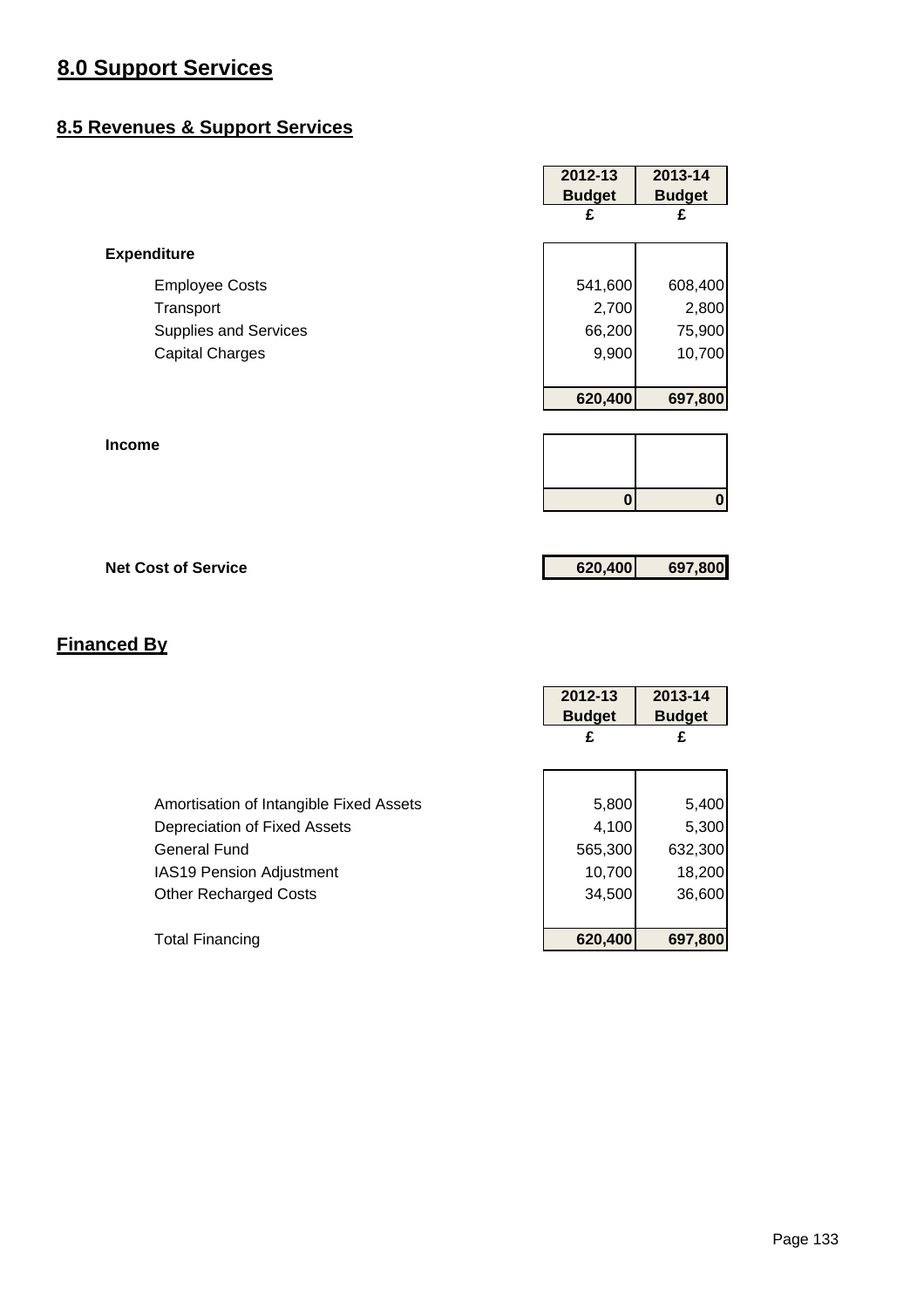# 8.0 Support Services

## 8.5 Revenues & Support Services

| | 2012-13 Budget | 2013-14 Budget |
|---|---|---|
| | £ | £ |
| **Expenditure** | | |
| Employee Costs | 541,600 | 608,400 |
| Transport | 2,700 | 2,800 |
| Supplies and Services | 66,200 | 75,900 |
| Capital Charges | 9,900 | 10,700 |
| | **620,400** | **697,800** |
| **Income** | | |
| | **0** | **0** |
| **Net Cost of Service** | **620,400** | **697,800** |

## Financed By

| | 2012-13 Budget | 2013-14 Budget |
|---|---|---|
| | £ | £ |
| Amortisation of Intangible Fixed Assets | 5,800 | 5,400 |
| Depreciation of Fixed Assets | 4,100 | 5,300 |
| General Fund | 565,300 | 632,300 |
| IAS19 Pension Adjustment | 10,700 | 18,200 |
| Other Recharged Costs | 34,500 | 36,600 |
| Total Financing | **620,400** | **697,800** |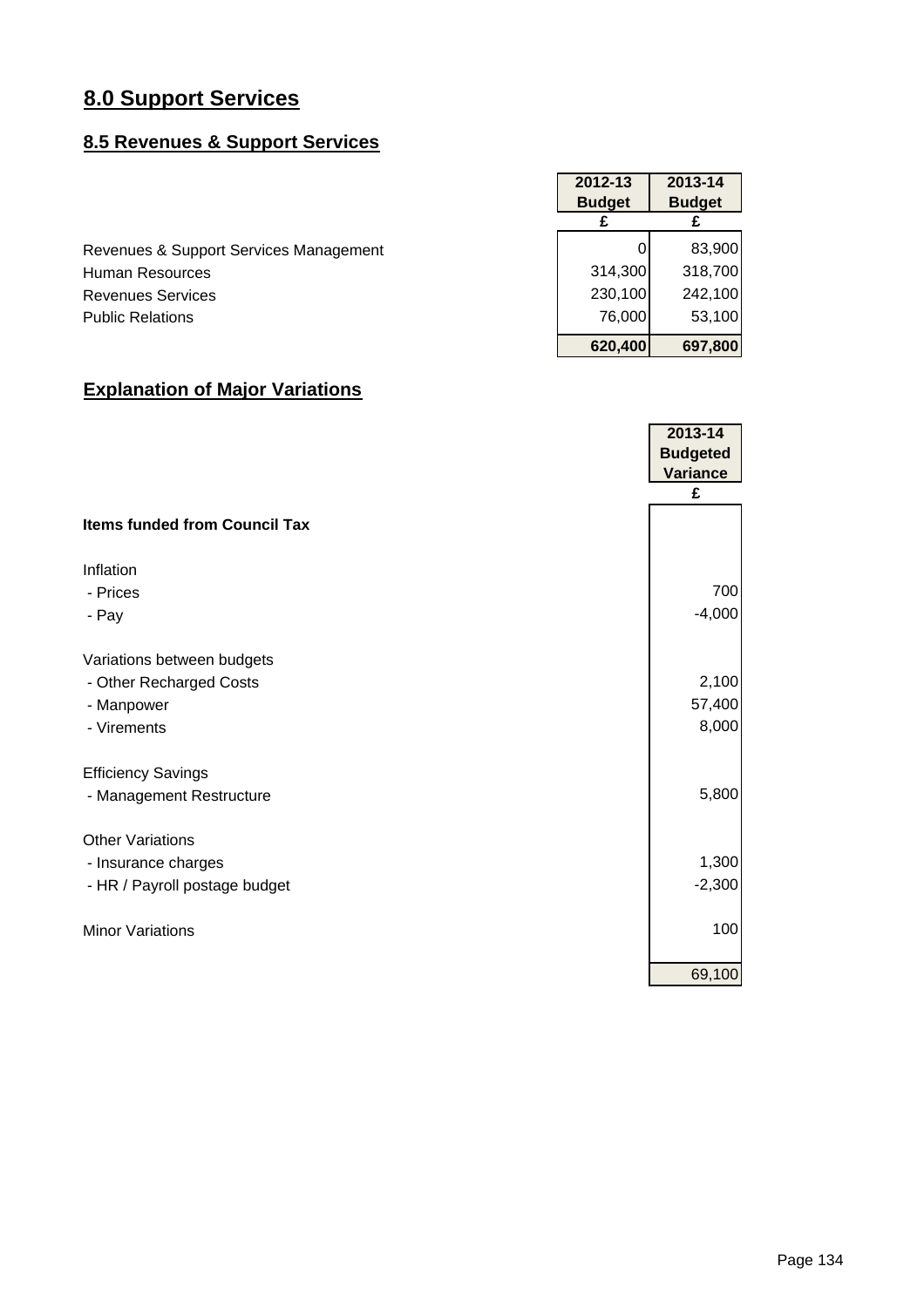# 8.0 Support Services

## 8.5 Revenues & Support Services

| | 2012-13 Budget £ | 2013-14 Budget £ |
|---|---|---|
| Revenues & Support Services Management | 0 | 83,900 |
| Human Resources | 314,300 | 318,700 |
| Revenues Services | 230,100 | 242,100 |
| Public Relations | 76,000 | 53,100 |
| | **620,400** | **697,800** |

## Explanation of Major Variations

| | 2013-14 Budgeted Variance £ |
|---|---|
| **Items funded from Council Tax** | |
| Inflation | |
| - Prices | 700 |
| - Pay | -4,000 |
| Variations between budgets | |
| - Other Recharged Costs | 2,100 |
| - Manpower | 57,400 |
| - Virements | 8,000 |
| Efficiency Savings | |
| - Management Restructure | 5,800 |
| Other Variations | |
| - Insurance charges | 1,300 |
| - HR / Payroll postage budget | -2,300 |
| Minor Variations | 100 |
| | 69,100 |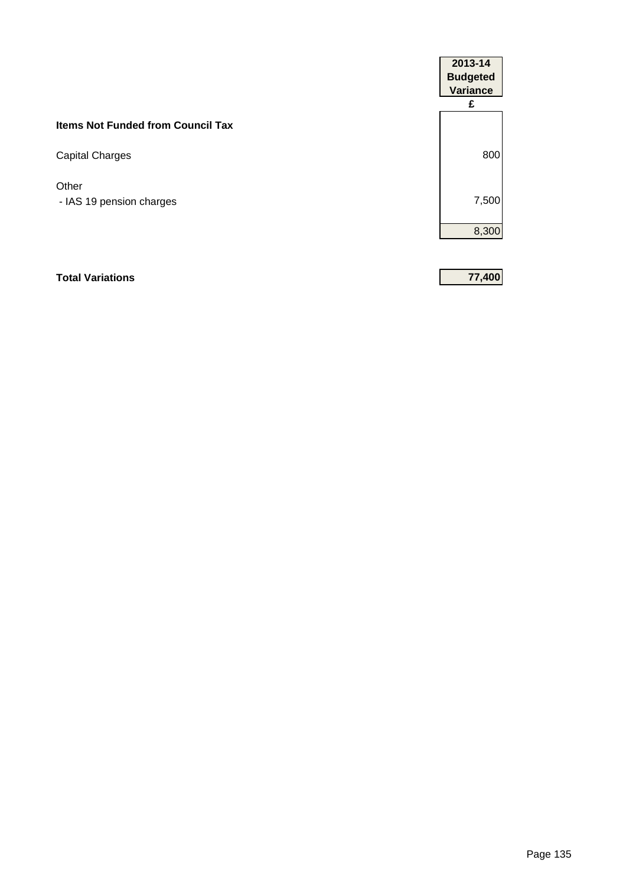| | 2013-14 Budgeted Variance |
|---|---|
| | £ |
| **Items Not Funded from Council Tax** | |
| Capital Charges | 800 |
| Other | |
| - IAS 19 pension charges | 7,500 |
| | 8,300 |
| | |
| **Total Variations** | **77,400** |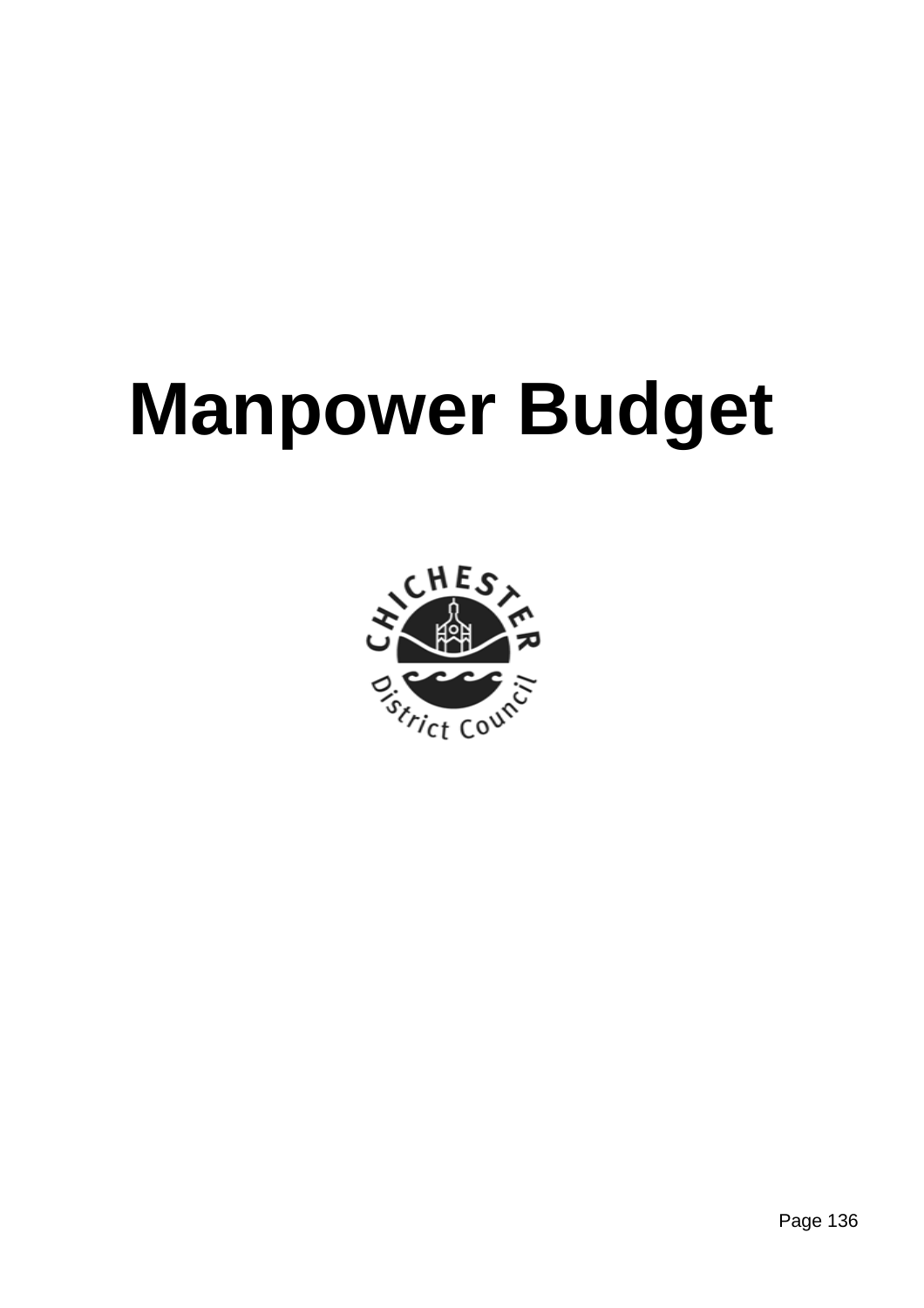# Manpower Budget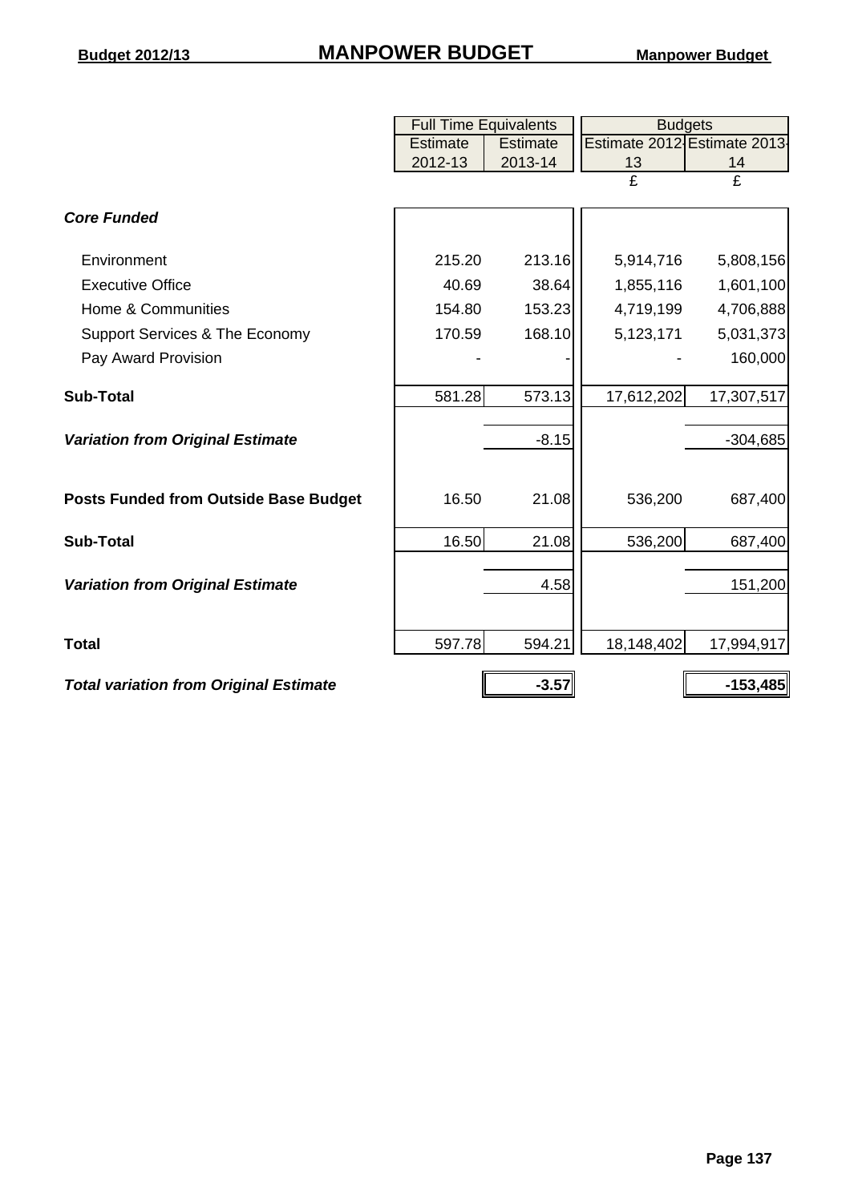# MANPOWER BUDGET

| | Full Time Equivalents | | Budgets | |
|---|---|---|---|---|
| | Estimate 2012-13 | Estimate 2013-14 | Estimate 2012-13 £ | Estimate 2013-14 £ |
| ***Core Funded*** | | | | |
| Environment | 215.20 | 213.16 | 5,914,716 | 5,808,156 |
| Executive Office | 40.69 | 38.64 | 1,855,116 | 1,601,100 |
| Home & Communities | 154.80 | 153.23 | 4,719,199 | 4,706,888 |
| Support Services & The Economy | 170.59 | 168.10 | 5,123,171 | 5,031,373 |
| Pay Award Provision | - | - | - | 160,000 |
| **Sub-Total** | 581.28 | 573.13 | 17,612,202 | 17,307,517 |
| ***Variation from Original Estimate*** | | -8.15 | | -304,685 |
| **Posts Funded from Outside Base Budget** | 16.50 | 21.08 | 536,200 | 687,400 |
| **Sub-Total** | 16.50 | 21.08 | 536,200 | 687,400 |
| ***Variation from Original Estimate*** | | 4.58 | | 151,200 |
| **Total** | 597.78 | 594.21 | 18,148,402 | 17,994,917 |
| ***Total variation from Original Estimate*** | | **-3.57** | | **-153,485** |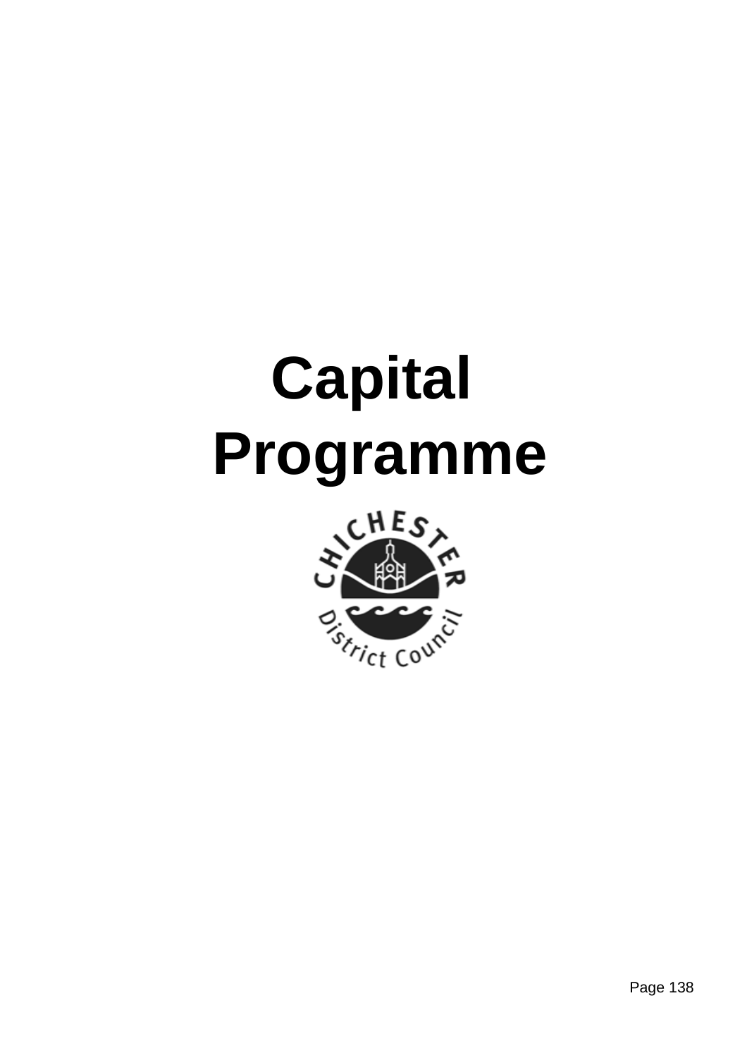# Capital Programme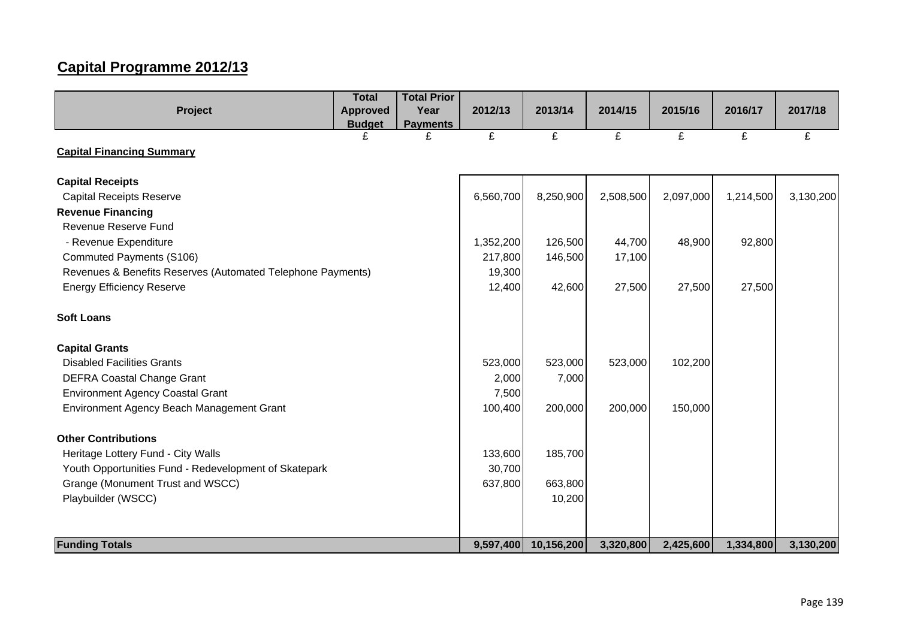## Capital Programme 2012/13

| Project | Total Approved Budget | Total Prior Year Payments | 2012/13 | 2013/14 | 2014/15 | 2015/16 | 2016/17 | 2017/18 |
|---|---|---|---|---|---|---|---|---|
| | £ | £ | £ | £ | £ | £ | £ | £ |
| **Capital Financing Summary** | | | | | | | | |
| **Capital Receipts** | | | | | | | | |
| Capital Receipts Reserve | | | 6,560,700 | 8,250,900 | 2,508,500 | 2,097,000 | 1,214,500 | 3,130,200 |
| **Revenue Financing** | | | | | | | | |
| Revenue Reserve Fund | | | | | | | | |
| - Revenue Expenditure | | | 1,352,200 | 126,500 | 44,700 | 48,900 | 92,800 | |
| Commuted Payments (S106) | | | 217,800 | 146,500 | 17,100 | | | |
| Revenues & Benefits Reserves (Automated Telephone Payments) | | | 19,300 | | | | | |
| Energy Efficiency Reserve | | | 12,400 | 42,600 | 27,500 | 27,500 | 27,500 | |
| **Soft Loans** | | | | | | | | |
| **Capital Grants** | | | | | | | | |
| Disabled Facilities Grants | | | 523,000 | 523,000 | 523,000 | 102,200 | | |
| DEFRA Coastal Change Grant | | | 2,000 | 7,000 | | | | |
| Environment Agency Coastal Grant | | | 7,500 | | | | | |
| Environment Agency Beach Management Grant | | | 100,400 | 200,000 | 200,000 | 150,000 | | |
| **Other Contributions** | | | | | | | | |
| Heritage Lottery Fund - City Walls | | | 133,600 | 185,700 | | | | |
| Youth Opportunities Fund - Redevelopment of Skatepark | | | 30,700 | | | | | |
| Grange (Monument Trust and WSCC) | | | 637,800 | 663,800 | | | | |
| Playbuilder (WSCC) | | | | 10,200 | | | | |
| **Funding Totals** | | | **9,597,400** | **10,156,200** | **3,320,800** | **2,425,600** | **1,334,800** | **3,130,200** |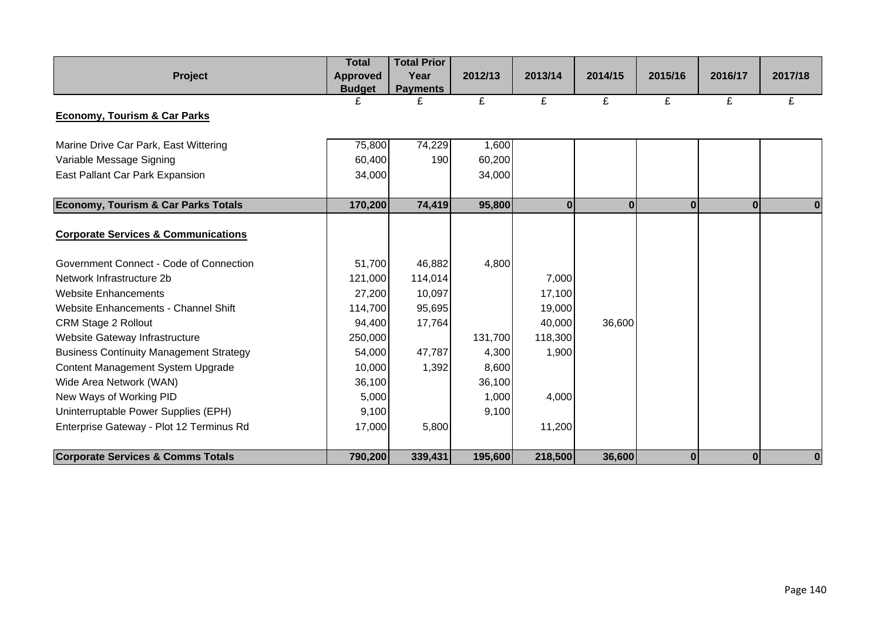| Project | Total Approved Budget | Total Prior Year Payments | 2012/13 | 2013/14 | 2014/15 | 2015/16 | 2016/17 | 2017/18 |
|---|---|---|---|---|---|---|---|---|
| | £ | £ | £ | £ | £ | £ | £ | £ |
| **Economy, Tourism & Car Parks** | | | | | | | | |
| Marine Drive Car Park, East Wittering | 75,800 | 74,229 | 1,600 | | | | | |
| Variable Message Signing | 60,400 | 190 | 60,200 | | | | | |
| East Pallant Car Park Expansion | 34,000 | | 34,000 | | | | | |
| **Economy, Tourism & Car Parks Totals** | **170,200** | **74,419** | **95,800** | **0** | **0** | **0** | **0** | **0** |
| **Corporate Services & Communications** | | | | | | | | |
| Government Connect - Code of Connection | 51,700 | 46,882 | 4,800 | | | | | |
| Network Infrastructure 2b | 121,000 | 114,014 | | 7,000 | | | | |
| Website Enhancements | 27,200 | 10,097 | | 17,100 | | | | |
| Website Enhancements - Channel Shift | 114,700 | 95,695 | | 19,000 | | | | |
| CRM Stage 2 Rollout | 94,400 | 17,764 | | 40,000 | 36,600 | | | |
| Website Gateway Infrastructure | 250,000 | | 131,700 | 118,300 | | | | |
| Business Continuity Management Strategy | 54,000 | 47,787 | 4,300 | 1,900 | | | | |
| Content Management System Upgrade | 10,000 | 1,392 | 8,600 | | | | | |
| Wide Area Network (WAN) | 36,100 | | 36,100 | | | | | |
| New Ways of Working PID | 5,000 | | 1,000 | 4,000 | | | | |
| Uninterruptable Power Supplies (EPH) | 9,100 | | 9,100 | | | | | |
| Enterprise Gateway - Plot 12 Terminus Rd | 17,000 | 5,800 | | 11,200 | | | | |
| **Corporate Services & Comms Totals** | **790,200** | **339,431** | **195,600** | **218,500** | **36,600** | **0** | **0** | **0** |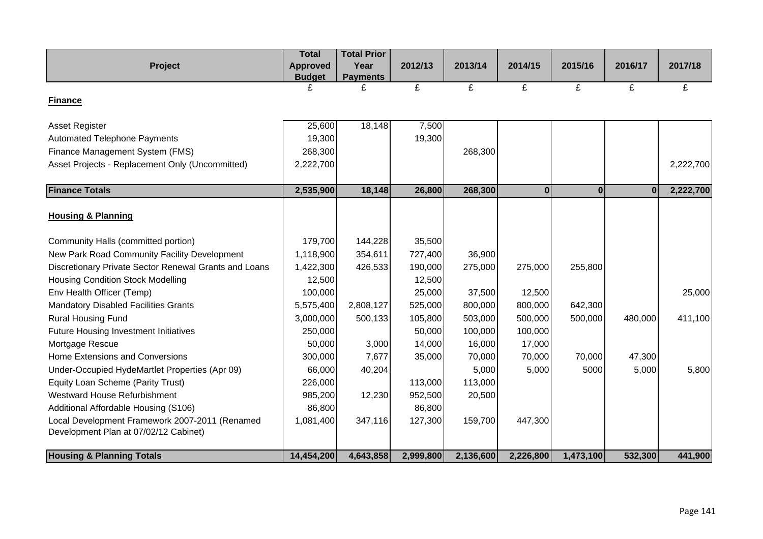| Project | Total Approved Budget | Total Prior Year Payments | 2012/13 | 2013/14 | 2014/15 | 2015/16 | 2016/17 | 2017/18 |
|---|---|---|---|---|---|---|---|---|
| | £ | £ | £ | £ | £ | £ | £ | £ |
| **Finance** | | | | | | | | |
| Asset Register | 25,600 | 18,148 | 7,500 | | | | | |
| Automated Telephone Payments | 19,300 | | 19,300 | | | | | |
| Finance Management System (FMS) | 268,300 | | | 268,300 | | | | |
| Asset Projects - Replacement Only (Uncommitted) | 2,222,700 | | | | | | | 2,222,700 |
| **Finance Totals** | **2,535,900** | **18,148** | **26,800** | **268,300** | **0** | **0** | **0** | **2,222,700** |
| **Housing & Planning** | | | | | | | | |
| Community Halls (committed portion) | 179,700 | 144,228 | 35,500 | | | | | |
| New Park Road Community Facility Development | 1,118,900 | 354,611 | 727,400 | 36,900 | | | | |
| Discretionary Private Sector Renewal Grants and Loans | 1,422,300 | 426,533 | 190,000 | 275,000 | 275,000 | 255,800 | | |
| Housing Condition Stock Modelling | 12,500 | | 12,500 | | | | | |
| Env Health Officer (Temp) | 100,000 | | 25,000 | 37,500 | 12,500 | | | 25,000 |
| Mandatory Disabled Facilities Grants | 5,575,400 | 2,808,127 | 525,000 | 800,000 | 800,000 | 642,300 | | |
| Rural Housing Fund | 3,000,000 | 500,133 | 105,800 | 503,000 | 500,000 | 500,000 | 480,000 | 411,100 |
| Future Housing Investment Initiatives | 250,000 | | 50,000 | 100,000 | 100,000 | | | |
| Mortgage Rescue | 50,000 | 3,000 | 14,000 | 16,000 | 17,000 | | | |
| Home Extensions and Conversions | 300,000 | 7,677 | 35,000 | 70,000 | 70,000 | 70,000 | 47,300 | |
| Under-Occupied HydeMartlet Properties (Apr 09) | 66,000 | 40,204 | | 5,000 | 5,000 | 5000 | 5,000 | 5,800 |
| Equity Loan Scheme (Parity Trust) | 226,000 | | 113,000 | 113,000 | | | | |
| Westward House Refurbishment | 985,200 | 12,230 | 952,500 | 20,500 | | | | |
| Additional Affordable Housing (S106) | 86,800 | | 86,800 | | | | | |
| Local Development Framework 2007-2011 (Renamed Development Plan at 07/02/12 Cabinet) | 1,081,400 | 347,116 | 127,300 | 159,700 | 447,300 | | | |
| **Housing & Planning Totals** | **14,454,200** | **4,643,858** | **2,999,800** | **2,136,600** | **2,226,800** | **1,473,100** | **532,300** | **441,900** |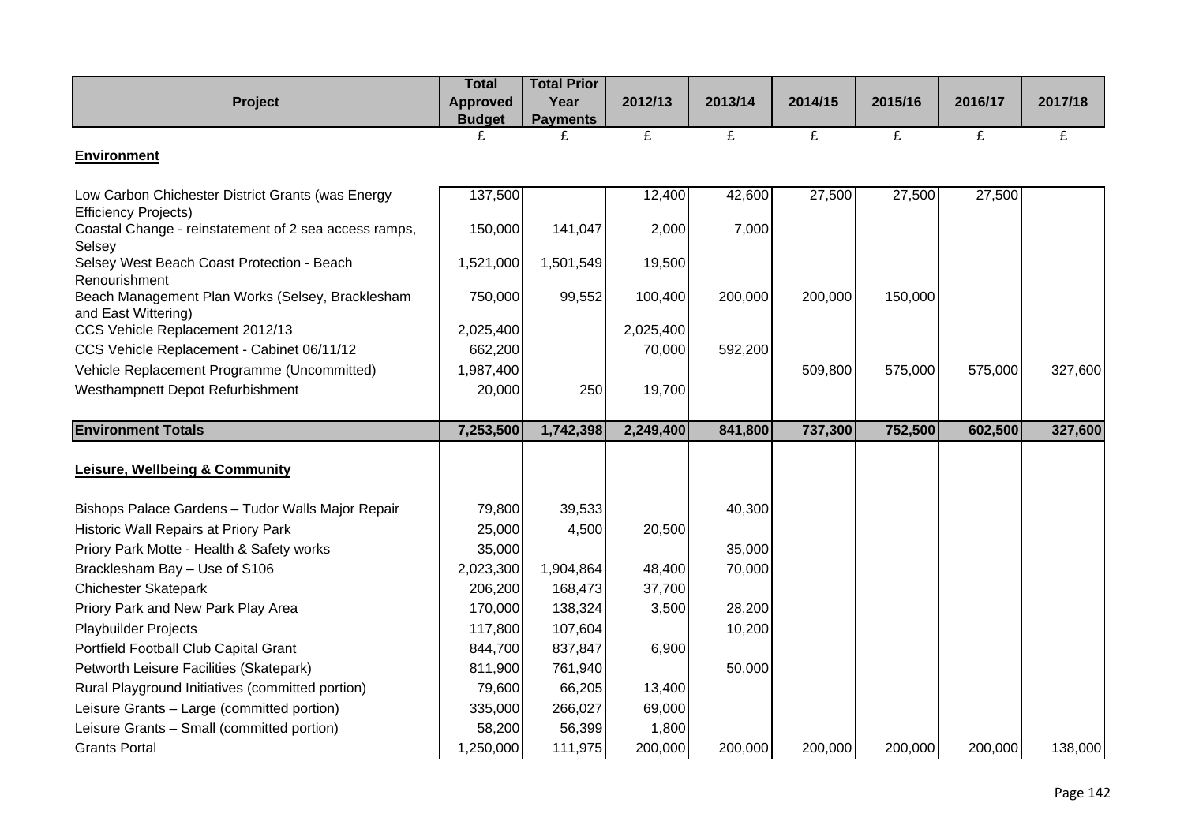| Project | Total Approved Budget | Total Prior Year Payments | 2012/13 | 2013/14 | 2014/15 | 2015/16 | 2016/17 | 2017/18 |
|---|---|---|---|---|---|---|---|---|
| | £ | £ | £ | £ | £ | £ | £ | £ |
| **Environment** | | | | | | | | |
| Low Carbon Chichester District Grants (was Energy Efficiency Projects) | 137,500 | | 12,400 | 42,600 | 27,500 | 27,500 | 27,500 | |
| Coastal Change - reinstatement of 2 sea access ramps, Selsey | 150,000 | 141,047 | 2,000 | 7,000 | | | | |
| Selsey West Beach Coast Protection - Beach Renourishment | 1,521,000 | 1,501,549 | 19,500 | | | | | |
| Beach Management Plan Works (Selsey, Bracklesham and East Wittering) | 750,000 | 99,552 | 100,400 | 200,000 | 200,000 | 150,000 | | |
| CCS Vehicle Replacement 2012/13 | 2,025,400 | | 2,025,400 | | | | | |
| CCS Vehicle Replacement - Cabinet 06/11/12 | 662,200 | | 70,000 | 592,200 | | | | |
| Vehicle Replacement Programme (Uncommitted) | 1,987,400 | | | | 509,800 | 575,000 | 575,000 | 327,600 |
| Westhampnett Depot Refurbishment | 20,000 | 250 | 19,700 | | | | | |
| **Environment Totals** | **7,253,500** | **1,742,398** | **2,249,400** | **841,800** | **737,300** | **752,500** | **602,500** | **327,600** |
| **Leisure, Wellbeing & Community** | | | | | | | | |
| Bishops Palace Gardens – Tudor Walls Major Repair | 79,800 | 39,533 | | 40,300 | | | | |
| Historic Wall Repairs at Priory Park | 25,000 | 4,500 | 20,500 | | | | | |
| Priory Park Motte - Health & Safety works | 35,000 | | | 35,000 | | | | |
| Bracklesham Bay – Use of S106 | 2,023,300 | 1,904,864 | 48,400 | 70,000 | | | | |
| Chichester Skatepark | 206,200 | 168,473 | 37,700 | | | | | |
| Priory Park and New Park Play Area | 170,000 | 138,324 | 3,500 | 28,200 | | | | |
| Playbuilder Projects | 117,800 | 107,604 | | 10,200 | | | | |
| Portfield Football Club Capital Grant | 844,700 | 837,847 | 6,900 | | | | | |
| Petworth Leisure Facilities (Skatepark) | 811,900 | 761,940 | | 50,000 | | | | |
| Rural Playground Initiatives (committed portion) | 79,600 | 66,205 | 13,400 | | | | | |
| Leisure Grants – Large (committed portion) | 335,000 | 266,027 | 69,000 | | | | | |
| Leisure Grants – Small (committed portion) | 58,200 | 56,399 | 1,800 | | | | | |
| Grants Portal | 1,250,000 | 111,975 | 200,000 | 200,000 | 200,000 | 200,000 | 200,000 | 138,000 |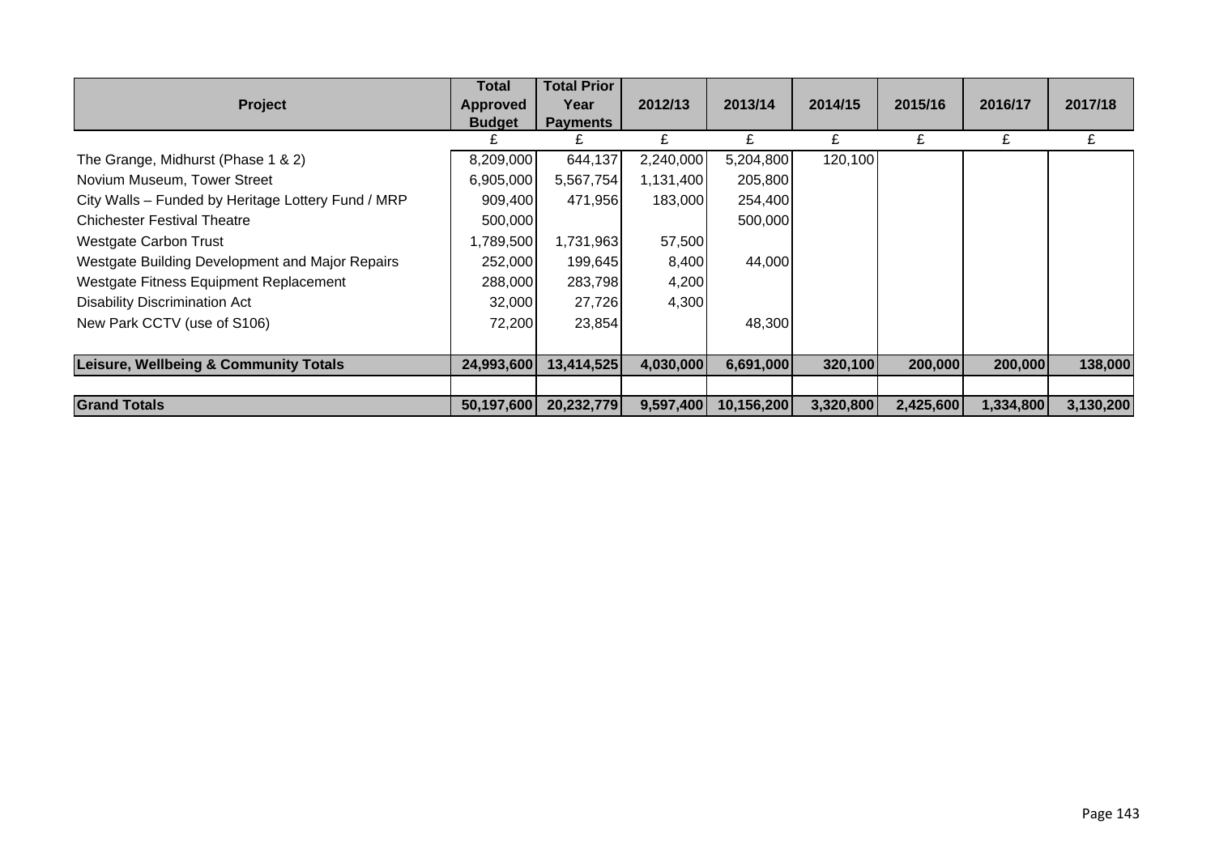| Project | Total Approved Budget | Total Prior Year Payments | 2012/13 | 2013/14 | 2014/15 | 2015/16 | 2016/17 | 2017/18 |
|---|---|---|---|---|---|---|---|---|
| | £ | £ | £ | £ | £ | £ | £ | £ |
| The Grange, Midhurst (Phase 1 & 2) | 8,209,000 | 644,137 | 2,240,000 | 5,204,800 | 120,100 | | | |
| Novium Museum, Tower Street | 6,905,000 | 5,567,754 | 1,131,400 | 205,800 | | | | |
| City Walls – Funded by Heritage Lottery Fund / MRP | 909,400 | 471,956 | 183,000 | 254,400 | | | | |
| Chichester Festival Theatre | 500,000 | | | 500,000 | | | | |
| Westgate Carbon Trust | 1,789,500 | 1,731,963 | 57,500 | | | | | |
| Westgate Building Development and Major Repairs | 252,000 | 199,645 | 8,400 | 44,000 | | | | |
| Westgate Fitness Equipment Replacement | 288,000 | 283,798 | 4,200 | | | | | |
| Disability Discrimination Act | 32,000 | 27,726 | 4,300 | | | | | |
| New Park CCTV (use of S106) | 72,200 | 23,854 | | 48,300 | | | | |
| | | | | | | | | |
| **Leisure, Wellbeing & Community Totals** | **24,993,600** | **13,414,525** | **4,030,000** | **6,691,000** | **320,100** | **200,000** | **200,000** | **138,000** |
| | | | | | | | | |
| **Grand Totals** | **50,197,600** | **20,232,779** | **9,597,400** | **10,156,200** | **3,320,800** | **2,425,600** | **1,334,800** | **3,130,200** |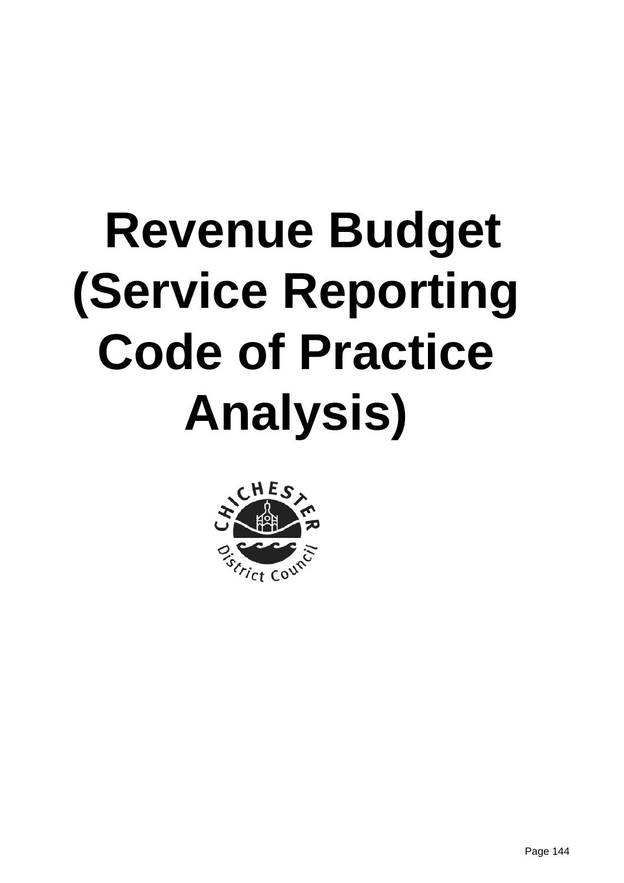# Revenue Budget (Service Reporting Code of Practice Analysis)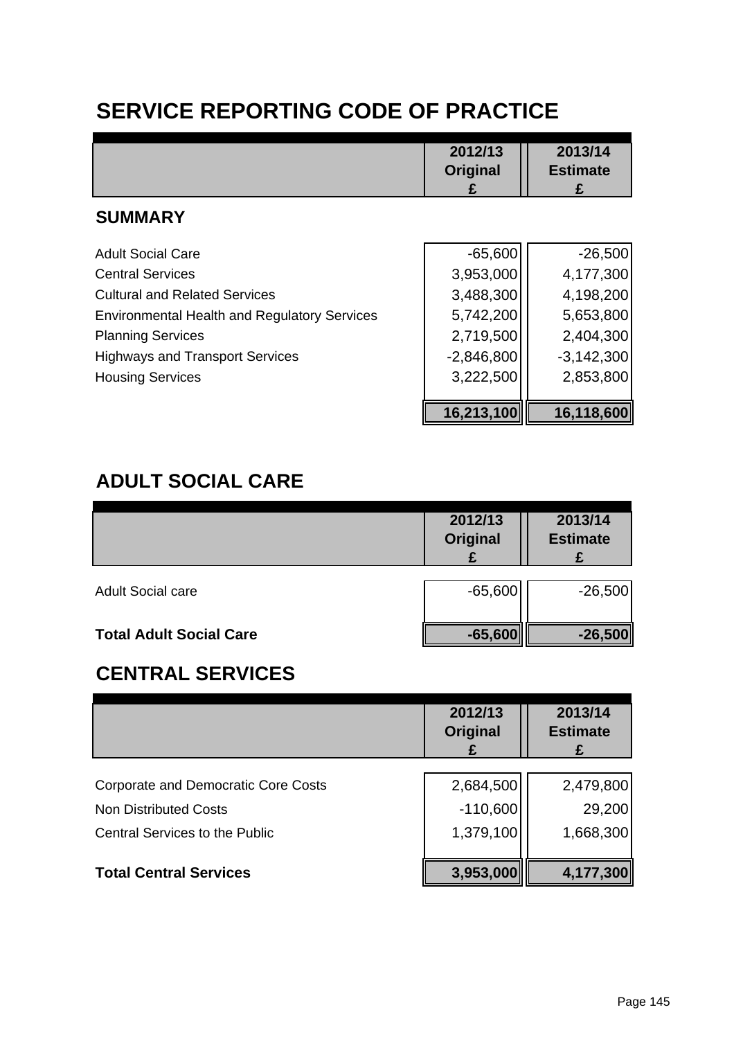# SERVICE REPORTING CODE OF PRACTICE

| | 2012/13 Original £ | 2013/14 Estimate £ |
|---|---|---|
| **SUMMARY** | | |
| Adult Social Care | -65,600 | -26,500 |
| Central Services | 3,953,000 | 4,177,300 |
| Cultural and Related Services | 3,488,300 | 4,198,200 |
| Environmental Health and Regulatory Services | 5,742,200 | 5,653,800 |
| Planning Services | 2,719,500 | 2,404,300 |
| Highways and Transport Services | -2,846,800 | -3,142,300 |
| Housing Services | 3,222,500 | 2,853,800 |
| | **16,213,100** | **16,118,600** |

## ADULT SOCIAL CARE

| | 2012/13 Original £ | 2013/14 Estimate £ |
|---|---|---|
| Adult Social care | -65,600 | -26,500 |
| **Total Adult Social Care** | **-65,600** | **-26,500** |

## CENTRAL SERVICES

| | 2012/13 Original £ | 2013/14 Estimate £ |
|---|---|---|
| Corporate and Democratic Core Costs | 2,684,500 | 2,479,800 |
| Non Distributed Costs | -110,600 | 29,200 |
| Central Services to the Public | 1,379,100 | 1,668,300 |
| **Total Central Services** | **3,953,000** | **4,177,300** |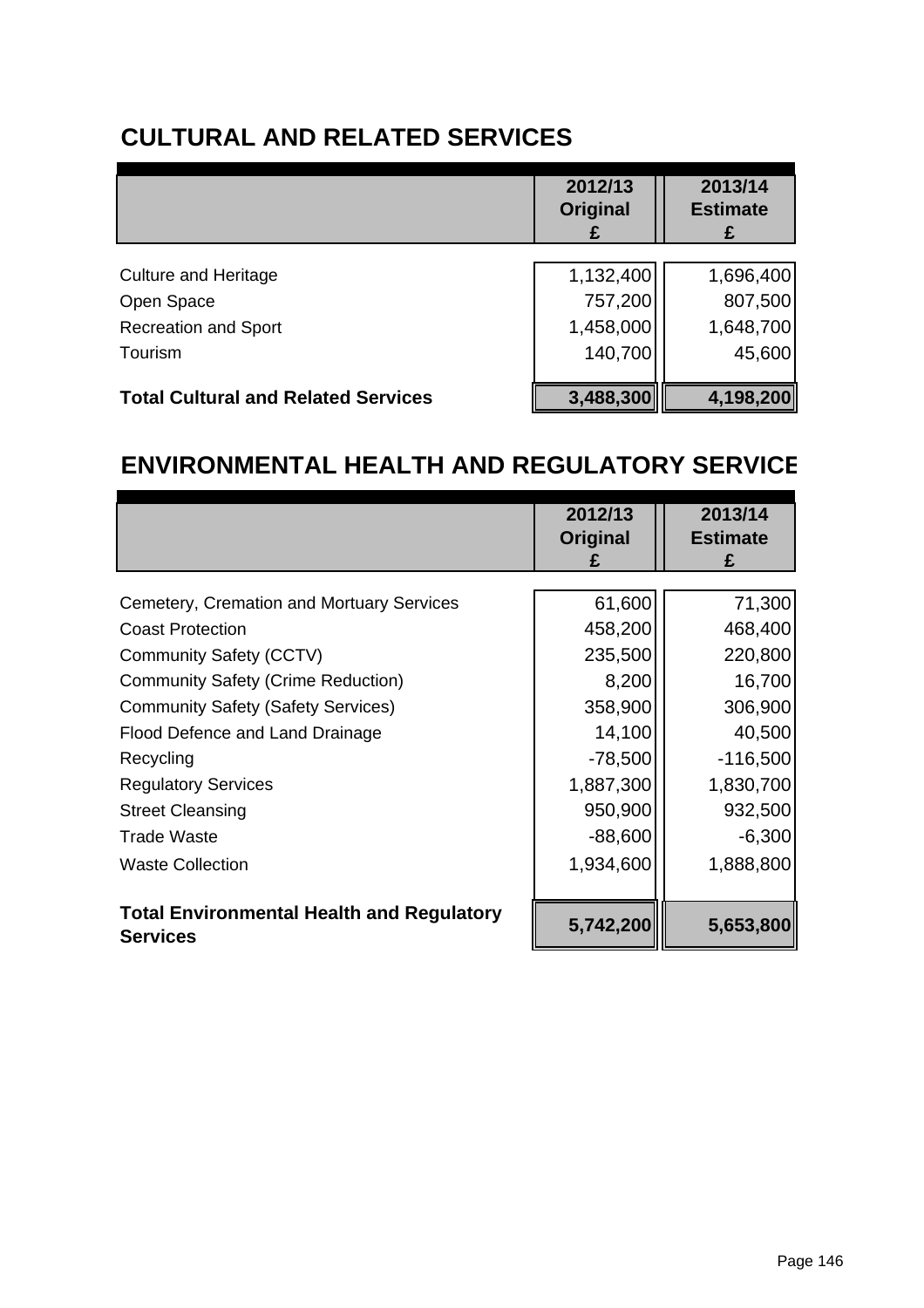## CULTURAL AND RELATED SERVICES

| | 2012/13 Original £ | 2013/14 Estimate £ |
|---|---|---|
| Culture and Heritage | 1,132,400 | 1,696,400 |
| Open Space | 757,200 | 807,500 |
| Recreation and Sport | 1,458,000 | 1,648,700 |
| Tourism | 140,700 | 45,600 |
| **Total Cultural and Related Services** | **3,488,300** | **4,198,200** |

## ENVIRONMENTAL HEALTH AND REGULATORY SERVICE

| | 2012/13 Original £ | 2013/14 Estimate £ |
|---|---|---|
| Cemetery, Cremation and Mortuary Services | 61,600 | 71,300 |
| Coast Protection | 458,200 | 468,400 |
| Community Safety (CCTV) | 235,500 | 220,800 |
| Community Safety (Crime Reduction) | 8,200 | 16,700 |
| Community Safety (Safety Services) | 358,900 | 306,900 |
| Flood Defence and Land Drainage | 14,100 | 40,500 |
| Recycling | -78,500 | -116,500 |
| Regulatory Services | 1,887,300 | 1,830,700 |
| Street Cleansing | 950,900 | 932,500 |
| Trade Waste | -88,600 | -6,300 |
| Waste Collection | 1,934,600 | 1,888,800 |
| **Total Environmental Health and Regulatory Services** | **5,742,200** | **5,653,800** |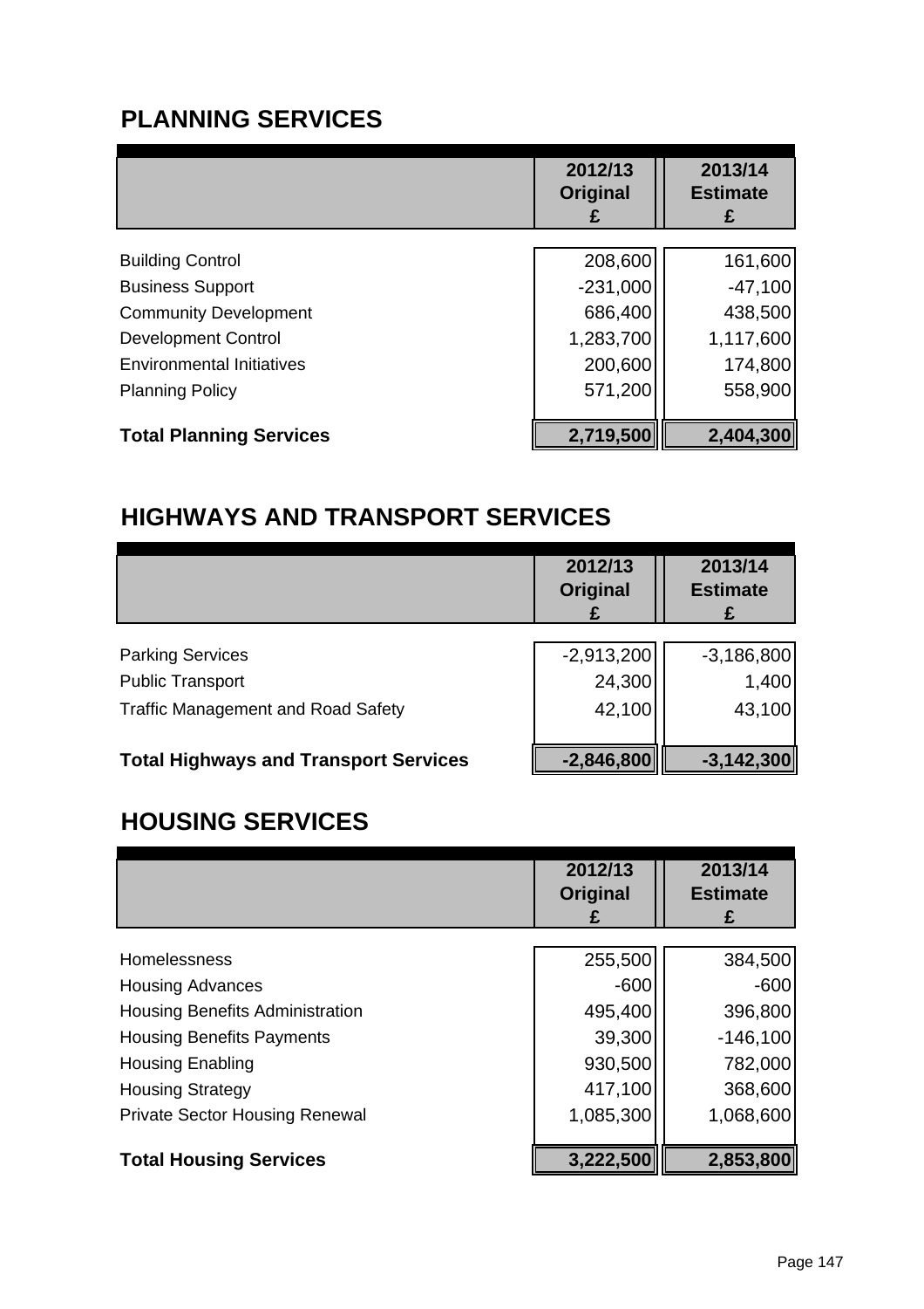## PLANNING SERVICES

| | 2012/13 Original £ | 2013/14 Estimate £ |
|---|---|---|
| Building Control | 208,600 | 161,600 |
| Business Support | -231,000 | -47,100 |
| Community Development | 686,400 | 438,500 |
| Development Control | 1,283,700 | 1,117,600 |
| Environmental Initiatives | 200,600 | 174,800 |
| Planning Policy | 571,200 | 558,900 |
| **Total Planning Services** | **2,719,500** | **2,404,300** |

## HIGHWAYS AND TRANSPORT SERVICES

| | 2012/13 Original £ | 2013/14 Estimate £ |
|---|---|---|
| Parking Services | -2,913,200 | -3,186,800 |
| Public Transport | 24,300 | 1,400 |
| Traffic Management and Road Safety | 42,100 | 43,100 |
| **Total Highways and Transport Services** | **-2,846,800** | **-3,142,300** |

## HOUSING SERVICES

| | 2012/13 Original £ | 2013/14 Estimate £ |
|---|---|---|
| Homelessness | 255,500 | 384,500 |
| Housing Advances | -600 | -600 |
| Housing Benefits Administration | 495,400 | 396,800 |
| Housing Benefits Payments | 39,300 | -146,100 |
| Housing Enabling | 930,500 | 782,000 |
| Housing Strategy | 417,100 | 368,600 |
| Private Sector Housing Renewal | 1,085,300 | 1,068,600 |
| **Total Housing Services** | **3,222,500** | **2,853,800** |